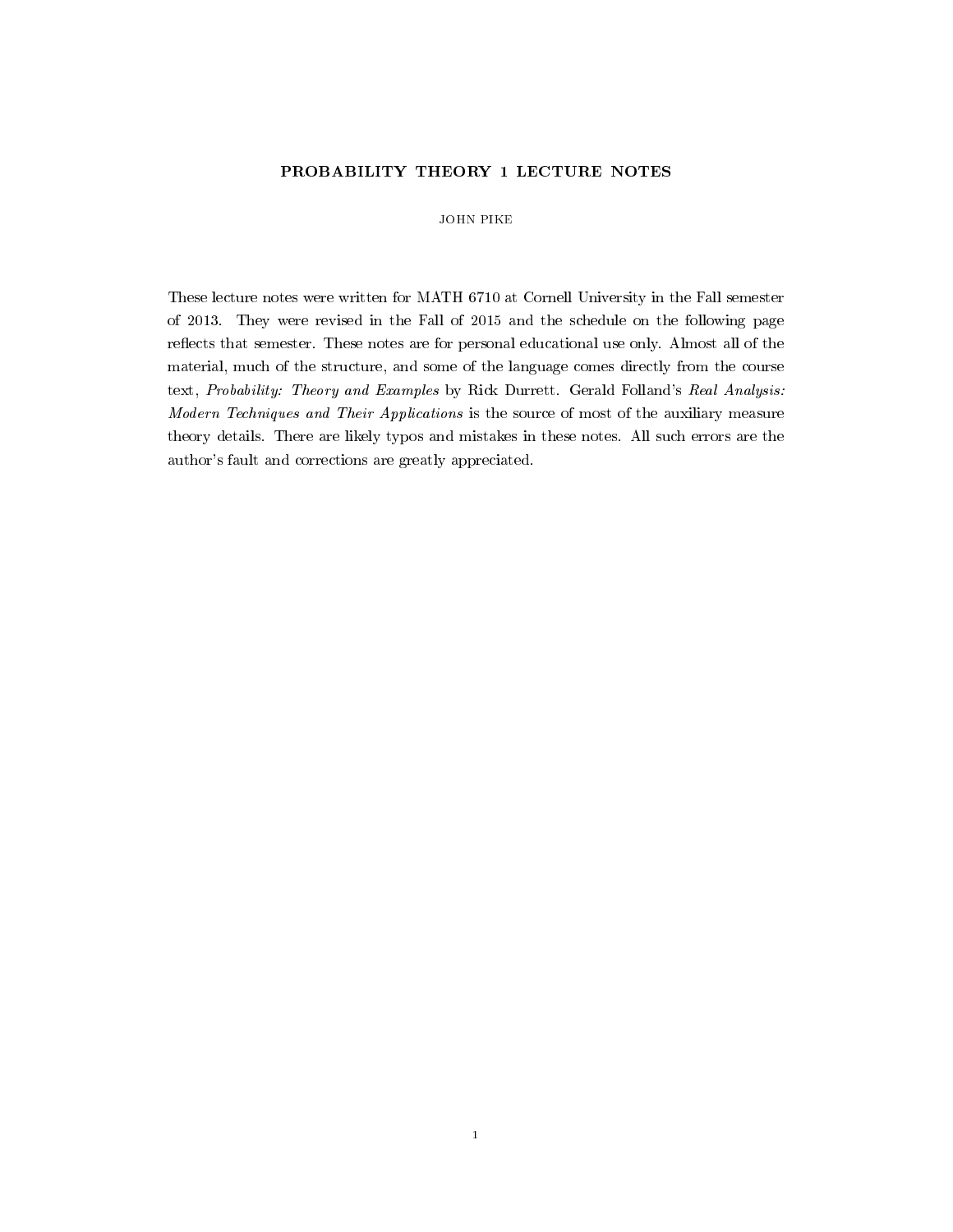# PROBABILITY THEORY 1 LECTURE NOTES

JOHN PIKE

These lecture notes were written for MATH 6710 at Cornell University in the Fall semester of 2013. They were revised in the Fall of 2015 and the schedule on the following page reflects that semester. These notes are for personal educational use only. Almost all of the material, much of the structure, and some of the language comes directly from the course text, *Probability: Theory and Examples* by Rick Durrett. Gerald Folland's *Real Analysis: Modern Techniques and Their Applications* is the source of most of the auxiliary measure theory details. There are likely typos and mistakes in these notes. All such errors are the author's fault and corrections are greatly appreciated.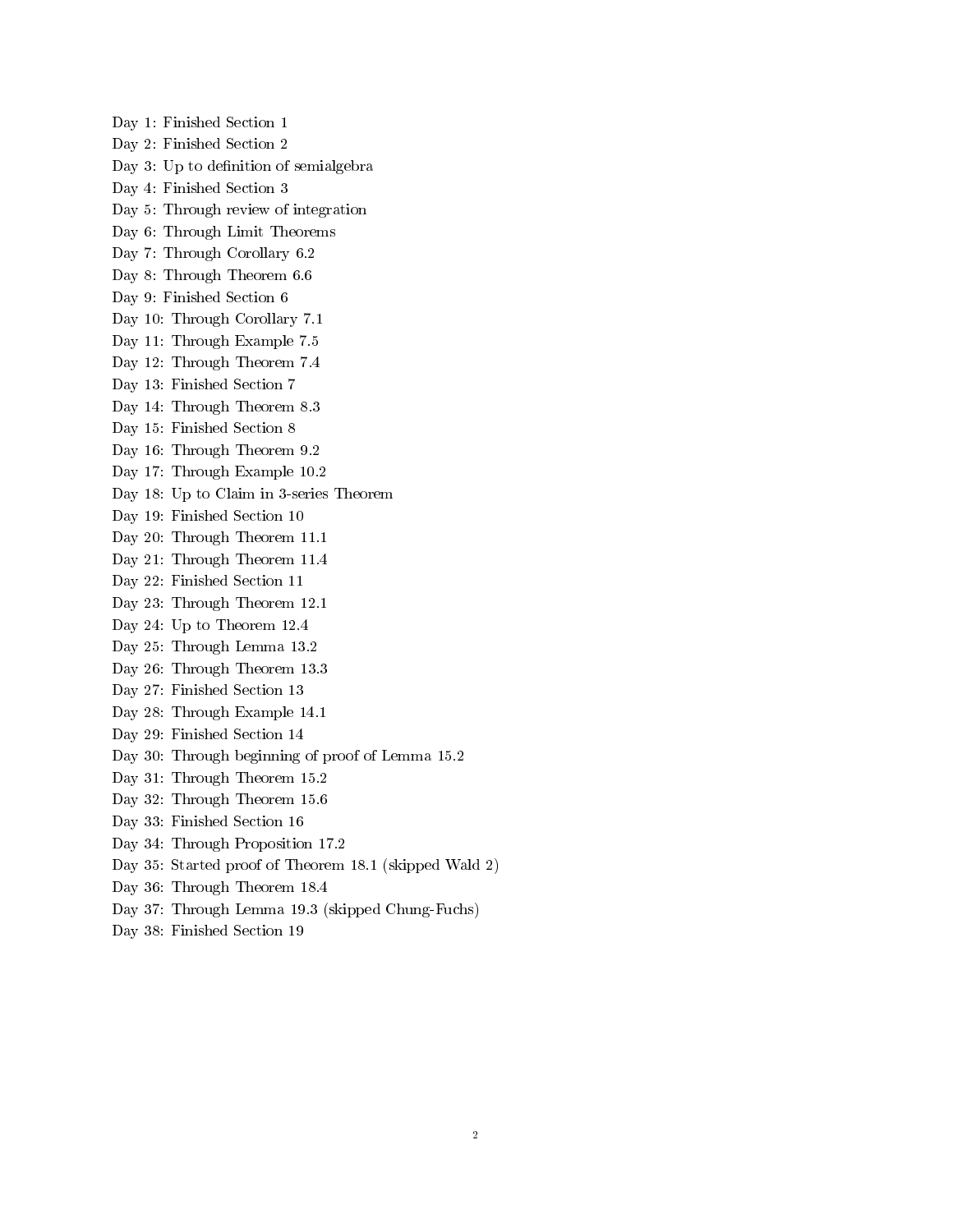Day 1: Finished Section 1
Day 2: Finished Section 2
Day 3: Up to definition of semialgebra
Day 4: Finished Section 3
Day 5: Through review of integration
Day 6: Through Limit Theorems
Day 7: Through Corollary 6.2
Day 8: Through Theorem 6.6
Day 9: Finished Section 6
Day 10: Through Corollary 7.1
Day 11: Through Example 7.5
Day 12: Through Theorem 7.4
Day 13: Finished Section 7
Day 14: Through Theorem 8.3
Day 15: Finished Section 8
Day 16: Through Theorem 9.2
Day 17: Through Example 10.2
Day 18: Up to Claim in 3-series Theorem
Day 19: Finished Section 10
Day 20: Through Theorem 11.1
Day 21: Through Theorem 11.4
Day 22: Finished Section 11
Day 23: Through Theorem 12.1
Day 24: Up to Theorem 12.4
Day 25: Through Lemma 13.2
Day 26: Through Theorem 13.3
Day 27: Finished Section 13
Day 28: Through Example 14.1
Day 29: Finished Section 14
Day 30: Through beginning of proof of Lemma 15.2
Day 31: Through Theorem 15.2
Day 32: Through Theorem 15.6
Day 33: Finished Section 16
Day 34: Through Proposition 17.2
Day 35: Started proof of Theorem 18.1 (skipped Wald 2)
Day 36: Through Theorem 18.4
Day 37: Through Lemma 19.3 (skipped Chung-Fuchs)
Day 38: Finished Section 19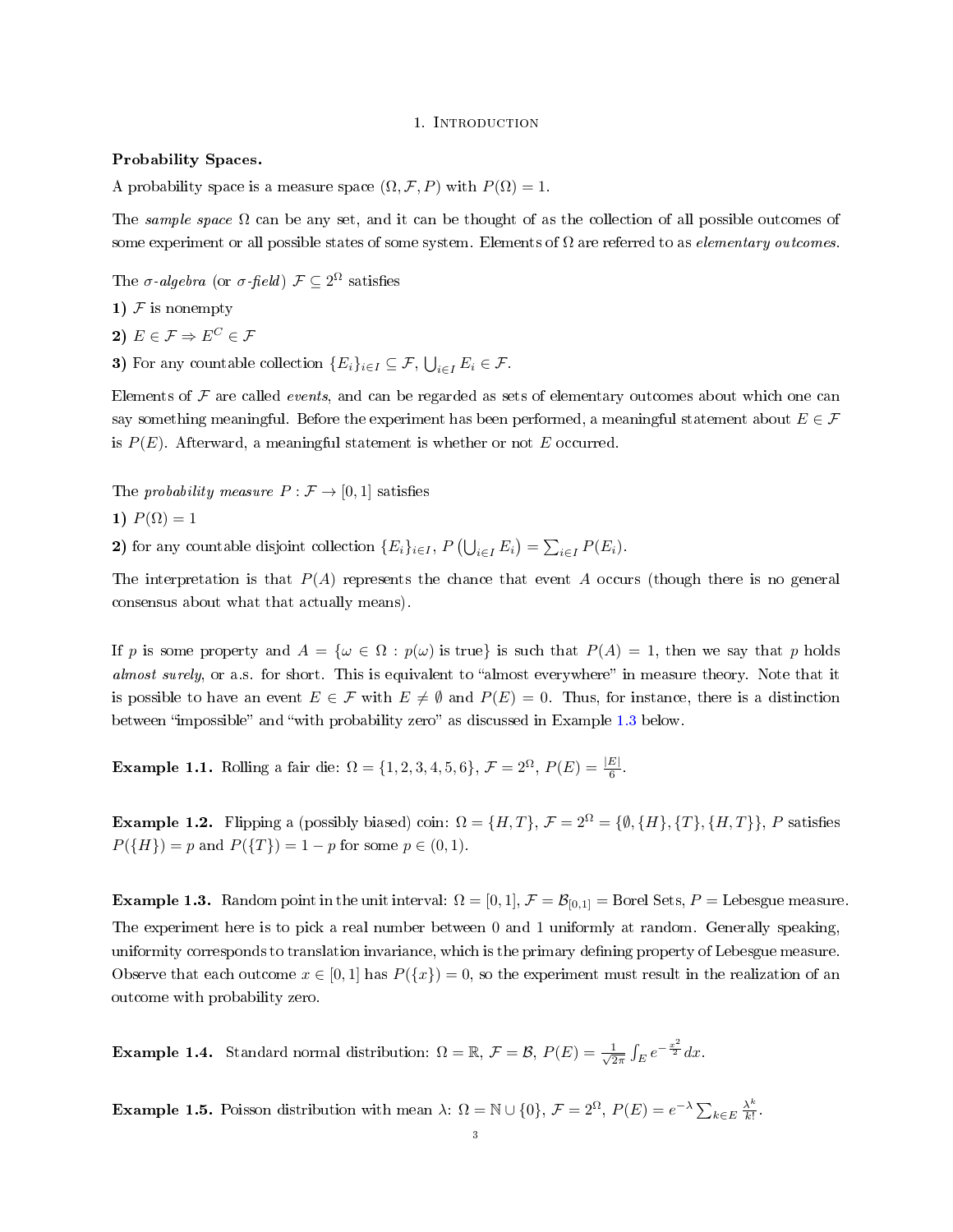# 1. Introduction

**Probability Spaces.**

A probability space is a measure space $(\Omega, \mathcal{F}, P)$ with $P(\Omega) = 1$.

The *sample space* $\Omega$ can be any set, and it can be thought of as the collection of all possible outcomes of some experiment or all possible states of some system. Elements of $\Omega$ are referred to as *elementary outcomes*.

The *σ-algebra* (or *σ-field*) $\mathcal{F} \subseteq 2^{\Omega}$ satisfies

**1)** $\mathcal{F}$ is nonempty

**2)** $E \in \mathcal{F} \Rightarrow E^C \in \mathcal{F}$

**3)** For any countable collection $\{E_i\}_{i \in I} \subseteq \mathcal{F}$, $\bigcup_{i \in I} E_i \in \mathcal{F}$.

Elements of $\mathcal{F}$ are called *events*, and can be regarded as sets of elementary outcomes about which one can say something meaningful. Before the experiment has been performed, a meaningful statement about $E \in \mathcal{F}$ is $P(E)$. Afterward, a meaningful statement is whether or not $E$ occurred.

The *probability measure* $P : \mathcal{F} \to [0, 1]$ satisfies

**1)** $P(\Omega) = 1$

**2)** for any countable disjoint collection $\{E_i\}_{i \in I}$, $P\left(\bigcup_{i \in I} E_i\right) = \sum_{i \in I} P(E_i)$.

The interpretation is that $P(A)$ represents the chance that event $A$ occurs (though there is no general consensus about what that actually means).

If $p$ is some property and $A = \{\omega \in \Omega : p(\omega) \text{ is true}\}$ is such that $P(A) = 1$, then we say that $p$ holds *almost surely*, or a.s. for short. This is equivalent to "almost everywhere" in measure theory. Note that it is possible to have an event $E \in \mathcal{F}$ with $E \neq \emptyset$ and $P(E) = 0$. Thus, for instance, there is a distinction between "impossible" and "with probability zero" as discussed in Example 1.3 below.

**Example 1.1.** Rolling a fair die: $\Omega = \{1, 2, 3, 4, 5, 6\}$, $\mathcal{F} = 2^{\Omega}$, $P(E) = \frac{|E|}{6}$.

**Example 1.2.** Flipping a (possibly biased) coin: $\Omega = \{H, T\}$, $\mathcal{F} = 2^{\Omega} = \{\emptyset, \{H\}, \{T\}, \{H, T\}\}$, $P$ satisfies $P(\{H\}) = p$ and $P(\{T\}) = 1 - p$ for some $p \in (0, 1)$.

**Example 1.3.** Random point in the unit interval: $\Omega = [0, 1]$, $\mathcal{F} = \mathcal{B}_{[0,1]}$ = Borel Sets, $P$ = Lebesgue measure. The experiment here is to pick a real number between 0 and 1 uniformly at random. Generally speaking, uniformity corresponds to translation invariance, which is the primary defining property of Lebesgue measure. Observe that each outcome $x \in [0, 1]$ has $P(\{x\}) = 0$, so the experiment must result in the realization of an outcome with probability zero.

**Example 1.4.** Standard normal distribution: $\Omega = \mathbb{R}$, $\mathcal{F} = \mathcal{B}$, $P(E) = \frac{1}{\sqrt{2\pi}} \int_E e^{-\frac{x^2}{2}} dx$.

**Example 1.5.** Poisson distribution with mean $\lambda$: $\Omega = \mathbb{N} \cup \{0\}$, $\mathcal{F} = 2^{\Omega}$, $P(E) = e^{-\lambda} \sum_{k \in E} \frac{\lambda^k}{k!}$.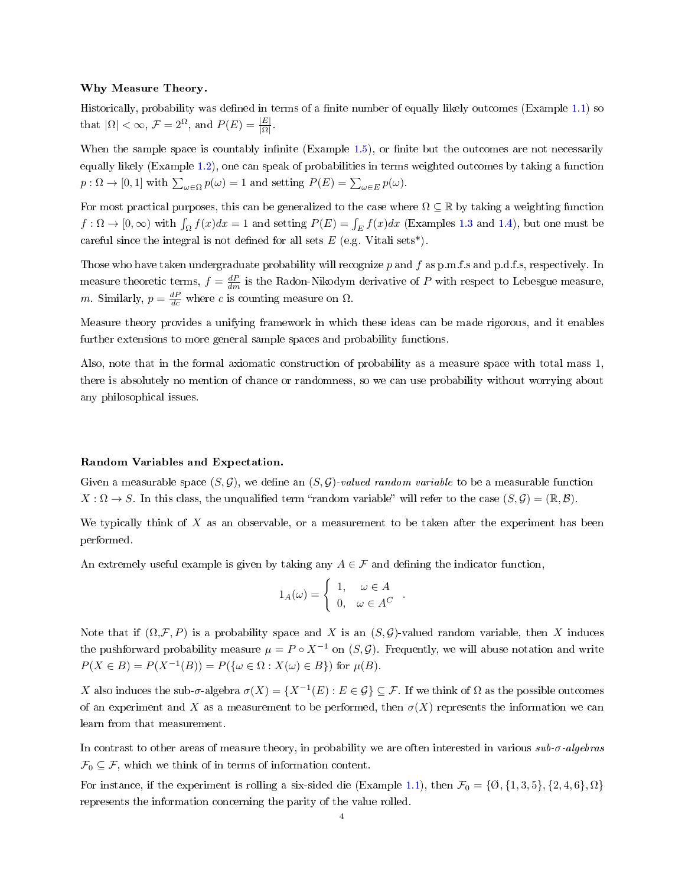**Why Measure Theory.**

Historically, probability was defined in terms of a finite number of equally likely outcomes (Example 1.1) so that $|\Omega| < \infty$, $\mathcal{F} = 2^{\Omega}$, and $P(E) = \frac{|E|}{|\Omega|}$.

When the sample space is countably infinite (Example 1.5), or finite but the outcomes are not necessarily equally likely (Example 1.2), one can speak of probabilities in terms weighted outcomes by taking a function $p : \Omega \to [0, 1]$ with $\sum_{\omega \in \Omega} p(\omega) = 1$ and setting $P(E) = \sum_{\omega \in E} p(\omega)$.

For most practical purposes, this can be generalized to the case where $\Omega \subseteq \mathbb{R}$ by taking a weighting function $f : \Omega \to [0, \infty)$ with $\int_{\Omega} f(x)dx = 1$ and setting $P(E) = \int_{E} f(x)dx$ (Examples 1.3 and 1.4), but one must be careful since the integral is not defined for all sets $E$ (e.g. Vitali sets*).

Those who have taken undergraduate probability will recognize $p$ and $f$ as p.m.f.s and p.d.f.s, respectively. In measure theoretic terms, $f = \frac{dP}{dm}$ is the Radon-Nikodym derivative of $P$ with respect to Lebesgue measure, $m$. Similarly, $p = \frac{dP}{dc}$ where $c$ is counting measure on $\Omega$.

Measure theory provides a unifying framework in which these ideas can be made rigorous, and it enables further extensions to more general sample spaces and probability functions.

Also, note that in the formal axiomatic construction of probability as a measure space with total mass 1, there is absolutely no mention of chance or randomness, so we can use probability without worrying about any philosophical issues.

**Random Variables and Expectation.**

Given a measurable space $(S, \mathcal{G})$, we define an *$(S, \mathcal{G})$-valued random variable* to be a measurable function $X : \Omega \to S$. In this class, the unqualified term "random variable" will refer to the case $(S, \mathcal{G}) = (\mathbb{R}, \mathcal{B})$.

We typically think of $X$ as an observable, or a measurement to be taken after the experiment has been performed.

An extremely useful example is given by taking any $A \in \mathcal{F}$ and defining the indicator function,

$$1_A(\omega) = \begin{cases} 1, & \omega \in A \\ 0, & \omega \in A^C \end{cases}.$$

Note that if $(\Omega, \mathcal{F}, P)$ is a probability space and $X$ is an $(S, \mathcal{G})$-valued random variable, then $X$ induces the pushforward probability measure $\mu = P \circ X^{-1}$ on $(S, \mathcal{G})$. Frequently, we will abuse notation and write $P(X \in B) = P(X^{-1}(B)) = P(\{\omega \in \Omega : X(\omega) \in B\})$ for $\mu(B)$.

$X$ also induces the sub-$\sigma$-algebra $\sigma(X) = \{X^{-1}(E) : E \in \mathcal{G}\} \subseteq \mathcal{F}$. If we think of $\Omega$ as the possible outcomes of an experiment and $X$ as a measurement to be performed, then $\sigma(X)$ represents the information we can learn from that measurement.

In contrast to other areas of measure theory, in probability we are often interested in various *sub-$\sigma$-algebras* $\mathcal{F}_0 \subseteq \mathcal{F}$, which we think of in terms of information content.

For instance, if the experiment is rolling a six-sided die (Example 1.1), then $\mathcal{F}_0 = \{\emptyset, \{1, 3, 5\}, \{2, 4, 6\}, \Omega\}$ represents the information concerning the parity of the value rolled.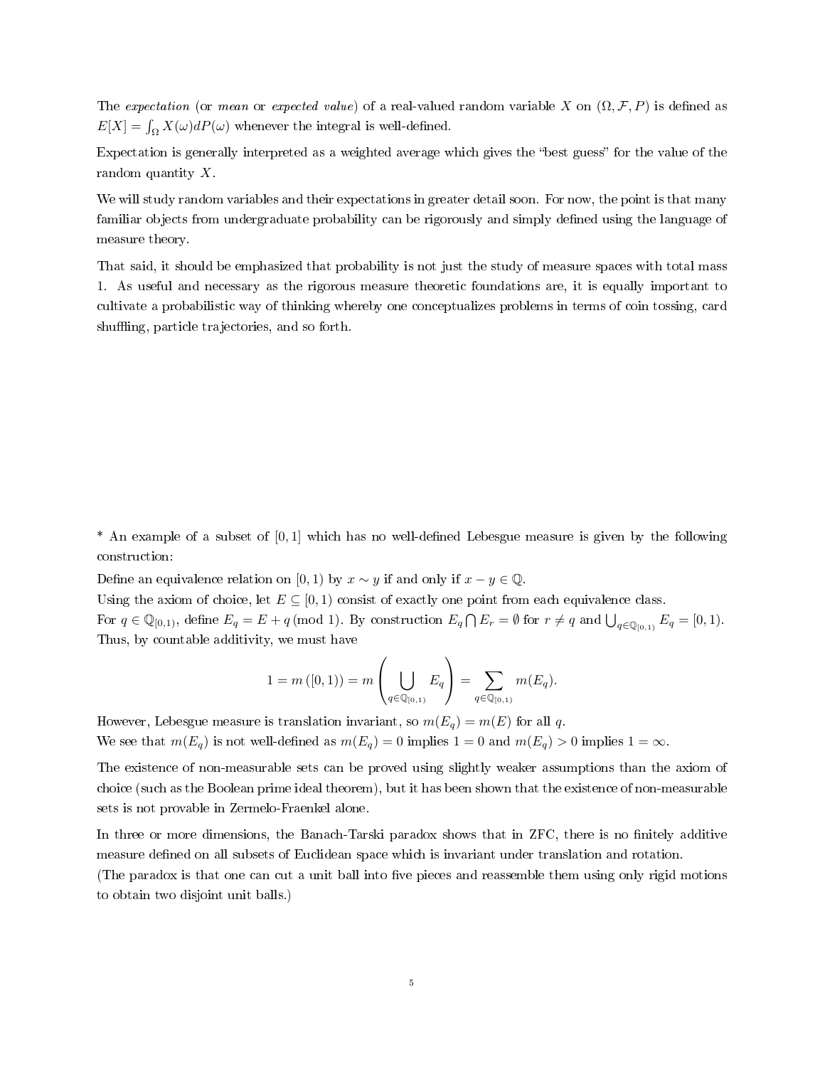The *expectation* (or *mean* or *expected value*) of a real-valued random variable $X$ on $(\Omega, \mathcal{F}, P)$ is defined as $E[X] = \int_\Omega X(\omega)dP(\omega)$ whenever the integral is well-defined.

Expectation is generally interpreted as a weighted average which gives the "best guess" for the value of the random quantity $X$.

We will study random variables and their expectations in greater detail soon. For now, the point is that many familiar objects from undergraduate probability can be rigorously and simply defined using the language of measure theory.

That said, it should be emphasized that probability is not just the study of measure spaces with total mass 1. As useful and necessary as the rigorous measure theoretic foundations are, it is equally important to cultivate a probabilistic way of thinking whereby one conceptualizes problems in terms of coin tossing, card shuffling, particle trajectories, and so forth.

* An example of a subset of $[0, 1]$ which has no well-defined Lebesgue measure is given by the following construction:

Define an equivalence relation on $[0, 1)$ by $x \sim y$ if and only if $x - y \in \mathbb{Q}$.

Using the axiom of choice, let $E \subseteq [0, 1)$ consist of exactly one point from each equivalence class.

For $q \in \mathbb{Q}_{[0,1)}$, define $E_q = E + q \pmod 1$. By construction $E_q \bigcap E_r = \emptyset$ for $r \neq q$ and $\bigcup_{q \in \mathbb{Q}_{[0,1)}} E_q = [0, 1)$. Thus, by countable additivity, we must have

$$1 = m\left([0, 1)\right) = m\left(\bigcup_{q \in \mathbb{Q}_{[0,1)}} E_q\right) = \sum_{q \in \mathbb{Q}_{[0,1)}} m(E_q).$$

However, Lebesgue measure is translation invariant, so $m(E_q) = m(E)$ for all $q$.

We see that $m(E_q)$ is not well-defined as $m(E_q) = 0$ implies $1 = 0$ and $m(E_q) > 0$ implies $1 = \infty$.

The existence of non-measurable sets can be proved using slightly weaker assumptions than the axiom of choice (such as the Boolean prime ideal theorem), but it has been shown that the existence of non-measurable sets is not provable in Zermelo-Fraenkel alone.

In three or more dimensions, the Banach-Tarski paradox shows that in ZFC, there is no finitely additive measure defined on all subsets of Euclidean space which is invariant under translation and rotation.
(The paradox is that one can cut a unit ball into five pieces and reassemble them using only rigid motions to obtain two disjoint unit balls.)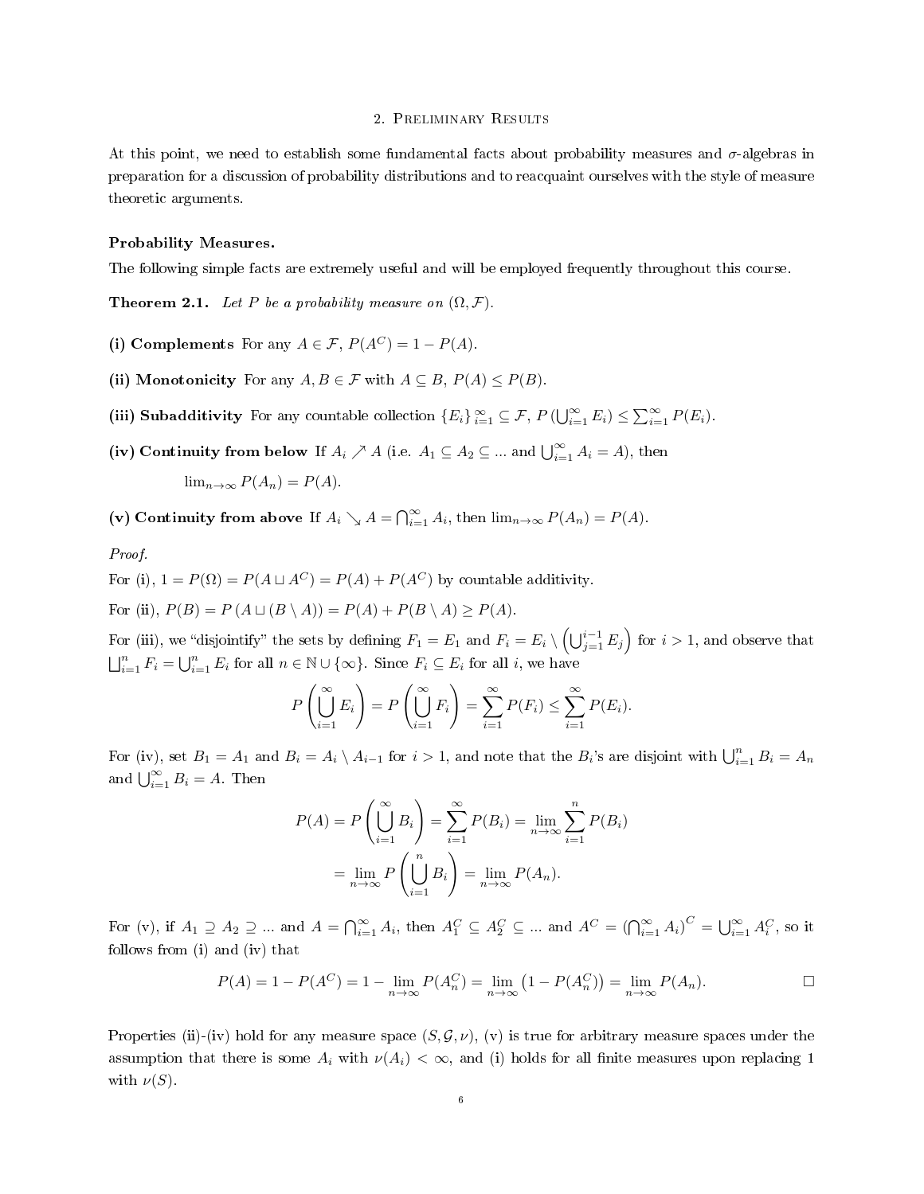## 2. Preliminary Results

At this point, we need to establish some fundamental facts about probability measures and $\sigma$-algebras in preparation for a discussion of probability distributions and to reacquaint ourselves with the style of measure theoretic arguments.

**Probability Measures.**

The following simple facts are extremely useful and will be employed frequently throughout this course.

**Theorem 2.1.** *Let $P$ be a probability measure on $(\Omega, \mathcal{F})$.*

**(i) Complements** For any $A \in \mathcal{F}$, $P(A^C) = 1 - P(A)$.

**(ii) Monotonicity** For any $A, B \in \mathcal{F}$ with $A \subseteq B$, $P(A) \leq P(B)$.

**(iii) Subadditivity** For any countable collection $\{E_i\}_{i=1}^{\infty} \subseteq \mathcal{F}$, $P\left(\bigcup_{i=1}^{\infty} E_i\right) \leq \sum_{i=1}^{\infty} P(E_i)$.

**(iv) Continuity from below** If $A_i \nearrow A$ (i.e. $A_1 \subseteq A_2 \subseteq ...$ and $\bigcup_{i=1}^{\infty} A_i = A$), then

$\lim_{n\to\infty} P(A_n) = P(A)$.

**(v) Continuity from above** If $A_i \searrow A = \bigcap_{i=1}^{\infty} A_i$, then $\lim_{n\to\infty} P(A_n) = P(A)$.

*Proof.*

For (i), $1 = P(\Omega) = P(A \sqcup A^C) = P(A) + P(A^C)$ by countable additivity.

For (ii), $P(B) = P(A \sqcup (B \setminus A)) = P(A) + P(B \setminus A) \geq P(A)$.

For (iii), we "disjointify" the sets by defining $F_1 = E_1$ and $F_i = E_i \setminus \left(\bigcup_{j=1}^{i-1} E_j\right)$ for $i > 1$, and observe that $\bigsqcup_{i=1}^{n} F_i = \bigcup_{i=1}^{n} E_i$ for all $n \in \mathbb{N} \cup \{\infty\}$. Since $F_i \subseteq E_i$ for all $i$, we have

$$P\left(\bigcup_{i=1}^{\infty} E_i\right) = P\left(\bigcup_{i=1}^{\infty} F_i\right) = \sum_{i=1}^{\infty} P(F_i) \leq \sum_{i=1}^{\infty} P(E_i).$$

For (iv), set $B_1 = A_1$ and $B_i = A_i \setminus A_{i-1}$ for $i > 1$, and note that the $B_i$'s are disjoint with $\bigcup_{i=1}^{n} B_i = A_n$ and $\bigcup_{i=1}^{\infty} B_i = A$. Then

$$P(A) = P\left(\bigcup_{i=1}^{\infty} B_i\right) = \sum_{i=1}^{\infty} P(B_i) = \lim_{n\to\infty} \sum_{i=1}^{n} P(B_i)$$
$$= \lim_{n\to\infty} P\left(\bigcup_{i=1}^{n} B_i\right) = \lim_{n\to\infty} P(A_n).$$

For (v), if $A_1 \supseteq A_2 \supseteq ...$ and $A = \bigcap_{i=1}^{\infty} A_i$, then $A_1^C \subseteq A_2^C \subseteq ...$ and $A^C = \left(\bigcap_{i=1}^{\infty} A_i\right)^C = \bigcup_{i=1}^{\infty} A_i^C$, so it follows from (i) and (iv) that

$$P(A) = 1 - P(A^C) = 1 - \lim_{n\to\infty} P(A_n^C) = \lim_{n\to\infty} \left(1 - P(A_n^C)\right) = \lim_{n\to\infty} P(A_n). \qquad \square$$

Properties (ii)-(iv) hold for any measure space $(S, \mathcal{G}, \nu)$, (v) is true for arbitrary measure spaces under the assumption that there is some $A_i$ with $\nu(A_i) < \infty$, and (i) holds for all finite measures upon replacing 1 with $\nu(S)$.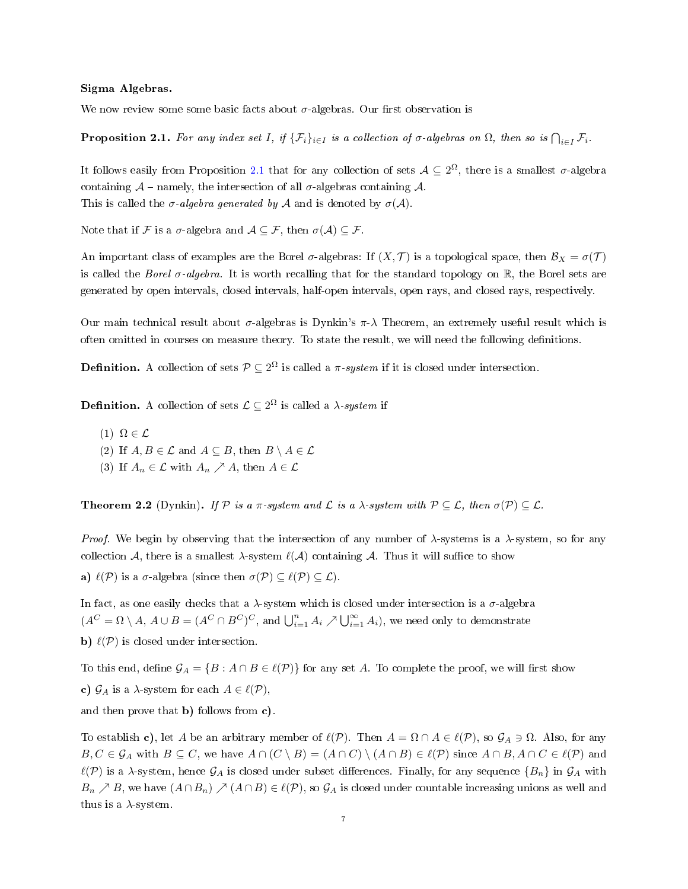**Sigma Algebras.**

We now review some some basic facts about $\sigma$-algebras. Our first observation is

**Proposition 2.1.** *For any index set $I$, if $\{\mathcal{F}_i\}_{i \in I}$ is a collection of $\sigma$-algebras on $\Omega$, then so is $\bigcap_{i \in I} \mathcal{F}_i$.*

It follows easily from Proposition 2.1 that for any collection of sets $\mathcal{A} \subseteq 2^{\Omega}$, there is a smallest $\sigma$-algebra containing $\mathcal{A}$ – namely, the intersection of all $\sigma$-algebras containing $\mathcal{A}$.
This is called the *$\sigma$-algebra generated by $\mathcal{A}$* and is denoted by $\sigma(\mathcal{A})$.

Note that if $\mathcal{F}$ is a $\sigma$-algebra and $\mathcal{A} \subseteq \mathcal{F}$, then $\sigma(\mathcal{A}) \subseteq \mathcal{F}$.

An important class of examples are the Borel $\sigma$-algebras: If $(X, \mathcal{T})$ is a topological space, then $\mathcal{B}_X = \sigma(\mathcal{T})$ is called the *Borel $\sigma$-algebra*. It is worth recalling that for the standard topology on $\mathbb{R}$, the Borel sets are generated by open intervals, closed intervals, half-open intervals, open rays, and closed rays, respectively.

Our main technical result about $\sigma$-algebras is Dynkin's $\pi$-$\lambda$ Theorem, an extremely useful result which is often omitted in courses on measure theory. To state the result, we will need the following definitions.

**Definition.** A collection of sets $\mathcal{P} \subseteq 2^{\Omega}$ is called a *$\pi$-system* if it is closed under intersection.

**Definition.** A collection of sets $\mathcal{L} \subseteq 2^{\Omega}$ is called a *$\lambda$-system* if

(1) $\Omega \in \mathcal{L}$
(2) If $A, B \in \mathcal{L}$ and $A \subseteq B$, then $B \setminus A \in \mathcal{L}$
(3) If $A_n \in \mathcal{L}$ with $A_n \nearrow A$, then $A \in \mathcal{L}$

**Theorem 2.2** (Dynkin). *If $\mathcal{P}$ is a $\pi$-system and $\mathcal{L}$ is a $\lambda$-system with $\mathcal{P} \subseteq \mathcal{L}$, then $\sigma(\mathcal{P}) \subseteq \mathcal{L}$.*

*Proof.* We begin by observing that the intersection of any number of $\lambda$-systems is a $\lambda$-system, so for any collection $\mathcal{A}$, there is a smallest $\lambda$-system $\ell(\mathcal{A})$ containing $\mathcal{A}$. Thus it will suffice to show

**a)** $\ell(\mathcal{P})$ is a $\sigma$-algebra (since then $\sigma(\mathcal{P}) \subseteq \ell(\mathcal{P}) \subseteq \mathcal{L}$).

In fact, as one easily checks that a $\lambda$-system which is closed under intersection is a $\sigma$-algebra ($A^C = \Omega \setminus A$, $A \cup B = (A^C \cap B^C)^C$, and $\bigcup_{i=1}^{n} A_i \nearrow \bigcup_{i=1}^{\infty} A_i$), we need only to demonstrate

**b)** $\ell(\mathcal{P})$ is closed under intersection.

To this end, define $\mathcal{G}_A = \{B : A \cap B \in \ell(\mathcal{P})\}$ for any set $A$. To complete the proof, we will first show

**c)** $\mathcal{G}_A$ is a $\lambda$-system for each $A \in \ell(\mathcal{P})$,

and then prove that **b)** follows from **c)**.

To establish **c)**, let $A$ be an arbitrary member of $\ell(\mathcal{P})$. Then $A = \Omega \cap A \in \ell(\mathcal{P})$, so $\mathcal{G}_A \ni \Omega$. Also, for any $B, C \in \mathcal{G}_A$ with $B \subseteq C$, we have $A \cap (C \setminus B) = (A \cap C) \setminus (A \cap B) \in \ell(\mathcal{P})$ since $A \cap B, A \cap C \in \ell(\mathcal{P})$ and $\ell(\mathcal{P})$ is a $\lambda$-system, hence $\mathcal{G}_A$ is closed under subset differences. Finally, for any sequence $\{B_n\}$ in $\mathcal{G}_A$ with $B_n \nearrow B$, we have $(A \cap B_n) \nearrow (A \cap B) \in \ell(\mathcal{P})$, so $\mathcal{G}_A$ is closed under countable increasing unions as well and thus is a $\lambda$-system.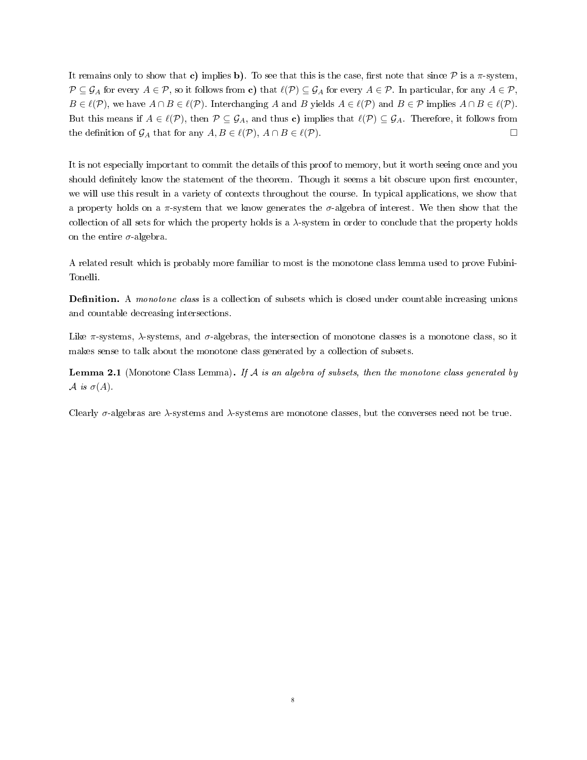It remains only to show that **c)** implies **b)**. To see that this is the case, first note that since $\mathcal{P}$ is a $\pi$-system, $\mathcal{P} \subseteq \mathcal{G}_A$ for every $A \in \mathcal{P}$, so it follows from **c)** that $\ell(\mathcal{P}) \subseteq \mathcal{G}_A$ for every $A \in \mathcal{P}$. In particular, for any $A \in \mathcal{P}$, $B \in \ell(\mathcal{P})$, we have $A \cap B \in \ell(\mathcal{P})$. Interchanging $A$ and $B$ yields $A \in \ell(\mathcal{P})$ and $B \in \mathcal{P}$ implies $A \cap B \in \ell(\mathcal{P})$. But this means if $A \in \ell(\mathcal{P})$, then $\mathcal{P} \subseteq \mathcal{G}_A$, and thus **c)** implies that $\ell(\mathcal{P}) \subseteq \mathcal{G}_A$. Therefore, it follows from the definition of $\mathcal{G}_A$ that for any $A, B \in \ell(\mathcal{P})$, $A \cap B \in \ell(\mathcal{P})$. □

It is not especially important to commit the details of this proof to memory, but it worth seeing once and you should definitely know the statement of the theorem. Though it seems a bit obscure upon first encounter, we will use this result in a variety of contexts throughout the course. In typical applications, we show that a property holds on a $\pi$-system that we know generates the $\sigma$-algebra of interest. We then show that the collection of all sets for which the property holds is a $\lambda$-system in order to conclude that the property holds on the entire $\sigma$-algebra.

A related result which is probably more familiar to most is the monotone class lemma used to prove Fubini-Tonelli.

**Definition.** A *monotone class* is a collection of subsets which is closed under countable increasing unions and countable decreasing intersections.

Like $\pi$-systems, $\lambda$-systems, and $\sigma$-algebras, the intersection of monotone classes is a monotone class, so it makes sense to talk about the monotone class generated by a collection of subsets.

**Lemma 2.1** (Monotone Class Lemma)**.** *If $\mathcal{A}$ is an algebra of subsets, then the monotone class generated by $\mathcal{A}$ is $\sigma(A)$.*

Clearly $\sigma$-algebras are $\lambda$-systems and $\lambda$-systems are monotone classes, but the converses need not be true.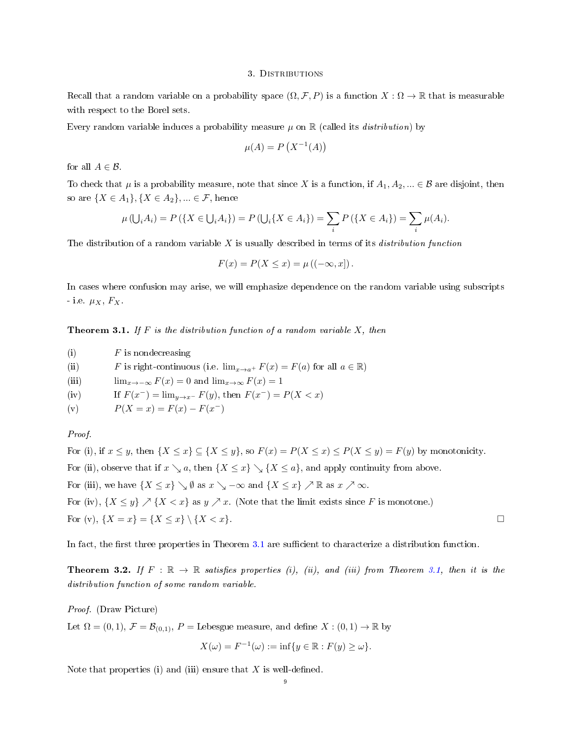## 3. Distributions

Recall that a random variable on a probability space $(\Omega, \mathcal{F}, P)$ is a function $X : \Omega \to \mathbb{R}$ that is measurable with respect to the Borel sets.

Every random variable induces a probability measure $\mu$ on $\mathbb{R}$ (called its *distribution*) by

$$\mu(A) = P\left(X^{-1}(A)\right)$$

for all $A \in \mathcal{B}$.

To check that $\mu$ is a probability measure, note that since $X$ is a function, if $A_1, A_2, ... \in \mathcal{B}$ are disjoint, then so are $\{X \in A_1\}, \{X \in A_2\}, ... \in \mathcal{F}$, hence

$$\mu\left(\bigcup_i A_i\right) = P\left(\{X \in \bigcup_i A_i\}\right) = P\left(\bigcup_i \{X \in A_i\}\right) = \sum_i P\left(\{X \in A_i\}\right) = \sum_i \mu(A_i).$$

The distribution of a random variable $X$ is usually described in terms of its *distribution function*

$$F(x) = P(X \le x) = \mu\left((-\infty, x]\right).$$

In cases where confusion may arise, we will emphasize dependence on the random variable using subscripts - i.e. $\mu_X$, $F_X$.

**Theorem 3.1.** *If $F$ is the distribution function of a random variable $X$, then*

- (i) $F$ is nondecreasing
- (ii) $F$ is right-continuous (i.e. $\lim_{x \to a^+} F(x) = F(a)$ for all $a \in \mathbb{R}$)
- (iii) $\lim_{x \to -\infty} F(x) = 0$ and $\lim_{x \to \infty} F(x) = 1$
- (iv) If $F(x^-) = \lim_{y \to x^-} F(y)$, then $F(x^-) = P(X < x)$
- (v) $P(X = x) = F(x) - F(x^-)$

*Proof.*

For (i), if $x \le y$, then $\{X \le x\} \subseteq \{X \le y\}$, so $F(x) = P(X \le x) \le P(X \le y) = F(y)$ by monotonicity.

For (ii), observe that if $x \searrow a$, then $\{X \le x\} \searrow \{X \le a\}$, and apply continuity from above.

For (iii), we have $\{X \le x\} \searrow \emptyset$ as $x \searrow -\infty$ and $\{X \le x\} \nearrow \mathbb{R}$ as $x \nearrow \infty$.

For (iv), $\{X \le y\} \nearrow \{X < x\}$ as $y \nearrow x$. (Note that the limit exists since $F$ is monotone.)

For (v), $\{X = x\} = \{X \le x\} \setminus \{X < x\}$. □

In fact, the first three properties in Theorem 3.1 are sufficient to characterize a distribution function.

**Theorem 3.2.** *If $F : \mathbb{R} \to \mathbb{R}$ satisfies properties (i), (ii), and (iii) from Theorem 3.1, then it is the distribution function of some random variable.*

*Proof.* (Draw Picture)

Let $\Omega = (0, 1)$, $\mathcal{F} = \mathcal{B}_{(0,1)}$, $P =$ Lebesgue measure, and define $X : (0, 1) \to \mathbb{R}$ by

$$X(\omega) = F^{-1}(\omega) := \inf\{y \in \mathbb{R} : F(y) \ge \omega\}.$$

Note that properties (i) and (iii) ensure that $X$ is well-defined.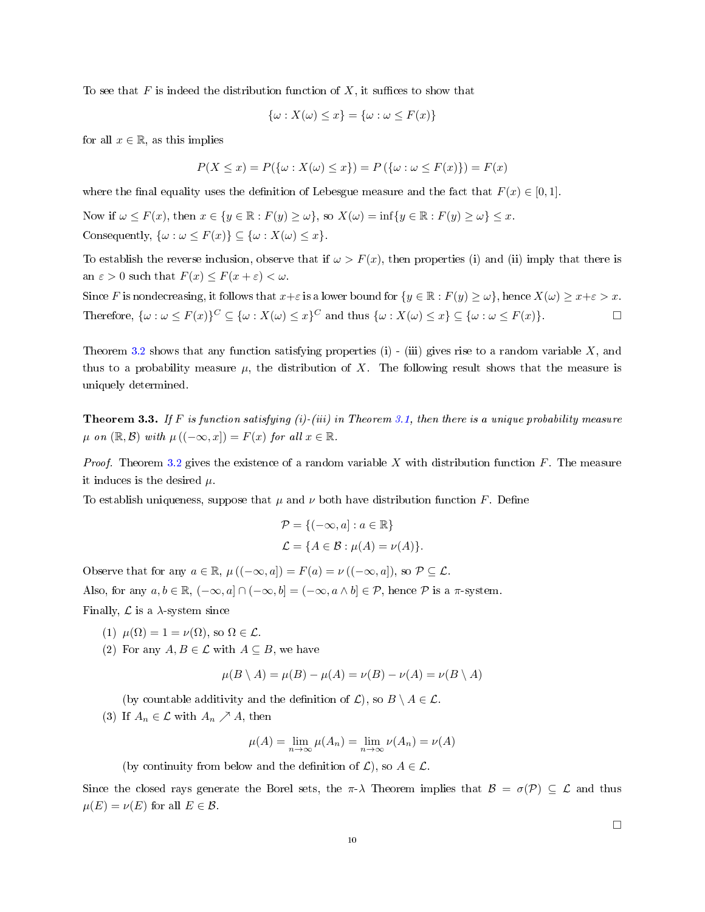To see that $F$ is indeed the distribution function of $X$, it suffices to show that

$$\{\omega : X(\omega) \le x\} = \{\omega : \omega \le F(x)\}$$

for all $x \in \mathbb{R}$, as this implies

$$P(X \le x) = P(\{\omega : X(\omega) \le x\}) = P(\{\omega : \omega \le F(x)\}) = F(x)$$

where the final equality uses the definition of Lebesgue measure and the fact that $F(x) \in [0, 1]$.

Now if $\omega \le F(x)$, then $x \in \{y \in \mathbb{R} : F(y) \ge \omega\}$, so $X(\omega) = \inf\{y \in \mathbb{R} : F(y) \ge \omega\} \le x$.

Consequently, $\{\omega : \omega \le F(x)\} \subseteq \{\omega : X(\omega) \le x\}$.

To establish the reverse inclusion, observe that if $\omega > F(x)$, then properties (i) and (ii) imply that there is an $\varepsilon > 0$ such that $F(x) \le F(x + \varepsilon) < \omega$.

Since $F$ is nondecreasing, it follows that $x+\varepsilon$ is a lower bound for $\{y \in \mathbb{R} : F(y) \ge \omega\}$, hence $X(\omega) \ge x+\varepsilon > x$.

Therefore, $\{\omega : \omega \le F(x)\}^C \subseteq \{\omega : X(\omega) \le x\}^C$ and thus $\{\omega : X(\omega) \le x\} \subseteq \{\omega : \omega \le F(x)\}$. □

Theorem 3.2 shows that any function satisfying properties (i) - (iii) gives rise to a random variable $X$, and thus to a probability measure $\mu$, the distribution of $X$. The following result shows that the measure is uniquely determined.

**Theorem 3.3.** *If $F$ is function satisfying (i)-(iii) in Theorem 3.1, then there is a unique probability measure $\mu$ on $(\mathbb{R}, \mathcal{B})$ with $\mu((-\infty, x]) = F(x)$ for all $x \in \mathbb{R}$.*

*Proof.* Theorem 3.2 gives the existence of a random variable $X$ with distribution function $F$. The measure it induces is the desired $\mu$.

To establish uniqueness, suppose that $\mu$ and $\nu$ both have distribution function $F$. Define

$$\mathcal{P} = \{(-\infty, a] : a \in \mathbb{R}\}$$
$$\mathcal{L} = \{A \in \mathcal{B} : \mu(A) = \nu(A)\}.$$

Observe that for any $a \in \mathbb{R}$, $\mu((-\infty, a]) = F(a) = \nu((-\infty, a])$, so $\mathcal{P} \subseteq \mathcal{L}$.

Also, for any $a, b \in \mathbb{R}$, $(-\infty, a] \cap (-\infty, b] = (-\infty, a \wedge b] \in \mathcal{P}$, hence $\mathcal{P}$ is a $\pi$-system.

Finally, $\mathcal{L}$ is a $\lambda$-system since

(1) $\mu(\Omega) = 1 = \nu(\Omega)$, so $\Omega \in \mathcal{L}$.

(2) For any $A, B \in \mathcal{L}$ with $A \subseteq B$, we have

$$\mu(B \setminus A) = \mu(B) - \mu(A) = \nu(B) - \nu(A) = \nu(B \setminus A)$$

(by countable additivity and the definition of $\mathcal{L}$), so $B \setminus A \in \mathcal{L}$.

(3) If $A_n \in \mathcal{L}$ with $A_n \nearrow A$, then

$$\mu(A) = \lim_{n\to\infty} \mu(A_n) = \lim_{n\to\infty} \nu(A_n) = \nu(A)$$

(by continuity from below and the definition of $\mathcal{L}$), so $A \in \mathcal{L}$.

Since the closed rays generate the Borel sets, the $\pi$-$\lambda$ Theorem implies that $\mathcal{B} = \sigma(\mathcal{P}) \subseteq \mathcal{L}$ and thus $\mu(E) = \nu(E)$ for all $E \in \mathcal{B}$.

□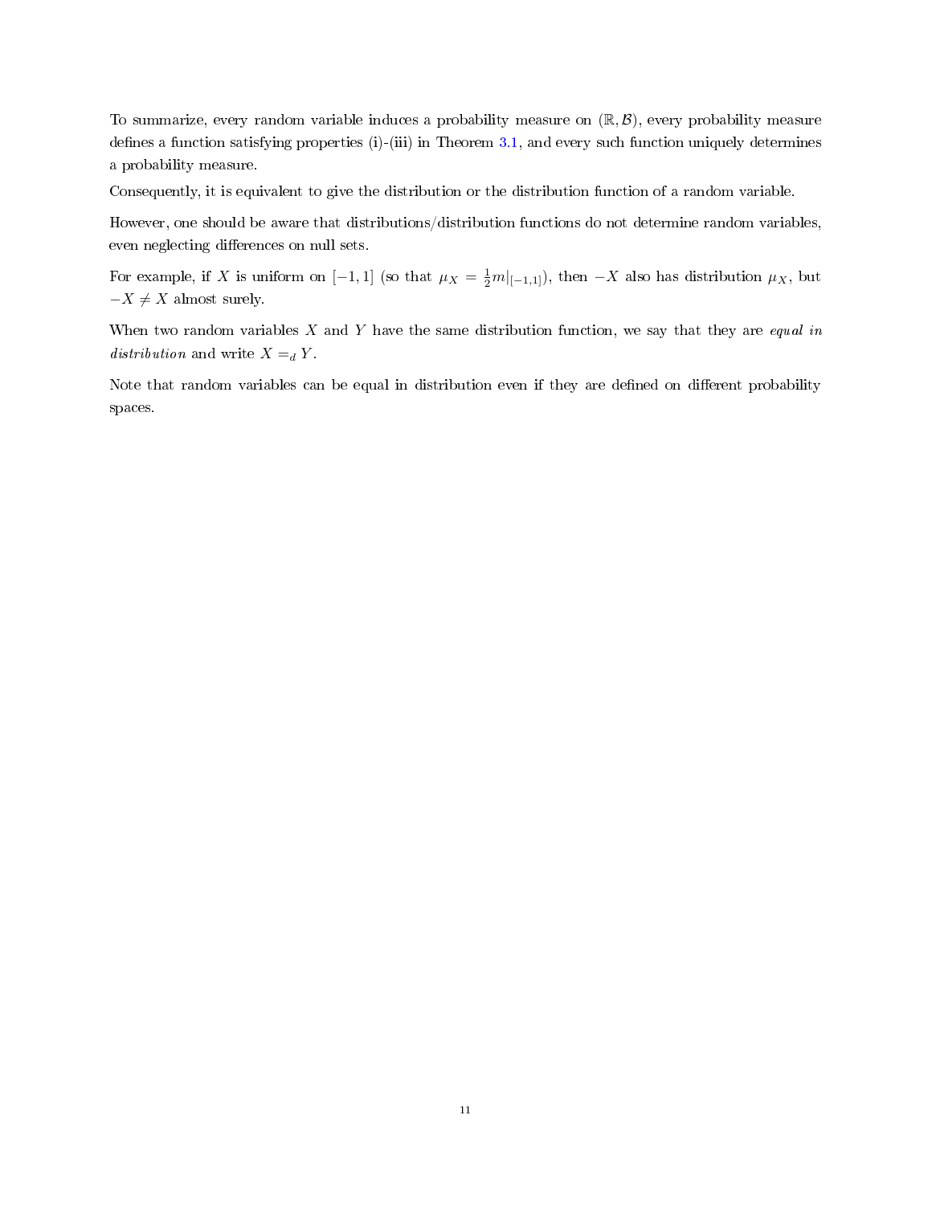To summarize, every random variable induces a probability measure on $(\mathbb{R}, \mathcal{B})$, every probability measure defines a function satisfying properties (i)-(iii) in Theorem 3.1, and every such function uniquely determines a probability measure.

Consequently, it is equivalent to give the distribution or the distribution function of a random variable.

However, one should be aware that distributions/distribution functions do not determine random variables, even neglecting differences on null sets.

For example, if $X$ is uniform on $[-1, 1]$ (so that $\mu_X = \frac{1}{2}m|_{[-1,1]}$), then $-X$ also has distribution $\mu_X$, but $-X \neq X$ almost surely.

When two random variables $X$ and $Y$ have the same distribution function, we say that they are *equal in distribution* and write $X =_d Y$.

Note that random variables can be equal in distribution even if they are defined on different probability spaces.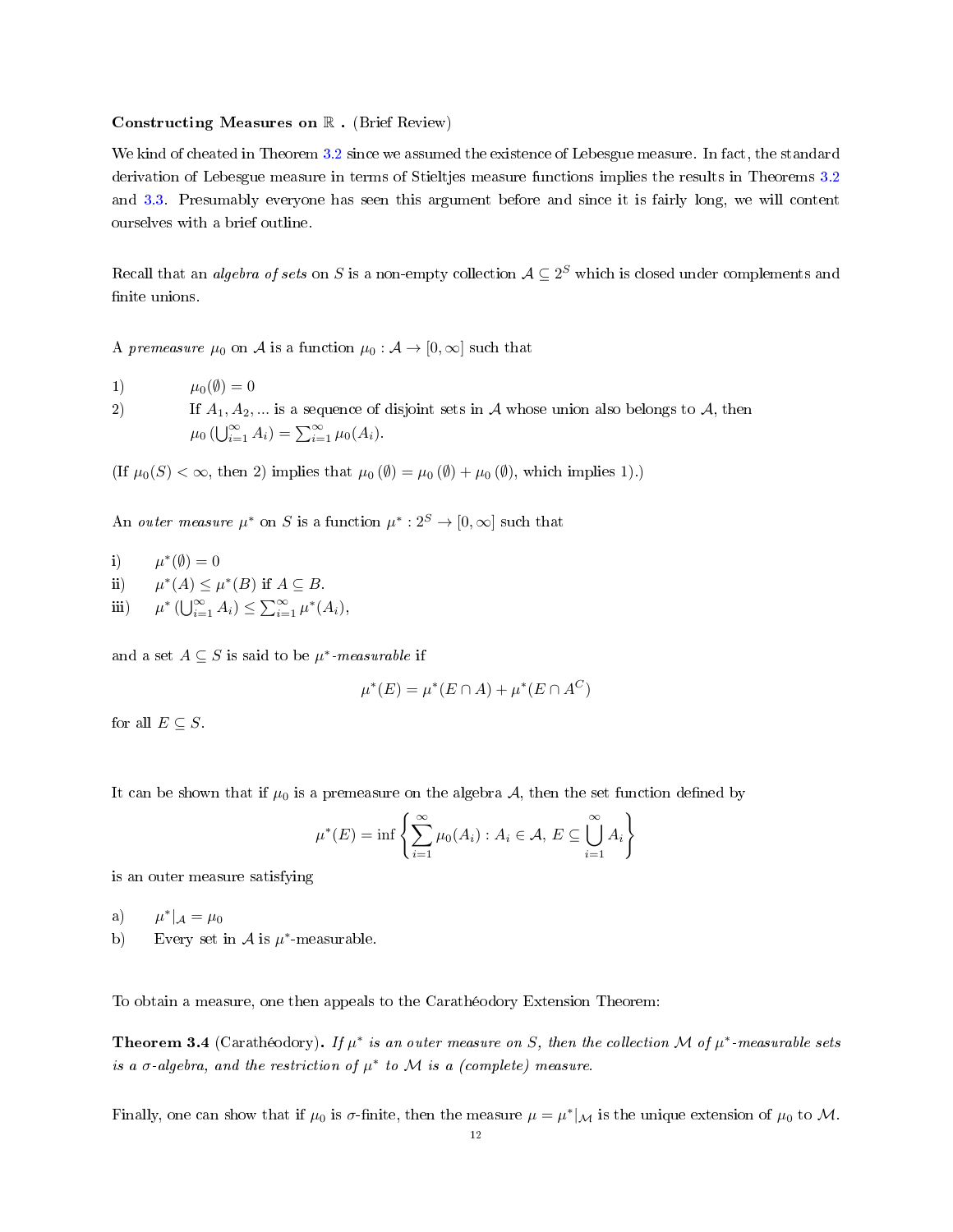**Constructing Measures on $\mathbb{R}$ .** (Brief Review)

We kind of cheated in Theorem 3.2 since we assumed the existence of Lebesgue measure. In fact, the standard derivation of Lebesgue measure in terms of Stieltjes measure functions implies the results in Theorems 3.2 and 3.3. Presumably everyone has seen this argument before and since it is fairly long, we will content ourselves with a brief outline.

Recall that an *algebra of sets* on $S$ is a non-empty collection $\mathcal{A} \subseteq 2^S$ which is closed under complements and finite unions.

A *premeasure* $\mu_0$ on $\mathcal{A}$ is a function $\mu_0 : \mathcal{A} \to [0, \infty]$ such that

1) $\mu_0(\emptyset) = 0$
2) If $A_1, A_2, \ldots$ is a sequence of disjoint sets in $\mathcal{A}$ whose union also belongs to $\mathcal{A}$, then $\mu_0\left(\bigcup_{i=1}^{\infty} A_i\right) = \sum_{i=1}^{\infty} \mu_0(A_i)$.

(If $\mu_0(S) < \infty$, then 2) implies that $\mu_0(\emptyset) = \mu_0(\emptyset) + \mu_0(\emptyset)$, which implies 1).)

An *outer measure* $\mu^*$ on $S$ is a function $\mu^* : 2^S \to [0, \infty]$ such that

i) $\mu^*(\emptyset) = 0$
ii) $\mu^*(A) \le \mu^*(B)$ if $A \subseteq B$.
iii) $\mu^*\left(\bigcup_{i=1}^{\infty} A_i\right) \le \sum_{i=1}^{\infty} \mu^*(A_i)$,

and a set $A \subseteq S$ is said to be *$\mu^*$-measurable* if

$$\mu^*(E) = \mu^*(E \cap A) + \mu^*(E \cap A^C)$$

for all $E \subseteq S$.

It can be shown that if $\mu_0$ is a premeasure on the algebra $\mathcal{A}$, then the set function defined by

$$\mu^*(E) = \inf\left\{\sum_{i=1}^{\infty} \mu_0(A_i) : A_i \in \mathcal{A},\, E \subseteq \bigcup_{i=1}^{\infty} A_i\right\}$$

is an outer measure satisfying

a) $\mu^*|_{\mathcal{A}} = \mu_0$
b) Every set in $\mathcal{A}$ is $\mu^*$-measurable.

To obtain a measure, one then appeals to the Carathéodory Extension Theorem:

**Theorem 3.4** (Carathéodory)**.** *If $\mu^*$ is an outer measure on $S$, then the collection $\mathcal{M}$ of $\mu^*$-measurable sets is a $\sigma$-algebra, and the restriction of $\mu^*$ to $\mathcal{M}$ is a (complete) measure.*

Finally, one can show that if $\mu_0$ is $\sigma$-finite, then the measure $\mu = \mu^*|_{\mathcal{M}}$ is the unique extension of $\mu_0$ to $\mathcal{M}$.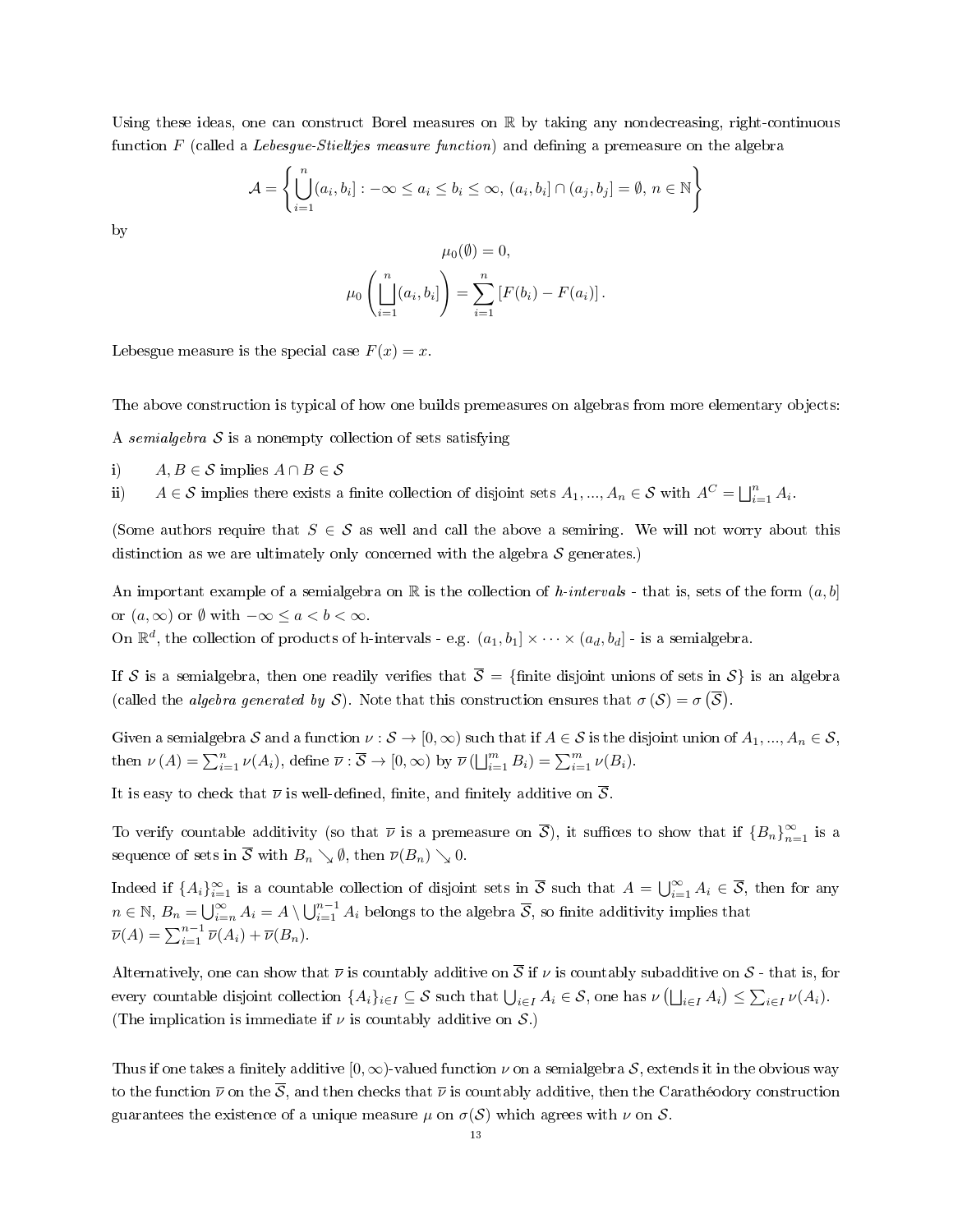Using these ideas, one can construct Borel measures on $\mathbb{R}$ by taking any nondecreasing, right-continuous function $F$ (called a *Lebesgue-Stieltjes measure function*) and defining a premeasure on the algebra

$$\mathcal{A} = \left\{ \bigcup_{i=1}^{n} (a_i, b_i] : -\infty \leq a_i \leq b_i \leq \infty,\ (a_i, b_i] \cap (a_j, b_j] = \emptyset,\ n \in \mathbb{N} \right\}$$

by

$$\mu_0(\emptyset) = 0,$$

$$\mu_0\left( \bigsqcup_{i=1}^{n} (a_i, b_i] \right) = \sum_{i=1}^{n} \left[ F(b_i) - F(a_i) \right].$$

Lebesgue measure is the special case $F(x) = x$.

The above construction is typical of how one builds premeasures on algebras from more elementary objects:

A *semialgebra* $\mathcal{S}$ is a nonempty collection of sets satisfying

i) $A, B \in \mathcal{S}$ implies $A \cap B \in \mathcal{S}$

ii) $A \in \mathcal{S}$ implies there exists a finite collection of disjoint sets $A_1, ..., A_n \in \mathcal{S}$ with $A^C = \bigsqcup_{i=1}^{n} A_i$.

(Some authors require that $S \in \mathcal{S}$ as well and call the above a semiring. We will not worry about this distinction as we are ultimately only concerned with the algebra $\mathcal{S}$ generates.)

An important example of a semialgebra on $\mathbb{R}$ is the collection of *h-intervals* - that is, sets of the form $(a, b]$ or $(a, \infty)$ or $\emptyset$ with $-\infty \leq a < b < \infty$.

On $\mathbb{R}^d$, the collection of products of h-intervals - e.g. $(a_1, b_1] \times \cdots \times (a_d, b_d]$ - is a semialgebra.

If $\mathcal{S}$ is a semialgebra, then one readily verifies that $\overline{\mathcal{S}} = \{$finite disjoint unions of sets in $\mathcal{S}\}$ is an algebra (called the *algebra generated by* $\mathcal{S}$). Note that this construction ensures that $\sigma(\mathcal{S}) = \sigma\left(\overline{\mathcal{S}}\right)$.

Given a semialgebra $\mathcal{S}$ and a function $\nu : \mathcal{S} \to [0, \infty)$ such that if $A \in \mathcal{S}$ is the disjoint union of $A_1, ..., A_n \in \mathcal{S}$, then $\nu(A) = \sum_{i=1}^{n} \nu(A_i)$, define $\overline{\nu} : \overline{\mathcal{S}} \to [0, \infty)$ by $\overline{\nu}\left(\bigsqcup_{i=1}^{m} B_i\right) = \sum_{i=1}^{m} \nu(B_i)$.

It is easy to check that $\overline{\nu}$ is well-defined, finite, and finitely additive on $\overline{\mathcal{S}}$.

To verify countable additivity (so that $\overline{\nu}$ is a premeasure on $\overline{\mathcal{S}}$), it suffices to show that if $\{B_n\}_{n=1}^{\infty}$ is a sequence of sets in $\overline{\mathcal{S}}$ with $B_n \searrow \emptyset$, then $\overline{\nu}(B_n) \searrow 0$.

Indeed if $\{A_i\}_{i=1}^{\infty}$ is a countable collection of disjoint sets in $\overline{\mathcal{S}}$ such that $A = \bigcup_{i=1}^{\infty} A_i \in \overline{\mathcal{S}}$, then for any $n \in \mathbb{N}$, $B_n = \bigcup_{i=n}^{\infty} A_i = A \setminus \bigcup_{i=1}^{n-1} A_i$ belongs to the algebra $\overline{\mathcal{S}}$, so finite additivity implies that $\overline{\nu}(A) = \sum_{i=1}^{n-1} \overline{\nu}(A_i) + \overline{\nu}(B_n)$.

Alternatively, one can show that $\overline{\nu}$ is countably additive on $\overline{\mathcal{S}}$ if $\nu$ is countably subadditive on $\mathcal{S}$ - that is, for every countable disjoint collection $\{A_i\}_{i \in I} \subseteq \mathcal{S}$ such that $\bigcup_{i \in I} A_i \in \mathcal{S}$, one has $\nu\left(\bigsqcup_{i \in I} A_i\right) \leq \sum_{i \in I} \nu(A_i)$. (The implication is immediate if $\nu$ is countably additive on $\mathcal{S}$.)

Thus if one takes a finitely additive $[0, \infty)$-valued function $\nu$ on a semialgebra $\mathcal{S}$, extends it in the obvious way to the function $\overline{\nu}$ on the $\overline{\mathcal{S}}$, and then checks that $\overline{\nu}$ is countably additive, then the Carathéodory construction guarantees the existence of a unique measure $\mu$ on $\sigma(\mathcal{S})$ which agrees with $\nu$ on $\mathcal{S}$.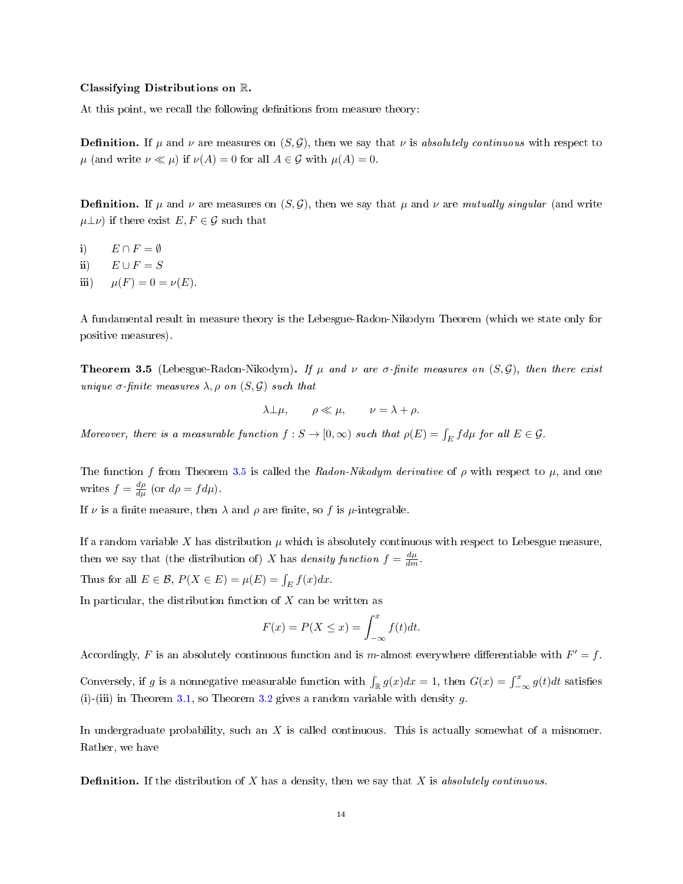**Classifying Distributions on $\mathbb{R}$.**

At this point, we recall the following definitions from measure theory:

**Definition.** If $\mu$ and $\nu$ are measures on $(S, \mathcal{G})$, then we say that $\nu$ is *absolutely continuous* with respect to $\mu$ (and write $\nu \ll \mu$) if $\nu(A) = 0$ for all $A \in \mathcal{G}$ with $\mu(A) = 0$.

**Definition.** If $\mu$ and $\nu$ are measures on $(S, \mathcal{G})$, then we say that $\mu$ and $\nu$ are *mutually singular* (and write $\mu \perp \nu$) if there exist $E, F \in \mathcal{G}$ such that

**i)** $E \cap F = \emptyset$

**ii)** $E \cup F = S$

**iii)** $\mu(F) = 0 = \nu(E)$.

A fundamental result in measure theory is the Lebesgue-Radon-Nikodym Theorem (which we state only for positive measures).

**Theorem 3.5** (Lebesgue-Radon-Nikodym)**.** *If $\mu$ and $\nu$ are $\sigma$-finite measures on $(S, \mathcal{G})$, then there exist unique $\sigma$-finite measures $\lambda, \rho$ on $(S, \mathcal{G})$ such that*

$$\lambda \perp \mu, \qquad \rho \ll \mu, \qquad \nu = \lambda + \rho.$$

*Moreover, there is a measurable function $f : S \to [0, \infty)$ such that $\rho(E) = \int_E f d\mu$ for all $E \in \mathcal{G}$.*

The function $f$ from Theorem 3.5 is called the *Radon-Nikodym derivative* of $\rho$ with respect to $\mu$, and one writes $f = \frac{d\rho}{d\mu}$ (or $d\rho = f d\mu$).

If $\nu$ is a finite measure, then $\lambda$ and $\rho$ are finite, so $f$ is $\mu$-integrable.

If a random variable $X$ has distribution $\mu$ which is absolutely continuous with respect to Lebesgue measure, then we say that (the distribution of) $X$ has *density function* $f = \frac{d\mu}{dm}$.

Thus for all $E \in \mathcal{B}$, $P(X \in E) = \mu(E) = \int_E f(x)dx$.

In particular, the distribution function of $X$ can be written as

$$F(x) = P(X \leq x) = \int_{-\infty}^{x} f(t)dt.$$

Accordingly, $F$ is an absolutely continuous function and is $m$-almost everywhere differentiable with $F' = f$.

Conversely, if $g$ is a nonnegative measurable function with $\int_{\mathbb{R}} g(x)dx = 1$, then $G(x) = \int_{-\infty}^{x} g(t)dt$ satisfies (i)-(iii) in Theorem 3.1, so Theorem 3.2 gives a random variable with density $g$.

In undergraduate probability, such an $X$ is called continuous. This is actually somewhat of a misnomer. Rather, we have

**Definition.** If the distribution of $X$ has a density, then we say that $X$ is *absolutely continuous*.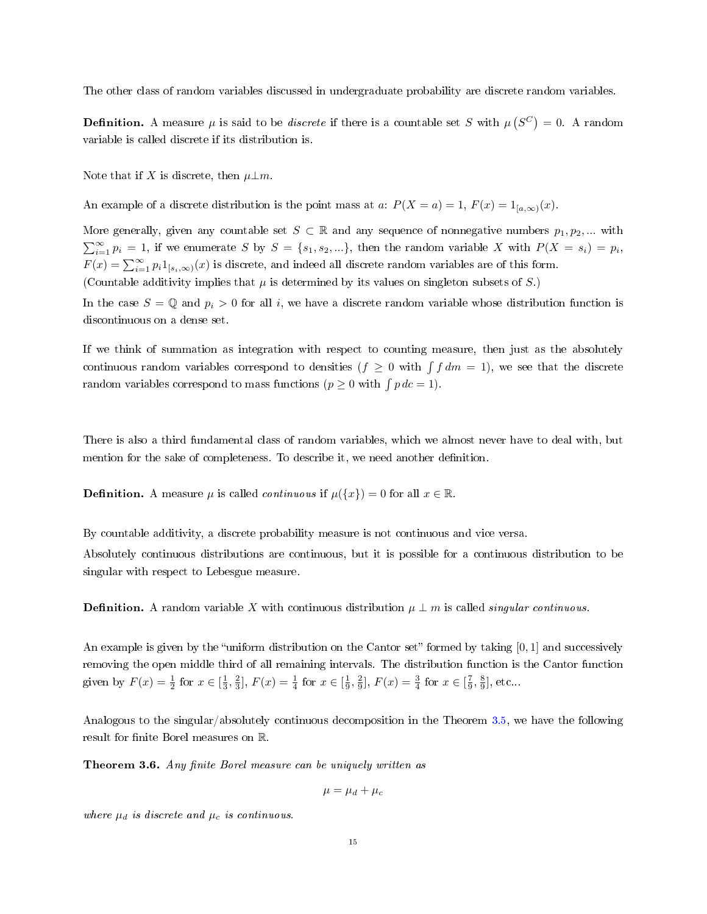The other class of random variables discussed in undergraduate probability are discrete random variables.

**Definition.** A measure $\mu$ is said to be *discrete* if there is a countable set $S$ with $\mu\left(S^C\right) = 0$. A random variable is called discrete if its distribution is.

Note that if $X$ is discrete, then $\mu \perp m$.

An example of a discrete distribution is the point mass at $a$: $P(X = a) = 1$, $F(x) = 1_{[a,\infty)}(x)$.

More generally, given any countable set $S \subset \mathbb{R}$ and any sequence of nonnegative numbers $p_1, p_2, \ldots$ with $\sum_{i=1}^{\infty} p_i = 1$, if we enumerate $S$ by $S = \{s_1, s_2, \ldots\}$, then the random variable $X$ with $P(X = s_i) = p_i$, $F(x) = \sum_{i=1}^{\infty} p_i 1_{[s_i,\infty)}(x)$ is discrete, and indeed all discrete random variables are of this form.
(Countable additivity implies that $\mu$ is determined by its values on singleton subsets of $S$.)

In the case $S = \mathbb{Q}$ and $p_i > 0$ for all $i$, we have a discrete random variable whose distribution function is discontinuous on a dense set.

If we think of summation as integration with respect to counting measure, then just as the absolutely continuous random variables correspond to densities ($f \geq 0$ with $\int f \, dm = 1$), we see that the discrete random variables correspond to mass functions ($p \geq 0$ with $\int p \, dc = 1$).

There is also a third fundamental class of random variables, which we almost never have to deal with, but mention for the sake of completeness. To describe it, we need another definition.

**Definition.** A measure $\mu$ is called *continuous* if $\mu(\{x\}) = 0$ for all $x \in \mathbb{R}$.

By countable additivity, a discrete probability measure is not continuous and vice versa.

Absolutely continuous distributions are continuous, but it is possible for a continuous distribution to be singular with respect to Lebesgue measure.

**Definition.** A random variable $X$ with continuous distribution $\mu \perp m$ is called *singular continuous*.

An example is given by the "uniform distribution on the Cantor set" formed by taking $[0, 1]$ and successively removing the open middle third of all remaining intervals. The distribution function is the Cantor function given by $F(x) = \frac{1}{2}$ for $x \in [\frac{1}{3}, \frac{2}{3}]$, $F(x) = \frac{1}{4}$ for $x \in [\frac{1}{9}, \frac{2}{9}]$, $F(x) = \frac{3}{4}$ for $x \in [\frac{7}{9}, \frac{8}{9}]$, etc...

Analogous to the singular/absolutely continuous decomposition in the Theorem 3.5, we have the following result for finite Borel measures on $\mathbb{R}$.

**Theorem 3.6.** *Any finite Borel measure can be uniquely written as*

$$\mu = \mu_d + \mu_c$$

*where $\mu_d$ is discrete and $\mu_c$ is continuous.*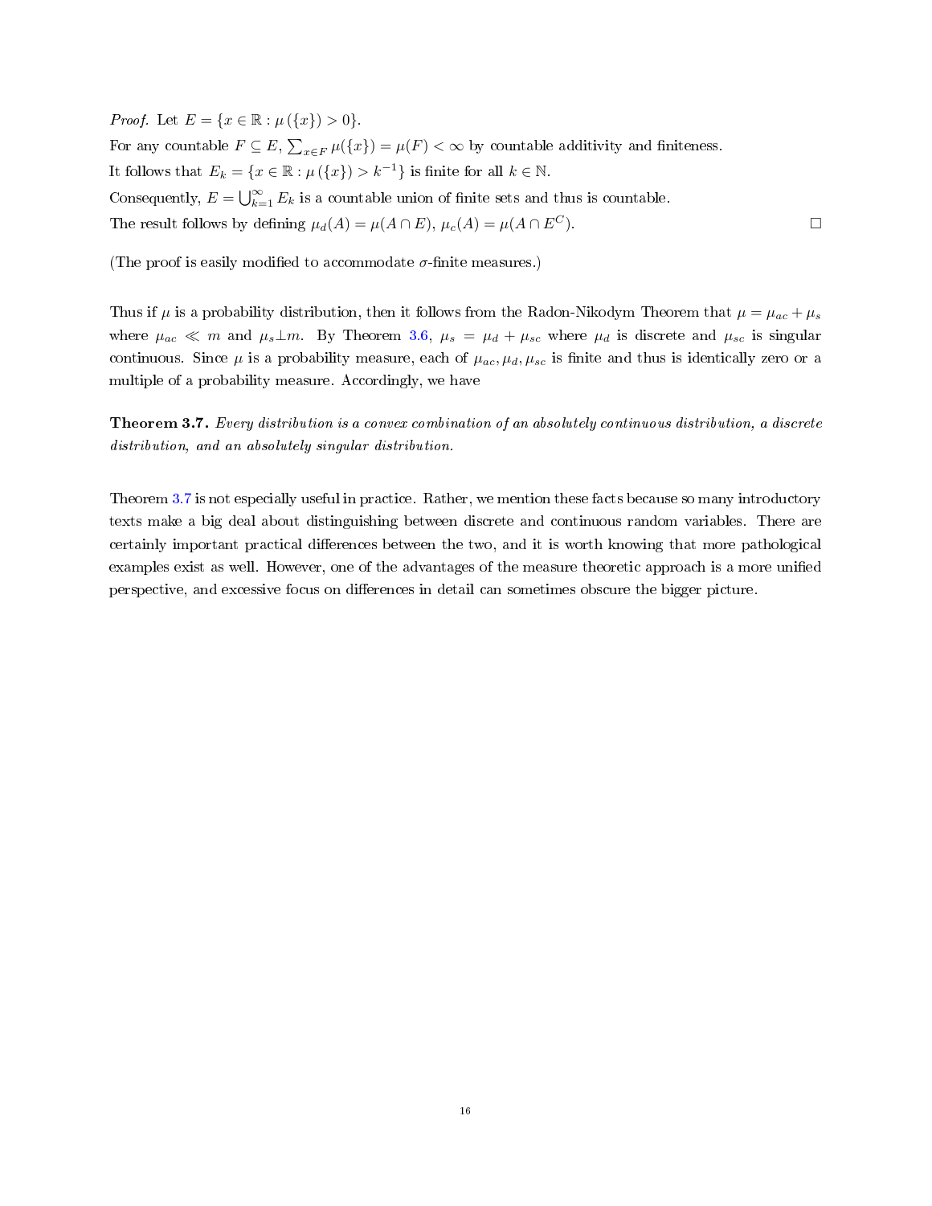*Proof.* Let $E = \{x \in \mathbb{R} : \mu(\{x\}) > 0\}$.
For any countable $F \subseteq E$, $\sum_{x \in F} \mu(\{x\}) = \mu(F) < \infty$ by countable additivity and finiteness.
It follows that $E_k = \{x \in \mathbb{R} : \mu(\{x\}) > k^{-1}\}$ is finite for all $k \in \mathbb{N}$.
Consequently, $E = \bigcup_{k=1}^{\infty} E_k$ is a countable union of finite sets and thus is countable.
The result follows by defining $\mu_d(A) = \mu(A \cap E)$, $\mu_c(A) = \mu(A \cap E^C)$. $\square$

(The proof is easily modified to accommodate $\sigma$-finite measures.)

Thus if $\mu$ is a probability distribution, then it follows from the Radon-Nikodym Theorem that $\mu = \mu_{ac} + \mu_s$ where $\mu_{ac} \ll m$ and $\mu_s \perp m$. By Theorem 3.6, $\mu_s = \mu_d + \mu_{sc}$ where $\mu_d$ is discrete and $\mu_{sc}$ is singular continuous. Since $\mu$ is a probability measure, each of $\mu_{ac}, \mu_d, \mu_{sc}$ is finite and thus is identically zero or a multiple of a probability measure. Accordingly, we have

**Theorem 3.7.** *Every distribution is a convex combination of an absolutely continuous distribution, a discrete distribution, and an absolutely singular distribution.*

Theorem 3.7 is not especially useful in practice. Rather, we mention these facts because so many introductory texts make a big deal about distinguishing between discrete and continuous random variables. There are certainly important practical differences between the two, and it is worth knowing that more pathological examples exist as well. However, one of the advantages of the measure theoretic approach is a more unified perspective, and excessive focus on differences in detail can sometimes obscure the bigger picture.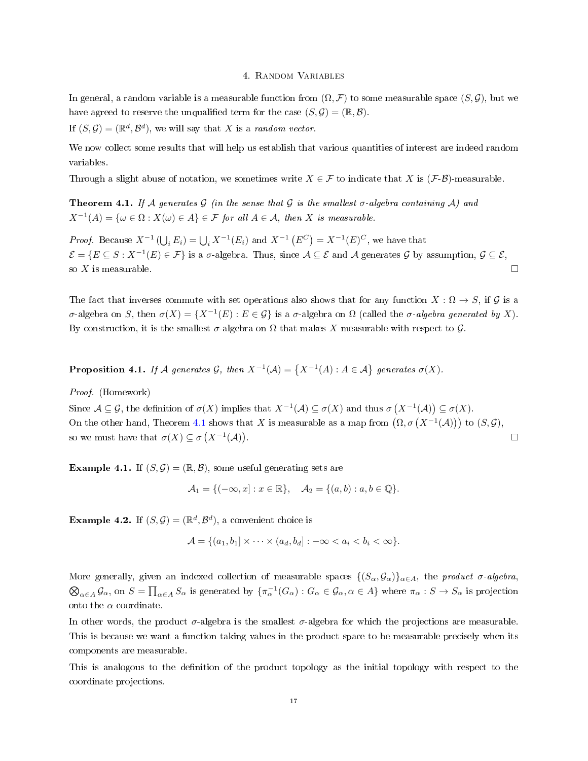# 4. Random Variables

In general, a random variable is a measurable function from $(\Omega, \mathcal{F})$ to some measurable space $(S, \mathcal{G})$, but we have agreed to reserve the unqualified term for the case $(S, \mathcal{G}) = (\mathbb{R}, \mathcal{B})$.

If $(S, \mathcal{G}) = (\mathbb{R}^d, \mathcal{B}^d)$, we will say that $X$ is a *random vector*.

We now collect some results that will help us establish that various quantities of interest are indeed random variables.

Through a slight abuse of notation, we sometimes write $X \in \mathcal{F}$ to indicate that $X$ is ($\mathcal{F}$-$\mathcal{B}$)-measurable.

**Theorem 4.1.** *If $\mathcal{A}$ generates $\mathcal{G}$ (in the sense that $\mathcal{G}$ is the smallest $\sigma$-algebra containing $\mathcal{A}$) and $X^{-1}(A) = \{\omega \in \Omega : X(\omega) \in A\} \in \mathcal{F}$ for all $A \in \mathcal{A}$, then $X$ is measurable.*

*Proof.* Because $X^{-1}\left(\bigcup_i E_i\right) = \bigcup_i X^{-1}(E_i)$ and $X^{-1}\left(E^C\right) = X^{-1}(E)^C$, we have that $\mathcal{E} = \{E \subseteq S : X^{-1}(E) \in \mathcal{F}\}$ is a $\sigma$-algebra. Thus, since $\mathcal{A} \subseteq \mathcal{E}$ and $\mathcal{A}$ generates $\mathcal{G}$ by assumption, $\mathcal{G} \subseteq \mathcal{E}$, so $X$ is measurable. □

The fact that inverses commute with set operations also shows that for any function $X : \Omega \to S$, if $\mathcal{G}$ is a $\sigma$-algebra on $S$, then $\sigma(X) = \{X^{-1}(E) : E \in \mathcal{G}\}$ is a $\sigma$-algebra on $\Omega$ (called the *$\sigma$-algebra generated by* $X$). By construction, it is the smallest $\sigma$-algebra on $\Omega$ that makes $X$ measurable with respect to $\mathcal{G}$.

**Proposition 4.1.** *If $\mathcal{A}$ generates $\mathcal{G}$, then $X^{-1}(\mathcal{A}) = \left\{X^{-1}(A) : A \in \mathcal{A}\right\}$ generates $\sigma(X)$.*

*Proof.* (Homework)

Since $\mathcal{A} \subseteq \mathcal{G}$, the definition of $\sigma(X)$ implies that $X^{-1}(\mathcal{A}) \subseteq \sigma(X)$ and thus $\sigma\left(X^{-1}(\mathcal{A})\right) \subseteq \sigma(X)$.

On the other hand, Theorem 4.1 shows that $X$ is measurable as a map from $\left(\Omega, \sigma\left(X^{-1}(\mathcal{A})\right)\right)$ to $(S, \mathcal{G})$, so we must have that $\sigma(X) \subseteq \sigma\left(X^{-1}(\mathcal{A})\right)$. □

**Example 4.1.** If $(S, \mathcal{G}) = (\mathbb{R}, \mathcal{B})$, some useful generating sets are

$$\mathcal{A}_1 = \{(-\infty, x] : x \in \mathbb{R}\}, \quad \mathcal{A}_2 = \{(a, b) : a, b \in \mathbb{Q}\}.$$

**Example 4.2.** If $(S, \mathcal{G}) = (\mathbb{R}^d, \mathcal{B}^d)$, a convenient choice is

$$\mathcal{A} = \{(a_1, b_1] \times \cdots \times (a_d, b_d] : -\infty < a_i < b_i < \infty\}.$$

More generally, given an indexed collection of measurable spaces $\{(S_\alpha, \mathcal{G}_\alpha)\}_{\alpha \in A}$, the *product $\sigma$-algebra*, $\bigotimes_{\alpha \in A} \mathcal{G}_\alpha$, on $S = \prod_{\alpha \in A} S_\alpha$ is generated by $\{\pi_\alpha^{-1}(G_\alpha) : G_\alpha \in \mathcal{G}_\alpha, \alpha \in A\}$ where $\pi_\alpha : S \to S_\alpha$ is projection onto the $\alpha$ coordinate.

In other words, the product $\sigma$-algebra is the smallest $\sigma$-algebra for which the projections are measurable. This is because we want a function taking values in the product space to be measurable precisely when its components are measurable.

This is analogous to the definition of the product topology as the initial topology with respect to the coordinate projections.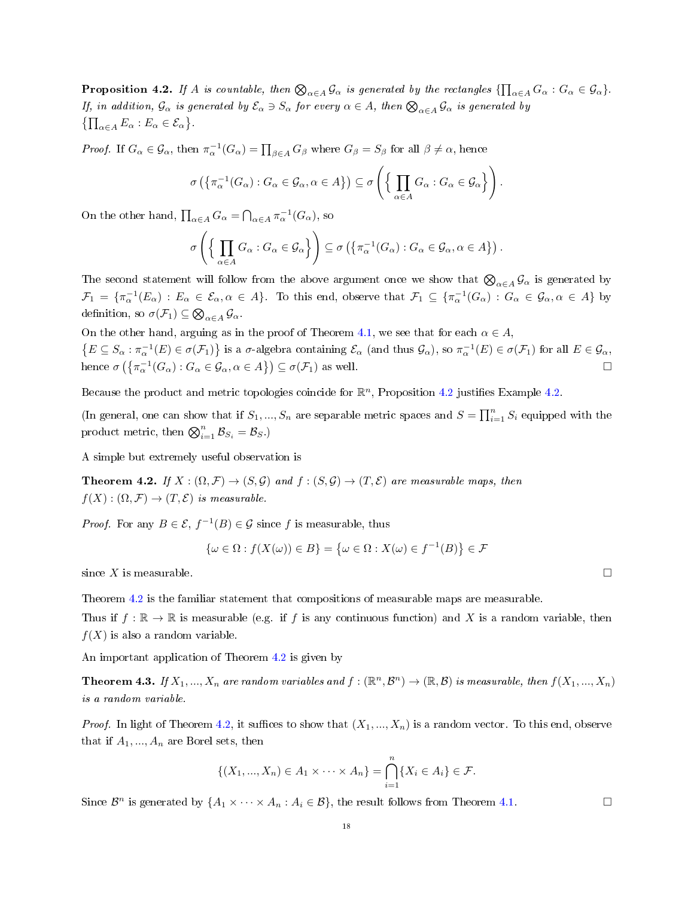**Proposition 4.2.** *If $A$ is countable, then $\bigotimes_{\alpha\in A}\mathcal{G}_\alpha$ is generated by the rectangles $\{\prod_{\alpha\in A} G_\alpha : G_\alpha \in \mathcal{G}_\alpha\}$. If, in addition, $\mathcal{G}_\alpha$ is generated by $\mathcal{E}_\alpha \ni S_\alpha$ for every $\alpha \in A$, then $\bigotimes_{\alpha\in A}\mathcal{G}_\alpha$ is generated by $\left\{\prod_{\alpha\in A} E_\alpha : E_\alpha \in \mathcal{E}_\alpha\right\}$.*

*Proof.* If $G_\alpha \in \mathcal{G}_\alpha$, then $\pi_\alpha^{-1}(G_\alpha) = \prod_{\beta\in A} G_\beta$ where $G_\beta = S_\beta$ for all $\beta \neq \alpha$, hence

$$\sigma\left(\left\{\pi_\alpha^{-1}(G_\alpha) : G_\alpha \in \mathcal{G}_\alpha, \alpha \in A\right\}\right) \subseteq \sigma\left(\left\{\prod_{\alpha\in A} G_\alpha : G_\alpha \in \mathcal{G}_\alpha\right\}\right).$$

On the other hand, $\prod_{\alpha\in A} G_\alpha = \bigcap_{\alpha\in A}\pi_\alpha^{-1}(G_\alpha)$, so

$$\sigma\left(\left\{\prod_{\alpha\in A} G_\alpha : G_\alpha \in \mathcal{G}_\alpha\right\}\right) \subseteq \sigma\left(\left\{\pi_\alpha^{-1}(G_\alpha) : G_\alpha \in \mathcal{G}_\alpha, \alpha \in A\right\}\right).$$

The second statement will follow from the above argument once we show that $\bigotimes_{\alpha\in A}\mathcal{G}_\alpha$ is generated by $\mathcal{F}_1 = \{\pi_\alpha^{-1}(E_\alpha) : E_\alpha \in \mathcal{E}_\alpha, \alpha \in A\}$. To this end, observe that $\mathcal{F}_1 \subseteq \{\pi_\alpha^{-1}(G_\alpha) : G_\alpha \in \mathcal{G}_\alpha, \alpha \in A\}$ by definition, so $\sigma(\mathcal{F}_1) \subseteq \bigotimes_{\alpha\in A}\mathcal{G}_\alpha$.

On the other hand, arguing as in the proof of Theorem 4.1, we see that for each $\alpha \in A$, $\left\{E \subseteq S_\alpha : \pi_\alpha^{-1}(E) \in \sigma(\mathcal{F}_1)\right\}$ is a $\sigma$-algebra containing $\mathcal{E}_\alpha$ (and thus $\mathcal{G}_\alpha$), so $\pi_\alpha^{-1}(E) \in \sigma(\mathcal{F}_1)$ for all $E \in \mathcal{G}_\alpha$, hence $\sigma\left(\left\{\pi_\alpha^{-1}(G_\alpha) : G_\alpha \in \mathcal{G}_\alpha, \alpha \in A\right\}\right) \subseteq \sigma(\mathcal{F}_1)$ as well. □

Because the product and metric topologies coincide for $\mathbb{R}^n$, Proposition 4.2 justifies Example 4.2.

(In general, one can show that if $S_1, ..., S_n$ are separable metric spaces and $S = \prod_{i=1}^n S_i$ equipped with the product metric, then $\bigotimes_{i=1}^n \mathcal{B}_{S_i} = \mathcal{B}_S$.)

A simple but extremely useful observation is

**Theorem 4.2.** *If $X : (\Omega, \mathcal{F}) \to (S, \mathcal{G})$ and $f : (S, \mathcal{G}) \to (T, \mathcal{E})$ are measurable maps, then $f(X) : (\Omega, \mathcal{F}) \to (T, \mathcal{E})$ is measurable.*

*Proof.* For any $B \in \mathcal{E}$, $f^{-1}(B) \in \mathcal{G}$ since $f$ is measurable, thus

$$\{\omega \in \Omega : f(X(\omega)) \in B\} = \left\{\omega \in \Omega : X(\omega) \in f^{-1}(B)\right\} \in \mathcal{F}$$

since $X$ is measurable. □

Theorem 4.2 is the familiar statement that compositions of measurable maps are measurable.

Thus if $f : \mathbb{R} \to \mathbb{R}$ is measurable (e.g. if $f$ is any continuous function) and $X$ is a random variable, then $f(X)$ is also a random variable.

An important application of Theorem 4.2 is given by

**Theorem 4.3.** *If $X_1, ..., X_n$ are random variables and $f : (\mathbb{R}^n, \mathcal{B}^n) \to (\mathbb{R}, \mathcal{B})$ is measurable, then $f(X_1, ..., X_n)$ is a random variable.*

*Proof.* In light of Theorem 4.2, it suffices to show that $(X_1, ..., X_n)$ is a random vector. To this end, observe that if $A_1, ..., A_n$ are Borel sets, then

$$\{(X_1, ..., X_n) \in A_1 \times \cdots \times A_n\} = \bigcap_{i=1}^n \{X_i \in A_i\} \in \mathcal{F}.$$

Since $\mathcal{B}^n$ is generated by $\{A_1 \times \cdots \times A_n : A_i \in \mathcal{B}\}$, the result follows from Theorem 4.1. □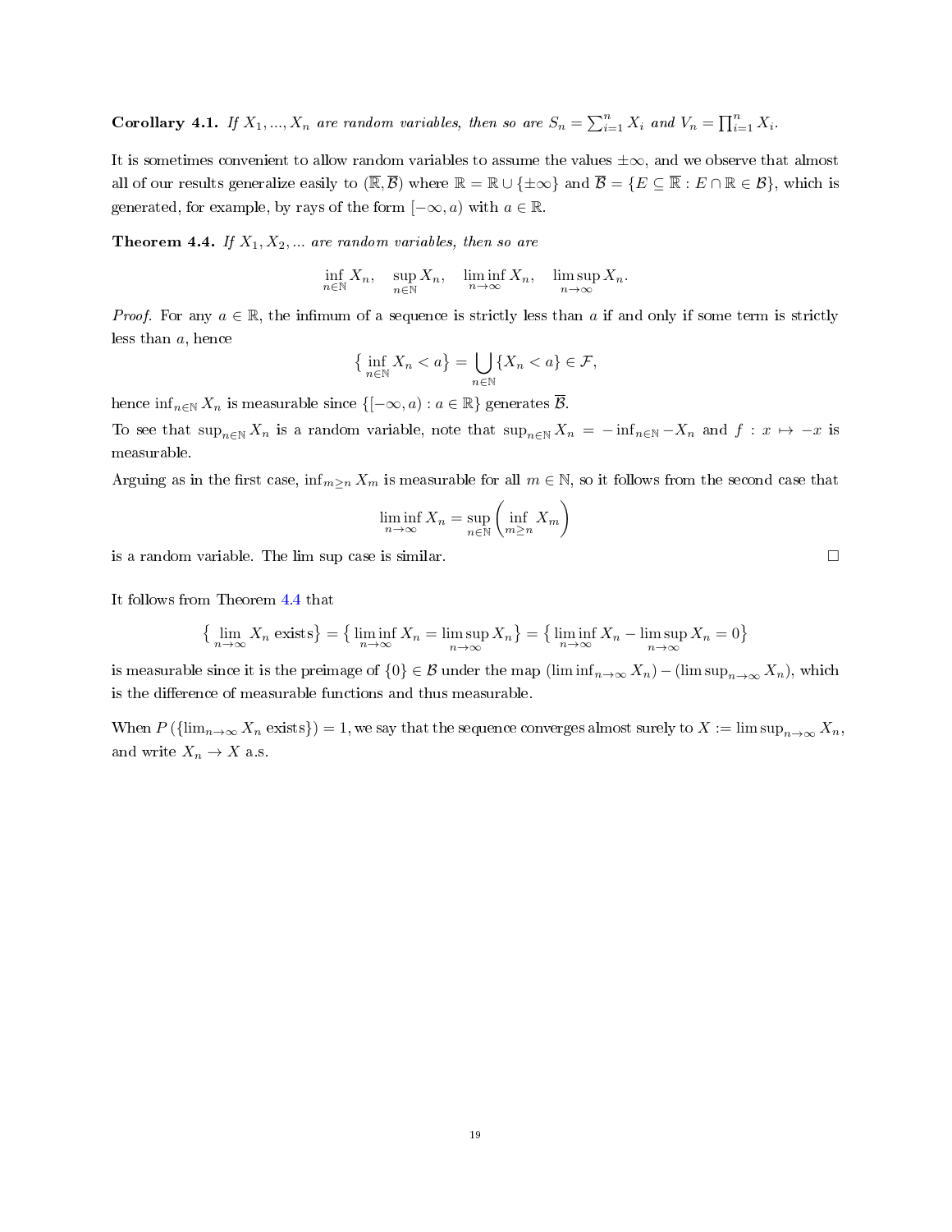**Corollary 4.1.** *If $X_1, ..., X_n$ are random variables, then so are $S_n = \sum_{i=1}^n X_i$ and $V_n = \prod_{i=1}^n X_i$.*

It is sometimes convenient to allow random variables to assume the values $\pm\infty$, and we observe that almost all of our results generalize easily to $(\overline{\mathbb{R}}, \overline{\mathcal{B}})$ where $\mathbb{R} = \mathbb{R} \cup \{\pm\infty\}$ and $\overline{\mathcal{B}} = \{E \subseteq \overline{\mathbb{R}} : E \cap \mathbb{R} \in \mathcal{B}\}$, which is generated, for example, by rays of the form $[-\infty, a)$ with $a \in \mathbb{R}$.

**Theorem 4.4.** *If $X_1, X_2, ...$ are random variables, then so are*

$$\inf_{n\in\mathbb{N}} X_n, \quad \sup_{n\in\mathbb{N}} X_n, \quad \liminf_{n\to\infty} X_n, \quad \limsup_{n\to\infty} X_n.$$

*Proof.* For any $a \in \mathbb{R}$, the infimum of a sequence is strictly less than $a$ if and only if some term is strictly less than $a$, hence

$$\big\{ \inf_{n\in\mathbb{N}} X_n < a \big\} = \bigcup_{n\in\mathbb{N}} \{X_n < a\} \in \mathcal{F},$$

hence $\inf_{n\in\mathbb{N}} X_n$ is measurable since $\{[-\infty, a) : a \in \mathbb{R}\}$ generates $\overline{\mathcal{B}}$.

To see that $\sup_{n\in\mathbb{N}} X_n$ is a random variable, note that $\sup_{n\in\mathbb{N}} X_n = -\inf_{n\in\mathbb{N}} -X_n$ and $f : x \mapsto -x$ is measurable.

Arguing as in the first case, $\inf_{m\geq n} X_m$ is measurable for all $m \in \mathbb{N}$, so it follows from the second case that

$$\liminf_{n\to\infty} X_n = \sup_{n\in\mathbb{N}} \left( \inf_{m\geq n} X_m \right)$$

is a random variable. The lim sup case is similar. $\square$

It follows from Theorem 4.4 that

$$\big\{ \lim_{n\to\infty} X_n \text{ exists} \big\} = \big\{ \liminf_{n\to\infty} X_n = \limsup_{n\to\infty} X_n \big\} = \big\{ \liminf_{n\to\infty} X_n - \limsup_{n\to\infty} X_n = 0 \big\}$$

is measurable since it is the preimage of $\{0\} \in \mathcal{B}$ under the map $(\liminf_{n\to\infty} X_n) - (\limsup_{n\to\infty} X_n)$, which is the difference of measurable functions and thus measurable.

When $P\left(\{\lim_{n\to\infty} X_n \text{ exists}\}\right) = 1$, we say that the sequence converges almost surely to $X := \limsup_{n\to\infty} X_n$, and write $X_n \to X$ a.s.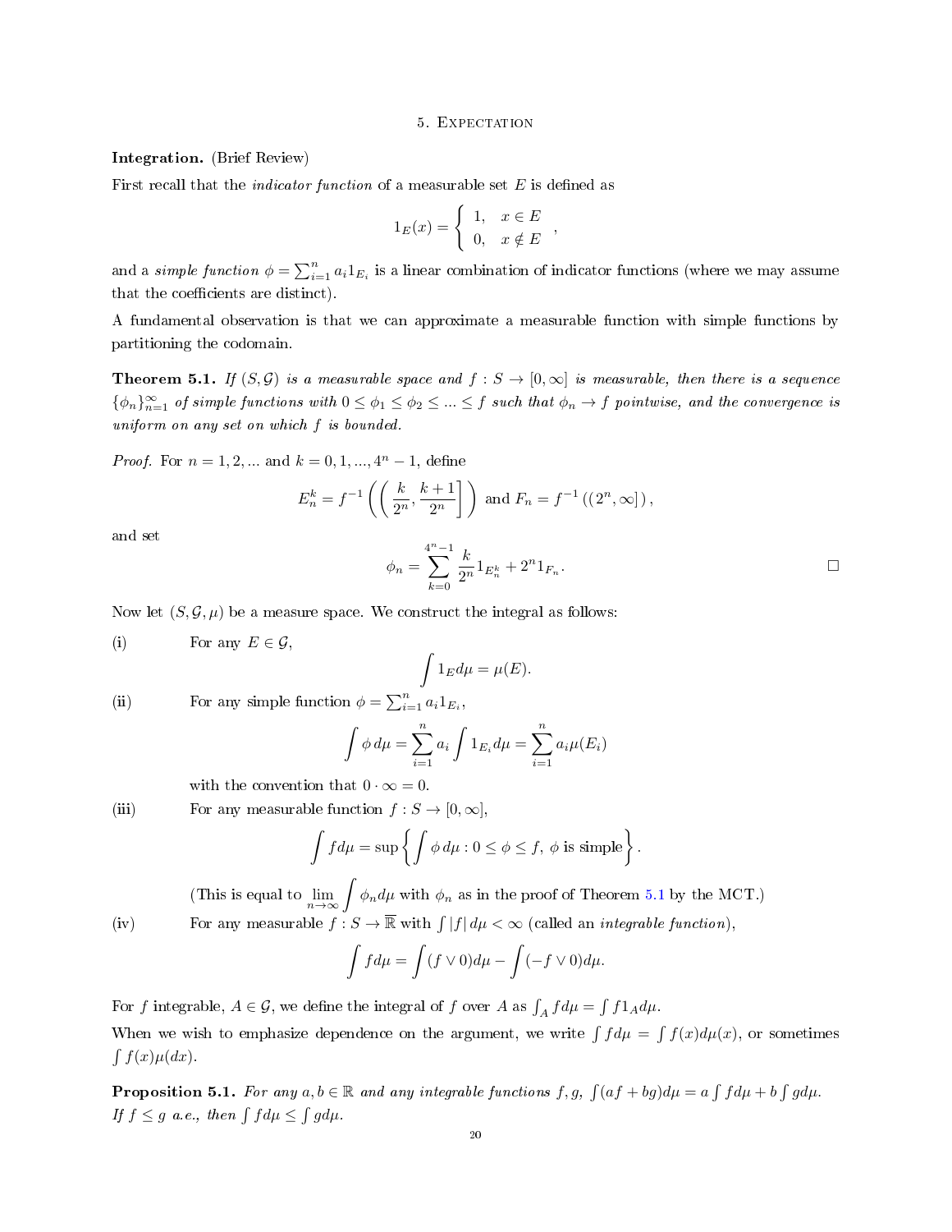# 5. Expectation

**Integration.** (Brief Review)

First recall that the *indicator function* of a measurable set $E$ is defined as

$$1_E(x) = \begin{cases} 1, & x \in E \\ 0, & x \notin E \end{cases},$$

and a *simple function* $\phi = \sum_{i=1}^n a_i 1_{E_i}$ is a linear combination of indicator functions (where we may assume that the coefficients are distinct).

A fundamental observation is that we can approximate a measurable function with simple functions by partitioning the codomain.

**Theorem 5.1.** *If $(S, \mathcal{G})$ is a measurable space and $f : S \to [0, \infty]$ is measurable, then there is a sequence $\{\phi_n\}_{n=1}^\infty$ of simple functions with $0 \le \phi_1 \le \phi_2 \le ... \le f$ such that $\phi_n \to f$ pointwise, and the convergence is uniform on any set on which $f$ is bounded.*

*Proof.* For $n = 1, 2, ...$ and $k = 0, 1, ..., 4^n - 1$, define

$$E_n^k = f^{-1}\left(\left(\frac{k}{2^n}, \frac{k+1}{2^n}\right]\right) \text{ and } F_n = f^{-1}\left((2^n, \infty]\right),$$

and set

$$\phi_n = \sum_{k=0}^{4^n-1} \frac{k}{2^n} 1_{E_n^k} + 2^n 1_{F_n}.$$

□

Now let $(S, \mathcal{G}, \mu)$ be a measure space. We construct the integral as follows:

(i) For any $E \in \mathcal{G}$,

$$\int 1_E d\mu = \mu(E).$$

(ii) For any simple function $\phi = \sum_{i=1}^n a_i 1_{E_i}$,

$$\int \phi \, d\mu = \sum_{i=1}^n a_i \int 1_{E_i} d\mu = \sum_{i=1}^n a_i \mu(E_i)$$

with the convention that $0 \cdot \infty = 0$.

(iii) For any measurable function $f : S \to [0, \infty]$,

$$\int f d\mu = \sup\left\{\int \phi \, d\mu : 0 \le \phi \le f, \ \phi \text{ is simple}\right\}.$$

(This is equal to $\lim_{n\to\infty} \int \phi_n d\mu$ with $\phi_n$ as in the proof of Theorem 5.1 by the MCT.)

(iv) For any measurable $f : S \to \overline{\mathbb{R}}$ with $\int |f| \, d\mu < \infty$ (called an *integrable function*),

$$\int f d\mu = \int (f \vee 0) d\mu - \int (-f \vee 0) d\mu.$$

For $f$ integrable, $A \in \mathcal{G}$, we define the integral of $f$ over $A$ as $\int_A f d\mu = \int f 1_A d\mu$.

When we wish to emphasize dependence on the argument, we write $\int f d\mu = \int f(x) d\mu(x)$, or sometimes $\int f(x) \mu(dx)$.

**Proposition 5.1.** *For any $a, b \in \mathbb{R}$ and any integrable functions $f, g$, $\int (af + bg) d\mu = a \int f d\mu + b \int g d\mu$. If $f \le g$ a.e., then $\int f d\mu \le \int g d\mu$.*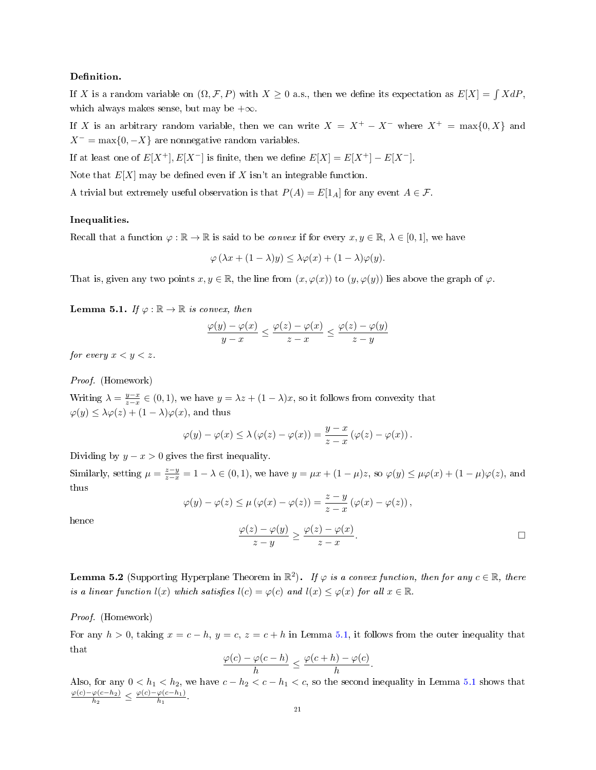**Definition.**

If $X$ is a random variable on $(\Omega, \mathcal{F}, P)$ with $X \geq 0$ a.s., then we define its expectation as $E[X] = \int X dP$, which always makes sense, but may be $+\infty$.

If $X$ is an arbitrary random variable, then we can write $X = X^+ - X^-$ where $X^+ = \max\{0, X\}$ and $X^- = \max\{0, -X\}$ are nonnegative random variables.

If at least one of $E[X^+], E[X^-]$ is finite, then we define $E[X] = E[X^+] - E[X^-]$.

Note that $E[X]$ may be defined even if $X$ isn't an integrable function.

A trivial but extremely useful observation is that $P(A) = E[1_A]$ for any event $A \in \mathcal{F}$.

**Inequalities.**

Recall that a function $\varphi : \mathbb{R} \to \mathbb{R}$ is said to be *convex* if for every $x, y \in \mathbb{R}$, $\lambda \in [0, 1]$, we have

$$\varphi(\lambda x + (1 - \lambda)y) \leq \lambda\varphi(x) + (1 - \lambda)\varphi(y).$$

That is, given any two points $x, y \in \mathbb{R}$, the line from $(x, \varphi(x))$ to $(y, \varphi(y))$ lies above the graph of $\varphi$.

**Lemma 5.1.** *If $\varphi : \mathbb{R} \to \mathbb{R}$ is convex, then*

$$\frac{\varphi(y) - \varphi(x)}{y - x} \leq \frac{\varphi(z) - \varphi(x)}{z - x} \leq \frac{\varphi(z) - \varphi(y)}{z - y}$$

*for every $x < y < z$.*

*Proof.* (Homework)

Writing $\lambda = \frac{y-x}{z-x} \in (0, 1)$, we have $y = \lambda z + (1 - \lambda)x$, so it follows from convexity that $\varphi(y) \leq \lambda\varphi(z) + (1 - \lambda)\varphi(x)$, and thus

$$\varphi(y) - \varphi(x) \leq \lambda(\varphi(z) - \varphi(x)) = \frac{y - x}{z - x}(\varphi(z) - \varphi(x)).$$

Dividing by $y - x > 0$ gives the first inequality.

Similarly, setting $\mu = \frac{z-y}{z-x} = 1 - \lambda \in (0, 1)$, we have $y = \mu x + (1 - \mu)z$, so $\varphi(y) \leq \mu\varphi(x) + (1 - \mu)\varphi(z)$, and thus

$$\varphi(y) - \varphi(z) \leq \mu(\varphi(x) - \varphi(z)) = \frac{z - y}{z - x}(\varphi(x) - \varphi(z)),$$

hence

$$\frac{\varphi(z) - \varphi(y)}{z - y} \geq \frac{\varphi(z) - \varphi(x)}{z - x}.$$

□

**Lemma 5.2** (Supporting Hyperplane Theorem in $\mathbb{R}^2$)**.** *If $\varphi$ is a convex function, then for any $c \in \mathbb{R}$, there is a linear function $l(x)$ which satisfies $l(c) = \varphi(c)$ and $l(x) \leq \varphi(x)$ for all $x \in \mathbb{R}$.*

*Proof.* (Homework)

For any $h > 0$, taking $x = c - h$, $y = c$, $z = c + h$ in Lemma 5.1, it follows from the outer inequality that that

$$\frac{\varphi(c) - \varphi(c - h)}{h} \leq \frac{\varphi(c + h) - \varphi(c)}{h}.$$

Also, for any $0 < h_1 < h_2$, we have $c - h_2 < c - h_1 < c$, so the second inequality in Lemma 5.1 shows that $\frac{\varphi(c)-\varphi(c-h_2)}{h_2} \leq \frac{\varphi(c)-\varphi(c-h_1)}{h_1}$.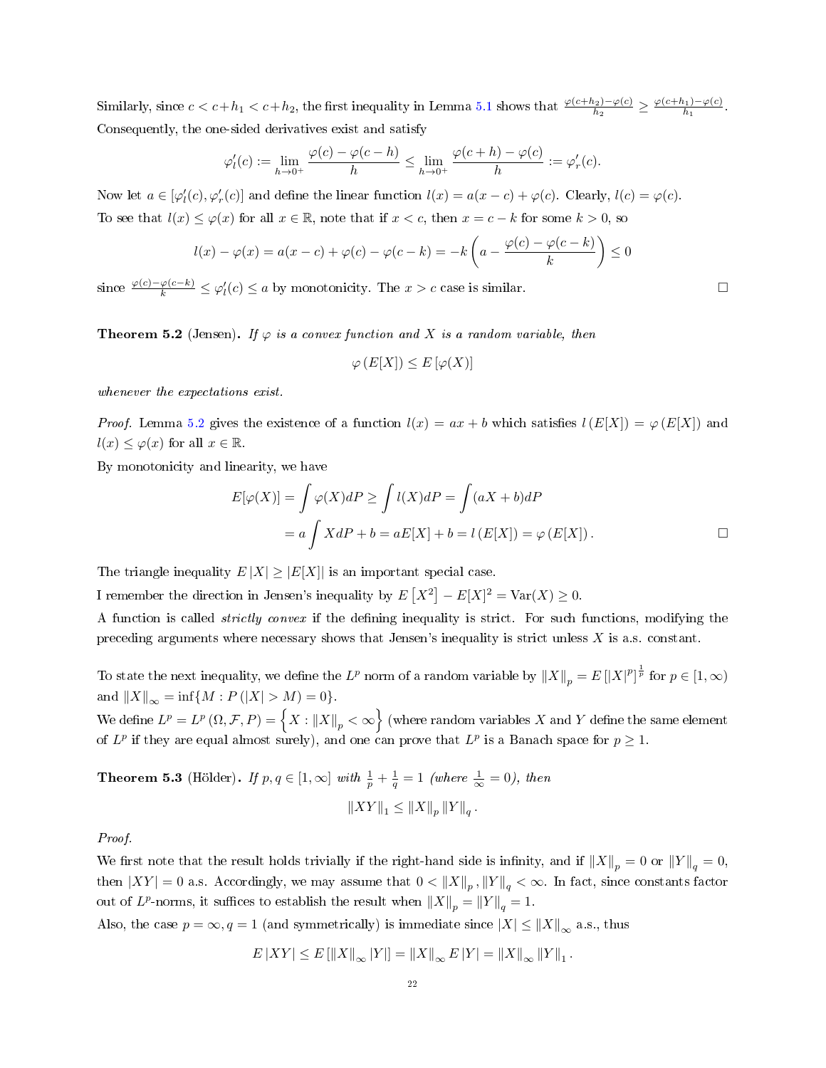Similarly, since $c < c+h_1 < c+h_2$, the first inequality in Lemma 5.1 shows that $\frac{\varphi(c+h_2)-\varphi(c)}{h_2} \geq \frac{\varphi(c+h_1)-\varphi(c)}{h_1}$. Consequently, the one-sided derivatives exist and satisfy

$$\varphi_l'(c) := \lim_{h\to 0^+} \frac{\varphi(c)-\varphi(c-h)}{h} \leq \lim_{h\to 0^+} \frac{\varphi(c+h)-\varphi(c)}{h} := \varphi_r'(c).$$

Now let $a \in [\varphi_l'(c), \varphi_r'(c)]$ and define the linear function $l(x) = a(x-c)+\varphi(c)$. Clearly, $l(c) = \varphi(c)$. To see that $l(x) \leq \varphi(x)$ for all $x \in \mathbb{R}$, note that if $x < c$, then $x = c-k$ for some $k > 0$, so

$$l(x) - \varphi(x) = a(x-c) + \varphi(c) - \varphi(c-k) = -k\left(a - \frac{\varphi(c)-\varphi(c-k)}{k}\right) \leq 0$$

since $\frac{\varphi(c)-\varphi(c-k)}{k} \leq \varphi_l'(c) \leq a$ by monotonicity. The $x > c$ case is similar. □

**Theorem 5.2** (Jensen)**.** *If $\varphi$ is a convex function and $X$ is a random variable, then*

$$\varphi\left(E[X]\right) \leq E\left[\varphi(X)\right]$$

*whenever the expectations exist.*

*Proof.* Lemma 5.2 gives the existence of a function $l(x) = ax+b$ which satisfies $l\left(E[X]\right) = \varphi\left(E[X]\right)$ and $l(x) \leq \varphi(x)$ for all $x \in \mathbb{R}$.

By monotonicity and linearity, we have

$$\begin{aligned} E[\varphi(X)] &= \int \varphi(X)dP \geq \int l(X)dP = \int (aX+b)dP \\ &= a\int XdP + b = aE[X] + b = l\left(E[X]\right) = \varphi\left(E[X]\right). \end{aligned}$$

□

The triangle inequality $E\,|X| \geq |E[X]|$ is an important special case.

I remember the direction in Jensen's inequality by $E\left[X^2\right] - E[X]^2 = \mathrm{Var}(X) \geq 0$.

A function is called *strictly convex* if the defining inequality is strict. For such functions, modifying the preceding arguments where necessary shows that Jensen's inequality is strict unless $X$ is a.s. constant.

To state the next inequality, we define the $L^p$ norm of a random variable by $\|X\|_p = E\left[|X|^p\right]^{\frac{1}{p}}$ for $p \in [1,\infty)$ and $\|X\|_\infty = \inf\{M : P\left(|X| > M\right) = 0\}$.

We define $L^p = L^p\left(\Omega, \mathcal{F}, P\right) = \left\{X : \|X\|_p < \infty\right\}$ (where random variables $X$ and $Y$ define the same element of $L^p$ if they are equal almost surely), and one can prove that $L^p$ is a Banach space for $p \geq 1$.

**Theorem 5.3** (Hölder)**.** *If $p, q \in [1,\infty]$ with $\frac{1}{p} + \frac{1}{q} = 1$ (where $\frac{1}{\infty} = 0$), then*

$$\|XY\|_1 \leq \|X\|_p \|Y\|_q.$$

*Proof.*

We first note that the result holds trivially if the right-hand side is infinity, and if $\|X\|_p = 0$ or $\|Y\|_q = 0$, then $|XY| = 0$ a.s. Accordingly, we may assume that $0 < \|X\|_p, \|Y\|_q < \infty$. In fact, since constants factor out of $L^p$-norms, it suffices to establish the result when $\|X\|_p = \|Y\|_q = 1$.

Also, the case $p = \infty, q = 1$ (and symmetrically) is immediate since $|X| \leq \|X\|_\infty$ a.s., thus

$$E\,|XY| \leq E\left[\|X\|_\infty |Y|\right] = \|X\|_\infty E\,|Y| = \|X\|_\infty \|Y\|_1.$$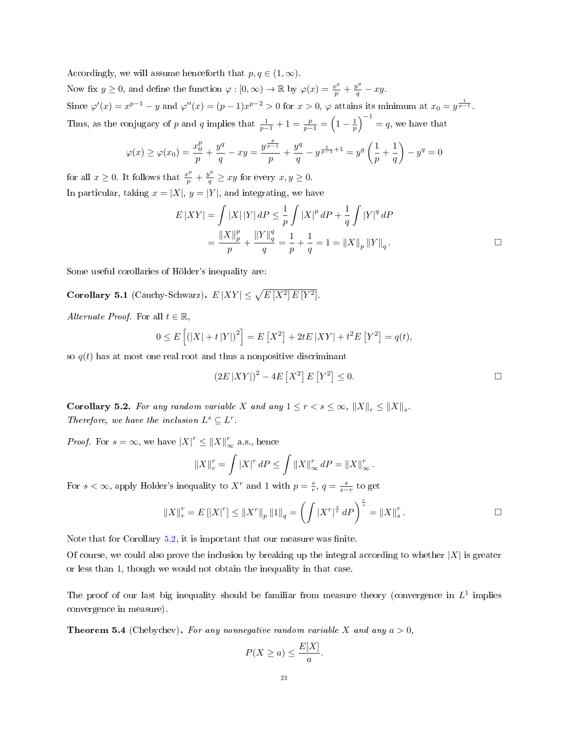Accordingly, we will assume henceforth that $p, q \in (1, \infty)$.

Now fix $y \geq 0$, and define the function $\varphi : [0, \infty) \to \mathbb{R}$ by $\varphi(x) = \frac{x^p}{p} + \frac{y^q}{q} - xy$.

Since $\varphi'(x) = x^{p-1} - y$ and $\varphi''(x) = (p-1)x^{p-2} > 0$ for $x > 0$, $\varphi$ attains its minimum at $x_0 = y^{\frac{1}{p-1}}$.

Thus, as the conjugacy of $p$ and $q$ implies that $\frac{1}{p-1} + 1 = \frac{p}{p-1} = \left(1 - \frac{1}{p}\right)^{-1} = q$, we have that

$$\varphi(x) \geq \varphi(x_0) = \frac{x_0^p}{p} + \frac{y^q}{q} - xy = \frac{y^{\frac{p}{p-1}}}{p} + \frac{y^q}{q} - y^{\frac{1}{p-1}+1} = y^q\left(\frac{1}{p} + \frac{1}{q}\right) - y^q = 0$$

for all $x \geq 0$. It follows that $\frac{x^p}{p} + \frac{y^q}{q} \geq xy$ for every $x, y \geq 0$.

In particular, taking $x = |X|$, $y = |Y|$, and integrating, we have

$$\begin{aligned} E\,|XY| &= \int |X|\,|Y|\,dP \leq \frac{1}{p}\int |X|^p\,dP + \frac{1}{q}\int |Y|^q\,dP \\ &= \frac{\|X\|_p^p}{p} + \frac{\|Y\|_q^q}{q} = \frac{1}{p} + \frac{1}{q} = 1 = \|X\|_p\,\|Y\|_q\,. \end{aligned}$$

□

Some useful corollaries of Hölder's inequality are:

**Corollary 5.1** (Cauchy-Schwarz)**.** $E\,|XY| \leq \sqrt{E\left[X^2\right] E\left[Y^2\right]}$.

*Alternate Proof.* For all $t \in \mathbb{R}$,

$$0 \leq E\left[(|X| + t\,|Y|)^2\right] = E\left[X^2\right] + 2tE\,|XY| + t^2 E\left[Y^2\right] = q(t),$$

so $q(t)$ has at most one real root and thus a nonpositive discriminant

$$(2E\,|XY|)^2 - 4E\left[X^2\right]E\left[Y^2\right] \leq 0.$$

□

**Corollary 5.2.** *For any random variable $X$ and any $1 \leq r < s \leq \infty$, $\|X\|_r \leq \|X\|_s$. Therefore, we have the inclusion $L^s \subseteq L^r$.*

*Proof.* For $s = \infty$, we have $|X|^r \leq \|X\|_\infty^r$ a.s., hence

$$\|X\|_r^r = \int |X|^r\,dP \leq \int \|X\|_\infty^r\,dP = \|X\|_\infty^r\,.$$

For $s < \infty$, apply Holder's inequality to $X^r$ and 1 with $p = \frac{s}{r}$, $q = \frac{s}{s-r}$ to get

$$\|X\|_r^r = E\left[|X|^r\right] \leq \|X^r\|_p\,\|1\|_q = \left(\int |X^r|^{\frac{s}{r}}\,dP\right)^{\frac{r}{s}} = \|X\|_s^r\,.$$

□

Note that for Corollary 5.2, it is important that our measure was finite.

Of course, we could also prove the inclusion by breaking up the integral according to whether $|X|$ is greater or less than 1, though we would not obtain the inequality in that case.

The proof of our last big inequality should be familiar from measure theory (convergence in $L^1$ implies convergence in measure).

**Theorem 5.4** (Chebychev)**.** *For any nonnegative random variable $X$ and any $a > 0$,*

$$P(X \geq a) \leq \frac{E[X]}{a}.$$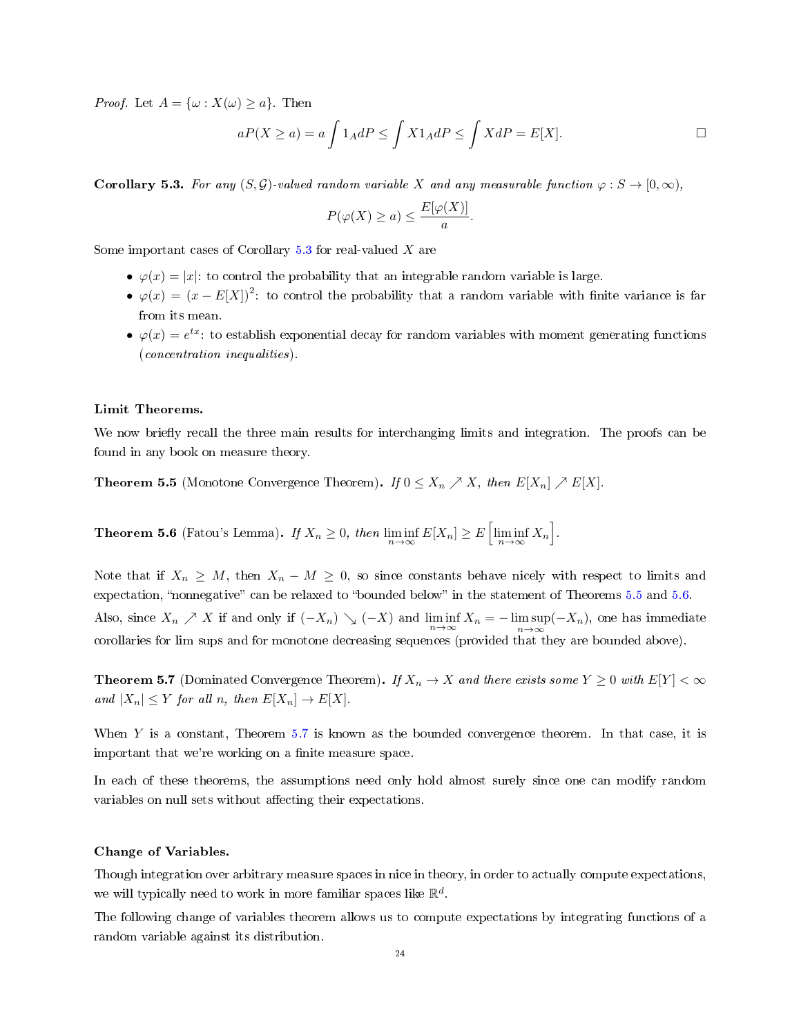*Proof.* Let $A = \{\omega : X(\omega) \geq a\}$. Then

$$aP(X \geq a) = a \int 1_A dP \leq \int X 1_A dP \leq \int X dP = E[X].$$

□

**Corollary 5.3.** *For any $(S, \mathcal{G})$-valued random variable $X$ and any measurable function $\varphi : S \to [0, \infty)$,*

$$P(\varphi(X) \geq a) \leq \frac{E[\varphi(X)]}{a}.$$

Some important cases of Corollary 5.3 for real-valued $X$ are

- $\varphi(x) = |x|$: to control the probability that an integrable random variable is large.
- $\varphi(x) = (x - E[X])^2$: to control the probability that a random variable with finite variance is far from its mean.
- $\varphi(x) = e^{tx}$: to establish exponential decay for random variables with moment generating functions (*concentration inequalities*).

**Limit Theorems.**

We now briefly recall the three main results for interchanging limits and integration. The proofs can be found in any book on measure theory.

**Theorem 5.5** (Monotone Convergence Theorem)**.** *If $0 \leq X_n \nearrow X$, then $E[X_n] \nearrow E[X]$.*

**Theorem 5.6** (Fatou's Lemma)**.** *If $X_n \geq 0$, then $\liminf_{n\to\infty} E[X_n] \geq E\left[\liminf_{n\to\infty} X_n\right]$.*

Note that if $X_n \geq M$, then $X_n - M \geq 0$, so since constants behave nicely with respect to limits and expectation, "nonnegative" can be relaxed to "bounded below" in the statement of Theorems 5.5 and 5.6. Also, since $X_n \nearrow X$ if and only if $(-X_n) \searrow (-X)$ and $\liminf_{n\to\infty} X_n = -\limsup_{n\to\infty}(-X_n)$, one has immediate corollaries for lim sups and for monotone decreasing sequences (provided that they are bounded above).

**Theorem 5.7** (Dominated Convergence Theorem)**.** *If $X_n \to X$ and there exists some $Y \geq 0$ with $E[Y] < \infty$ and $|X_n| \leq Y$ for all $n$, then $E[X_n] \to E[X]$.*

When $Y$ is a constant, Theorem 5.7 is known as the bounded convergence theorem. In that case, it is important that we're working on a finite measure space.

In each of these theorems, the assumptions need only hold almost surely since one can modify random variables on null sets without affecting their expectations.

**Change of Variables.**

Though integration over arbitrary measure spaces in nice in theory, in order to actually compute expectations, we will typically need to work in more familiar spaces like $\mathbb{R}^d$.

The following change of variables theorem allows us to compute expectations by integrating functions of a random variable against its distribution.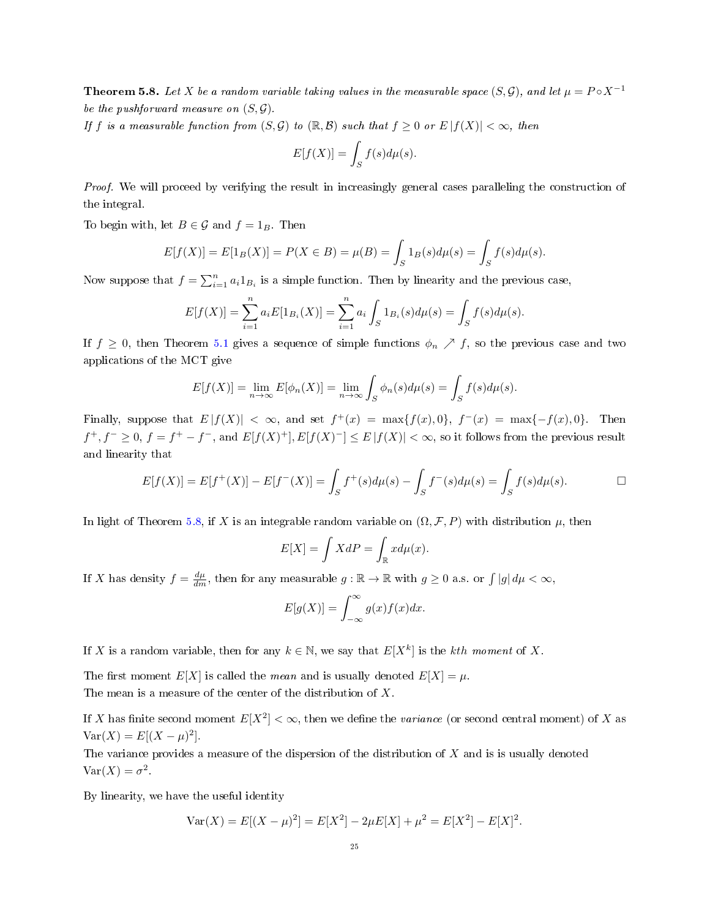**Theorem 5.8.** *Let $X$ be a random variable taking values in the measurable space $(S, \mathcal{G})$, and let $\mu = P \circ X^{-1}$ be the pushforward measure on $(S, \mathcal{G})$.*
*If $f$ is a measurable function from $(S, \mathcal{G})$ to $(\mathbb{R}, \mathcal{B})$ such that $f \geq 0$ or $E|f(X)| < \infty$, then*

$$E[f(X)] = \int_S f(s) d\mu(s).$$

*Proof.* We will proceed by verifying the result in increasingly general cases paralleling the construction of the integral.

To begin with, let $B \in \mathcal{G}$ and $f = 1_B$. Then

$$E[f(X)] = E[1_B(X)] = P(X \in B) = \mu(B) = \int_S 1_B(s) d\mu(s) = \int_S f(s) d\mu(s).$$

Now suppose that $f = \sum_{i=1}^n a_i 1_{B_i}$ is a simple function. Then by linearity and the previous case,

$$E[f(X)] = \sum_{i=1}^n a_i E[1_{B_i}(X)] = \sum_{i=1}^n a_i \int_S 1_{B_i}(s) d\mu(s) = \int_S f(s) d\mu(s).$$

If $f \geq 0$, then Theorem 5.1 gives a sequence of simple functions $\phi_n \nearrow f$, so the previous case and two applications of the MCT give

$$E[f(X)] = \lim_{n\to\infty} E[\phi_n(X)] = \lim_{n\to\infty} \int_S \phi_n(s) d\mu(s) = \int_S f(s) d\mu(s).$$

Finally, suppose that $E|f(X)| < \infty$, and set $f^+(x) = \max\{f(x), 0\}$, $f^-(x) = \max\{-f(x), 0\}$. Then $f^+, f^- \geq 0$, $f = f^+ - f^-$, and $E[f(X)^+], E[f(X)^-] \leq E|f(X)| < \infty$, so it follows from the previous result and linearity that

$$E[f(X)] = E[f^+(X)] - E[f^-(X)] = \int_S f^+(s) d\mu(s) - \int_S f^-(s) d\mu(s) = \int_S f(s) d\mu(s).$$

□

In light of Theorem 5.8, if $X$ is an integrable random variable on $(\Omega, \mathcal{F}, P)$ with distribution $\mu$, then

$$E[X] = \int X dP = \int_{\mathbb{R}} x d\mu(x).$$

If $X$ has density $f = \frac{d\mu}{dm}$, then for any measurable $g : \mathbb{R} \to \mathbb{R}$ with $g \geq 0$ a.s. or $\int |g| d\mu < \infty$,

$$E[g(X)] = \int_{-\infty}^{\infty} g(x) f(x) dx.$$

If $X$ is a random variable, then for any $k \in \mathbb{N}$, we say that $E[X^k]$ is the *kth moment* of $X$.

The first moment $E[X]$ is called the *mean* and is usually denoted $E[X] = \mu$.
The mean is a measure of the center of the distribution of $X$.

If $X$ has finite second moment $E[X^2] < \infty$, then we define the *variance* (or second central moment) of $X$ as $\mathrm{Var}(X) = E[(X - \mu)^2]$.
The variance provides a measure of the dispersion of the distribution of $X$ and is is usually denoted $\mathrm{Var}(X) = \sigma^2$.

By linearity, we have the useful identity

$$\mathrm{Var}(X) = E[(X - \mu)^2] = E[X^2] - 2\mu E[X] + \mu^2 = E[X^2] - E[X]^2.$$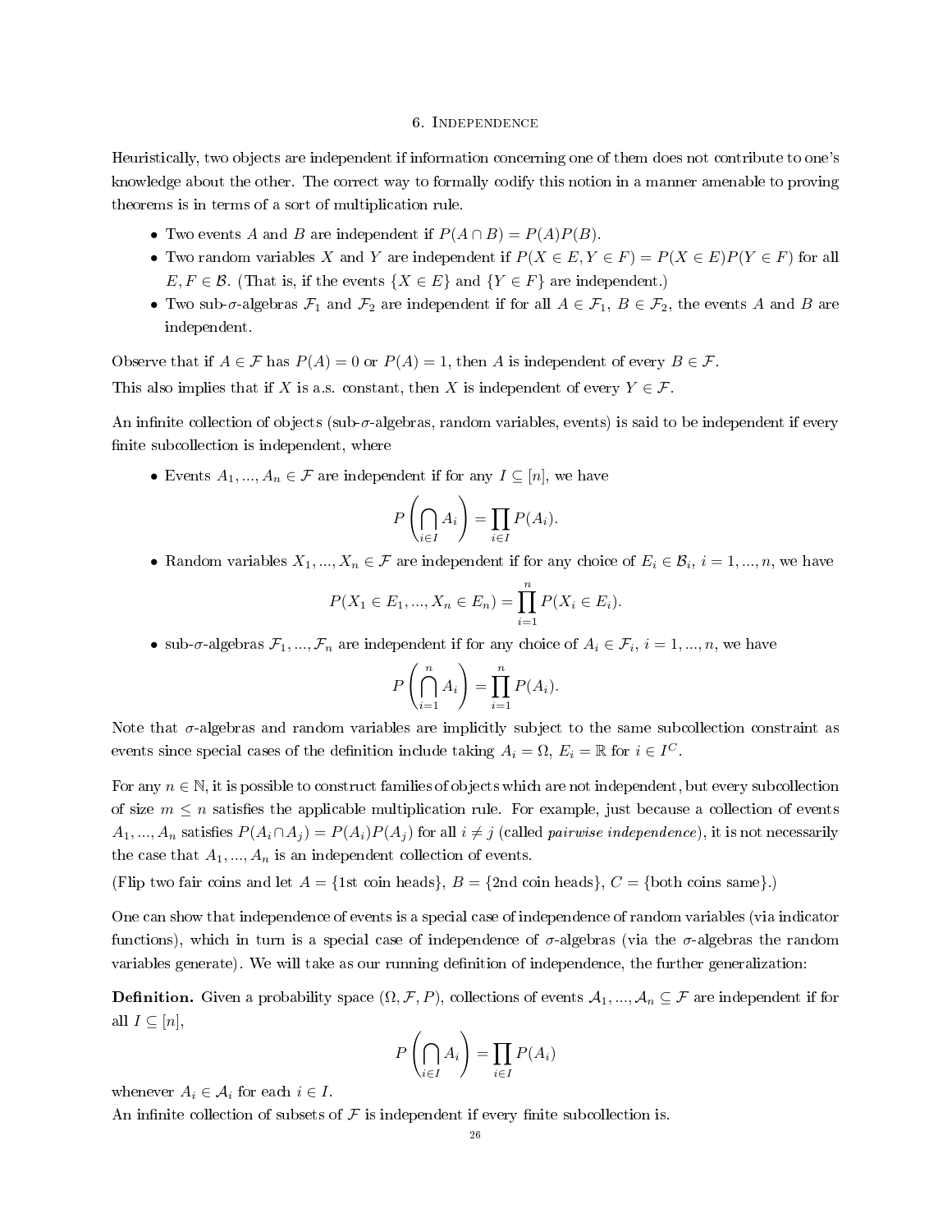# 6. Independence

Heuristically, two objects are independent if information concerning one of them does not contribute to one's knowledge about the other. The correct way to formally codify this notion in a manner amenable to proving theorems is in terms of a sort of multiplication rule.

- Two events $A$ and $B$ are independent if $P(A \cap B) = P(A)P(B)$.
- Two random variables $X$ and $Y$ are independent if $P(X \in E, Y \in F) = P(X \in E)P(Y \in F)$ for all $E, F \in \mathcal{B}$. (That is, if the events $\{X \in E\}$ and $\{Y \in F\}$ are independent.)
- Two sub-$\sigma$-algebras $\mathcal{F}_1$ and $\mathcal{F}_2$ are independent if for all $A \in \mathcal{F}_1$, $B \in \mathcal{F}_2$, the events $A$ and $B$ are independent.

Observe that if $A \in \mathcal{F}$ has $P(A) = 0$ or $P(A) = 1$, then $A$ is independent of every $B \in \mathcal{F}$.

This also implies that if $X$ is a.s. constant, then $X$ is independent of every $Y \in \mathcal{F}$.

An infinite collection of objects (sub-$\sigma$-algebras, random variables, events) is said to be independent if every finite subcollection is independent, where

- Events $A_1, ..., A_n \in \mathcal{F}$ are independent if for any $I \subseteq [n]$, we have

$$P\left(\bigcap_{i \in I} A_i\right) = \prod_{i \in I} P(A_i).$$

- Random variables $X_1, ..., X_n \in \mathcal{F}$ are independent if for any choice of $E_i \in \mathcal{B}_i$, $i = 1, ..., n$, we have

$$P(X_1 \in E_1, ..., X_n \in E_n) = \prod_{i=1}^{n} P(X_i \in E_i).$$

- sub-$\sigma$-algebras $\mathcal{F}_1, ..., \mathcal{F}_n$ are independent if for any choice of $A_i \in \mathcal{F}_i$, $i = 1, ..., n$, we have

$$P\left(\bigcap_{i=1}^{n} A_i\right) = \prod_{i=1}^{n} P(A_i).$$

Note that $\sigma$-algebras and random variables are implicitly subject to the same subcollection constraint as events since special cases of the definition include taking $A_i = \Omega$, $E_i = \mathbb{R}$ for $i \in I^C$.

For any $n \in \mathbb{N}$, it is possible to construct families of objects which are not independent, but every subcollection of size $m \leq n$ satisfies the applicable multiplication rule. For example, just because a collection of events $A_1, ..., A_n$ satisfies $P(A_i \cap A_j) = P(A_i)P(A_j)$ for all $i \neq j$ (called *pairwise independence*), it is not necessarily the case that $A_1, ..., A_n$ is an independent collection of events.

(Flip two fair coins and let $A = \{\text{1st coin heads}\}$, $B = \{\text{2nd coin heads}\}$, $C = \{\text{both coins same}\}$.)

One can show that independence of events is a special case of independence of random variables (via indicator functions), which in turn is a special case of independence of $\sigma$-algebras (via the $\sigma$-algebras the random variables generate). We will take as our running definition of independence, the further generalization:

**Definition.** Given a probability space $(\Omega, \mathcal{F}, P)$, collections of events $\mathcal{A}_1, ..., \mathcal{A}_n \subseteq \mathcal{F}$ are independent if for all $I \subseteq [n]$,

$$P\left(\bigcap_{i \in I} A_i\right) = \prod_{i \in I} P(A_i)$$

whenever $A_i \in \mathcal{A}_i$ for each $i \in I$.

An infinite collection of subsets of $\mathcal{F}$ is independent if every finite subcollection is.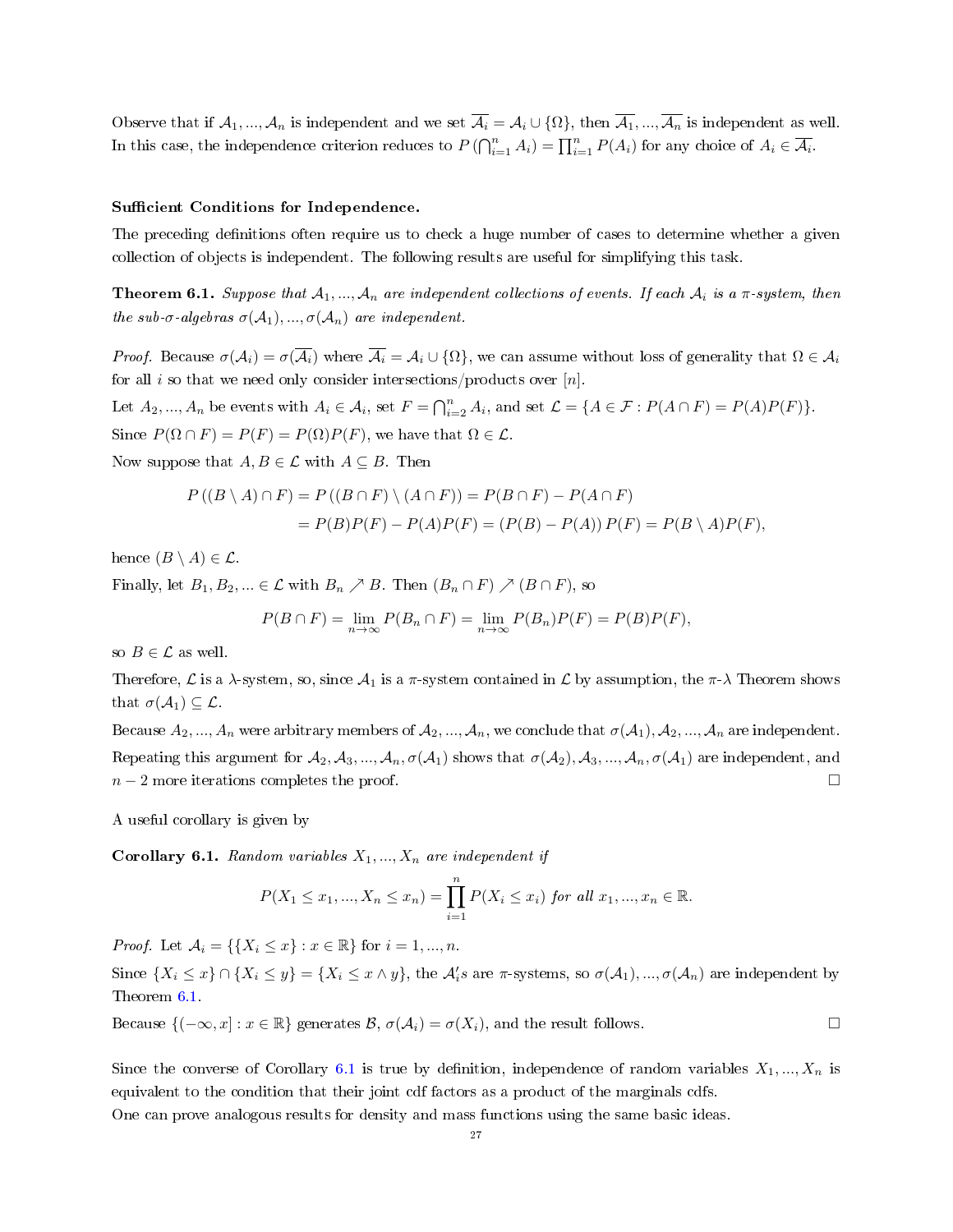Observe that if $\mathcal{A}_1, ..., \mathcal{A}_n$ is independent and we set $\overline{\mathcal{A}_i} = \mathcal{A}_i \cup \{\Omega\}$, then $\overline{\mathcal{A}_1}, ..., \overline{\mathcal{A}_n}$ is independent as well. In this case, the independence criterion reduces to $P\left(\bigcap_{i=1}^n A_i\right) = \prod_{i=1}^n P(A_i)$ for any choice of $A_i \in \overline{\mathcal{A}_i}$.

**Sufficient Conditions for Independence.**

The preceding definitions often require us to check a huge number of cases to determine whether a given collection of objects is independent. The following results are useful for simplifying this task.

**Theorem 6.1.** *Suppose that $\mathcal{A}_1, ..., \mathcal{A}_n$ are independent collections of events. If each $\mathcal{A}_i$ is a $\pi$-system, then the sub-$\sigma$-algebras $\sigma(\mathcal{A}_1), ..., \sigma(\mathcal{A}_n)$ are independent.*

*Proof.* Because $\sigma(\mathcal{A}_i) = \sigma(\overline{\mathcal{A}_i})$ where $\overline{\mathcal{A}_i} = \mathcal{A}_i \cup \{\Omega\}$, we can assume without loss of generality that $\Omega \in \mathcal{A}_i$ for all $i$ so that we need only consider intersections/products over $[n]$.

Let $A_2, ..., A_n$ be events with $A_i \in \mathcal{A}_i$, set $F = \bigcap_{i=2}^n A_i$, and set $\mathcal{L} = \{A \in \mathcal{F} : P(A \cap F) = P(A)P(F)\}$.

Since $P(\Omega \cap F) = P(F) = P(\Omega)P(F)$, we have that $\Omega \in \mathcal{L}$.

Now suppose that $A, B \in \mathcal{L}$ with $A \subseteq B$. Then

$$
\begin{aligned}
P\left((B \setminus A) \cap F\right) &= P\left((B \cap F) \setminus (A \cap F)\right) = P(B \cap F) - P(A \cap F) \\
&= P(B)P(F) - P(A)P(F) = \left(P(B) - P(A)\right)P(F) = P(B \setminus A)P(F),
\end{aligned}
$$

hence $(B \setminus A) \in \mathcal{L}$.

Finally, let $B_1, B_2, ... \in \mathcal{L}$ with $B_n \nearrow B$. Then $(B_n \cap F) \nearrow (B \cap F)$, so

$$
P(B \cap F) = \lim_{n \to \infty} P(B_n \cap F) = \lim_{n \to \infty} P(B_n)P(F) = P(B)P(F),
$$

so $B \in \mathcal{L}$ as well.

Therefore, $\mathcal{L}$ is a $\lambda$-system, so, since $\mathcal{A}_1$ is a $\pi$-system contained in $\mathcal{L}$ by assumption, the $\pi$-$\lambda$ Theorem shows that $\sigma(\mathcal{A}_1) \subseteq \mathcal{L}$.

Because $A_2, ..., A_n$ were arbitrary members of $\mathcal{A}_2, ..., \mathcal{A}_n$, we conclude that $\sigma(\mathcal{A}_1), \mathcal{A}_2, ..., \mathcal{A}_n$ are independent.

Repeating this argument for $\mathcal{A}_2, \mathcal{A}_3, ..., \mathcal{A}_n, \sigma(\mathcal{A}_1)$ shows that $\sigma(\mathcal{A}_2), \mathcal{A}_3, ..., \mathcal{A}_n, \sigma(\mathcal{A}_1)$ are independent, and $n-2$ more iterations completes the proof. $\square$

A useful corollary is given by

**Corollary 6.1.** *Random variables $X_1, ..., X_n$ are independent if*

$$
P(X_1 \le x_1, ..., X_n \le x_n) = \prod_{i=1}^n P(X_i \le x_i) \text{ for all } x_1, ..., x_n \in \mathbb{R}.
$$

*Proof.* Let $\mathcal{A}_i = \{\{X_i \le x\} : x \in \mathbb{R}\}$ for $i = 1, ..., n$.

Since $\{X_i \le x\} \cap \{X_i \le y\} = \{X_i \le x \wedge y\}$, the $\mathcal{A}_i'$s are $\pi$-systems, so $\sigma(\mathcal{A}_1), ..., \sigma(\mathcal{A}_n)$ are independent by Theorem 6.1.

Because $\{(-\infty, x] : x \in \mathbb{R}\}$ generates $\mathcal{B}$, $\sigma(\mathcal{A}_i) = \sigma(X_i)$, and the result follows. $\square$

Since the converse of Corollary 6.1 is true by definition, independence of random variables $X_1, ..., X_n$ is equivalent to the condition that their joint cdf factors as a product of the marginals cdfs.

One can prove analogous results for density and mass functions using the same basic ideas.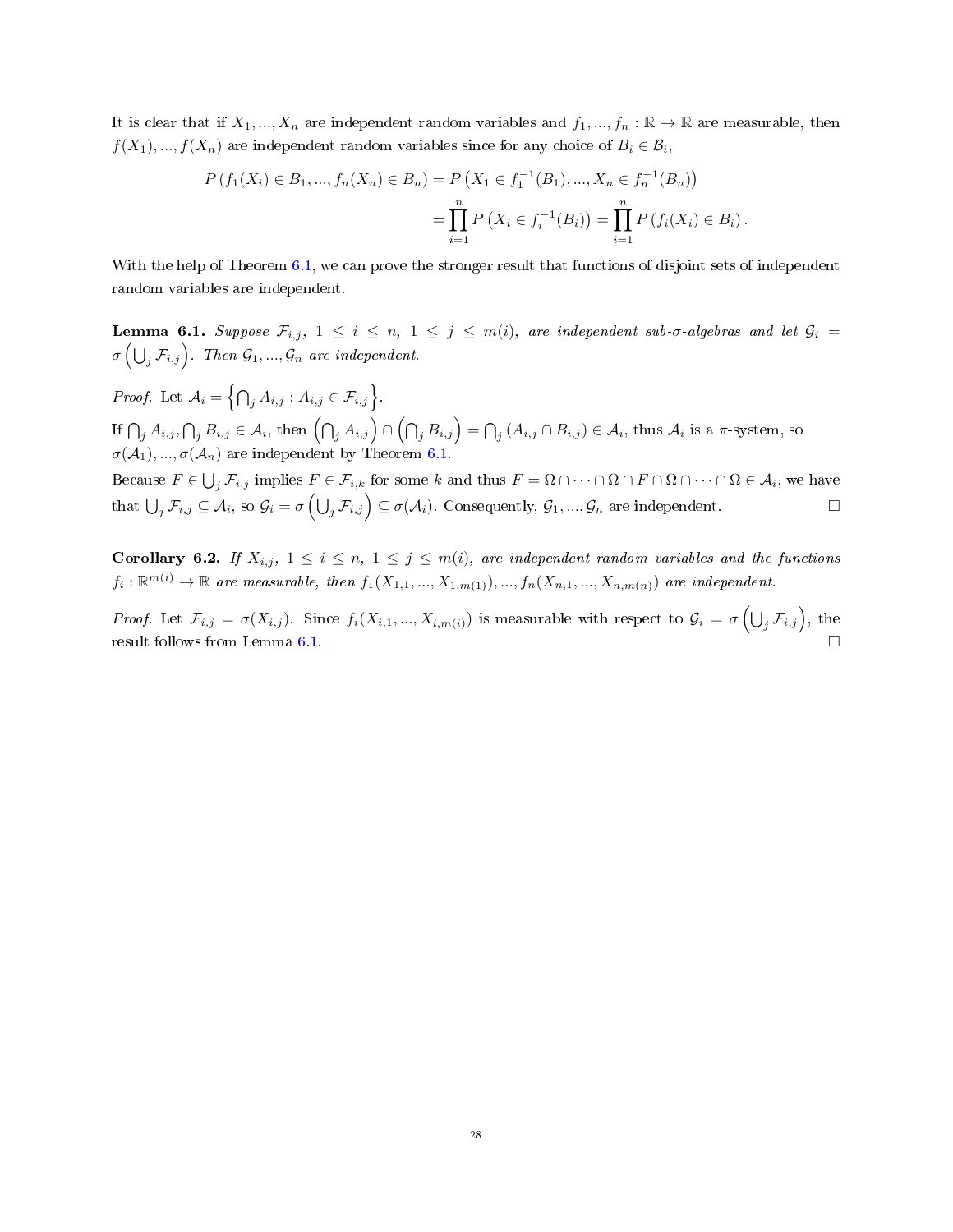It is clear that if $X_1, ..., X_n$ are independent random variables and $f_1, ..., f_n : \mathbb{R} \to \mathbb{R}$ are measurable, then $f(X_1), ..., f(X_n)$ are independent random variables since for any choice of $B_i \in \mathcal{B}_i$,

$$
\begin{aligned}
P\left(f_1(X_i) \in B_1, ..., f_n(X_n) \in B_n\right) &= P\left(X_1 \in f_1^{-1}(B_1), ..., X_n \in f_n^{-1}(B_n)\right) \\
&= \prod_{i=1}^{n} P\left(X_i \in f_i^{-1}(B_i)\right) = \prod_{i=1}^{n} P\left(f_i(X_i) \in B_i\right).
\end{aligned}
$$

With the help of Theorem 6.1, we can prove the stronger result that functions of disjoint sets of independent random variables are independent.

**Lemma 6.1.** *Suppose $\mathcal{F}_{i,j}$, $1 \leq i \leq n$, $1 \leq j \leq m(i)$, are independent sub-$\sigma$-algebras and let $\mathcal{G}_i = \sigma\left(\bigcup_j \mathcal{F}_{i,j}\right)$. Then $\mathcal{G}_1, ..., \mathcal{G}_n$ are independent.*

*Proof.* Let $\mathcal{A}_i = \left\{\bigcap_j A_{i,j} : A_{i,j} \in \mathcal{F}_{i,j}\right\}$.

If $\bigcap_j A_{i,j}, \bigcap_j B_{i,j} \in \mathcal{A}_i$, then $\left(\bigcap_j A_{i,j}\right) \cap \left(\bigcap_j B_{i,j}\right) = \bigcap_j \left(A_{i,j} \cap B_{i,j}\right) \in \mathcal{A}_i$, thus $\mathcal{A}_i$ is a $\pi$-system, so $\sigma(\mathcal{A}_1), ..., \sigma(\mathcal{A}_n)$ are independent by Theorem 6.1.

Because $F \in \bigcup_j \mathcal{F}_{i,j}$ implies $F \in \mathcal{F}_{i,k}$ for some $k$ and thus $F = \Omega \cap \cdots \cap \Omega \cap F \cap \Omega \cap \cdots \cap \Omega \in \mathcal{A}_i$, we have that $\bigcup_j \mathcal{F}_{i,j} \subseteq \mathcal{A}_i$, so $\mathcal{G}_i = \sigma\left(\bigcup_j \mathcal{F}_{i,j}\right) \subseteq \sigma(\mathcal{A}_i)$. Consequently, $\mathcal{G}_1, ..., \mathcal{G}_n$ are independent. □

**Corollary 6.2.** *If $X_{i,j}$, $1 \leq i \leq n$, $1 \leq j \leq m(i)$, are independent random variables and the functions $f_i : \mathbb{R}^{m(i)} \to \mathbb{R}$ are measurable, then $f_1(X_{1,1}, ..., X_{1,m(1)}), ..., f_n(X_{n,1}, ..., X_{n,m(n)})$ are independent.*

*Proof.* Let $\mathcal{F}_{i,j} = \sigma(X_{i,j})$. Since $f_i(X_{i,1}, ..., X_{i,m(i)})$ is measurable with respect to $\mathcal{G}_i = \sigma\left(\bigcup_j \mathcal{F}_{i,j}\right)$, the result follows from Lemma 6.1. □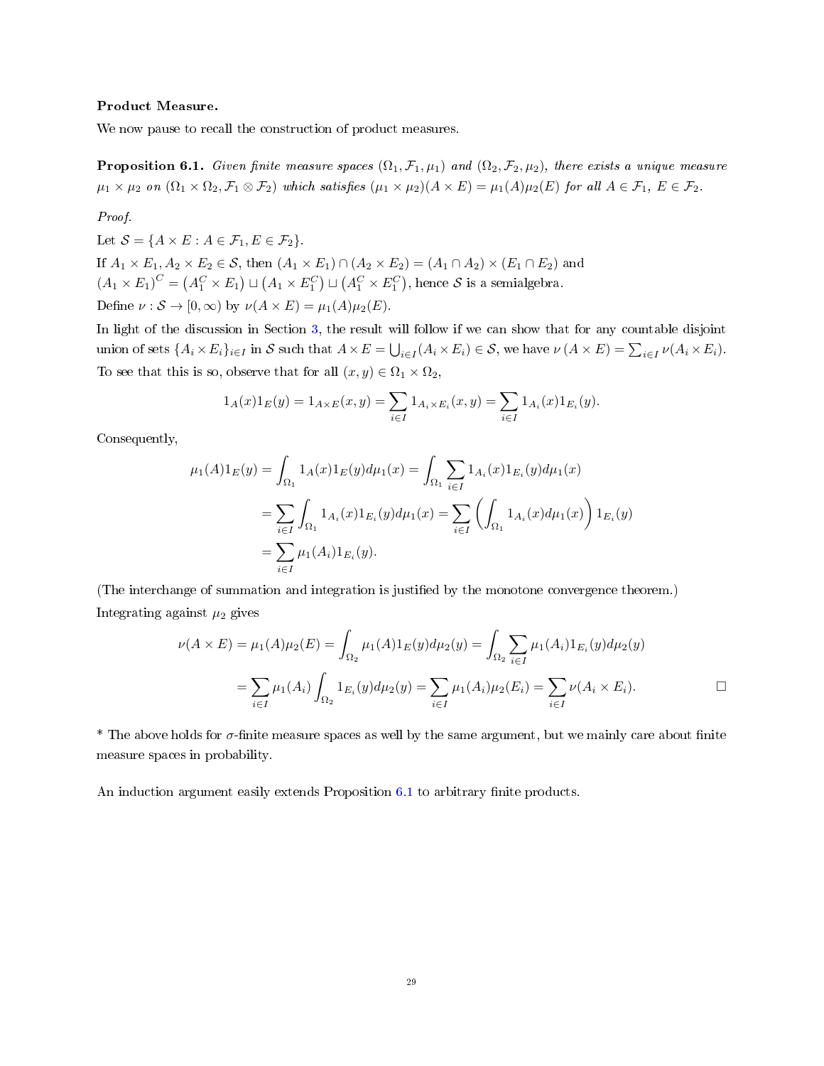**Product Measure.**

We now pause to recall the construction of product measures.

**Proposition 6.1.** *Given finite measure spaces $(\Omega_1, \mathcal{F}_1, \mu_1)$ and $(\Omega_2, \mathcal{F}_2, \mu_2)$, there exists a unique measure $\mu_1 \times \mu_2$ on $(\Omega_1 \times \Omega_2, \mathcal{F}_1 \otimes \mathcal{F}_2)$ which satisfies $(\mu_1 \times \mu_2)(A \times E) = \mu_1(A)\mu_2(E)$ for all $A \in \mathcal{F}_1$, $E \in \mathcal{F}_2$.*

*Proof.*

Let $\mathcal{S} = \{A \times E : A \in \mathcal{F}_1, E \in \mathcal{F}_2\}$.

If $A_1 \times E_1, A_2 \times E_2 \in \mathcal{S}$, then $(A_1 \times E_1) \cap (A_2 \times E_2) = (A_1 \cap A_2) \times (E_1 \cap E_2)$ and $(A_1 \times E_1)^C = \left(A_1^C \times E_1\right) \sqcup \left(A_1 \times E_1^C\right) \sqcup \left(A_1^C \times E_1^C\right)$, hence $\mathcal{S}$ is a semialgebra.

Define $\nu : \mathcal{S} \to [0, \infty)$ by $\nu(A \times E) = \mu_1(A)\mu_2(E)$.

In light of the discussion in Section 3, the result will follow if we can show that for any countable disjoint union of sets $\{A_i \times E_i\}_{i \in I}$ in $\mathcal{S}$ such that $A \times E = \bigcup_{i \in I}(A_i \times E_i) \in \mathcal{S}$, we have $\nu(A \times E) = \sum_{i \in I} \nu(A_i \times E_i)$.

To see that this is so, observe that for all $(x, y) \in \Omega_1 \times \Omega_2$,

$$1_A(x)1_E(y) = 1_{A \times E}(x, y) = \sum_{i \in I} 1_{A_i \times E_i}(x, y) = \sum_{i \in I} 1_{A_i}(x)1_{E_i}(y).$$

Consequently,

$$\begin{aligned}
\mu_1(A)1_E(y) &= \int_{\Omega_1} 1_A(x)1_E(y)d\mu_1(x) = \int_{\Omega_1} \sum_{i \in I} 1_{A_i}(x)1_{E_i}(y)d\mu_1(x) \\
&= \sum_{i \in I} \int_{\Omega_1} 1_{A_i}(x)1_{E_i}(y)d\mu_1(x) = \sum_{i \in I} \left( \int_{\Omega_1} 1_{A_i}(x)d\mu_1(x) \right) 1_{E_i}(y) \\
&= \sum_{i \in I} \mu_1(A_i)1_{E_i}(y).
\end{aligned}$$

(The interchange of summation and integration is justified by the monotone convergence theorem.)

Integrating against $\mu_2$ gives

$$\begin{aligned}
\nu(A \times E) = \mu_1(A)\mu_2(E) &= \int_{\Omega_2} \mu_1(A)1_E(y)d\mu_2(y) = \int_{\Omega_2} \sum_{i \in I} \mu_1(A_i)1_{E_i}(y)d\mu_2(y) \\
&= \sum_{i \in I} \mu_1(A_i) \int_{\Omega_2} 1_{E_i}(y)d\mu_2(y) = \sum_{i \in I} \mu_1(A_i)\mu_2(E_i) = \sum_{i \in I} \nu(A_i \times E_i).
\end{aligned}$$

$\square$

* The above holds for $\sigma$-finite measure spaces as well by the same argument, but we mainly care about finite measure spaces in probability.

An induction argument easily extends Proposition 6.1 to arbitrary finite products.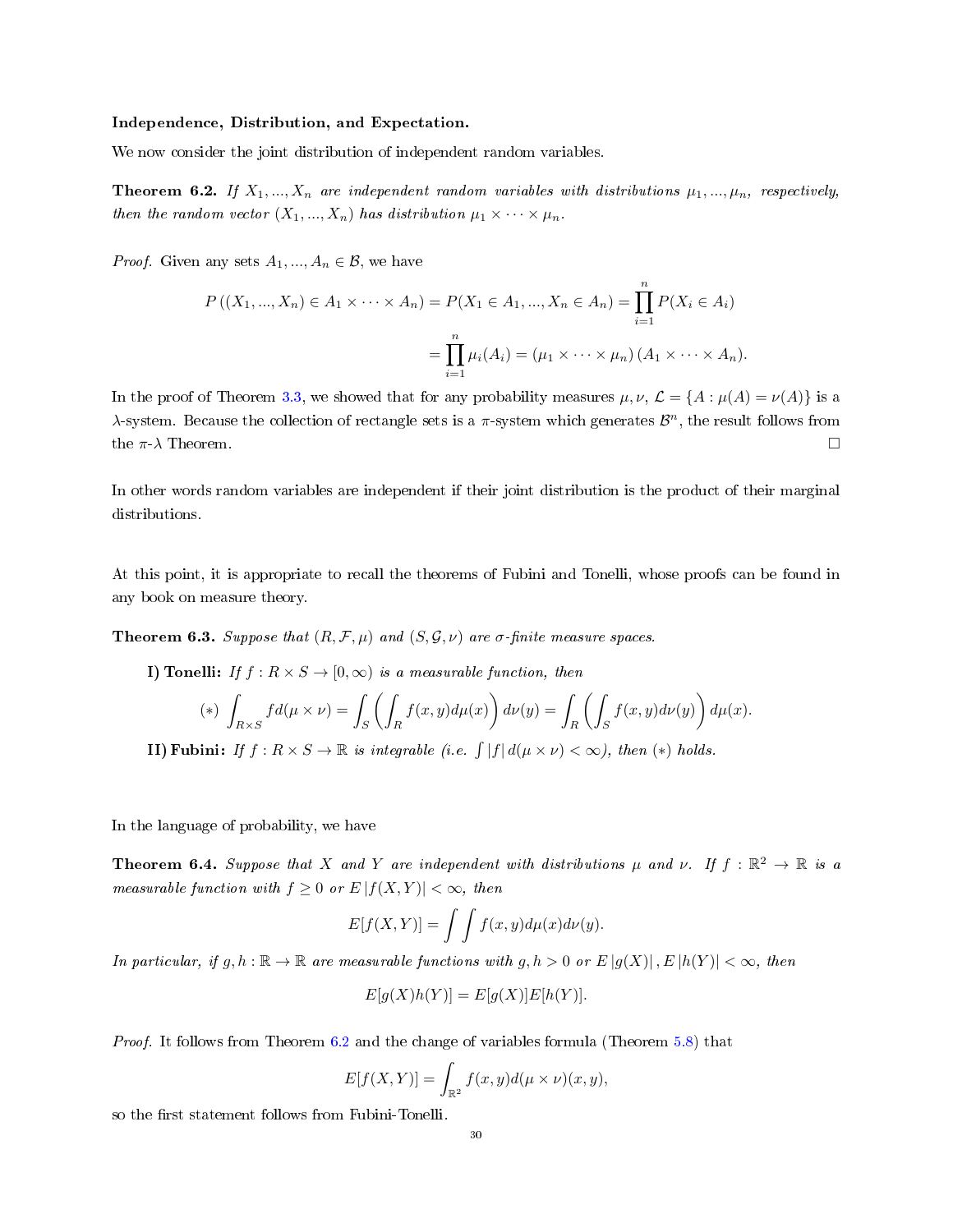**Independence, Distribution, and Expectation.**

We now consider the joint distribution of independent random variables.

**Theorem 6.2.** *If $X_1, ..., X_n$ are independent random variables with distributions $\mu_1, ..., \mu_n$, respectively, then the random vector $(X_1, ..., X_n)$ has distribution $\mu_1 \times \cdots \times \mu_n$.*

*Proof.* Given any sets $A_1, ..., A_n \in \mathcal{B}$, we have

$$
\begin{aligned}
P\left((X_1, ..., X_n) \in A_1 \times \cdots \times A_n\right) &= P(X_1 \in A_1, ..., X_n \in A_n) = \prod_{i=1}^{n} P(X_i \in A_i) \\
&= \prod_{i=1}^{n} \mu_i(A_i) = \left(\mu_1 \times \cdots \times \mu_n\right)(A_1 \times \cdots \times A_n).
\end{aligned}
$$

In the proof of Theorem 3.3, we showed that for any probability measures $\mu, \nu$, $\mathcal{L} = \{A : \mu(A) = \nu(A)\}$ is a $\lambda$-system. Because the collection of rectangle sets is a $\pi$-system which generates $\mathcal{B}^n$, the result follows from the $\pi$-$\lambda$ Theorem. $\square$

In other words random variables are independent if their joint distribution is the product of their marginal distributions.

At this point, it is appropriate to recall the theorems of Fubini and Tonelli, whose proofs can be found in any book on measure theory.

**Theorem 6.3.** *Suppose that $(R, \mathcal{F}, \mu)$ and $(S, \mathcal{G}, \nu)$ are $\sigma$-finite measure spaces.*

**I) Tonelli:** *If $f : R \times S \to [0, \infty)$ is a measurable function, then*

$$
(*) \quad \int_{R\times S} f d(\mu \times \nu) = \int_S \left( \int_R f(x,y) d\mu(x) \right) d\nu(y) = \int_R \left( \int_S f(x,y) d\nu(y) \right) d\mu(x).
$$

**II) Fubini:** *If $f : R \times S \to \mathbb{R}$ is integrable (i.e. $\int |f| \, d(\mu \times \nu) < \infty$), then $(*)$ holds.*

In the language of probability, we have

**Theorem 6.4.** *Suppose that $X$ and $Y$ are independent with distributions $\mu$ and $\nu$. If $f : \mathbb{R}^2 \to \mathbb{R}$ is a measurable function with $f \geq 0$ or $E\,|f(X,Y)| < \infty$, then*

$$
E[f(X,Y)] = \int \int f(x,y) d\mu(x) d\nu(y).
$$

*In particular, if $g, h : \mathbb{R} \to \mathbb{R}$ are measurable functions with $g, h > 0$ or $E\,|g(X)|\,, E\,|h(Y)| < \infty$, then*

$$
E[g(X)h(Y)] = E[g(X)]E[h(Y)].
$$

*Proof.* It follows from Theorem 6.2 and the change of variables formula (Theorem 5.8) that

$$
E[f(X,Y)] = \int_{\mathbb{R}^2} f(x,y) d(\mu \times \nu)(x,y),
$$

so the first statement follows from Fubini-Tonelli.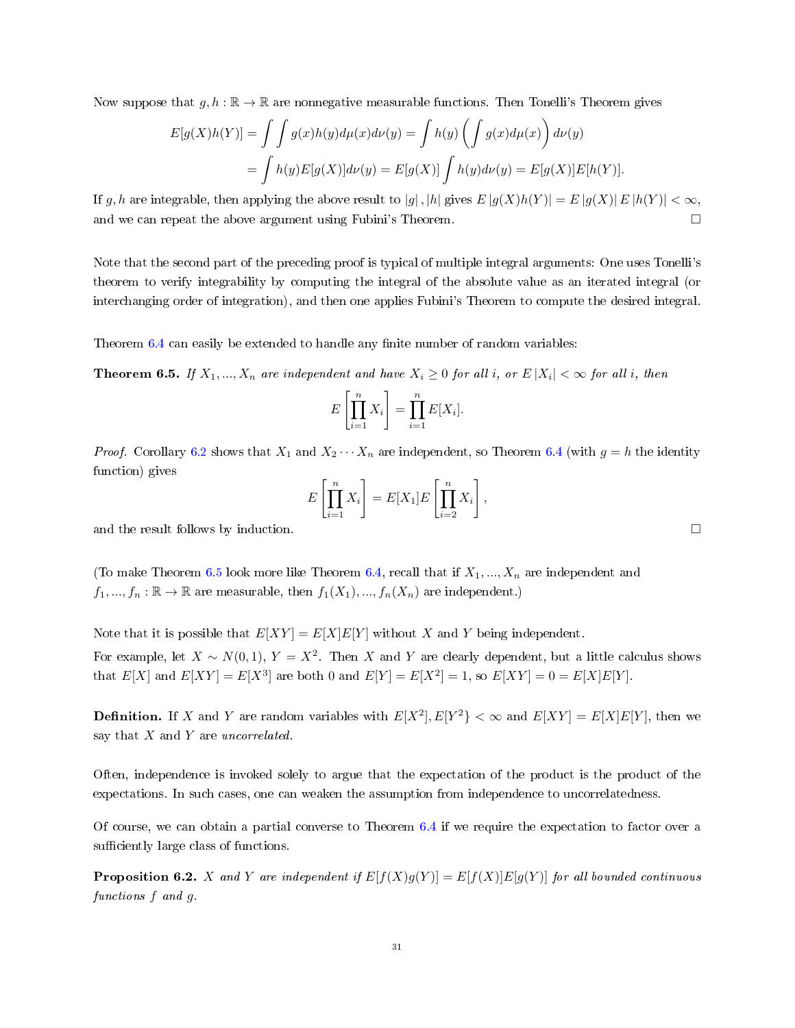Now suppose that $g, h : \mathbb{R} \to \mathbb{R}$ are nonnegative measurable functions. Then Tonelli's Theorem gives

$$
\begin{aligned}
E[g(X)h(Y)] &= \int\int g(x)h(y)d\mu(x)d\nu(y) = \int h(y)\left(\int g(x)d\mu(x)\right)d\nu(y) \\
&= \int h(y)E[g(X)]d\nu(y) = E[g(X)]\int h(y)d\nu(y) = E[g(X)]E[h(Y)].
\end{aligned}
$$

If $g, h$ are integrable, then applying the above result to $|g|, |h|$ gives $E\,|g(X)h(Y)| = E\,|g(X)|\,E\,|h(Y)| < \infty$, and we can repeat the above argument using Fubini's Theorem. $\square$

Note that the second part of the preceding proof is typical of multiple integral arguments: One uses Tonelli's theorem to verify integrability by computing the integral of the absolute value as an iterated integral (or interchanging order of integration), and then one applies Fubini's Theorem to compute the desired integral.

Theorem 6.4 can easily be extended to handle any finite number of random variables:

**Theorem 6.5.** *If $X_1, ..., X_n$ are independent and have $X_i \geq 0$ for all $i$, or $E\,|X_i| < \infty$ for all $i$, then*

$$
E\left[\prod_{i=1}^{n} X_i\right] = \prod_{i=1}^{n} E[X_i].
$$

*Proof.* Corollary 6.2 shows that $X_1$ and $X_2 \cdots X_n$ are independent, so Theorem 6.4 (with $g = h$ the identity function) gives

$$
E\left[\prod_{i=1}^{n} X_i\right] = E[X_1]E\left[\prod_{i=2}^{n} X_i\right],
$$

and the result follows by induction. $\square$

(To make Theorem 6.5 look more like Theorem 6.4, recall that if $X_1, ..., X_n$ are independent and $f_1, ..., f_n : \mathbb{R} \to \mathbb{R}$ are measurable, then $f_1(X_1), ..., f_n(X_n)$ are independent.)

Note that it is possible that $E[XY] = E[X]E[Y]$ without $X$ and $Y$ being independent.

For example, let $X \sim N(0, 1)$, $Y = X^2$. Then $X$ and $Y$ are clearly dependent, but a little calculus shows that $E[X]$ and $E[XY] = E[X^3]$ are both 0 and $E[Y] = E[X^2] = 1$, so $E[XY] = 0 = E[X]E[Y]$.

**Definition.** If $X$ and $Y$ are random variables with $E[X^2], E[Y^2\} < \infty$ and $E[XY] = E[X]E[Y]$, then we say that $X$ and $Y$ are *uncorrelated*.

Often, independence is invoked solely to argue that the expectation of the product is the product of the expectations. In such cases, one can weaken the assumption from independence to uncorrelatedness.

Of course, we can obtain a partial converse to Theorem 6.4 if we require the expectation to factor over a sufficiently large class of functions.

**Proposition 6.2.** *$X$ and $Y$ are independent if $E[f(X)g(Y)] = E[f(X)]E[g(Y)]$ for all bounded continuous functions $f$ and $g$.*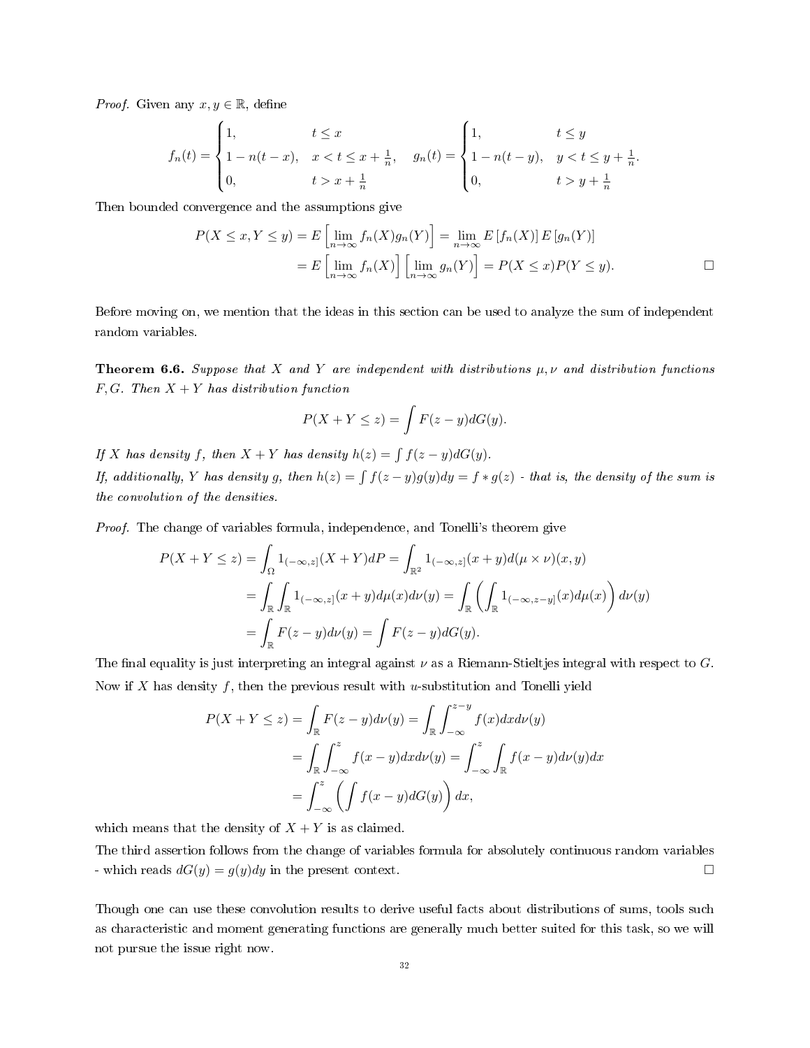*Proof.* Given any $x, y \in \mathbb{R}$, define

$$f_n(t) = \begin{cases} 1, & t \leq x \\ 1 - n(t - x), & x < t \leq x + \frac{1}{n}, \\ 0, & t > x + \frac{1}{n} \end{cases} \quad g_n(t) = \begin{cases} 1, & t \leq y \\ 1 - n(t - y), & y < t \leq y + \frac{1}{n}. \\ 0, & t > y + \frac{1}{n} \end{cases}$$

Then bounded convergence and the assumptions give

$$\begin{aligned} P(X \leq x, Y \leq y) &= E\left[\lim_{n\to\infty} f_n(X) g_n(Y)\right] = \lim_{n\to\infty} E\left[f_n(X)\right] E\left[g_n(Y)\right] \\ &= E\left[\lim_{n\to\infty} f_n(X)\right]\left[\lim_{n\to\infty} g_n(Y)\right] = P(X \leq x) P(Y \leq y). \end{aligned}$$

□

Before moving on, we mention that the ideas in this section can be used to analyze the sum of independent random variables.

**Theorem 6.6.** *Suppose that $X$ and $Y$ are independent with distributions $\mu, \nu$ and distribution functions $F, G$. Then $X + Y$ has distribution function*

$$P(X + Y \leq z) = \int F(z - y) dG(y).$$

*If $X$ has density $f$, then $X + Y$ has density $h(z) = \int f(z - y) dG(y)$.*

*If, additionally, $Y$ has density $g$, then $h(z) = \int f(z - y) g(y) dy = f * g(z)$ - that is, the density of the sum is the convolution of the densities.*

*Proof.* The change of variables formula, independence, and Tonelli's theorem give

$$\begin{aligned} P(X + Y \leq z) &= \int_\Omega 1_{(-\infty,z]}(X + Y) dP = \int_{\mathbb{R}^2} 1_{(-\infty,z]}(x + y) d(\mu \times \nu)(x, y) \\ &= \int_{\mathbb{R}} \int_{\mathbb{R}} 1_{(-\infty,z]}(x + y) d\mu(x) d\nu(y) = \int_{\mathbb{R}} \left( \int_{\mathbb{R}} 1_{(-\infty,z-y]}(x) d\mu(x) \right) d\nu(y) \\ &= \int_{\mathbb{R}} F(z - y) d\nu(y) = \int F(z - y) dG(y). \end{aligned}$$

The final equality is just interpreting an integral against $\nu$ as a Riemann-Stieltjes integral with respect to $G$.

Now if $X$ has density $f$, then the previous result with $u$-substitution and Tonelli yield

$$\begin{aligned} P(X + Y \leq z) &= \int_{\mathbb{R}} F(z - y) d\nu(y) = \int_{\mathbb{R}} \int_{-\infty}^{z-y} f(x) dx d\nu(y) \\ &= \int_{\mathbb{R}} \int_{-\infty}^{z} f(x - y) dx d\nu(y) = \int_{-\infty}^{z} \int_{\mathbb{R}} f(x - y) d\nu(y) dx \\ &= \int_{-\infty}^{z} \left( \int f(x - y) dG(y) \right) dx, \end{aligned}$$

which means that the density of $X + Y$ is as claimed.

The third assertion follows from the change of variables formula for absolutely continuous random variables - which reads $dG(y) = g(y)dy$ in the present context. □

Though one can use these convolution results to derive useful facts about distributions of sums, tools such as characteristic and moment generating functions are generally much better suited for this task, so we will not pursue the issue right now.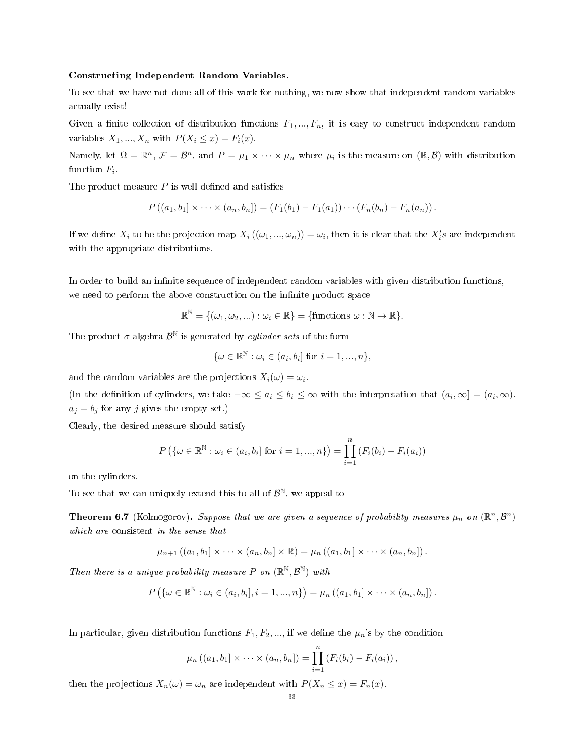**Constructing Independent Random Variables.**

To see that we have not done all of this work for nothing, we now show that independent random variables actually exist!

Given a finite collection of distribution functions $F_1, ..., F_n$, it is easy to construct independent random variables $X_1, ..., X_n$ with $P(X_i \le x) = F_i(x)$.

Namely, let $\Omega = \mathbb{R}^n$, $\mathcal{F} = \mathcal{B}^n$, and $P = \mu_1 \times \cdots \times \mu_n$ where $\mu_i$ is the measure on $(\mathbb{R}, \mathcal{B})$ with distribution function $F_i$.

The product measure $P$ is well-defined and satisfies

$$P\left((a_1, b_1] \times \cdots \times (a_n, b_n]\right) = \left(F_1(b_1) - F_1(a_1)\right) \cdots \left(F_n(b_n) - F_n(a_n)\right).$$

If we define $X_i$ to be the projection map $X_i\left((\omega_1, ..., \omega_n)\right) = \omega_i$, then it is clear that the $X_i's$ are independent with the appropriate distributions.

In order to build an infinite sequence of independent random variables with given distribution functions, we need to perform the above construction on the infinite product space

$$\mathbb{R}^{\mathbb{N}} = \{(\omega_1, \omega_2, ...) : \omega_i \in \mathbb{R}\} = \{\text{functions } \omega : \mathbb{N} \to \mathbb{R}\}.$$

The product $\sigma$-algebra $\mathcal{B}^{\mathbb{N}}$ is generated by *cylinder sets* of the form

$$\{\omega \in \mathbb{R}^{\mathbb{N}} : \omega_i \in (a_i, b_i] \text{ for } i = 1, ..., n\},$$

and the random variables are the projections $X_i(\omega) = \omega_i$.

(In the definition of cylinders, we take $-\infty \le a_i \le b_i \le \infty$ with the interpretation that $(a_i, \infty] = (a_i, \infty)$. $a_j = b_j$ for any $j$ gives the empty set.)

Clearly, the desired measure should satisfy

$$P\left(\{\omega \in \mathbb{R}^{\mathbb{N}} : \omega_i \in (a_i, b_i] \text{ for } i = 1, ..., n\}\right) = \prod_{i=1}^{n} \left(F_i(b_i) - F_i(a_i)\right)$$

on the cylinders.

To see that we can uniquely extend this to all of $\mathcal{B}^{\mathbb{N}}$, we appeal to

**Theorem 6.7** (Kolmogorov)**.** *Suppose that we are given a sequence of probability measures $\mu_n$ on $(\mathbb{R}^n, \mathcal{B}^n)$ which are* consistent *in the sense that*

$$\mu_{n+1}\left((a_1, b_1] \times \cdots \times (a_n, b_n] \times \mathbb{R}\right) = \mu_n\left((a_1, b_1] \times \cdots \times (a_n, b_n]\right).$$

*Then there is a unique probability measure $P$ on $(\mathbb{R}^{\mathbb{N}}, \mathcal{B}^{\mathbb{N}})$ with*

$$P\left(\{\omega \in \mathbb{R}^{\mathbb{N}} : \omega_i \in (a_i, b_i], i = 1, ..., n\}\right) = \mu_n\left((a_1, b_1] \times \cdots \times (a_n, b_n]\right).$$

In particular, given distribution functions $F_1, F_2, ...$, if we define the $\mu_n$'s by the condition

$$\mu_n\left((a_1, b_1] \times \cdots \times (a_n, b_n]\right) = \prod_{i=1}^{n} \left(F_i(b_i) - F_i(a_i)\right),$$

then the projections $X_n(\omega) = \omega_n$ are independent with $P(X_n \le x) = F_n(x)$.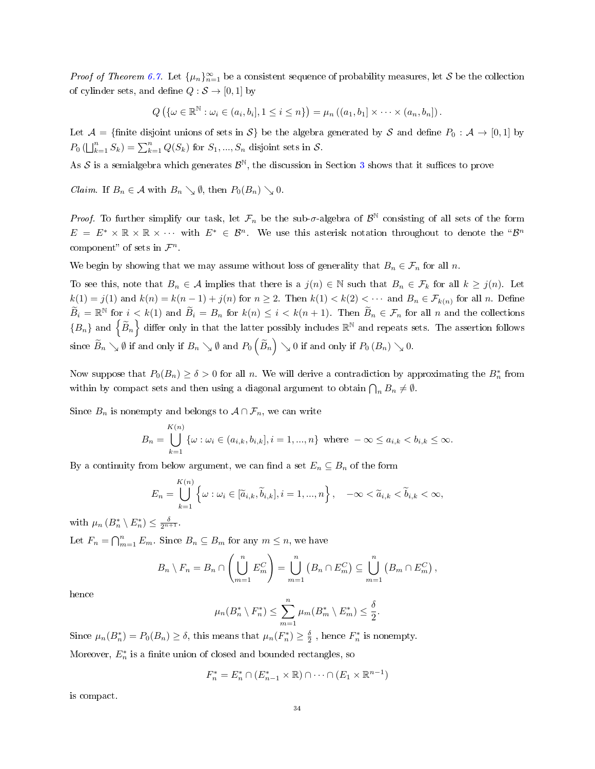*Proof of Theorem 6.7.* Let $\{\mu_n\}_{n=1}^{\infty}$ be a consistent sequence of probability measures, let $\mathcal{S}$ be the collection of cylinder sets, and define $Q : \mathcal{S} \to [0,1]$ by

$$Q\left(\{\omega \in \mathbb{R}^{\mathbb{N}} : \omega_i \in (a_i, b_i], 1 \leq i \leq n\}\right) = \mu_n\left((a_1, b_1] \times \cdots \times (a_n, b_n]\right).$$

Let $\mathcal{A} = \{$finite disjoint unions of sets in $\mathcal{S}\}$ be the algebra generated by $\mathcal{S}$ and define $P_0 : \mathcal{A} \to [0,1]$ by $P_0\left(\bigsqcup_{k=1}^n S_k\right) = \sum_{k=1}^n Q(S_k)$ for $S_1, ..., S_n$ disjoint sets in $\mathcal{S}$.

As $\mathcal{S}$ is a semialgebra which generates $\mathcal{B}^{\mathbb{N}}$, the discussion in Section 3 shows that it suffices to prove

*Claim.* If $B_n \in \mathcal{A}$ with $B_n \searrow \emptyset$, then $P_0(B_n) \searrow 0$.

*Proof.* To further simplify our task, let $\mathcal{F}_n$ be the sub-$\sigma$-algebra of $\mathcal{B}^{\mathbb{N}}$ consisting of all sets of the form $E = E^* \times \mathbb{R} \times \mathbb{R} \times \cdots$ with $E^* \in \mathcal{B}^n$. We use this asterisk notation throughout to denote the "$\mathcal{B}^n$ component" of sets in $\mathcal{F}^n$.

We begin by showing that we may assume without loss of generality that $B_n \in \mathcal{F}_n$ for all $n$.

To see this, note that $B_n \in \mathcal{A}$ implies that there is a $j(n) \in \mathbb{N}$ such that $B_n \in \mathcal{F}_k$ for all $k \geq j(n)$. Let $k(1) = j(1)$ and $k(n) = k(n-1) + j(n)$ for $n \geq 2$. Then $k(1) < k(2) < \cdots$ and $B_n \in \mathcal{F}_{k(n)}$ for all $n$. Define $\widetilde{B}_i = \mathbb{R}^{\mathbb{N}}$ for $i < k(1)$ and $\widetilde{B}_i = B_n$ for $k(n) \leq i < k(n+1)$. Then $\widetilde{B}_n \in \mathcal{F}_n$ for all $n$ and the collections $\{B_n\}$ and $\left\{\widetilde{B}_n\right\}$ differ only in that the latter possibly includes $\mathbb{R}^{\mathbb{N}}$ and repeats sets. The assertion follows since $\widetilde{B}_n \searrow \emptyset$ if and only if $B_n \searrow \emptyset$ and $P_0\left(\widetilde{B}_n\right) \searrow 0$ if and only if $P_0\left(B_n\right) \searrow 0$.

Now suppose that $P_0(B_n) \geq \delta > 0$ for all $n$. We will derive a contradiction by approximating the $B_n^*$ from within by compact sets and then using a diagonal argument to obtain $\bigcap_n B_n \neq \emptyset$.

Since $B_n$ is nonempty and belongs to $\mathcal{A} \cap \mathcal{F}_n$, we can write

$$B_n = \bigcup_{k=1}^{K(n)} \{\omega : \omega_i \in (a_{i,k}, b_{i,k}], i = 1, ..., n\} \text{ where } -\infty \leq a_{i,k} < b_{i,k} \leq \infty.$$

By a continuity from below argument, we can find a set $E_n \subseteq B_n$ of the form

$$E_n = \bigcup_{k=1}^{K(n)} \left\{\omega : \omega_i \in [\widetilde{a}_{i,k}, \widetilde{b}_{i,k}], i = 1, ..., n\right\}, \quad -\infty < \widetilde{a}_{i,k} < \widetilde{b}_{i,k} < \infty,$$

with $\mu_n\left(B_n^* \setminus E_n^*\right) \leq \frac{\delta}{2^{n+1}}$.

Let $F_n = \bigcap_{m=1}^n E_m$. Since $B_n \subseteq B_m$ for any $m \leq n$, we have

$$B_n \setminus F_n = B_n \cap \left(\bigcup_{m=1}^n E_m^C\right) = \bigcup_{m=1}^n \left(B_n \cap E_m^C\right) \subseteq \bigcup_{m=1}^n \left(B_m \cap E_m^C\right),$$

hence

$$\mu_n(B_n^* \setminus F_n^*) \leq \sum_{m=1}^n \mu_m(B_m^* \setminus E_m^*) \leq \frac{\delta}{2}.$$

Since $\mu_n(B_n^*) = P_0(B_n) \geq \delta$, this means that $\mu_n(F_n^*) \geq \frac{\delta}{2}$ , hence $F_n^*$ is nonempty.

Moreover, $E_n^*$ is a finite union of closed and bounded rectangles, so

$$F_n^* = E_n^* \cap (E_{n-1}^* \times \mathbb{R}) \cap \cdots \cap (E_1 \times \mathbb{R}^{n-1})$$

is compact.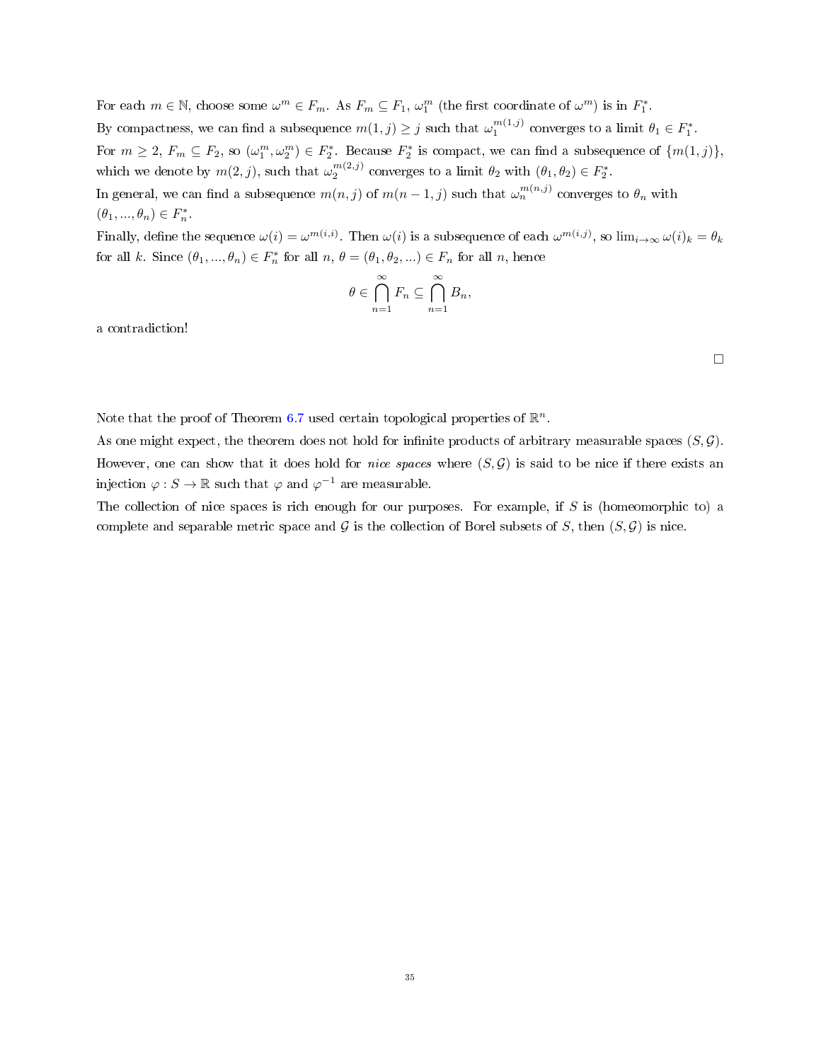For each $m \in \mathbb{N}$, choose some $\omega^m \in F_m$. As $F_m \subseteq F_1$, $\omega_1^m$ (the first coordinate of $\omega^m$) is in $F_1^*$.

By compactness, we can find a subsequence $m(1,j) \geq j$ such that $\omega_1^{m(1,j)}$ converges to a limit $\theta_1 \in F_1^*$.

For $m \geq 2$, $F_m \subseteq F_2$, so $(\omega_1^m, \omega_2^m) \in F_2^*$. Because $F_2^*$ is compact, we can find a subsequence of $\{m(1,j)\}$, which we denote by $m(2,j)$, such that $\omega_2^{m(2,j)}$ converges to a limit $\theta_2$ with $(\theta_1, \theta_2) \in F_2^*$.

In general, we can find a subsequence $m(n,j)$ of $m(n-1,j)$ such that $\omega_n^{m(n,j)}$ converges to $\theta_n$ with $(\theta_1, ..., \theta_n) \in F_n^*$.

Finally, define the sequence $\omega(i) = \omega^{m(i,i)}$. Then $\omega(i)$ is a subsequence of each $\omega^{m(i,j)}$, so $\lim_{i\to\infty} \omega(i)_k = \theta_k$ for all $k$. Since $(\theta_1, ..., \theta_n) \in F_n^*$ for all $n$, $\theta = (\theta_1, \theta_2, ...) \in F_n$ for all $n$, hence

$$\theta \in \bigcap_{n=1}^{\infty} F_n \subseteq \bigcap_{n=1}^{\infty} B_n,$$

a contradiction!

□

Note that the proof of Theorem 6.7 used certain topological properties of $\mathbb{R}^n$.

As one might expect, the theorem does not hold for infinite products of arbitrary measurable spaces $(S, \mathcal{G})$.

However, one can show that it does hold for *nice spaces* where $(S, \mathcal{G})$ is said to be nice if there exists an injection $\varphi : S \to \mathbb{R}$ such that $\varphi$ and $\varphi^{-1}$ are measurable.

The collection of nice spaces is rich enough for our purposes. For example, if $S$ is (homeomorphic to) a complete and separable metric space and $\mathcal{G}$ is the collection of Borel subsets of $S$, then $(S, \mathcal{G})$ is nice.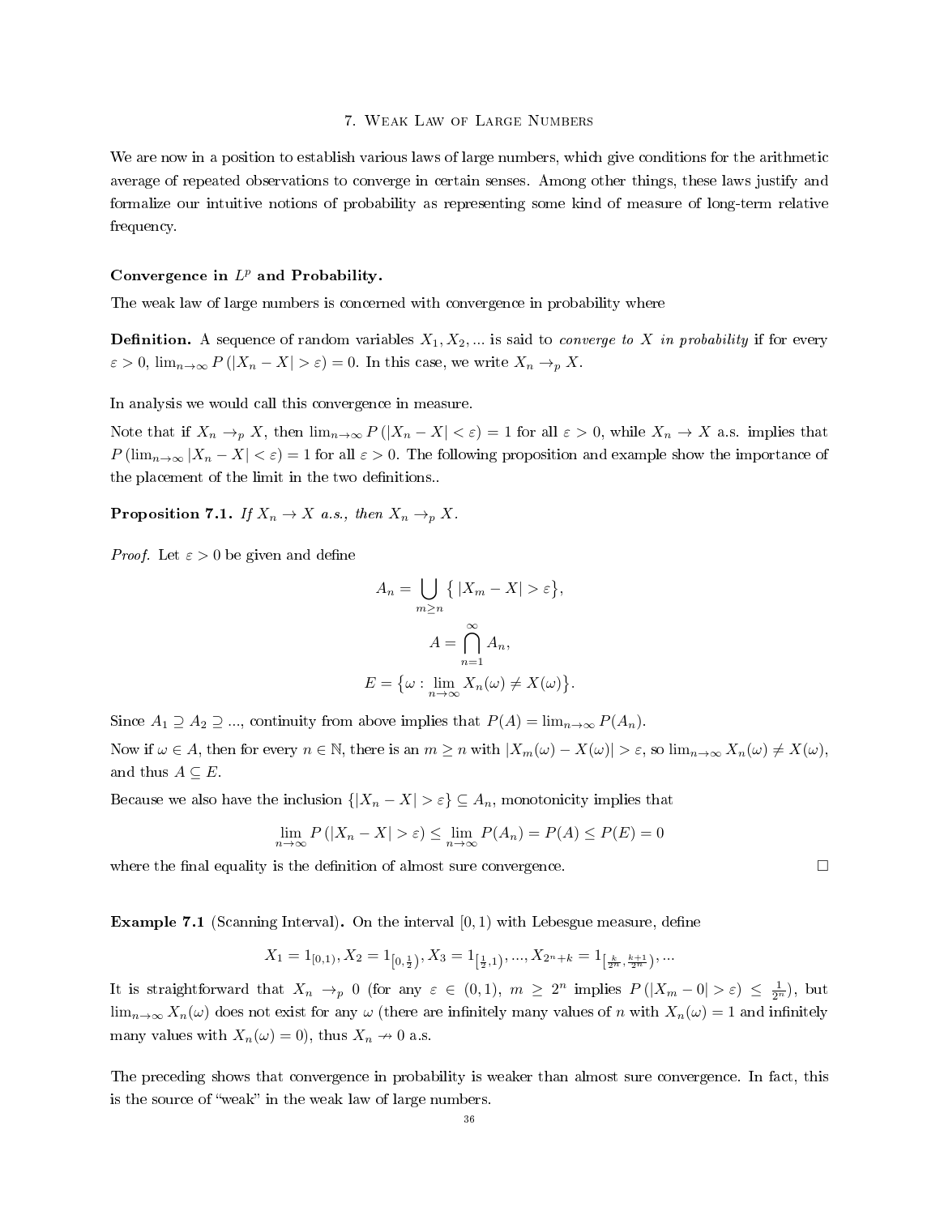## 7. Weak Law of Large Numbers

We are now in a position to establish various laws of large numbers, which give conditions for the arithmetic average of repeated observations to converge in certain senses. Among other things, these laws justify and formalize our intuitive notions of probability as representing some kind of measure of long-term relative frequency.

### Convergence in $L^p$ and Probability.

The weak law of large numbers is concerned with convergence in probability where

**Definition.** A sequence of random variables $X_1, X_2, ...$ is said to *converge to $X$ in probability* if for every $\varepsilon > 0$, $\lim_{n\to\infty} P(|X_n - X| > \varepsilon) = 0$. In this case, we write $X_n \to_p X$.

In analysis we would call this convergence in measure.

Note that if $X_n \to_p X$, then $\lim_{n\to\infty} P(|X_n - X| < \varepsilon) = 1$ for all $\varepsilon > 0$, while $X_n \to X$ a.s. implies that $P(\lim_{n\to\infty} |X_n - X| < \varepsilon) = 1$ for all $\varepsilon > 0$. The following proposition and example show the importance of the placement of the limit in the two definitions..

**Proposition 7.1.** *If $X_n \to X$ a.s., then $X_n \to_p X$.*

*Proof.* Let $\varepsilon > 0$ be given and define

$$A_n = \bigcup_{m\geq n} \{\, |X_m - X| > \varepsilon\},$$

$$A = \bigcap_{n=1}^{\infty} A_n,$$

$$E = \{\omega : \lim_{n\to\infty} X_n(\omega) \neq X(\omega)\}.$$

Since $A_1 \supseteq A_2 \supseteq ...$, continuity from above implies that $P(A) = \lim_{n\to\infty} P(A_n)$.

Now if $\omega \in A$, then for every $n \in \mathbb{N}$, there is an $m \geq n$ with $|X_m(\omega) - X(\omega)| > \varepsilon$, so $\lim_{n\to\infty} X_n(\omega) \neq X(\omega)$, and thus $A \subseteq E$.

Because we also have the inclusion $\{|X_n - X| > \varepsilon\} \subseteq A_n$, monotonicity implies that

$$\lim_{n\to\infty} P(|X_n - X| > \varepsilon) \leq \lim_{n\to\infty} P(A_n) = P(A) \leq P(E) = 0$$

where the final equality is the definition of almost sure convergence. □

**Example 7.1** (Scanning Interval). On the interval $[0, 1)$ with Lebesgue measure, define

$$X_1 = 1_{[0,1)}, X_2 = 1_{\left[0,\frac{1}{2}\right)}, X_3 = 1_{\left[\frac{1}{2},1\right)}, ..., X_{2^n+k} = 1_{\left[\frac{k}{2^n},\frac{k+1}{2^n}\right)}, ...$$

It is straightforward that $X_n \to_p 0$ (for any $\varepsilon \in (0, 1)$, $m \geq 2^n$ implies $P(|X_m - 0| > \varepsilon) \leq \frac{1}{2^n}$), but $\lim_{n\to\infty} X_n(\omega)$ does not exist for any $\omega$ (there are infinitely many values of $n$ with $X_n(\omega) = 1$ and infinitely many values with $X_n(\omega) = 0$), thus $X_n \nrightarrow 0$ a.s.

The preceding shows that convergence in probability is weaker than almost sure convergence. In fact, this is the source of "weak" in the weak law of large numbers.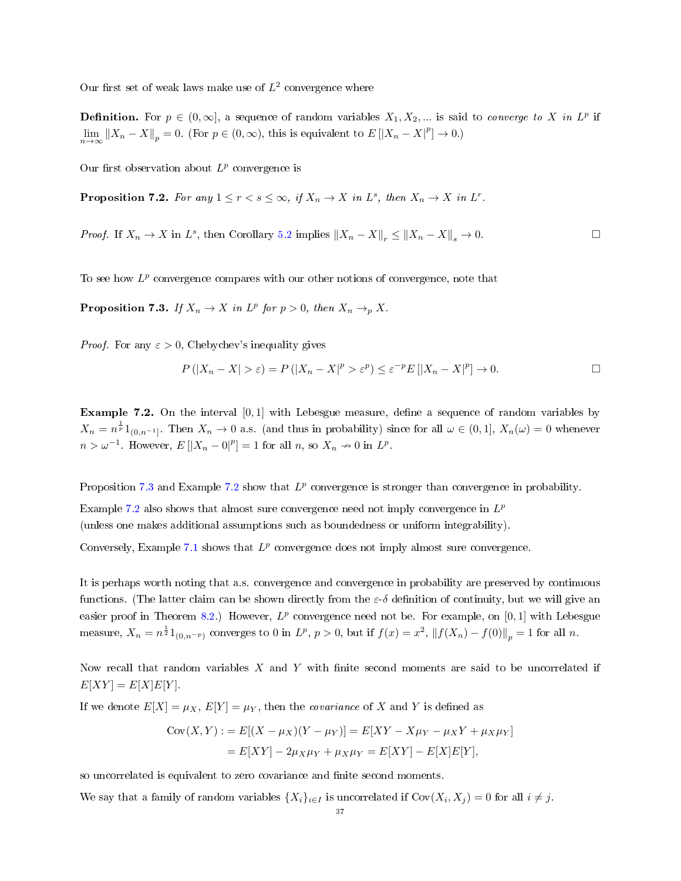Our first set of weak laws make use of $L^2$ convergence where

**Definition.** For $p \in (0, \infty]$, a sequence of random variables $X_1, X_2, ...$ is said to *converge to* $X$ *in* $L^p$ if $\lim_{n\to\infty} \|X_n - X\|_p = 0$. (For $p \in (0, \infty)$, this is equivalent to $E[|X_n - X|^p] \to 0$.)

Our first observation about $L^p$ convergence is

**Proposition 7.2.** *For any $1 \le r < s \le \infty$, if $X_n \to X$ in $L^s$, then $X_n \to X$ in $L^r$.*

*Proof.* If $X_n \to X$ in $L^s$, then Corollary 5.2 implies $\|X_n - X\|_r \le \|X_n - X\|_s \to 0$. □

To see how $L^p$ convergence compares with our other notions of convergence, note that

**Proposition 7.3.** *If $X_n \to X$ in $L^p$ for $p > 0$, then $X_n \to_p X$.*

*Proof.* For any $\varepsilon > 0$, Chebychev's inequality gives

$$P(|X_n - X| > \varepsilon) = P(|X_n - X|^p > \varepsilon^p) \le \varepsilon^{-p} E[|X_n - X|^p] \to 0.$$

□

**Example 7.2.** On the interval $[0, 1]$ with Lebesgue measure, define a sequence of random variables by $X_n = n^{\frac{1}{p}} 1_{(0,n^{-1}]}$. Then $X_n \to 0$ a.s. (and thus in probability) since for all $\omega \in (0, 1]$, $X_n(\omega) = 0$ whenever $n > \omega^{-1}$. However, $E[|X_n - 0|^p] = 1$ for all $n$, so $X_n \nrightarrow 0$ in $L^p$.

Proposition 7.3 and Example 7.2 show that $L^p$ convergence is stronger than convergence in probability.

Example 7.2 also shows that almost sure convergence need not imply convergence in $L^p$ (unless one makes additional assumptions such as boundedness or uniform integrability).

Conversely, Example 7.1 shows that $L^p$ convergence does not imply almost sure convergence.

It is perhaps worth noting that a.s. convergence and convergence in probability are preserved by continuous functions. (The latter claim can be shown directly from the $\varepsilon$-$\delta$ definition of continuity, but we will give an easier proof in Theorem 8.2.) However, $L^p$ convergence need not be. For example, on $[0, 1]$ with Lebesgue measure, $X_n = n^{\frac{1}{2}} 1_{(0,n^{-p})}$ converges to 0 in $L^p$, $p > 0$, but if $f(x) = x^2$, $\|f(X_n) - f(0)\|_p = 1$ for all $n$.

Now recall that random variables $X$ and $Y$ with finite second moments are said to be uncorrelated if $E[XY] = E[X]E[Y]$.

If we denote $E[X] = \mu_X$, $E[Y] = \mu_Y$, then the *covariance* of $X$ and $Y$ is defined as

$$\begin{aligned}
\mathrm{Cov}(X, Y) &:= E[(X - \mu_X)(Y - \mu_Y)] = E[XY - X\mu_Y - \mu_X Y + \mu_X\mu_Y] \\
&= E[XY] - 2\mu_X\mu_Y + \mu_X\mu_Y = E[XY] - E[X]E[Y],
\end{aligned}$$

so uncorrelated is equivalent to zero covariance and finite second moments.

We say that a family of random variables $\{X_i\}_{i\in I}$ is uncorrelated if $\mathrm{Cov}(X_i, X_j) = 0$ for all $i \ne j$.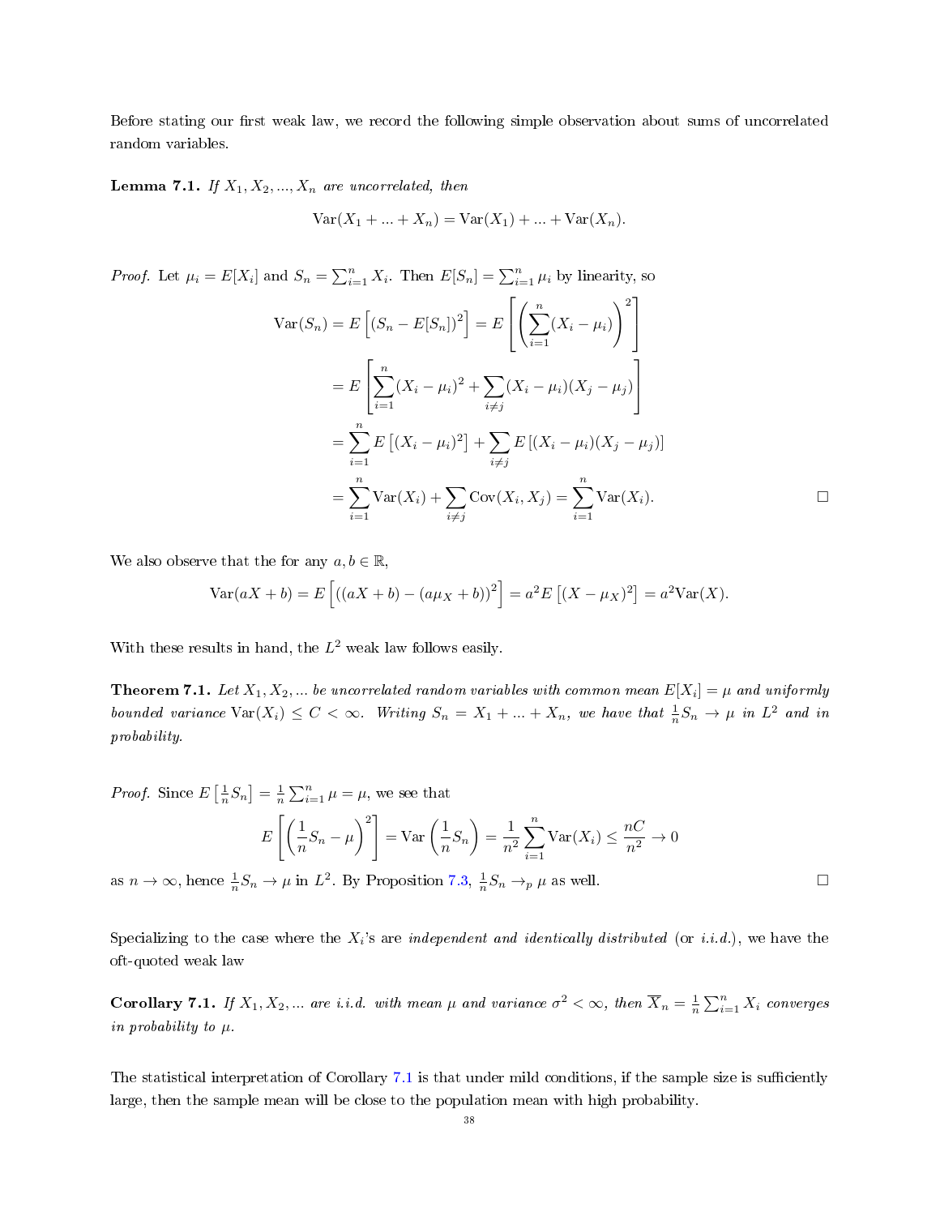Before stating our first weak law, we record the following simple observation about sums of uncorrelated random variables.

**Lemma 7.1.** *If $X_1, X_2, ..., X_n$ are uncorrelated, then*

$$\text{Var}(X_1 + ... + X_n) = \text{Var}(X_1) + ... + \text{Var}(X_n).$$

*Proof.* Let $\mu_i = E[X_i]$ and $S_n = \sum_{i=1}^n X_i$. Then $E[S_n] = \sum_{i=1}^n \mu_i$ by linearity, so

$$\begin{aligned}
\text{Var}(S_n) = E\left[(S_n - E[S_n])^2\right] &= E\left[\left(\sum_{i=1}^n (X_i - \mu_i)\right)^2\right] \\
&= E\left[\sum_{i=1}^n (X_i - \mu_i)^2 + \sum_{i \neq j} (X_i - \mu_i)(X_j - \mu_j)\right] \\
&= \sum_{i=1}^n E\left[(X_i - \mu_i)^2\right] + \sum_{i \neq j} E\left[(X_i - \mu_i)(X_j - \mu_j)\right] \\
&= \sum_{i=1}^n \text{Var}(X_i) + \sum_{i \neq j} \text{Cov}(X_i, X_j) = \sum_{i=1}^n \text{Var}(X_i).
\end{aligned}$$

□

We also observe that the for any $a, b \in \mathbb{R}$,

$$\text{Var}(aX + b) = E\left[((aX + b) - (a\mu_X + b))^2\right] = a^2 E\left[(X - \mu_X)^2\right] = a^2 \text{Var}(X).$$

With these results in hand, the $L^2$ weak law follows easily.

**Theorem 7.1.** *Let $X_1, X_2, ...$ be uncorrelated random variables with common mean $E[X_i] = \mu$ and uniformly bounded variance $\text{Var}(X_i) \leq C < \infty$. Writing $S_n = X_1 + ... + X_n$, we have that $\frac{1}{n} S_n \to \mu$ in $L^2$ and in probability.*

*Proof.* Since $E\left[\frac{1}{n} S_n\right] = \frac{1}{n} \sum_{i=1}^n \mu = \mu$, we see that

$$E\left[\left(\frac{1}{n} S_n - \mu\right)^2\right] = \text{Var}\left(\frac{1}{n} S_n\right) = \frac{1}{n^2} \sum_{i=1}^n \text{Var}(X_i) \leq \frac{nC}{n^2} \to 0$$

as $n \to \infty$, hence $\frac{1}{n} S_n \to \mu$ in $L^2$. By Proposition 7.3, $\frac{1}{n} S_n \to_p \mu$ as well. □

Specializing to the case where the $X_i$'s are *independent and identically distributed* (or *i.i.d.*), we have the oft-quoted weak law

**Corollary 7.1.** *If $X_1, X_2, ...$ are i.i.d. with mean $\mu$ and variance $\sigma^2 < \infty$, then $\overline{X}_n = \frac{1}{n} \sum_{i=1}^n X_i$ converges in probability to $\mu$.*

The statistical interpretation of Corollary 7.1 is that under mild conditions, if the sample size is sufficiently large, then the sample mean will be close to the population mean with high probability.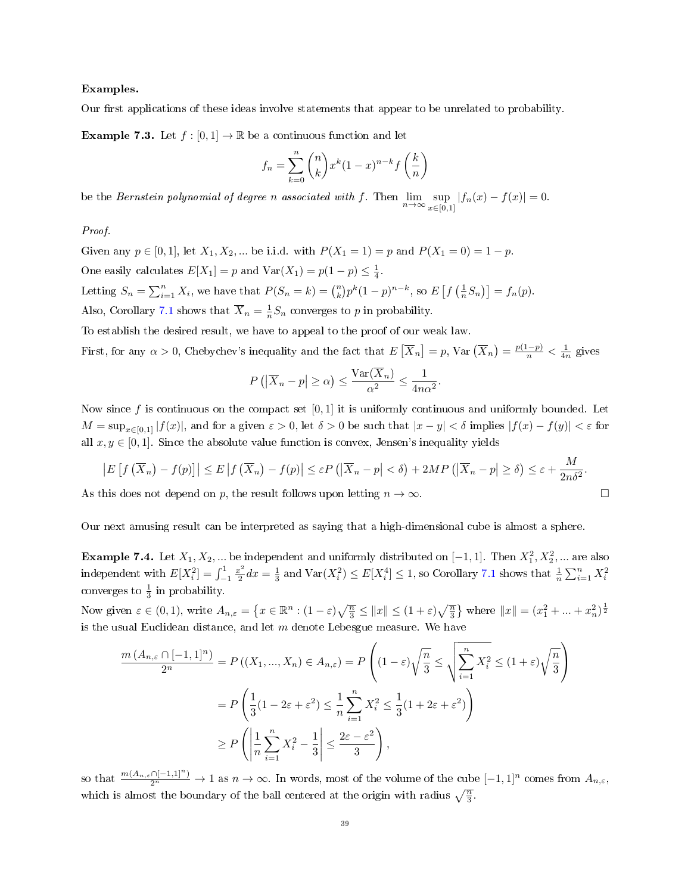**Examples.**

Our first applications of these ideas involve statements that appear to be unrelated to probability.

**Example 7.3.** Let $f : [0,1] \to \mathbb{R}$ be a continuous function and let

$$f_n = \sum_{k=0}^{n} \binom{n}{k} x^k (1-x)^{n-k} f\left(\frac{k}{n}\right)$$

be the *Bernstein polynomial of degree $n$ associated with $f$*. Then $\lim_{n\to\infty} \sup_{x\in[0,1]} |f_n(x) - f(x)| = 0$.

*Proof.*

Given any $p \in [0,1]$, let $X_1, X_2, ...$ be i.i.d. with $P(X_1 = 1) = p$ and $P(X_1 = 0) = 1 - p$.

One easily calculates $E[X_1] = p$ and $\text{Var}(X_1) = p(1-p) \leq \frac{1}{4}$.

Letting $S_n = \sum_{i=1}^{n} X_i$, we have that $P(S_n = k) = \binom{n}{k} p^k (1-p)^{n-k}$, so $E\left[f\left(\frac{1}{n}S_n\right)\right] = f_n(p)$.

Also, Corollary 7.1 shows that $\overline{X}_n = \frac{1}{n}S_n$ converges to $p$ in probability.

To establish the desired result, we have to appeal to the proof of our weak law.

First, for any $\alpha > 0$, Chebychev's inequality and the fact that $E\left[\overline{X}_n\right] = p$, $\text{Var}\left(\overline{X}_n\right) = \frac{p(1-p)}{n} < \frac{1}{4n}$ gives

$$P\left(\left|\overline{X}_n - p\right| \geq \alpha\right) \leq \frac{\text{Var}(\overline{X}_n)}{\alpha^2} \leq \frac{1}{4n\alpha^2}.$$

Now since $f$ is continuous on the compact set $[0,1]$ it is uniformly continuous and uniformly bounded. Let $M = \sup_{x\in[0,1]} |f(x)|$, and for a given $\varepsilon > 0$, let $\delta > 0$ be such that $|x - y| < \delta$ implies $|f(x) - f(y)| < \varepsilon$ for all $x, y \in [0,1]$. Since the absolute value function is convex, Jensen's inequality yields

$$\left|E\left[f\left(\overline{X}_n\right) - f(p)\right]\right| \leq E\left|f\left(\overline{X}_n\right) - f(p)\right| \leq \varepsilon P\left(\left|\overline{X}_n - p\right| < \delta\right) + 2MP\left(\left|\overline{X}_n - p\right| \geq \delta\right) \leq \varepsilon + \frac{M}{2n\delta^2}.$$

As this does not depend on $p$, the result follows upon letting $n \to \infty$. □

Our next amusing result can be interpreted as saying that a high-dimensional cube is almost a sphere.

**Example 7.4.** Let $X_1, X_2, ...$ be independent and uniformly distributed on $[-1,1]$. Then $X_1^2, X_2^2, ...$ are also independent with $E[X_i^2] = \int_{-1}^{1} \frac{x^2}{2} dx = \frac{1}{3}$ and $\text{Var}(X_i^2) \leq E[X_i^4] \leq 1$, so Corollary 7.1 shows that $\frac{1}{n}\sum_{i=1}^{n} X_i^2$ converges to $\frac{1}{3}$ in probability.

Now given $\varepsilon \in (0,1)$, write $A_{n,\varepsilon} = \left\{x \in \mathbb{R}^n : (1-\varepsilon)\sqrt{\frac{n}{3}} \leq \|x\| \leq (1+\varepsilon)\sqrt{\frac{n}{3}}\right\}$ where $\|x\| = (x_1^2 + ... + x_n^2)^{\frac{1}{2}}$ is the usual Euclidean distance, and let $m$ denote Lebesgue measure. We have

$$\begin{aligned}
\frac{m\left(A_{n,\varepsilon} \cap [-1,1]^n\right)}{2^n} &= P\left((X_1, ..., X_n) \in A_{n,\varepsilon}\right) = P\left((1-\varepsilon)\sqrt{\frac{n}{3}} \leq \sqrt{\sum_{i=1}^{n} X_i^2} \leq (1+\varepsilon)\sqrt{\frac{n}{3}}\right) \\
&= P\left(\frac{1}{3}(1 - 2\varepsilon + \varepsilon^2) \leq \frac{1}{n}\sum_{i=1}^{n} X_i^2 \leq \frac{1}{3}(1 + 2\varepsilon + \varepsilon^2)\right) \\
&\geq P\left(\left|\frac{1}{n}\sum_{i=1}^{n} X_i^2 - \frac{1}{3}\right| \leq \frac{2\varepsilon - \varepsilon^2}{3}\right),
\end{aligned}$$

so that $\frac{m(A_{n,\varepsilon} \cap [-1,1]^n)}{2^n} \to 1$ as $n \to \infty$. In words, most of the volume of the cube $[-1,1]^n$ comes from $A_{n,\varepsilon}$, which is almost the boundary of the ball centered at the origin with radius $\sqrt{\frac{n}{3}}$.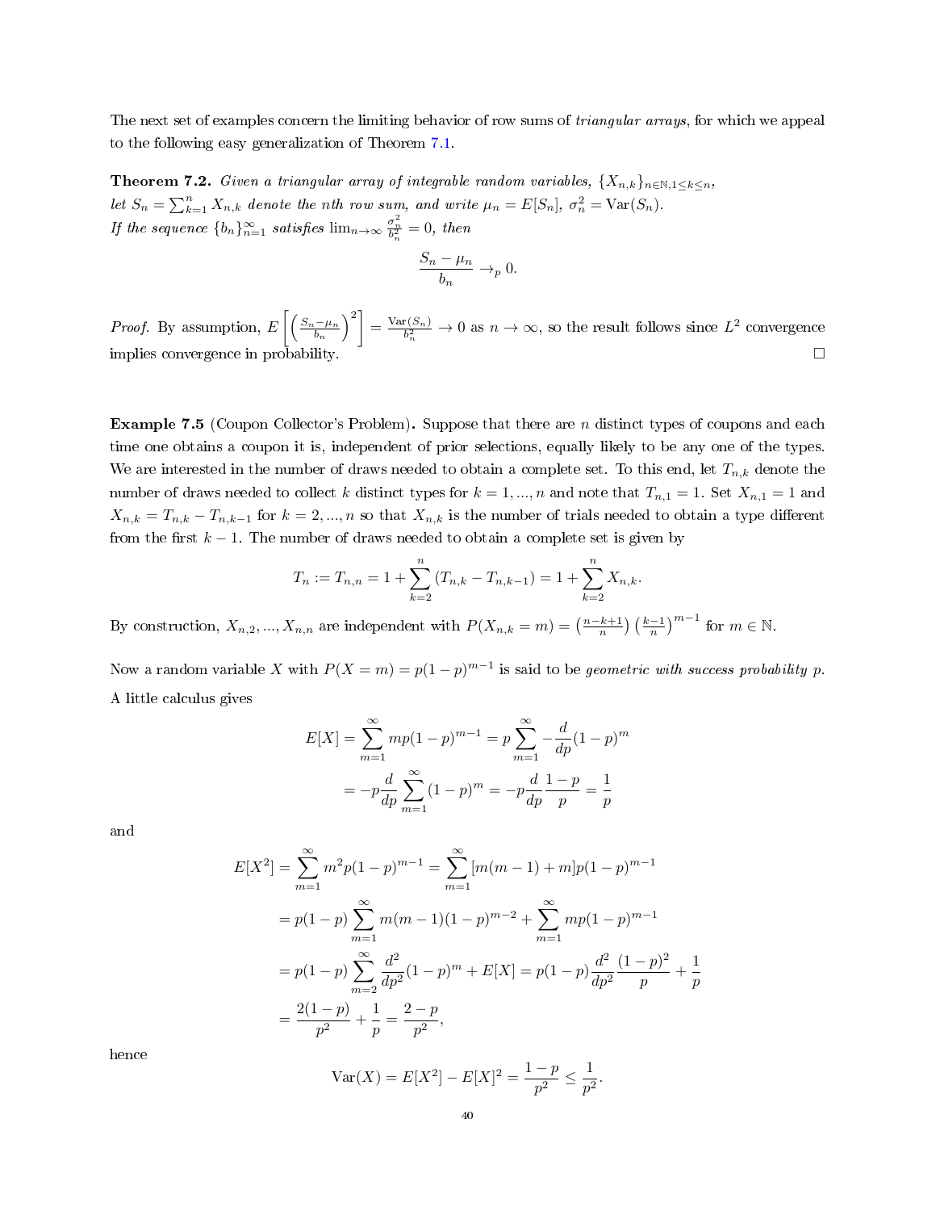The next set of examples concern the limiting behavior of row sums of *triangular arrays*, for which we appeal to the following easy generalization of Theorem 7.1.

**Theorem 7.2.** *Given a triangular array of integrable random variables, $\{X_{n,k}\}_{n\in\mathbb{N},1\leq k\leq n}$, let $S_n = \sum_{k=1}^{n} X_{n,k}$ denote the nth row sum, and write $\mu_n = E[S_n]$, $\sigma_n^2 = \mathrm{Var}(S_n)$. If the sequence $\{b_n\}_{n=1}^{\infty}$ satisfies $\lim_{n\to\infty} \frac{\sigma_n^2}{b_n^2} = 0$, then*

$$\frac{S_n - \mu_n}{b_n} \to_p 0.$$

*Proof.* By assumption, $E\left[\left(\frac{S_n-\mu_n}{b_n}\right)^2\right] = \frac{\mathrm{Var}(S_n)}{b_n^2} \to 0$ as $n \to \infty$, so the result follows since $L^2$ convergence implies convergence in probability. □

**Example 7.5** (Coupon Collector's Problem)**.** Suppose that there are $n$ distinct types of coupons and each time one obtains a coupon it is, independent of prior selections, equally likely to be any one of the types. We are interested in the number of draws needed to obtain a complete set. To this end, let $T_{n,k}$ denote the number of draws needed to collect $k$ distinct types for $k = 1, ..., n$ and note that $T_{n,1} = 1$. Set $X_{n,1} = 1$ and $X_{n,k} = T_{n,k} - T_{n,k-1}$ for $k = 2, ..., n$ so that $X_{n,k}$ is the number of trials needed to obtain a type different from the first $k - 1$. The number of draws needed to obtain a complete set is given by

$$T_n := T_{n,n} = 1 + \sum_{k=2}^{n} (T_{n,k} - T_{n,k-1}) = 1 + \sum_{k=2}^{n} X_{n,k}.$$

By construction, $X_{n,2}, ..., X_{n,n}$ are independent with $P(X_{n,k} = m) = \left(\frac{n-k+1}{n}\right)\left(\frac{k-1}{n}\right)^{m-1}$ for $m \in \mathbb{N}$.

Now a random variable $X$ with $P(X = m) = p(1-p)^{m-1}$ is said to be *geometric with success probability p*. A little calculus gives

$$\begin{aligned} E[X] &= \sum_{m=1}^{\infty} mp(1-p)^{m-1} = p\sum_{m=1}^{\infty} -\frac{d}{dp}(1-p)^m \\ &= -p\frac{d}{dp}\sum_{m=1}^{\infty}(1-p)^m = -p\frac{d}{dp}\frac{1-p}{p} = \frac{1}{p} \end{aligned}$$

and

$$\begin{aligned} E[X^2] &= \sum_{m=1}^{\infty} m^2 p(1-p)^{m-1} = \sum_{m=1}^{\infty}[m(m-1)+m]p(1-p)^{m-1} \\ &= p(1-p)\sum_{m=1}^{\infty} m(m-1)(1-p)^{m-2} + \sum_{m=1}^{\infty} mp(1-p)^{m-1} \\ &= p(1-p)\sum_{m=2}^{\infty}\frac{d^2}{dp^2}(1-p)^m + E[X] = p(1-p)\frac{d^2}{dp^2}\frac{(1-p)^2}{p} + \frac{1}{p} \\ &= \frac{2(1-p)}{p^2} + \frac{1}{p} = \frac{2-p}{p^2}, \end{aligned}$$

hence

$$\mathrm{Var}(X) = E[X^2] - E[X]^2 = \frac{1-p}{p^2} \leq \frac{1}{p^2}.$$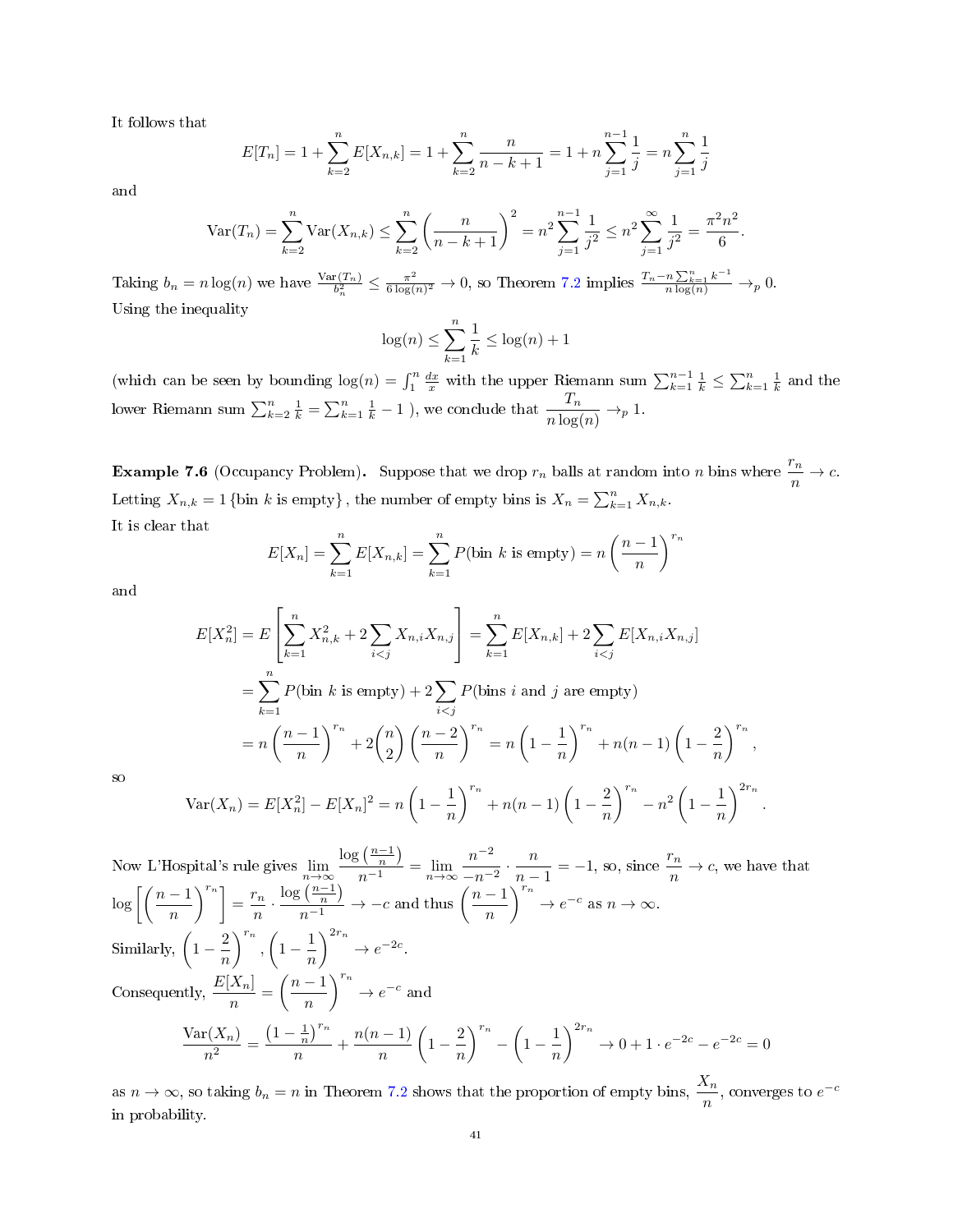It follows that

$$E[T_n] = 1 + \sum_{k=2}^{n} E[X_{n,k}] = 1 + \sum_{k=2}^{n} \frac{n}{n-k+1} = 1 + n\sum_{j=1}^{n-1} \frac{1}{j} = n\sum_{j=1}^{n} \frac{1}{j}$$

and

$$\text{Var}(T_n) = \sum_{k=2}^{n} \text{Var}(X_{n,k}) \le \sum_{k=2}^{n} \left(\frac{n}{n-k+1}\right)^2 = n^2 \sum_{j=1}^{n-1} \frac{1}{j^2} \le n^2 \sum_{j=1}^{\infty} \frac{1}{j^2} = \frac{\pi^2 n^2}{6}.$$

Taking $b_n = n\log(n)$ we have $\frac{\text{Var}(T_n)}{b_n^2} \le \frac{\pi^2}{6\log(n)^2} \to 0$, so Theorem 7.2 implies $\frac{T_n - n\sum_{k=1}^{n} k^{-1}}{n\log(n)} \to_p 0$.

Using the inequality

$$\log(n) \le \sum_{k=1}^{n} \frac{1}{k} \le \log(n) + 1$$

(which can be seen by bounding $\log(n) = \int_1^n \frac{dx}{x}$ with the upper Riemann sum $\sum_{k=1}^{n-1} \frac{1}{k} \le \sum_{k=1}^{n} \frac{1}{k}$ and the lower Riemann sum $\sum_{k=2}^{n} \frac{1}{k} = \sum_{k=1}^{n} \frac{1}{k} - 1$ ), we conclude that $\dfrac{T_n}{n\log(n)} \to_p 1$.

**Example 7.6** (Occupancy Problem)**.** Suppose that we drop $r_n$ balls at random into $n$ bins where $\dfrac{r_n}{n} \to c$. Letting $X_{n,k} = 1\{\text{bin } k \text{ is empty}\}$, the number of empty bins is $X_n = \sum_{k=1}^{n} X_{n,k}$.

It is clear that

$$E[X_n] = \sum_{k=1}^{n} E[X_{n,k}] = \sum_{k=1}^{n} P(\text{bin } k \text{ is empty}) = n\left(\frac{n-1}{n}\right)^{r_n}$$

and

$$\begin{aligned}
E[X_n^2] &= E\left[\sum_{k=1}^{n} X_{n,k}^2 + 2\sum_{i<j} X_{n,i}X_{n,j}\right] = \sum_{k=1}^{n} E[X_{n,k}] + 2\sum_{i<j} E[X_{n,i}X_{n,j}] \\
&= \sum_{k=1}^{n} P(\text{bin } k \text{ is empty}) + 2\sum_{i<j} P(\text{bins } i \text{ and } j \text{ are empty}) \\
&= n\left(\frac{n-1}{n}\right)^{r_n} + 2\binom{n}{2}\left(\frac{n-2}{n}\right)^{r_n} = n\left(1-\frac{1}{n}\right)^{r_n} + n(n-1)\left(1-\frac{2}{n}\right)^{r_n},
\end{aligned}$$

so

$$\text{Var}(X_n) = E[X_n^2] - E[X_n]^2 = n\left(1-\frac{1}{n}\right)^{r_n} + n(n-1)\left(1-\frac{2}{n}\right)^{r_n} - n^2\left(1-\frac{1}{n}\right)^{2r_n}.$$

Now L'Hospital's rule gives $\lim_{n\to\infty} \frac{\log\left(\frac{n-1}{n}\right)}{n^{-1}} = \lim_{n\to\infty} \frac{n^{-2}}{-n^{-2}} \cdot \frac{n}{n-1} = -1$, so, since $\frac{r_n}{n} \to c$, we have that $\log\left[\left(\frac{n-1}{n}\right)^{r_n}\right] = \frac{r_n}{n} \cdot \frac{\log\left(\frac{n-1}{n}\right)}{n^{-1}} \to -c$ and thus $\left(\frac{n-1}{n}\right)^{r_n} \to e^{-c}$ as $n \to \infty$.

Similarly, $\left(1-\frac{2}{n}\right)^{r_n}, \left(1-\frac{1}{n}\right)^{2r_n} \to e^{-2c}$.

Consequently, $\dfrac{E[X_n]}{n} = \left(\dfrac{n-1}{n}\right)^{r_n} \to e^{-c}$ and

$$\frac{\text{Var}(X_n)}{n^2} = \frac{\left(1-\frac{1}{n}\right)^{r_n}}{n} + \frac{n(n-1)}{n}\left(1-\frac{2}{n}\right)^{r_n} - \left(1-\frac{1}{n}\right)^{2r_n} \to 0 + 1 \cdot e^{-2c} - e^{-2c} = 0$$

as $n \to \infty$, so taking $b_n = n$ in Theorem 7.2 shows that the proportion of empty bins, $\dfrac{X_n}{n}$, converges to $e^{-c}$ in probability.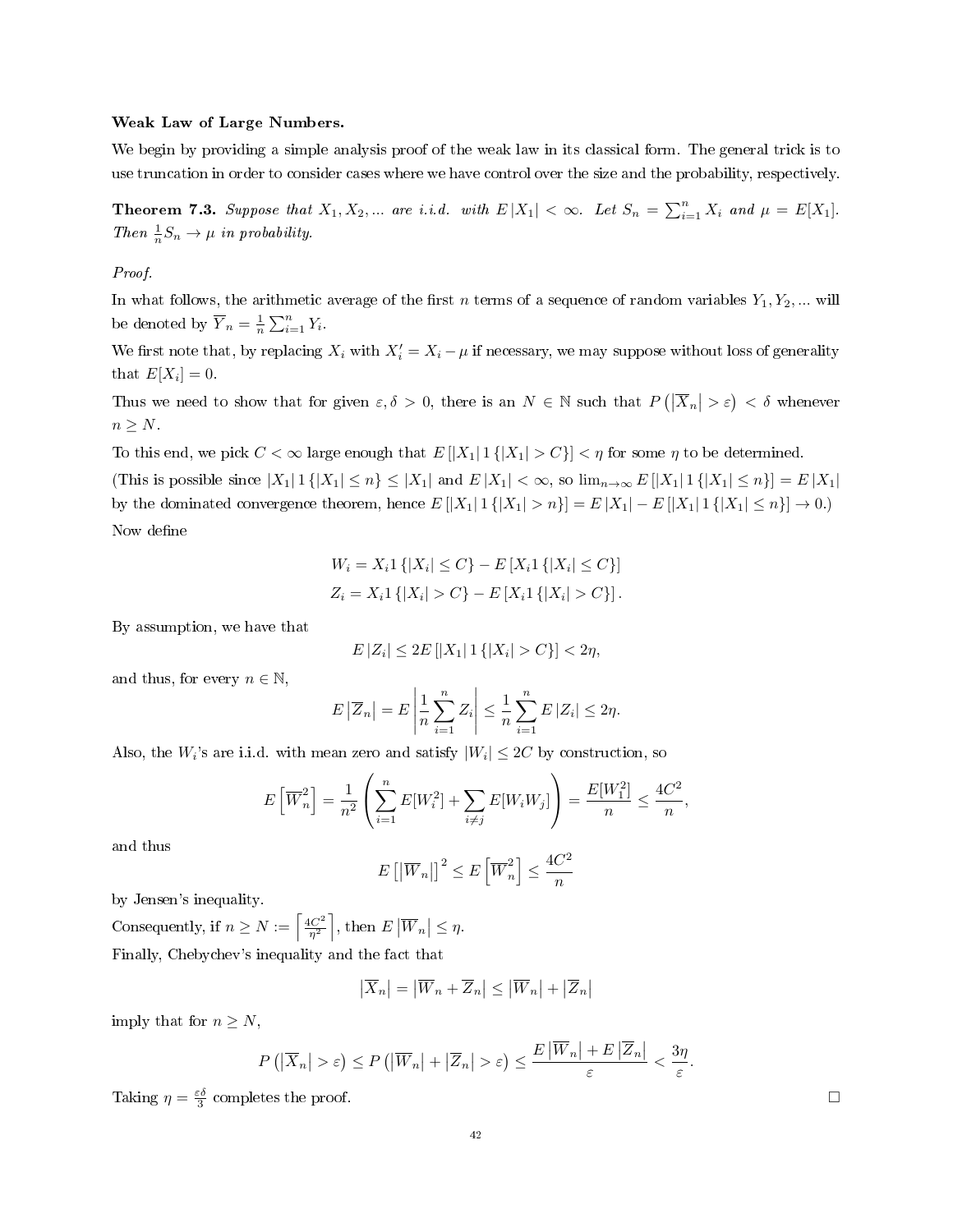**Weak Law of Large Numbers.**

We begin by providing a simple analysis proof of the weak law in its classical form. The general trick is to use truncation in order to consider cases where we have control over the size and the probability, respectively.

**Theorem 7.3.** *Suppose that $X_1, X_2, \ldots$ are i.i.d. with $E|X_1| < \infty$. Let $S_n = \sum_{i=1}^n X_i$ and $\mu = E[X_1]$. Then $\frac{1}{n}S_n \to \mu$ in probability.*

*Proof.*

In what follows, the arithmetic average of the first $n$ terms of a sequence of random variables $Y_1, Y_2, \ldots$ will be denoted by $\overline{Y}_n = \frac{1}{n}\sum_{i=1}^n Y_i$.

We first note that, by replacing $X_i$ with $X_i' = X_i - \mu$ if necessary, we may suppose without loss of generality that $E[X_i] = 0$.

Thus we need to show that for given $\varepsilon, \delta > 0$, there is an $N \in \mathbb{N}$ such that $P\left(\left|\overline{X}_n\right| > \varepsilon\right) < \delta$ whenever $n \geq N$.

To this end, we pick $C < \infty$ large enough that $E\left[|X_1| 1\{|X_1| > C\}\right] < \eta$ for some $\eta$ to be determined.

(This is possible since $|X_1| 1\{|X_1| \leq n\} \leq |X_1|$ and $E|X_1| < \infty$, so $\lim_{n\to\infty} E\left[|X_1| 1\{|X_1| \leq n\}\right] = E|X_1|$ by the dominated convergence theorem, hence $E\left[|X_1| 1\{|X_1| > n\}\right] = E|X_1| - E\left[|X_1| 1\{|X_1| \leq n\}\right] \to 0$.)

Now define

$$W_i = X_i 1\{|X_i| \leq C\} - E\left[X_i 1\{|X_i| \leq C\}\right]$$
$$Z_i = X_i 1\{|X_i| > C\} - E\left[X_i 1\{|X_i| > C\}\right].$$

By assumption, we have that

$$E|Z_i| \leq 2E\left[|X_1| 1\{|X_i| > C\}\right] < 2\eta,$$

and thus, for every $n \in \mathbb{N}$,

$$E\left|\overline{Z}_n\right| = E\left|\frac{1}{n}\sum_{i=1}^n Z_i\right| \leq \frac{1}{n}\sum_{i=1}^n E|Z_i| \leq 2\eta.$$

Also, the $W_i$'s are i.i.d. with mean zero and satisfy $|W_i| \leq 2C$ by construction, so

$$E\left[\overline{W}_n^2\right] = \frac{1}{n^2}\left(\sum_{i=1}^n E[W_i^2] + \sum_{i\neq j} E[W_i W_j]\right) = \frac{E[W_1^2]}{n} \leq \frac{4C^2}{n},$$

and thus

$$E\left[\left|\overline{W}_n\right|\right]^2 \leq E\left[\overline{W}_n^2\right] \leq \frac{4C^2}{n}$$

by Jensen's inequality.

Consequently, if $n \geq N := \left\lceil \frac{4C^2}{\eta^2} \right\rceil$, then $E\left|\overline{W}_n\right| \leq \eta$.

Finally, Chebychev's inequality and the fact that

$$\left|\overline{X}_n\right| = \left|\overline{W}_n + \overline{Z}_n\right| \leq \left|\overline{W}_n\right| + \left|\overline{Z}_n\right|$$

imply that for $n \geq N$,

$$P\left(\left|\overline{X}_n\right| > \varepsilon\right) \leq P\left(\left|\overline{W}_n\right| + \left|\overline{Z}_n\right| > \varepsilon\right) \leq \frac{E\left|\overline{W}_n\right| + E\left|\overline{Z}_n\right|}{\varepsilon} < \frac{3\eta}{\varepsilon}.$$

Taking $\eta = \frac{\varepsilon\delta}{3}$ completes the proof. $\square$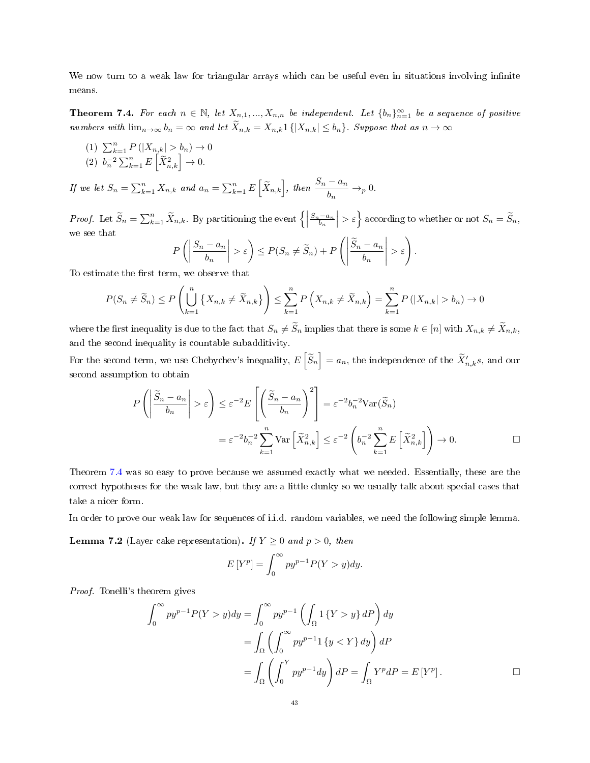We now turn to a weak law for triangular arrays which can be useful even in situations involving infinite means.

**Theorem 7.4.** *For each $n \in \mathbb{N}$, let $X_{n,1}, ..., X_{n,n}$ be independent. Let $\{b_n\}_{n=1}^{\infty}$ be a sequence of positive numbers with $\lim_{n\to\infty} b_n = \infty$ and let $\widetilde{X}_{n,k} = X_{n,k} 1\{|X_{n,k}| \leq b_n\}$. Suppose that as $n \to \infty$*

1. $\sum_{k=1}^{n} P(|X_{n,k}| > b_n) \to 0$
2. $b_n^{-2} \sum_{k=1}^{n} E\left[\widetilde{X}_{n,k}^2\right] \to 0.$

*If we let $S_n = \sum_{k=1}^{n} X_{n,k}$ and $a_n = \sum_{k=1}^{n} E\left[\widetilde{X}_{n,k}\right]$, then $\dfrac{S_n - a_n}{b_n} \to_p 0$.*

*Proof.* Let $\widetilde{S}_n = \sum_{k=1}^{n} \widetilde{X}_{n,k}$. By partitioning the event $\left\{\left|\frac{S_n - a_n}{b_n}\right| > \varepsilon\right\}$ according to whether or not $S_n = \widetilde{S}_n$, we see that

$$P\left(\left|\frac{S_n - a_n}{b_n}\right| > \varepsilon\right) \leq P(S_n \neq \widetilde{S}_n) + P\left(\left|\frac{\widetilde{S}_n - a_n}{b_n}\right| > \varepsilon\right).$$

To estimate the first term, we observe that

$$P(S_n \neq \widetilde{S}_n) \leq P\left(\bigcup_{k=1}^{n} \left\{X_{n,k} \neq \widetilde{X}_{n,k}\right\}\right) \leq \sum_{k=1}^{n} P\left(X_{n,k} \neq \widetilde{X}_{n,k}\right) = \sum_{k=1}^{n} P(|X_{n,k}| > b_n) \to 0$$

where the first inequality is due to the fact that $S_n \neq \widetilde{S}_n$ implies that there is some $k \in [n]$ with $X_{n,k} \neq \widetilde{X}_{n,k}$, and the second inequality is countable subadditivity.

For the second term, we use Chebychev's inequality, $E\left[\widetilde{S}_n\right] = a_n$, the independence of the $\widetilde{X}'_{n,k}s$, and our second assumption to obtain

$$\begin{aligned}
P\left(\left|\frac{\widetilde{S}_n - a_n}{b_n}\right| > \varepsilon\right) &\leq \varepsilon^{-2} E\left[\left(\frac{\widetilde{S}_n - a_n}{b_n}\right)^2\right] = \varepsilon^{-2} b_n^{-2} \text{Var}(\widetilde{S}_n) \\
&= \varepsilon^{-2} b_n^{-2} \sum_{k=1}^{n} \text{Var}\left[\widetilde{X}_{n,k}^2\right] \leq \varepsilon^{-2}\left(b_n^{-2} \sum_{k=1}^{n} E\left[\widetilde{X}_{n,k}^2\right]\right) \to 0.
\end{aligned}$$

□

Theorem 7.4 was so easy to prove because we assumed exactly what we needed. Essentially, these are the correct hypotheses for the weak law, but they are a little clunky so we usually talk about special cases that take a nicer form.

In order to prove our weak law for sequences of i.i.d. random variables, we need the following simple lemma.

**Lemma 7.2** (Layer cake representation)**.** *If $Y \geq 0$ and $p > 0$, then*

$$E[Y^p] = \int_0^{\infty} p y^{p-1} P(Y > y) dy.$$

*Proof.* Tonelli's theorem gives

$$\begin{aligned}
\int_0^{\infty} p y^{p-1} P(Y > y) dy &= \int_0^{\infty} p y^{p-1} \left(\int_{\Omega} 1\{Y > y\} dP\right) dy \\
&= \int_{\Omega} \left(\int_0^{\infty} p y^{p-1} 1\{y < Y\} dy\right) dP \\
&= \int_{\Omega} \left(\int_0^{Y} p y^{p-1} dy\right) dP = \int_{\Omega} Y^p dP = E[Y^p].
\end{aligned}$$

□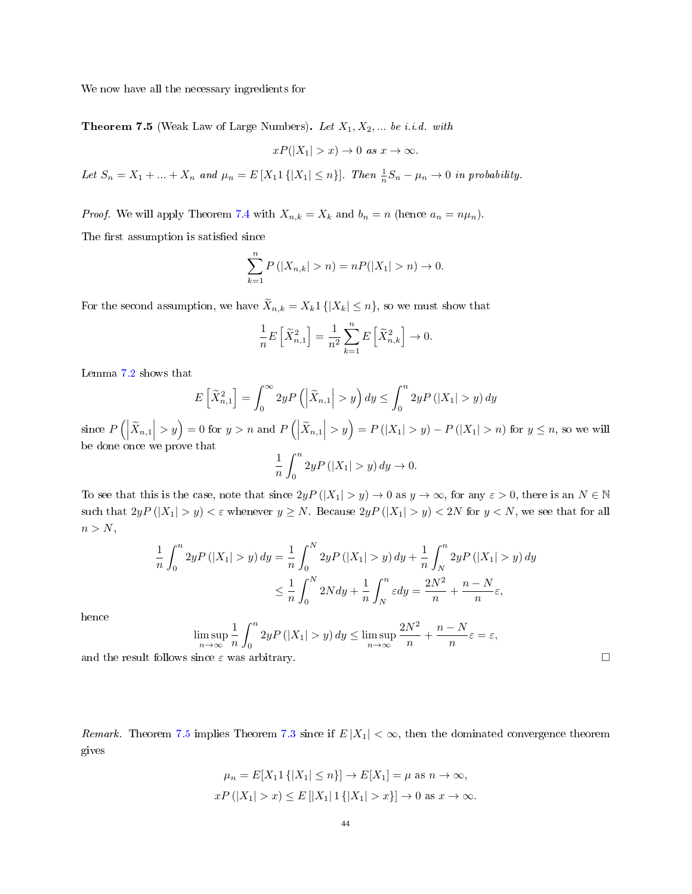We now have all the necessary ingredients for

**Theorem 7.5** (Weak Law of Large Numbers)**.** *Let $X_1, X_2, ...$ be i.i.d. with*

$$xP(|X_1| > x) \to 0 \text{ as } x \to \infty.$$

*Let $S_n = X_1 + ... + X_n$ and $\mu_n = E\left[X_1 1\left\{|X_1| \leq n\right\}\right]$. Then $\frac{1}{n}S_n - \mu_n \to 0$ in probability.*

*Proof.* We will apply Theorem 7.4 with $X_{n,k} = X_k$ and $b_n = n$ (hence $a_n = n\mu_n$).

The first assumption is satisfied since

$$\sum_{k=1}^{n} P\left(|X_{n,k}| > n\right) = nP(|X_1| > n) \to 0.$$

For the second assumption, we have $\widetilde{X}_{n,k} = X_k 1\left\{|X_k| \leq n\right\}$, so we must show that

$$\frac{1}{n} E\left[\widetilde{X}_{n,1}^2\right] = \frac{1}{n^2} \sum_{k=1}^{n} E\left[\widetilde{X}_{n,k}^2\right] \to 0.$$

Lemma 7.2 shows that

$$E\left[\widetilde{X}_{n,1}^2\right] = \int_0^\infty 2yP\left(\left|\widetilde{X}_{n,1}\right| > y\right) dy \leq \int_0^n 2yP\left(|X_1| > y\right) dy$$

since $P\left(\left|\widetilde{X}_{n,1}\right| > y\right) = 0$ for $y > n$ and $P\left(\left|\widetilde{X}_{n,1}\right| > y\right) = P\left(|X_1| > y\right) - P\left(|X_1| > n\right)$ for $y \leq n$, so we will be done once we prove that

$$\frac{1}{n} \int_0^n 2yP\left(|X_1| > y\right) dy \to 0.$$

To see that this is the case, note that since $2yP\left(|X_1| > y\right) \to 0$ as $y \to \infty$, for any $\varepsilon > 0$, there is an $N \in \mathbb{N}$ such that $2yP\left(|X_1| > y\right) < \varepsilon$ whenever $y \geq N$. Because $2yP\left(|X_1| > y\right) < 2N$ for $y < N$, we see that for all $n > N$,

$$\begin{aligned}
\frac{1}{n} \int_0^n 2yP\left(|X_1| > y\right) dy &= \frac{1}{n} \int_0^N 2yP\left(|X_1| > y\right) dy + \frac{1}{n} \int_N^n 2yP\left(|X_1| > y\right) dy \\
&\leq \frac{1}{n} \int_0^N 2N dy + \frac{1}{n} \int_N^n \varepsilon dy = \frac{2N^2}{n} + \frac{n-N}{n}\varepsilon,
\end{aligned}$$

hence

$$\limsup_{n\to\infty} \frac{1}{n} \int_0^n 2yP\left(|X_1| > y\right) dy \leq \limsup_{n\to\infty} \frac{2N^2}{n} + \frac{n-N}{n}\varepsilon = \varepsilon,$$

and the result follows since $\varepsilon$ was arbitrary. $\square$

*Remark.* Theorem 7.5 implies Theorem 7.3 since if $E\left|X_1\right| < \infty$, then the dominated convergence theorem gives

$$\mu_n = E[X_1 1\left\{|X_1| \leq n\right\}] \to E[X_1] = \mu \text{ as } n \to \infty,$$

$$xP\left(|X_1| > x\right) \leq E\left[|X_1| 1\left\{|X_1| > x\right\}\right] \to 0 \text{ as } x \to \infty.$$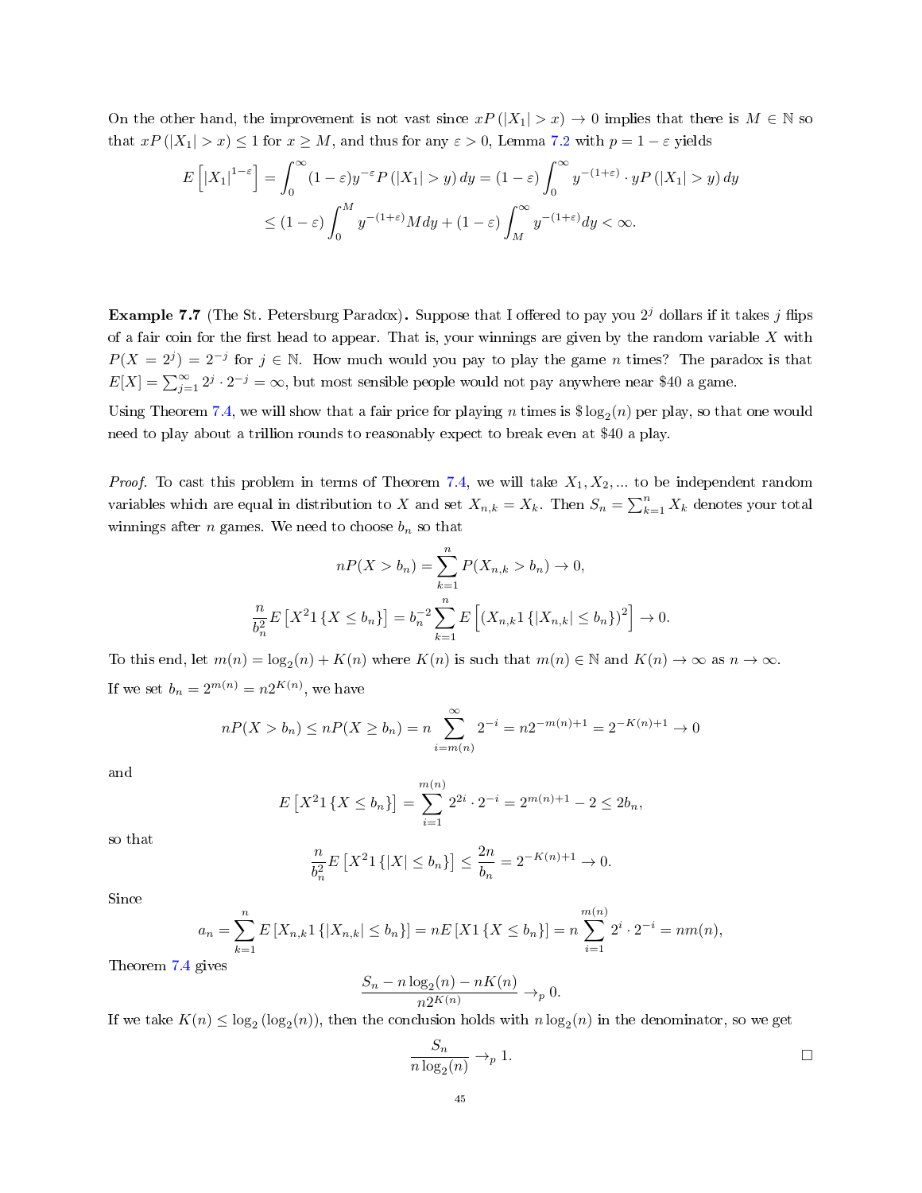On the other hand, the improvement is not vast since $xP(|X_1| > x) \to 0$ implies that there is $M \in \mathbb{N}$ so that $xP(|X_1| > x) \le 1$ for $x \ge M$, and thus for any $\varepsilon > 0$, Lemma 7.2 with $p = 1 - \varepsilon$ yields

$$E\left[|X_1|^{1-\varepsilon}\right] = \int_0^\infty (1-\varepsilon) y^{-\varepsilon} P(|X_1| > y)\, dy = (1-\varepsilon)\int_0^\infty y^{-(1+\varepsilon)} \cdot yP(|X_1| > y)\, dy$$
$$\le (1-\varepsilon)\int_0^M y^{-(1+\varepsilon)} M dy + (1-\varepsilon)\int_M^\infty y^{-(1+\varepsilon)} dy < \infty.$$

**Example 7.7** (The St. Petersburg Paradox)**.** Suppose that I offered to pay you $2^j$ dollars if it takes $j$ flips of a fair coin for the first head to appear. That is, your winnings are given by the random variable $X$ with $P(X = 2^j) = 2^{-j}$ for $j \in \mathbb{N}$. How much would you pay to play the game $n$ times? The paradox is that $E[X] = \sum_{j=1}^\infty 2^j \cdot 2^{-j} = \infty$, but most sensible people would not pay anywhere near \$40 a game.

Using Theorem 7.4, we will show that a fair price for playing $n$ times is $\$\log_2(n)$ per play, so that one would need to play about a trillion rounds to reasonably expect to break even at \$40 a play.

*Proof.* To cast this problem in terms of Theorem 7.4, we will take $X_1, X_2, ...$ to be independent random variables which are equal in distribution to $X$ and set $X_{n,k} = X_k$. Then $S_n = \sum_{k=1}^n X_k$ denotes your total winnings after $n$ games. We need to choose $b_n$ so that

$$nP(X > b_n) = \sum_{k=1}^n P(X_{n,k} > b_n) \to 0,$$
$$\frac{n}{b_n^2} E\left[X^2 1\{X \le b_n\}\right] = b_n^{-2}\sum_{k=1}^n E\left[(X_{n,k} 1\{|X_{n,k}| \le b_n\})^2\right] \to 0.$$

To this end, let $m(n) = \log_2(n) + K(n)$ where $K(n)$ is such that $m(n) \in \mathbb{N}$ and $K(n) \to \infty$ as $n \to \infty$. If we set $b_n = 2^{m(n)} = n2^{K(n)}$, we have

$$nP(X > b_n) \le nP(X \ge b_n) = n\sum_{i=m(n)}^\infty 2^{-i} = n2^{-m(n)+1} = 2^{-K(n)+1} \to 0$$

and

$$E\left[X^2 1\{X \le b_n\}\right] = \sum_{i=1}^{m(n)} 2^{2i} \cdot 2^{-i} = 2^{m(n)+1} - 2 \le 2b_n,$$

so that

$$\frac{n}{b_n^2} E\left[X^2 1\{|X| \le b_n\}\right] \le \frac{2n}{b_n} = 2^{-K(n)+1} \to 0.$$

Since

$$a_n = \sum_{k=1}^n E\left[X_{n,k} 1\{|X_{n,k}| \le b_n\}\right] = nE\left[X 1\{X \le b_n\}\right] = n\sum_{i=1}^{m(n)} 2^i \cdot 2^{-i} = nm(n),$$

Theorem 7.4 gives

$$\frac{S_n - n\log_2(n) - nK(n)}{n2^{K(n)}} \to_p 0.$$

If we take $K(n) \le \log_2(\log_2(n))$, then the conclusion holds with $n\log_2(n)$ in the denominator, so we get

$$\frac{S_n}{n\log_2(n)} \to_p 1.$$

□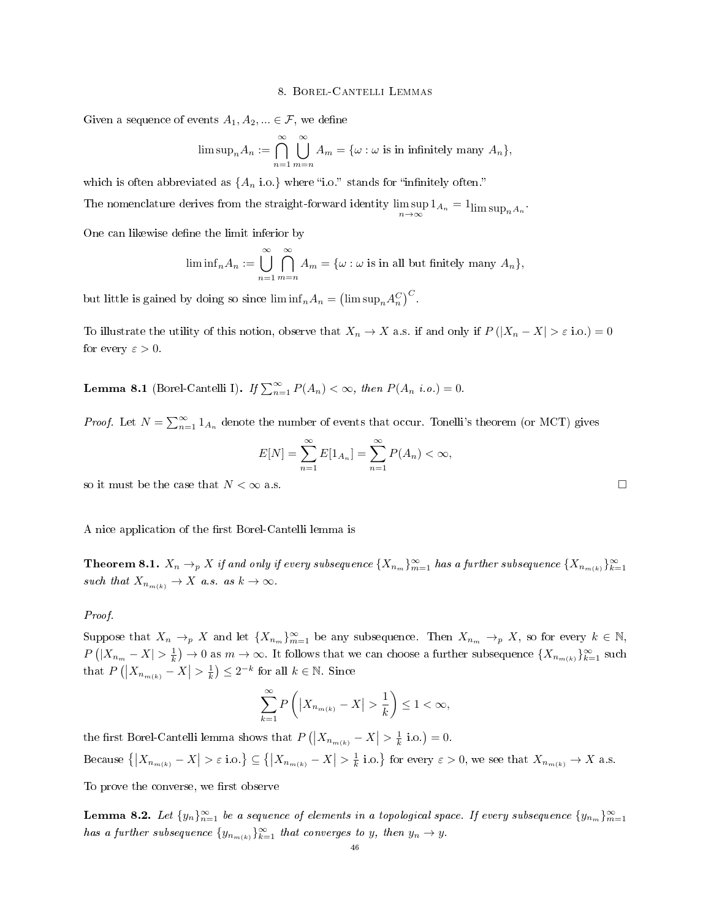# 8. Borel-Cantelli Lemmas

Given a sequence of events $A_1, A_2, ... \in \mathcal{F}$, we define

$$\limsup_n A_n := \bigcap_{n=1}^{\infty} \bigcup_{m=n}^{\infty} A_m = \{\omega : \omega \text{ is in infinitely many } A_n\},$$

which is often abbreviated as $\{A_n \text{ i.o.}\}$ where "i.o." stands for "infinitely often."

The nomenclature derives from the straight-forward identity $\limsup_{n\to\infty} 1_{A_n} = 1_{\limsup_n A_n}$.

One can likewise define the limit inferior by

$$\liminf_n A_n := \bigcup_{n=1}^{\infty} \bigcap_{m=n}^{\infty} A_m = \{\omega : \omega \text{ is in all but finitely many } A_n\},$$

but little is gained by doing so since $\liminf_n A_n = \left(\limsup_n A_n^C\right)^C$.

To illustrate the utility of this notion, observe that $X_n \to X$ a.s. if and only if $P(|X_n - X| > \varepsilon \text{ i.o.}) = 0$ for every $\varepsilon > 0$.

**Lemma 8.1** (Borel-Cantelli I)**.** *If $\sum_{n=1}^{\infty} P(A_n) < \infty$, then $P(A_n \text{ i.o.}) = 0$.*

*Proof.* Let $N = \sum_{n=1}^{\infty} 1_{A_n}$ denote the number of events that occur. Tonelli's theorem (or MCT) gives

$$E[N] = \sum_{n=1}^{\infty} E[1_{A_n}] = \sum_{n=1}^{\infty} P(A_n) < \infty,$$

so it must be the case that $N < \infty$ a.s. □

A nice application of the first Borel-Cantelli lemma is

**Theorem 8.1.** *$X_n \to_p X$ if and only if every subsequence $\{X_{n_m}\}_{m=1}^{\infty}$ has a further subsequence $\{X_{n_{m(k)}}\}_{k=1}^{\infty}$ such that $X_{n_{m(k)}} \to X$ a.s. as $k \to \infty$.*

*Proof.*

Suppose that $X_n \to_p X$ and let $\{X_{n_m}\}_{m=1}^{\infty}$ be any subsequence. Then $X_{n_m} \to_p X$, so for every $k \in \mathbb{N}$, $P\left(|X_{n_m} - X| > \frac{1}{k}\right) \to 0$ as $m \to \infty$. It follows that we can choose a further subsequence $\{X_{n_{m(k)}}\}_{k=1}^{\infty}$ such that $P\left(\left|X_{n_{m(k)}} - X\right| > \frac{1}{k}\right) \leq 2^{-k}$ for all $k \in \mathbb{N}$. Since

$$\sum_{k=1}^{\infty} P\left(\left|X_{n_{m(k)}} - X\right| > \frac{1}{k}\right) \leq 1 < \infty,$$

the first Borel-Cantelli lemma shows that $P\left(\left|X_{n_{m(k)}} - X\right| > \frac{1}{k} \text{ i.o.}\right) = 0$.

Because $\left\{\left|X_{n_{m(k)}} - X\right| > \varepsilon \text{ i.o.}\right\} \subseteq \left\{\left|X_{n_{m(k)}} - X\right| > \frac{1}{k} \text{ i.o.}\right\}$ for every $\varepsilon > 0$, we see that $X_{n_{m(k)}} \to X$ a.s.

To prove the converse, we first observe

**Lemma 8.2.** *Let $\{y_n\}_{n=1}^{\infty}$ be a sequence of elements in a topological space. If every subsequence $\{y_{n_m}\}_{m=1}^{\infty}$ has a further subsequence $\{y_{n_{m(k)}}\}_{k=1}^{\infty}$ that converges to $y$, then $y_n \to y$.*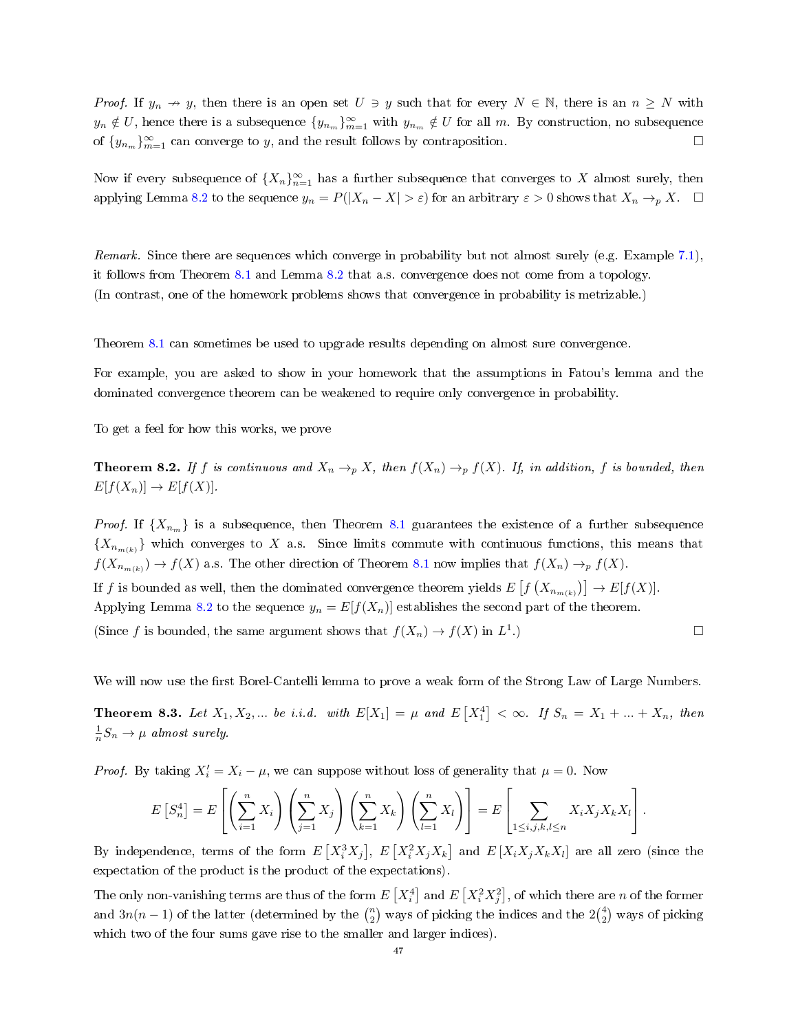*Proof.* If $y_n \nrightarrow y$, then there is an open set $U \ni y$ such that for every $N \in \mathbb{N}$, there is an $n \geq N$ with $y_n \notin U$, hence there is a subsequence $\{y_{n_m}\}_{m=1}^{\infty}$ with $y_{n_m} \notin U$ for all $m$. By construction, no subsequence of $\{y_{n_m}\}_{m=1}^{\infty}$ can converge to $y$, and the result follows by contraposition. □

Now if every subsequence of $\{X_n\}_{n=1}^{\infty}$ has a further subsequence that converges to $X$ almost surely, then applying Lemma 8.2 to the sequence $y_n = P(|X_n - X| > \varepsilon)$ for an arbitrary $\varepsilon > 0$ shows that $X_n \to_p X$. □

*Remark.* Since there are sequences which converge in probability but not almost surely (e.g. Example 7.1), it follows from Theorem 8.1 and Lemma 8.2 that a.s. convergence does not come from a topology.
(In contrast, one of the homework problems shows that convergence in probability is metrizable.)

Theorem 8.1 can sometimes be used to upgrade results depending on almost sure convergence.

For example, you are asked to show in your homework that the assumptions in Fatou's lemma and the dominated convergence theorem can be weakened to require only convergence in probability.

To get a feel for how this works, we prove

**Theorem 8.2.** *If $f$ is continuous and $X_n \to_p X$, then $f(X_n) \to_p f(X)$. If, in addition, $f$ is bounded, then $E[f(X_n)] \to E[f(X)]$.*

*Proof.* If $\{X_{n_m}\}$ is a subsequence, then Theorem 8.1 guarantees the existence of a further subsequence $\{X_{n_{m(k)}}\}$ which converges to $X$ a.s. Since limits commute with continuous functions, this means that $f(X_{n_{m(k)}}) \to f(X)$ a.s. The other direction of Theorem 8.1 now implies that $f(X_n) \to_p f(X)$.
If $f$ is bounded as well, then the dominated convergence theorem yields $E\left[f\left(X_{n_{m(k)}}\right)\right] \to E[f(X)]$.
Applying Lemma 8.2 to the sequence $y_n = E[f(X_n)]$ establishes the second part of the theorem.
(Since $f$ is bounded, the same argument shows that $f(X_n) \to f(X)$ in $L^1$.) □

We will now use the first Borel-Cantelli lemma to prove a weak form of the Strong Law of Large Numbers.

**Theorem 8.3.** *Let $X_1, X_2, ...$ be i.i.d. with $E[X_1] = \mu$ and $E\left[X_1^4\right] < \infty$. If $S_n = X_1 + ... + X_n$, then $\frac{1}{n}S_n \to \mu$ almost surely.*

*Proof.* By taking $X_i' = X_i - \mu$, we can suppose without loss of generality that $\mu = 0$. Now

$$E\left[S_n^4\right] = E\left[\left(\sum_{i=1}^{n} X_i\right)\left(\sum_{j=1}^{n} X_j\right)\left(\sum_{k=1}^{n} X_k\right)\left(\sum_{l=1}^{n} X_l\right)\right] = E\left[\sum_{1 \leq i,j,k,l \leq n} X_i X_j X_k X_l\right].$$

By independence, terms of the form $E\left[X_i^3 X_j\right]$, $E\left[X_i^2 X_j X_k\right]$ and $E\left[X_i X_j X_k X_l\right]$ are all zero (since the expectation of the product is the product of the expectations).

The only non-vanishing terms are thus of the form $E\left[X_i^4\right]$ and $E\left[X_i^2 X_j^2\right]$, of which there are $n$ of the former and $3n(n-1)$ of the latter (determined by the $\binom{n}{2}$ ways of picking the indices and the $2\binom{4}{2}$ ways of picking which two of the four sums gave rise to the smaller and larger indices).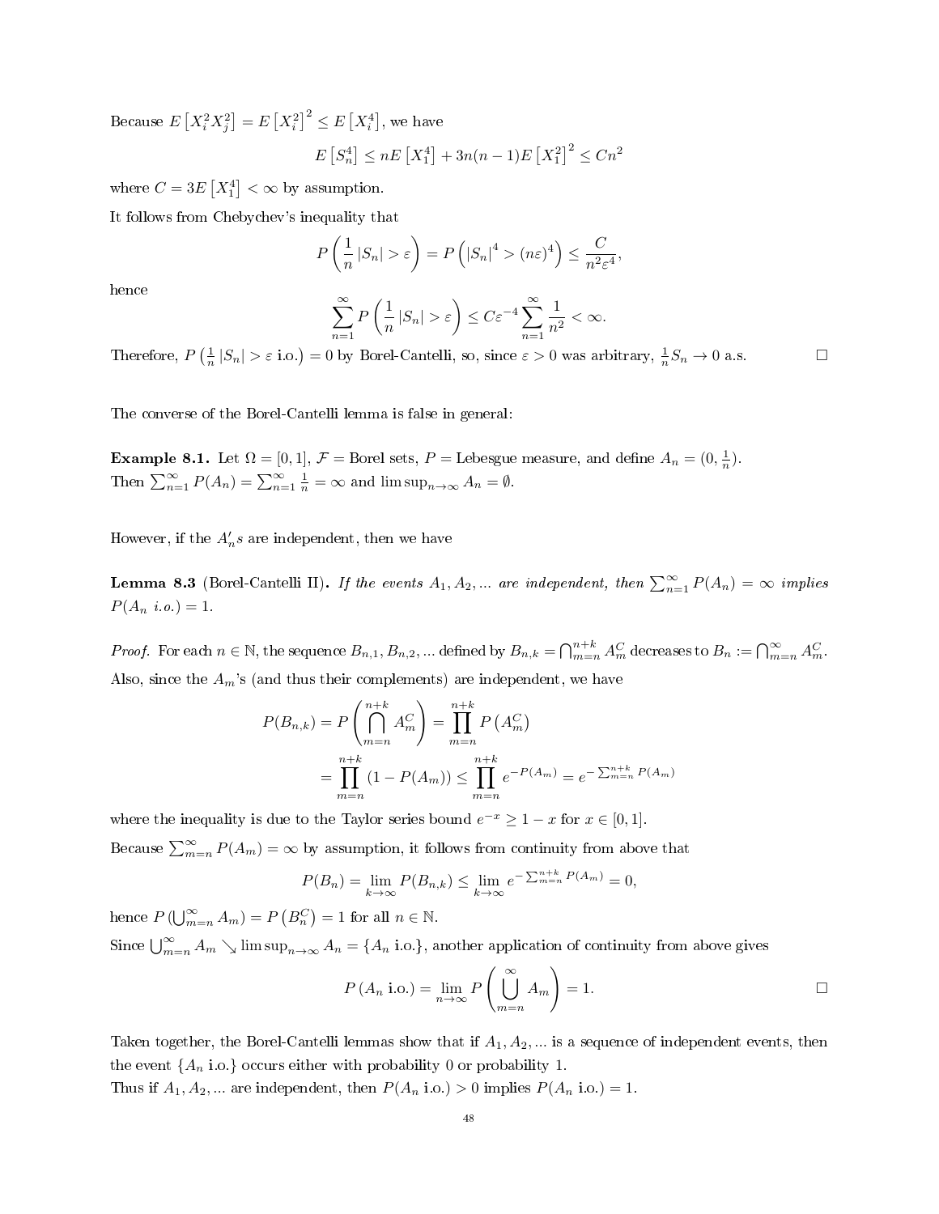Because $E\left[X_i^2 X_j^2\right] = E\left[X_i^2\right]^2 \le E\left[X_i^4\right]$, we have

$$E\left[S_n^4\right] \le nE\left[X_1^4\right] + 3n(n-1)E\left[X_1^2\right]^2 \le Cn^2$$

where $C = 3E\left[X_1^4\right] < \infty$ by assumption.

It follows from Chebychev's inequality that

$$P\left(\frac{1}{n}\left|S_n\right| > \varepsilon\right) = P\left(\left|S_n\right|^4 > (n\varepsilon)^4\right) \le \frac{C}{n^2\varepsilon^4},$$

hence

$$\sum_{n=1}^{\infty} P\left(\frac{1}{n}\left|S_n\right| > \varepsilon\right) \le C\varepsilon^{-4}\sum_{n=1}^{\infty}\frac{1}{n^2} < \infty.$$

Therefore, $P\left(\frac{1}{n}\left|S_n\right| > \varepsilon \text{ i.o.}\right) = 0$ by Borel-Cantelli, so, since $\varepsilon > 0$ was arbitrary, $\frac{1}{n}S_n \to 0$ a.s. □

The converse of the Borel-Cantelli lemma is false in general:

**Example 8.1.** Let $\Omega = [0,1]$, $\mathcal{F} =$ Borel sets, $P =$ Lebesgue measure, and define $A_n = (0, \frac{1}{n})$. Then $\sum_{n=1}^{\infty} P(A_n) = \sum_{n=1}^{\infty}\frac{1}{n} = \infty$ and $\limsup_{n\to\infty} A_n = \emptyset$.

However, if the $A_n's$ are independent, then we have

**Lemma 8.3** (Borel-Cantelli II)**.** *If the events $A_1, A_2, ...$ are independent, then $\sum_{n=1}^{\infty} P(A_n) = \infty$ implies $P(A_n \text{ i.o.}) = 1$.*

*Proof.* For each $n \in \mathbb{N}$, the sequence $B_{n,1}, B_{n,2}, ...$ defined by $B_{n,k} = \bigcap_{m=n}^{n+k} A_m^C$ decreases to $B_n := \bigcap_{m=n}^{\infty} A_m^C$. Also, since the $A_m$'s (and thus their complements) are independent, we have

$$\begin{aligned}P(B_{n,k}) &= P\left(\bigcap_{m=n}^{n+k} A_m^C\right) = \prod_{m=n}^{n+k} P\left(A_m^C\right) \\ &= \prod_{m=n}^{n+k}\left(1 - P(A_m)\right) \le \prod_{m=n}^{n+k} e^{-P(A_m)} = e^{-\sum_{m=n}^{n+k} P(A_m)}\end{aligned}$$

where the inequality is due to the Taylor series bound $e^{-x} \ge 1 - x$ for $x \in [0,1]$.

Because $\sum_{m=n}^{\infty} P(A_m) = \infty$ by assumption, it follows from continuity from above that

$$P(B_n) = \lim_{k\to\infty} P(B_{n,k}) \le \lim_{k\to\infty} e^{-\sum_{m=n}^{n+k} P(A_m)} = 0,$$

hence $P\left(\bigcup_{m=n}^{\infty} A_m\right) = P\left(B_n^C\right) = 1$ for all $n \in \mathbb{N}$.

Since $\bigcup_{m=n}^{\infty} A_m \searrow \limsup_{n\to\infty} A_n = \{A_n \text{ i.o.}\}$, another application of continuity from above gives

$$P\left(A_n \text{ i.o.}\right) = \lim_{n\to\infty} P\left(\bigcup_{m=n}^{\infty} A_m\right) = 1.$$

□

Taken together, the Borel-Cantelli lemmas show that if $A_1, A_2, ...$ is a sequence of independent events, then the event $\{A_n \text{ i.o.}\}$ occurs either with probability 0 or probability 1.

Thus if $A_1, A_2, ...$ are independent, then $P(A_n \text{ i.o.}) > 0$ implies $P(A_n \text{ i.o.}) = 1$.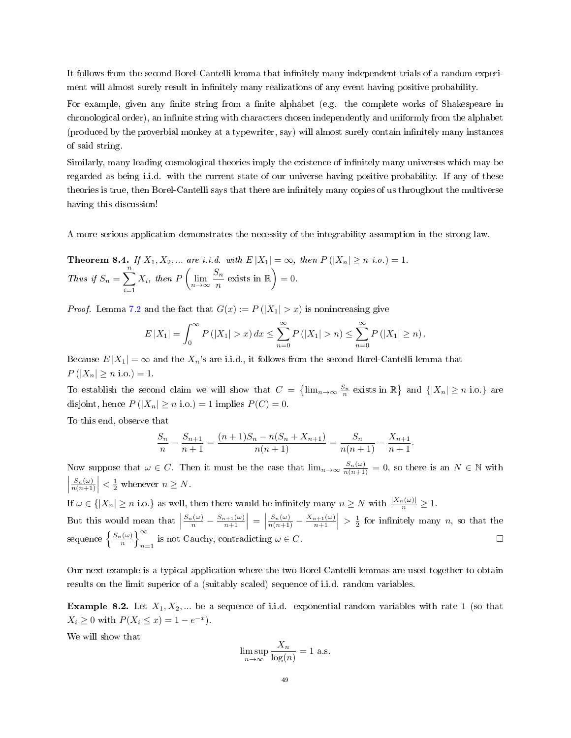It follows from the second Borel-Cantelli lemma that infinitely many independent trials of a random experiment will almost surely result in infinitely many realizations of any event having positive probability.

For example, given any finite string from a finite alphabet (e.g. the complete works of Shakespeare in chronological order), an infinite string with characters chosen independently and uniformly from the alphabet (produced by the proverbial monkey at a typewriter, say) will almost surely contain infinitely many instances of said string.

Similarly, many leading cosmological theories imply the existence of infinitely many universes which may be regarded as being i.i.d. with the current state of our universe having positive probability. If any of these theories is true, then Borel-Cantelli says that there are infinitely many copies of us throughout the multiverse having this discussion!

A more serious application demonstrates the necessity of the integrability assumption in the strong law.

**Theorem 8.4.** *If $X_1, X_2, ...$ are i.i.d. with $E|X_1| = \infty$, then $P(|X_n| \geq n \text{ i.o.}) = 1$.*
*Thus if $S_n = \sum_{i=1}^{n} X_i$, then $P\left(\lim_{n\to\infty} \frac{S_n}{n} \text{ exists in } \mathbb{R}\right) = 0$.*

*Proof.* Lemma 7.2 and the fact that $G(x) := P(|X_1| > x)$ is nonincreasing give

$$E|X_1| = \int_0^\infty P(|X_1| > x)\,dx \leq \sum_{n=0}^{\infty} P(|X_1| > n) \leq \sum_{n=0}^{\infty} P(|X_1| \geq n).$$

Because $E|X_1| = \infty$ and the $X_n$'s are i.i.d., it follows from the second Borel-Cantelli lemma that $P(|X_n| \geq n \text{ i.o.}) = 1$.

To establish the second claim we will show that $C = \left\{\lim_{n\to\infty} \frac{S_n}{n} \text{ exists in } \mathbb{R}\right\}$ and $\{|X_n| \geq n \text{ i.o.}\}$ are disjoint, hence $P(|X_n| \geq n \text{ i.o.}) = 1$ implies $P(C) = 0$.

To this end, observe that

$$\frac{S_n}{n} - \frac{S_{n+1}}{n+1} = \frac{(n+1)S_n - n(S_n + X_{n+1})}{n(n+1)} = \frac{S_n}{n(n+1)} - \frac{X_{n+1}}{n+1}.$$

Now suppose that $\omega \in C$. Then it must be the case that $\lim_{n\to\infty} \frac{S_n(\omega)}{n(n+1)} = 0$, so there is an $N \in \mathbb{N}$ with $\left|\frac{S_n(\omega)}{n(n+1)}\right| < \frac{1}{2}$ whenever $n \geq N$.

If $\omega \in \{|X_n| \geq n \text{ i.o.}\}$ as well, then there would be infinitely many $n \geq N$ with $\frac{|X_n(\omega)|}{n} \geq 1$.

But this would mean that $\left|\frac{S_n(\omega)}{n} - \frac{S_{n+1}(\omega)}{n+1}\right| = \left|\frac{S_n(\omega)}{n(n+1)} - \frac{X_{n+1}(\omega)}{n+1}\right| > \frac{1}{2}$ for infinitely many $n$, so that the sequence $\left\{\frac{S_n(\omega)}{n}\right\}_{n=1}^{\infty}$ is not Cauchy, contradicting $\omega \in C$. ∎

Our next example is a typical application where the two Borel-Cantelli lemmas are used together to obtain results on the limit superior of a (suitably scaled) sequence of i.i.d. random variables.

**Example 8.2.** Let $X_1, X_2, ...$ be a sequence of i.i.d. exponential random variables with rate 1 (so that $X_i \geq 0$ with $P(X_i \leq x) = 1 - e^{-x}$).

We will show that

$$\limsup_{n\to\infty} \frac{X_n}{\log(n)} = 1 \text{ a.s.}$$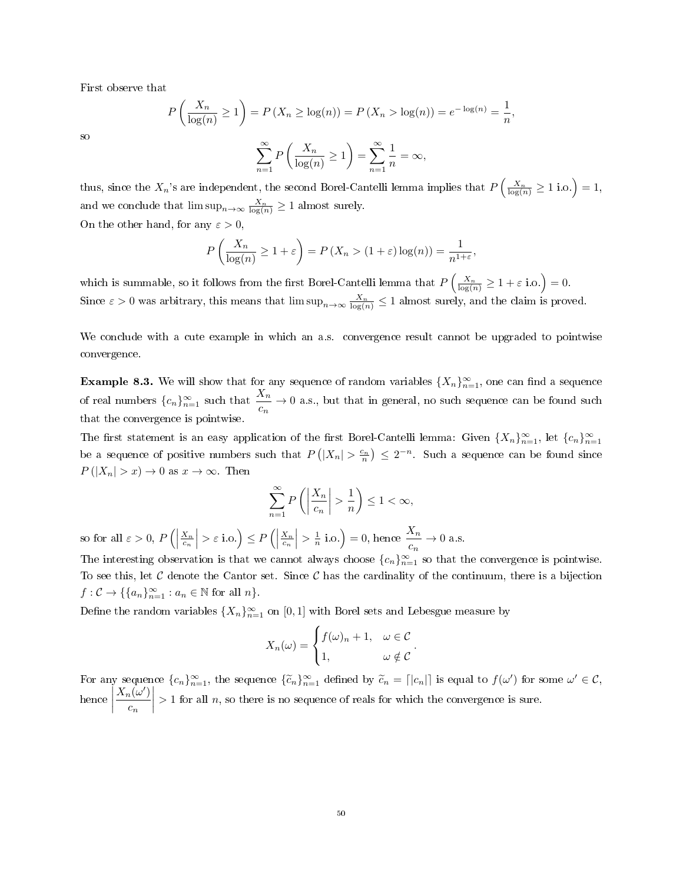First observe that

$$P\left(\frac{X_n}{\log(n)} \geq 1\right) = P\left(X_n \geq \log(n)\right) = P\left(X_n > \log(n)\right) = e^{-\log(n)} = \frac{1}{n},$$

so

$$\sum_{n=1}^{\infty} P\left(\frac{X_n}{\log(n)} \geq 1\right) = \sum_{n=1}^{\infty} \frac{1}{n} = \infty,$$

thus, since the $X_n$'s are independent, the second Borel-Cantelli lemma implies that $P\left(\frac{X_n}{\log(n)} \geq 1 \text{ i.o.}\right) = 1$, and we conclude that $\limsup_{n\to\infty} \frac{X_n}{\log(n)} \geq 1$ almost surely.

On the other hand, for any $\varepsilon > 0$,

$$P\left(\frac{X_n}{\log(n)} \geq 1 + \varepsilon\right) = P\left(X_n > (1+\varepsilon)\log(n)\right) = \frac{1}{n^{1+\varepsilon}},$$

which is summable, so it follows from the first Borel-Cantelli lemma that $P\left(\frac{X_n}{\log(n)} \geq 1 + \varepsilon \text{ i.o.}\right) = 0$. Since $\varepsilon > 0$ was arbitrary, this means that $\limsup_{n\to\infty} \frac{X_n}{\log(n)} \leq 1$ almost surely, and the claim is proved.

We conclude with a cute example in which an a.s. convergence result cannot be upgraded to pointwise convergence.

**Example 8.3.** We will show that for any sequence of random variables $\{X_n\}_{n=1}^{\infty}$, one can find a sequence of real numbers $\{c_n\}_{n=1}^{\infty}$ such that $\dfrac{X_n}{c_n} \to 0$ a.s., but that in general, no such sequence can be found such that the convergence is pointwise.

The first statement is an easy application of the first Borel-Cantelli lemma: Given $\{X_n\}_{n=1}^{\infty}$, let $\{c_n\}_{n=1}^{\infty}$ be a sequence of positive numbers such that $P\left(|X_n| > \frac{c_n}{n}\right) \leq 2^{-n}$. Such a sequence can be found since $P(|X_n| > x) \to 0$ as $x \to \infty$. Then

$$\sum_{n=1}^{\infty} P\left(\left|\frac{X_n}{c_n}\right| > \frac{1}{n}\right) \leq 1 < \infty,$$

so for all $\varepsilon > 0$, $P\left(\left|\frac{X_n}{c_n}\right| > \varepsilon \text{ i.o.}\right) \leq P\left(\left|\frac{X_n}{c_n}\right| > \frac{1}{n} \text{ i.o.}\right) = 0$, hence $\dfrac{X_n}{c_n} \to 0$ a.s.

The interesting observation is that we cannot always choose $\{c_n\}_{n=1}^{\infty}$ so that the convergence is pointwise. To see this, let $\mathcal{C}$ denote the Cantor set. Since $\mathcal{C}$ has the cardinality of the continuum, there is a bijection $f : \mathcal{C} \to \{\{a_n\}_{n=1}^{\infty} : a_n \in \mathbb{N} \text{ for all } n\}$.

Define the random variables $\{X_n\}_{n=1}^{\infty}$ on $[0,1]$ with Borel sets and Lebesgue measure by

$$X_n(\omega) = \begin{cases} f(\omega)_n + 1, & \omega \in \mathcal{C} \\ 1, & \omega \notin \mathcal{C} \end{cases}.$$

For any sequence $\{c_n\}_{n=1}^{\infty}$, the sequence $\{\widetilde{c}_n\}_{n=1}^{\infty}$ defined by $\widetilde{c}_n = \lceil |c_n| \rceil$ is equal to $f(\omega')$ for some $\omega' \in \mathcal{C}$, hence $\left|\dfrac{X_n(\omega')}{c_n}\right| > 1$ for all $n$, so there is no sequence of reals for which the convergence is sure.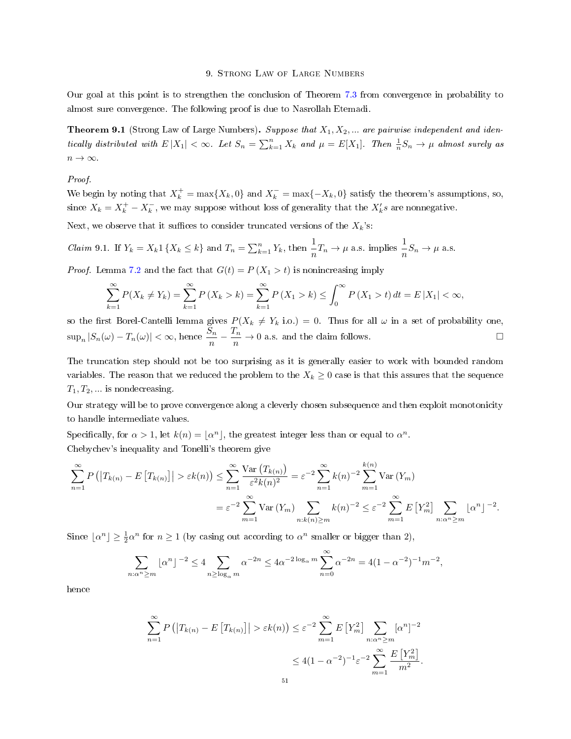# 9. Strong Law of Large Numbers

Our goal at this point is to strengthen the conclusion of Theorem 7.3 from convergence in probability to almost sure convergence. The following proof is due to Nasrollah Etemadi.

**Theorem 9.1** (Strong Law of Large Numbers)**.** *Suppose that $X_1, X_2, \ldots$ are pairwise independent and identically distributed with $E|X_1| < \infty$. Let $S_n = \sum_{k=1}^n X_k$ and $\mu = E[X_1]$. Then $\frac{1}{n}S_n \to \mu$ almost surely as $n \to \infty$.*

*Proof.*
We begin by noting that $X_k^+ = \max\{X_k, 0\}$ and $X_k^- = \max\{-X_k, 0\}$ satisfy the theorem's assumptions, so, since $X_k = X_k^+ - X_k^-$, we may suppose without loss of generality that the $X_k's$ are nonnegative.

Next, we observe that it suffices to consider truncated versions of the $X_k$'s:

*Claim* 9.1. If $Y_k = X_k 1\{X_k \le k\}$ and $T_n = \sum_{k=1}^n Y_k$, then $\dfrac{1}{n}T_n \to \mu$ a.s. implies $\dfrac{1}{n}S_n \to \mu$ a.s.

*Proof.* Lemma 7.2 and the fact that $G(t) = P(X_1 > t)$ is nonincreasing imply

$$\sum_{k=1}^{\infty} P(X_k \neq Y_k) = \sum_{k=1}^{\infty} P(X_k > k) = \sum_{k=1}^{\infty} P(X_1 > k) \le \int_0^{\infty} P(X_1 > t)\,dt = E|X_1| < \infty,$$

so the first Borel-Cantelli lemma gives $P(X_k \neq Y_k \text{ i.o.}) = 0$. Thus for all $\omega$ in a set of probability one, $\sup_n |S_n(\omega) - T_n(\omega)| < \infty$, hence $\dfrac{S_n}{n} - \dfrac{T_n}{n} \to 0$ a.s. and the claim follows. $\square$

The truncation step should not be too surprising as it is generally easier to work with bounded random variables. The reason that we reduced the problem to the $X_k \ge 0$ case is that this assures that the sequence $T_1, T_2, \ldots$ is nondecreasing.

Our strategy will be to prove convergence along a cleverly chosen subsequence and then exploit monotonicity to handle intermediate values.

Specifically, for $\alpha > 1$, let $k(n) = \lfloor \alpha^n \rfloor$, the greatest integer less than or equal to $\alpha^n$.
Chebychev's inequality and Tonelli's theorem give

$$\sum_{n=1}^{\infty} P\left(\left|T_{k(n)} - E\left[T_{k(n)}\right]\right| > \varepsilon k(n)\right) \le \sum_{n=1}^{\infty} \frac{\mathrm{Var}\left(T_{k(n)}\right)}{\varepsilon^2 k(n)^2} = \varepsilon^{-2} \sum_{n=1}^{\infty} k(n)^{-2} \sum_{m=1}^{k(n)} \mathrm{Var}\left(Y_m\right)$$

$$= \varepsilon^{-2} \sum_{m=1}^{\infty} \mathrm{Var}\left(Y_m\right) \sum_{n:k(n)\ge m} k(n)^{-2} \le \varepsilon^{-2} \sum_{m=1}^{\infty} E\left[Y_m^2\right] \sum_{n:\alpha^n \ge m} \lfloor \alpha^n \rfloor^{-2}.$$

Since $\lfloor \alpha^n \rfloor \ge \frac{1}{2}\alpha^n$ for $n \ge 1$ (by casing out according to $\alpha^n$ smaller or bigger than 2),

$$\sum_{n:\alpha^n \ge m} \lfloor \alpha^n \rfloor^{-2} \le 4 \sum_{n \ge \log_\alpha m} \alpha^{-2n} \le 4\alpha^{-2\log_\alpha m} \sum_{n=0}^{\infty} \alpha^{-2n} = 4(1-\alpha^{-2})^{-1} m^{-2},$$

hence

$$\sum_{n=1}^{\infty} P\left(\left|T_{k(n)} - E\left[T_{k(n)}\right]\right| > \varepsilon k(n)\right) \le \varepsilon^{-2} \sum_{m=1}^{\infty} E\left[Y_m^2\right] \sum_{n:\alpha^n \ge m} [\alpha^n]^{-2}$$

$$\le 4(1-\alpha^{-2})^{-1}\varepsilon^{-2} \sum_{m=1}^{\infty} \frac{E\left[Y_m^2\right]}{m^2}.$$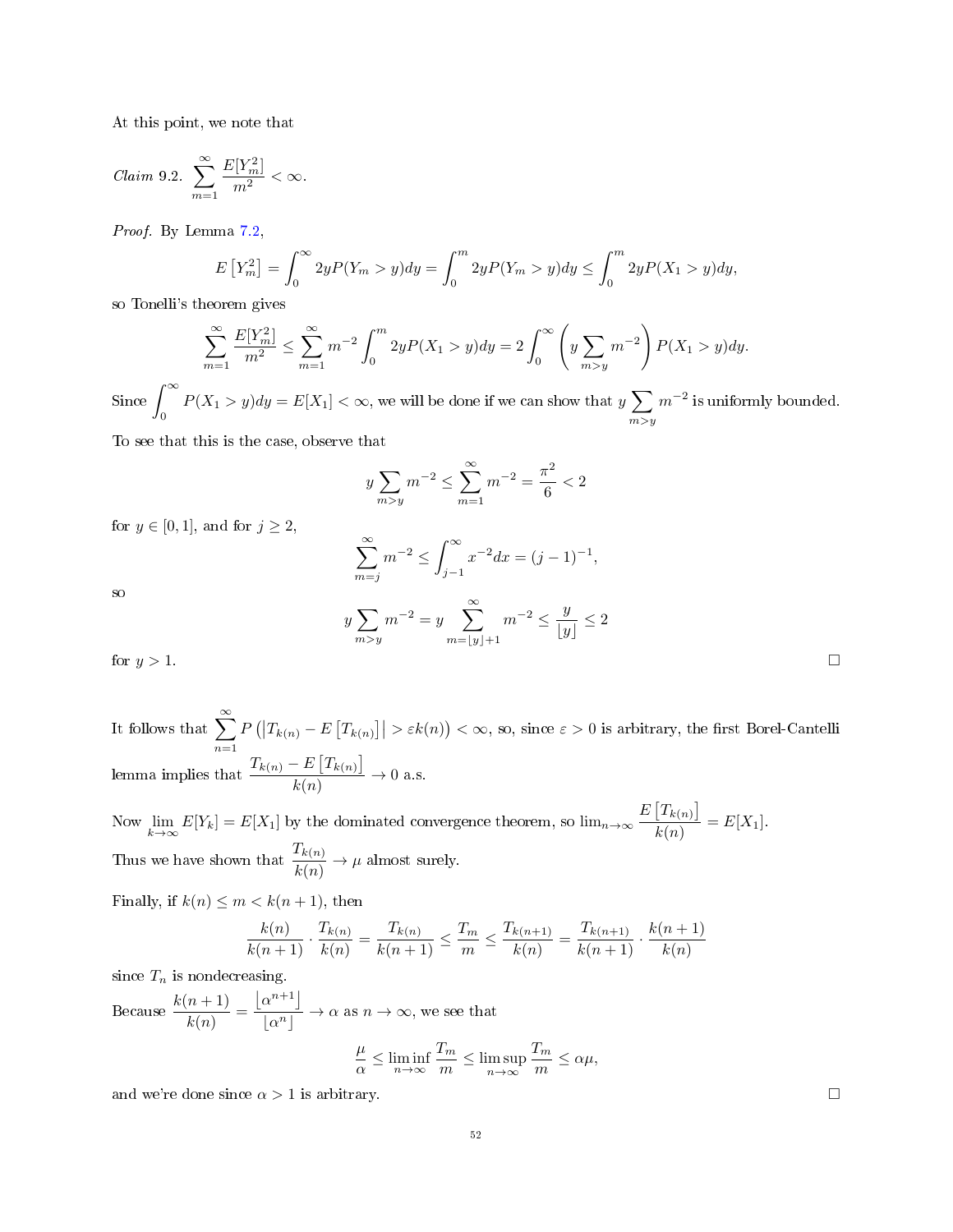At this point, we note that

*Claim* 9.2. $\displaystyle\sum_{m=1}^{\infty} \frac{E[Y_m^2]}{m^2} < \infty$.

*Proof.* By Lemma 7.2,

$$E\left[Y_m^2\right] = \int_0^\infty 2yP(Y_m > y)dy = \int_0^m 2yP(Y_m > y)dy \le \int_0^m 2yP(X_1 > y)dy,$$

so Tonelli's theorem gives

$$\sum_{m=1}^{\infty} \frac{E[Y_m^2]}{m^2} \le \sum_{m=1}^{\infty} m^{-2} \int_0^m 2yP(X_1 > y)dy = 2\int_0^\infty \left( y \sum_{m>y} m^{-2} \right) P(X_1 > y)dy.$$

Since $\displaystyle\int_0^\infty P(X_1 > y)dy = E[X_1] < \infty$, we will be done if we can show that $\displaystyle y \sum_{m>y} m^{-2}$ is uniformly bounded.

To see that this is the case, observe that

$$y \sum_{m>y} m^{-2} \le \sum_{m=1}^{\infty} m^{-2} = \frac{\pi^2}{6} < 2$$

for $y \in [0, 1]$, and for $j \ge 2$,

$$\sum_{m=j}^{\infty} m^{-2} \le \int_{j-1}^{\infty} x^{-2} dx = (j-1)^{-1},$$

so

$$y \sum_{m>y} m^{-2} = y \sum_{m=\lfloor y \rfloor + 1}^{\infty} m^{-2} \le \frac{y}{\lfloor y \rfloor} \le 2$$

for $y > 1$. □

It follows that $\displaystyle\sum_{n=1}^{\infty} P\left(\left|T_{k(n)} - E\left[T_{k(n)}\right]\right| > \varepsilon k(n)\right) < \infty$, so, since $\varepsilon > 0$ is arbitrary, the first Borel-Cantelli lemma implies that $\displaystyle\frac{T_{k(n)} - E\left[T_{k(n)}\right]}{k(n)} \to 0$ a.s.

Now $\displaystyle\lim_{k\to\infty} E[Y_k] = E[X_1]$ by the dominated convergence theorem, so $\displaystyle\lim_{n\to\infty} \frac{E\left[T_{k(n)}\right]}{k(n)} = E[X_1]$.

Thus we have shown that $\displaystyle\frac{T_{k(n)}}{k(n)} \to \mu$ almost surely.

Finally, if $k(n) \le m < k(n+1)$, then

$$\frac{k(n)}{k(n+1)} \cdot \frac{T_{k(n)}}{k(n)} = \frac{T_{k(n)}}{k(n+1)} \le \frac{T_m}{m} \le \frac{T_{k(n+1)}}{k(n)} = \frac{T_{k(n+1)}}{k(n+1)} \cdot \frac{k(n+1)}{k(n)}$$

since $T_n$ is nondecreasing.

Because $\displaystyle\frac{k(n+1)}{k(n)} = \frac{\lfloor \alpha^{n+1} \rfloor}{\lfloor \alpha^n \rfloor} \to \alpha$ as $n \to \infty$, we see that

$$\frac{\mu}{\alpha} \le \liminf_{n\to\infty} \frac{T_m}{m} \le \limsup_{n\to\infty} \frac{T_m}{m} \le \alpha\mu,$$

and we're done since $\alpha > 1$ is arbitrary. □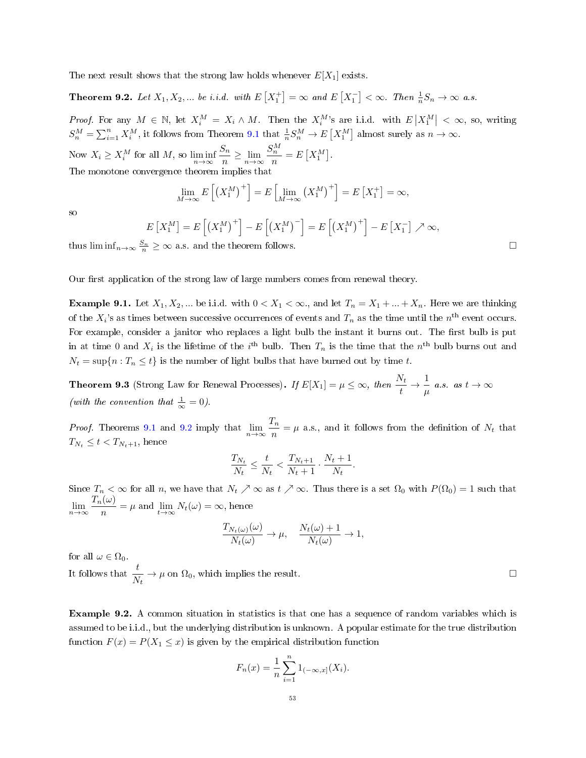The next result shows that the strong law holds whenever $E[X_1]$ exists.

**Theorem 9.2.** *Let $X_1, X_2, ...$ be i.i.d. with $E\left[X_1^+\right] = \infty$ and $E\left[X_1^-\right] < \infty$. Then $\frac{1}{n}S_n \to \infty$ a.s.*

*Proof.* For any $M \in \mathbb{N}$, let $X_i^M = X_i \wedge M$. Then the $X_i^M$'s are i.i.d. with $E\left|X_1^M\right| < \infty$, so, writing $S_n^M = \sum_{i=1}^n X_i^M$, it follows from Theorem 9.1 that $\frac{1}{n}S_n^M \to E\left[X_1^M\right]$ almost surely as $n \to \infty$.

Now $X_i \geq X_i^M$ for all $M$, so $\liminf_{n\to\infty} \dfrac{S_n}{n} \geq \lim_{n\to\infty} \dfrac{S_n^M}{n} = E\left[X_1^M\right]$.

The monotone convergence theorem implies that

$$\lim_{M\to\infty} E\left[\left(X_1^M\right)^+\right] = E\left[\lim_{M\to\infty}\left(X_1^M\right)^+\right] = E\left[X_1^+\right] = \infty,$$

so

$$E\left[X_1^M\right] = E\left[\left(X_1^M\right)^+\right] - E\left[\left(X_1^M\right)^-\right] = E\left[\left(X_1^M\right)^+\right] - E\left[X_1^-\right] \nearrow \infty,$$

thus $\liminf_{n\to\infty} \frac{S_n}{n} \geq \infty$ a.s. and the theorem follows. $\square$

Our first application of the strong law of large numbers comes from renewal theory.

**Example 9.1.** Let $X_1, X_2, ...$ be i.i.d. with $0 < X_1 < \infty$., and let $T_n = X_1 + ... + X_n$. Here we are thinking of the $X_i$'s as times between successive occurrences of events and $T_n$ as the time until the $n^{\text{th}}$ event occurs. For example, consider a janitor who replaces a light bulb the instant it burns out. The first bulb is put in at time 0 and $X_i$ is the lifetime of the $i^{\text{th}}$ bulb. Then $T_n$ is the time that the $n^{\text{th}}$ bulb burns out and $N_t = \sup\{n : T_n \leq t\}$ is the number of light bulbs that have burned out by time $t$.

**Theorem 9.3** (Strong Law for Renewal Processes)**.** *If $E[X_1] = \mu \leq \infty$, then $\dfrac{N_t}{t} \to \dfrac{1}{\mu}$ a.s. as $t \to \infty$ (with the convention that $\frac{1}{\infty} = 0$).*

*Proof.* Theorems 9.1 and 9.2 imply that $\lim_{n\to\infty} \dfrac{T_n}{n} = \mu$ a.s., and it follows from the definition of $N_t$ that $T_{N_t} \leq t < T_{N_t+1}$, hence

$$\frac{T_{N_t}}{N_t} \leq \frac{t}{N_t} < \frac{T_{N_t+1}}{N_t+1} \cdot \frac{N_t+1}{N_t}.$$

Since $T_n < \infty$ for all $n$, we have that $N_t \nearrow \infty$ as $t \nearrow \infty$. Thus there is a set $\Omega_0$ with $P(\Omega_0) = 1$ such that $\lim_{n\to\infty} \dfrac{T_n(\omega)}{n} = \mu$ and $\lim_{t\to\infty} N_t(\omega) = \infty$, hence

$$\frac{T_{N_t(\omega)}(\omega)}{N_t(\omega)} \to \mu, \quad \frac{N_t(\omega)+1}{N_t(\omega)} \to 1,$$

for all $\omega \in \Omega_0$.

It follows that $\dfrac{t}{N_t} \to \mu$ on $\Omega_0$, which implies the result. $\square$

**Example 9.2.** A common situation in statistics is that one has a sequence of random variables which is assumed to be i.i.d., but the underlying distribution is unknown. A popular estimate for the true distribution function $F(x) = P(X_1 \leq x)$ is given by the empirical distribution function

$$F_n(x) = \frac{1}{n}\sum_{i=1}^n 1_{(-\infty,x]}(X_i).$$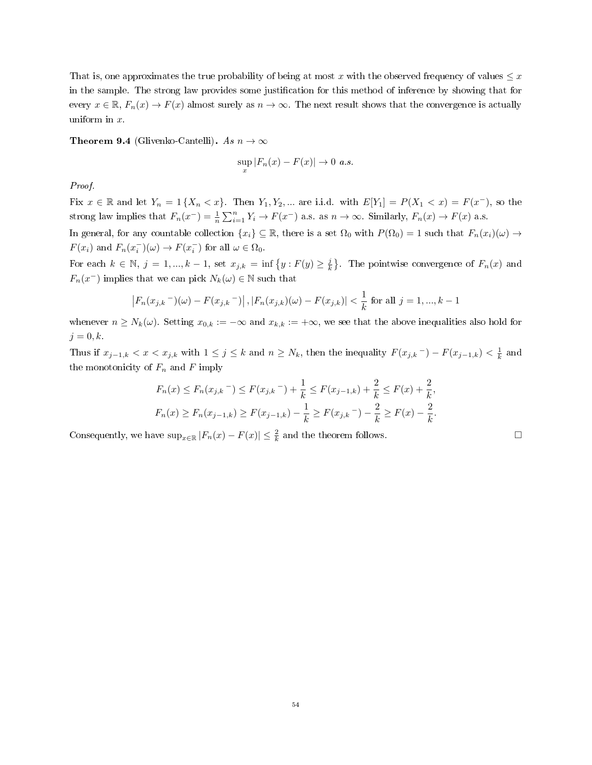That is, one approximates the true probability of being at most $x$ with the observed frequency of values $\leq x$ in the sample. The strong law provides some justification for this method of inference by showing that for every $x \in \mathbb{R}$, $F_n(x) \to F(x)$ almost surely as $n \to \infty$. The next result shows that the convergence is actually uniform in $x$.

**Theorem 9.4** (Glivenko-Cantelli)**.** *As $n \to \infty$*

$$\sup_x |F_n(x) - F(x)| \to 0 \text{ a.s.}$$

*Proof.*

Fix $x \in \mathbb{R}$ and let $Y_n = 1\{X_n < x\}$. Then $Y_1, Y_2, ...$ are i.i.d. with $E[Y_1] = P(X_1 < x) = F(x^-)$, so the strong law implies that $F_n(x^-) = \frac{1}{n}\sum_{i=1}^n Y_i \to F(x^-)$ a.s. as $n \to \infty$. Similarly, $F_n(x) \to F(x)$ a.s.

In general, for any countable collection $\{x_i\} \subseteq \mathbb{R}$, there is a set $\Omega_0$ with $P(\Omega_0) = 1$ such that $F_n(x_i)(\omega) \to F(x_i)$ and $F_n(x_i^-)(\omega) \to F(x_i^-)$ for all $\omega \in \Omega_0$.

For each $k \in \mathbb{N}$, $j = 1, ..., k-1$, set $x_{j,k} = \inf\left\{y : F(y) \geq \frac{j}{k}\right\}$. The pointwise convergence of $F_n(x)$ and $F_n(x^-)$ implies that we can pick $N_k(\omega) \in \mathbb{N}$ such that

$$\left|F_n(x_{j,k}{}^-)(\omega) - F(x_{j,k}{}^-)\right|, |F_n(x_{j,k})(\omega) - F(x_{j,k})| < \frac{1}{k} \text{ for all } j = 1, ..., k-1$$

whenever $n \geq N_k(\omega)$. Setting $x_{0,k} := -\infty$ and $x_{k,k} := +\infty$, we see that the above inequalities also hold for $j = 0, k$.

Thus if $x_{j-1,k} < x < x_{j,k}$ with $1 \leq j \leq k$ and $n \geq N_k$, then the inequality $F(x_{j,k}{}^-) - F(x_{j-1,k}) < \frac{1}{k}$ and the monotonicity of $F_n$ and $F$ imply

$$F_n(x) \leq F_n(x_{j,k}{}^-) \leq F(x_{j,k}{}^-) + \frac{1}{k} \leq F(x_{j-1,k}) + \frac{2}{k} \leq F(x) + \frac{2}{k},$$
$$F_n(x) \geq F_n(x_{j-1,k}) \geq F(x_{j-1,k}) - \frac{1}{k} \geq F(x_{j,k}{}^-) - \frac{2}{k} \geq F(x) - \frac{2}{k}.$$

Consequently, we have $\sup_{x\in\mathbb{R}} |F_n(x) - F(x)| \leq \frac{2}{k}$ and the theorem follows. $\square$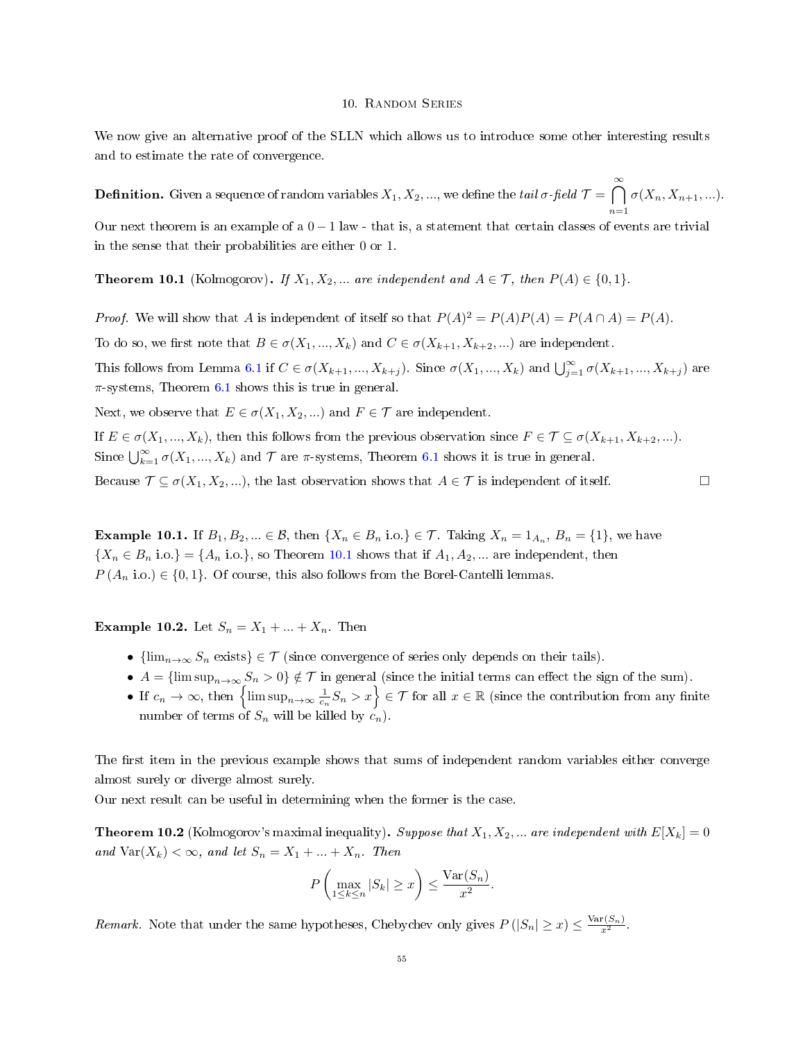# 10. Random Series

We now give an alternative proof of the SLLN which allows us to introduce some other interesting results and to estimate the rate of convergence.

**Definition.** Given a sequence of random variables $X_1, X_2, ...$, we define the *tail $\sigma$-field* $\mathcal{T} = \bigcap_{n=1}^{\infty} \sigma(X_n, X_{n+1}, ...)$.

Our next theorem is an example of a $0-1$ law - that is, a statement that certain classes of events are trivial in the sense that their probabilities are either 0 or 1.

**Theorem 10.1** (Kolmogorov)**.** *If $X_1, X_2, ...$ are independent and $A \in \mathcal{T}$, then $P(A) \in \{0, 1\}$.*

*Proof.* We will show that $A$ is independent of itself so that $P(A)^2 = P(A)P(A) = P(A \cap A) = P(A)$.

To do so, we first note that $B \in \sigma(X_1, ..., X_k)$ and $C \in \sigma(X_{k+1}, X_{k+2}, ...)$ are independent.

This follows from Lemma 6.1 if $C \in \sigma(X_{k+1}, ..., X_{k+j})$. Since $\sigma(X_1, ..., X_k)$ and $\bigcup_{j=1}^{\infty} \sigma(X_{k+1}, ..., X_{k+j})$ are $\pi$-systems, Theorem 6.1 shows this is true in general.

Next, we observe that $E \in \sigma(X_1, X_2, ...)$ and $F \in \mathcal{T}$ are independent.

If $E \in \sigma(X_1, ..., X_k)$, then this follows from the previous observation since $F \in \mathcal{T} \subseteq \sigma(X_{k+1}, X_{k+2}, ...)$. Since $\bigcup_{k=1}^{\infty} \sigma(X_1, ..., X_k)$ and $\mathcal{T}$ are $\pi$-systems, Theorem 6.1 shows it is true in general.

Because $\mathcal{T} \subseteq \sigma(X_1, X_2, ...)$, the last observation shows that $A \in \mathcal{T}$ is independent of itself. $\square$

**Example 10.1.** If $B_1, B_2, ... \in \mathcal{B}$, then $\{X_n \in B_n \text{ i.o.}\} \in \mathcal{T}$. Taking $X_n = 1_{A_n}$, $B_n = \{1\}$, we have $\{X_n \in B_n \text{ i.o.}\} = \{A_n \text{ i.o.}\}$, so Theorem 10.1 shows that if $A_1, A_2, ...$ are independent, then $P(A_n \text{ i.o.}) \in \{0, 1\}$. Of course, this also follows from the Borel-Cantelli lemmas.

**Example 10.2.** Let $S_n = X_1 + ... + X_n$. Then

- $\{\lim_{n\to\infty} S_n \text{ exists}\} \in \mathcal{T}$ (since convergence of series only depends on their tails).
- $A = \{\limsup_{n\to\infty} S_n > 0\} \notin \mathcal{T}$ in general (since the initial terms can effect the sign of the sum).
- If $c_n \to \infty$, then $\left\{\limsup_{n\to\infty} \frac{1}{c_n} S_n > x\right\} \in \mathcal{T}$ for all $x \in \mathbb{R}$ (since the contribution from any finite number of terms of $S_n$ will be killed by $c_n$).

The first item in the previous example shows that sums of independent random variables either converge almost surely or diverge almost surely.

Our next result can be useful in determining when the former is the case.

**Theorem 10.2** (Kolmogorov's maximal inequality)**.** *Suppose that $X_1, X_2, ...$ are independent with $E[X_k] = 0$ and $\text{Var}(X_k) < \infty$, and let $S_n = X_1 + ... + X_n$. Then*

$$P\left(\max_{1 \le k \le n} |S_k| \ge x\right) \le \frac{\text{Var}(S_n)}{x^2}.$$

*Remark.* Note that under the same hypotheses, Chebychev only gives $P(|S_n| \ge x) \le \frac{\text{Var}(S_n)}{x^2}$.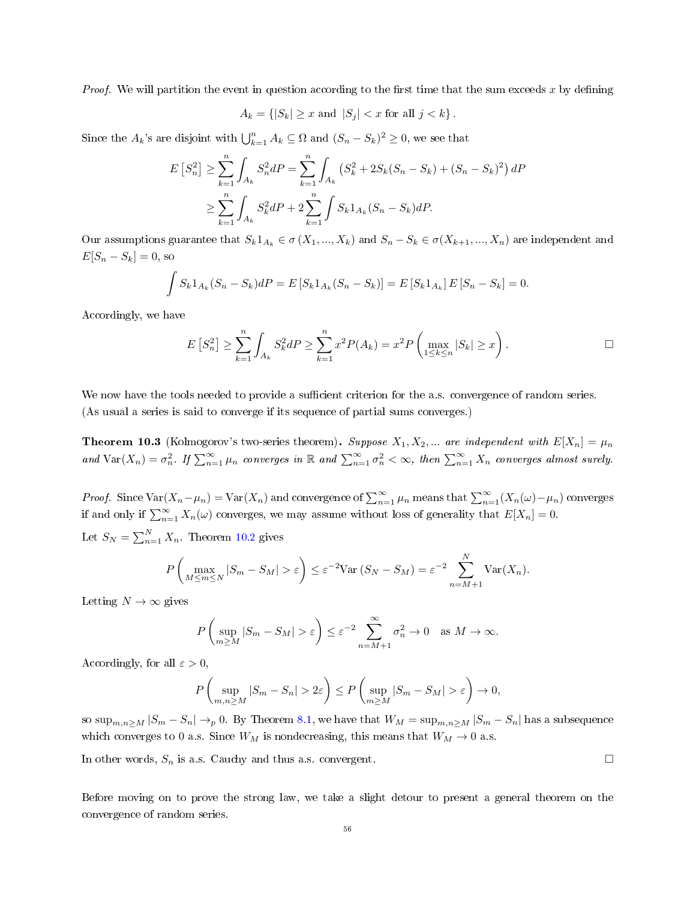*Proof.* We will partition the event in question according to the first time that the sum exceeds $x$ by defining

$$A_k = \{|S_k| \geq x \text{ and } |S_j| < x \text{ for all } j < k\}.$$

Since the $A_k$'s are disjoint with $\bigcup_{k=1}^n A_k \subseteq \Omega$ and $(S_n - S_k)^2 \geq 0$, we see that

$$\begin{aligned} E\left[S_n^2\right] &\geq \sum_{k=1}^n \int_{A_k} S_n^2 dP = \sum_{k=1}^n \int_{A_k} \left(S_k^2 + 2S_k(S_n - S_k) + (S_n - S_k)^2\right) dP \\ &\geq \sum_{k=1}^n \int_{A_k} S_k^2 dP + 2\sum_{k=1}^n \int S_k 1_{A_k}(S_n - S_k) dP. \end{aligned}$$

Our assumptions guarantee that $S_k 1_{A_k} \in \sigma(X_1, ..., X_k)$ and $S_n - S_k \in \sigma(X_{k+1}, ..., X_n)$ are independent and $E[S_n - S_k] = 0$, so

$$\int S_k 1_{A_k}(S_n - S_k) dP = E\left[S_k 1_{A_k}(S_n - S_k)\right] = E\left[S_k 1_{A_k}\right] E\left[S_n - S_k\right] = 0.$$

Accordingly, we have

$$E\left[S_n^2\right] \geq \sum_{k=1}^n \int_{A_k} S_k^2 dP \geq \sum_{k=1}^n x^2 P(A_k) = x^2 P\left(\max_{1 \leq k \leq n} |S_k| \geq x\right).$$

□

We now have the tools needed to provide a sufficient criterion for the a.s. convergence of random series. (As usual a series is said to converge if its sequence of partial sums converges.)

**Theorem 10.3** (Kolmogorov's two-series theorem)**.** *Suppose $X_1, X_2, ...$ are independent with $E[X_n] = \mu_n$ and $\text{Var}(X_n) = \sigma_n^2$. If $\sum_{n=1}^\infty \mu_n$ converges in $\mathbb{R}$ and $\sum_{n=1}^\infty \sigma_n^2 < \infty$, then $\sum_{n=1}^\infty X_n$ converges almost surely.*

*Proof.* Since $\text{Var}(X_n - \mu_n) = \text{Var}(X_n)$ and convergence of $\sum_{n=1}^\infty \mu_n$ means that $\sum_{n=1}^\infty (X_n(\omega) - \mu_n)$ converges if and only if $\sum_{n=1}^\infty X_n(\omega)$ converges, we may assume without loss of generality that $E[X_n] = 0$.

Let $S_N = \sum_{n=1}^N X_n$. Theorem 10.2 gives

$$P\left(\max_{M \leq m \leq N} |S_m - S_M| > \varepsilon\right) \leq \varepsilon^{-2} \text{Var}\left(S_N - S_M\right) = \varepsilon^{-2} \sum_{n=M+1}^N \text{Var}(X_n).$$

Letting $N \to \infty$ gives

$$P\left(\sup_{m \geq M} |S_m - S_M| > \varepsilon\right) \leq \varepsilon^{-2} \sum_{n=M+1}^\infty \sigma_n^2 \to 0 \quad \text{as } M \to \infty.$$

Accordingly, for all $\varepsilon > 0$,

$$P\left(\sup_{m,n \geq M} |S_m - S_n| > 2\varepsilon\right) \leq P\left(\sup_{m \geq M} |S_m - S_M| > \varepsilon\right) \to 0,$$

so $\sup_{m,n \geq M} |S_m - S_n| \to_p 0$. By Theorem 8.1, we have that $W_M = \sup_{m,n \geq M} |S_m - S_n|$ has a subsequence which converges to 0 a.s. Since $W_M$ is nondecreasing, this means that $W_M \to 0$ a.s.

In other words, $S_n$ is a.s. Cauchy and thus a.s. convergent. □

Before moving on to prove the strong law, we take a slight detour to present a general theorem on the convergence of random series.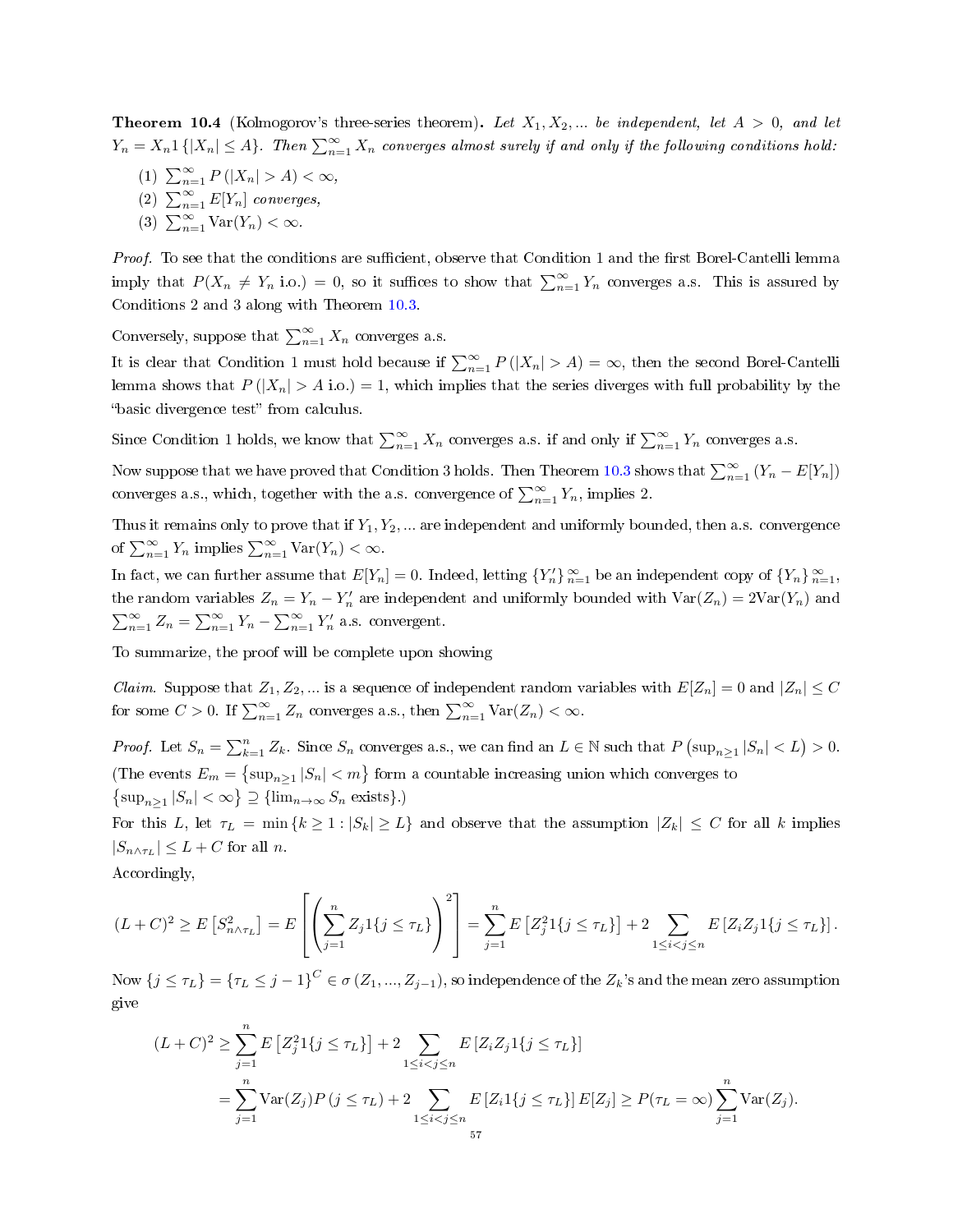**Theorem 10.4** (Kolmogorov's three-series theorem)**.** *Let $X_1, X_2, \ldots$ be independent, let $A > 0$, and let $Y_n = X_n 1\{|X_n| \leq A\}$. Then $\sum_{n=1}^{\infty} X_n$ converges almost surely if and only if the following conditions hold:*

1. $\sum_{n=1}^{\infty} P(|X_n| > A) < \infty$,
2. $\sum_{n=1}^{\infty} E[Y_n]$ *converges,*
3. $\sum_{n=1}^{\infty} \mathrm{Var}(Y_n) < \infty$.

*Proof.* To see that the conditions are sufficient, observe that Condition 1 and the first Borel-Cantelli lemma imply that $P(X_n \neq Y_n \text{ i.o.}) = 0$, so it suffices to show that $\sum_{n=1}^{\infty} Y_n$ converges a.s. This is assured by Conditions 2 and 3 along with Theorem 10.3.

Conversely, suppose that $\sum_{n=1}^{\infty} X_n$ converges a.s.

It is clear that Condition 1 must hold because if $\sum_{n=1}^{\infty} P(|X_n| > A) = \infty$, then the second Borel-Cantelli lemma shows that $P(|X_n| > A \text{ i.o.}) = 1$, which implies that the series diverges with full probability by the "basic divergence test" from calculus.

Since Condition 1 holds, we know that $\sum_{n=1}^{\infty} X_n$ converges a.s. if and only if $\sum_{n=1}^{\infty} Y_n$ converges a.s.

Now suppose that we have proved that Condition 3 holds. Then Theorem 10.3 shows that $\sum_{n=1}^{\infty}(Y_n - E[Y_n])$ converges a.s., which, together with the a.s. convergence of $\sum_{n=1}^{\infty} Y_n$, implies 2.

Thus it remains only to prove that if $Y_1, Y_2, \ldots$ are independent and uniformly bounded, then a.s. convergence of $\sum_{n=1}^{\infty} Y_n$ implies $\sum_{n=1}^{\infty} \mathrm{Var}(Y_n) < \infty$.

In fact, we can further assume that $E[Y_n] = 0$. Indeed, letting $\{Y_n'\}_{n=1}^{\infty}$ be an independent copy of $\{Y_n\}_{n=1}^{\infty}$, the random variables $Z_n = Y_n - Y_n'$ are independent and uniformly bounded with $\mathrm{Var}(Z_n) = 2\mathrm{Var}(Y_n)$ and $\sum_{n=1}^{\infty} Z_n = \sum_{n=1}^{\infty} Y_n - \sum_{n=1}^{\infty} Y_n'$ a.s. convergent.

To summarize, the proof will be complete upon showing

*Claim.* Suppose that $Z_1, Z_2, \ldots$ is a sequence of independent random variables with $E[Z_n] = 0$ and $|Z_n| \leq C$ for some $C > 0$. If $\sum_{n=1}^{\infty} Z_n$ converges a.s., then $\sum_{n=1}^{\infty} \mathrm{Var}(Z_n) < \infty$.

*Proof.* Let $S_n = \sum_{k=1}^{n} Z_k$. Since $S_n$ converges a.s., we can find an $L \in \mathbb{N}$ such that $P\left(\sup_{n \geq 1} |S_n| < L\right) > 0$. (The events $E_m = \left\{\sup_{n \geq 1} |S_n| < m\right\}$ form a countable increasing union which converges to $\left\{\sup_{n \geq 1} |S_n| < \infty\right\} \supseteq \{\lim_{n \to \infty} S_n \text{ exists}\}$.)

For this $L$, let $\tau_L = \min\{k \geq 1 : |S_k| \geq L\}$ and observe that the assumption $|Z_k| \leq C$ for all $k$ implies $|S_{n \wedge \tau_L}| \leq L + C$ for all $n$.

Accordingly,

$$(L+C)^2 \geq E\left[S_{n \wedge \tau_L}^2\right] = E\left[\left(\sum_{j=1}^{n} Z_j 1\{j \leq \tau_L\}\right)^2\right] = \sum_{j=1}^{n} E\left[Z_j^2 1\{j \leq \tau_L\}\right] + 2 \sum_{1 \leq i < j \leq n} E\left[Z_i Z_j 1\{j \leq \tau_L\}\right].$$

Now $\{j \leq \tau_L\} = \{\tau_L \leq j-1\}^C \in \sigma(Z_1, \ldots, Z_{j-1})$, so independence of the $Z_k$'s and the mean zero assumption give

$$\begin{aligned}
(L+C)^2 &\geq \sum_{j=1}^{n} E\left[Z_j^2 1\{j \leq \tau_L\}\right] + 2 \sum_{1 \leq i < j \leq n} E\left[Z_i Z_j 1\{j \leq \tau_L\}\right] \\
&= \sum_{j=1}^{n} \mathrm{Var}(Z_j) P(j \leq \tau_L) + 2 \sum_{1 \leq i < j \leq n} E\left[Z_i 1\{j \leq \tau_L\}\right] E[Z_j] \geq P(\tau_L = \infty) \sum_{j=1}^{n} \mathrm{Var}(Z_j).
\end{aligned}$$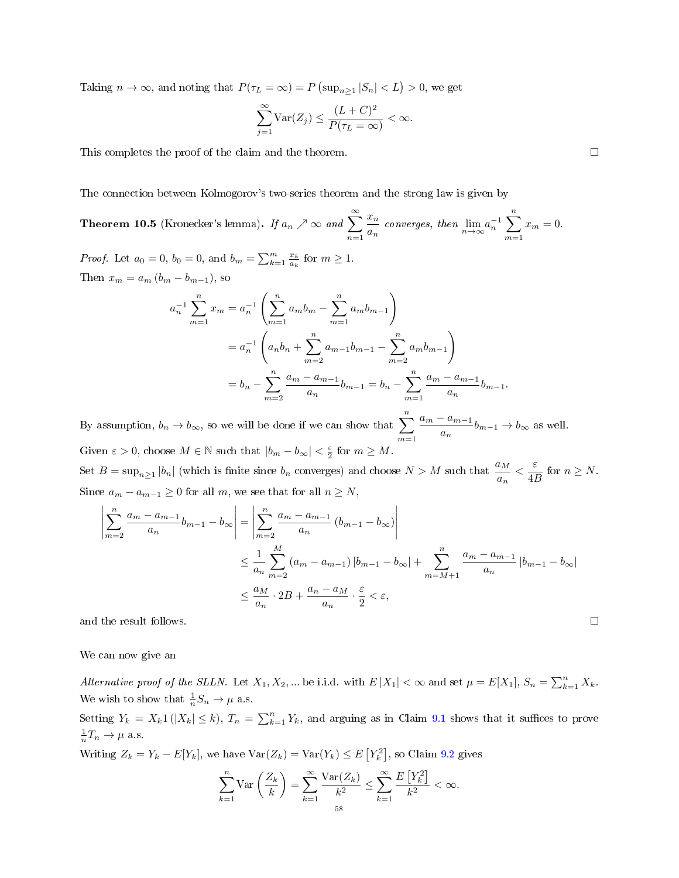Taking $n \to \infty$, and noting that $P(\tau_L = \infty) = P\left(\sup_{n\geq 1} |S_n| < L\right) > 0$, we get

$$\sum_{j=1}^{\infty} \mathrm{Var}(Z_j) \leq \frac{(L+C)^2}{P(\tau_L = \infty)} < \infty.$$

This completes the proof of the claim and the theorem. $\square$

The connection between Kolmogorov's two-series theorem and the strong law is given by

**Theorem 10.5** (Kronecker's lemma)**.** *If $a_n \nearrow \infty$ and $\displaystyle\sum_{n=1}^{\infty} \frac{x_n}{a_n}$ converges, then $\displaystyle\lim_{n\to\infty} a_n^{-1} \sum_{m=1}^{n} x_m = 0$.*

*Proof.* Let $a_0 = 0$, $b_0 = 0$, and $b_m = \sum_{k=1}^{m} \frac{x_k}{a_k}$ for $m \geq 1$.

Then $x_m = a_m (b_m - b_{m-1})$, so

$$\begin{aligned}
a_n^{-1} \sum_{m=1}^{n} x_m &= a_n^{-1} \left( \sum_{m=1}^{n} a_m b_m - \sum_{m=1}^{n} a_m b_{m-1} \right) \\
&= a_n^{-1} \left( a_n b_n + \sum_{m=2}^{n} a_{m-1} b_{m-1} - \sum_{m=2}^{n} a_m b_{m-1} \right) \\
&= b_n - \sum_{m=2}^{n} \frac{a_m - a_{m-1}}{a_n} b_{m-1} = b_n - \sum_{m=1}^{n} \frac{a_m - a_{m-1}}{a_n} b_{m-1}.
\end{aligned}$$

By assumption, $b_n \to b_\infty$, so we will be done if we can show that $\displaystyle\sum_{m=1}^{n} \frac{a_m - a_{m-1}}{a_n} b_{m-1} \to b_\infty$ as well.

Given $\varepsilon > 0$, choose $M \in \mathbb{N}$ such that $|b_m - b_\infty| < \frac{\varepsilon}{2}$ for $m \geq M$.

Set $B = \sup_{n\geq 1} |b_n|$ (which is finite since $b_n$ converges) and choose $N > M$ such that $\dfrac{a_M}{a_n} < \dfrac{\varepsilon}{4B}$ for $n \geq N$.

Since $a_m - a_{m-1} \geq 0$ for all $m$, we see that for all $n \geq N$,

$$\begin{aligned}
\left| \sum_{m=2}^{n} \frac{a_m - a_{m-1}}{a_n} b_{m-1} - b_\infty \right| &= \left| \sum_{m=2}^{n} \frac{a_m - a_{m-1}}{a_n} (b_{m-1} - b_\infty) \right| \\
&\leq \frac{1}{a_n} \sum_{m=2}^{M} (a_m - a_{m-1}) |b_{m-1} - b_\infty| + \sum_{m=M+1}^{n} \frac{a_m - a_{m-1}}{a_n} |b_{m-1} - b_\infty| \\
&\leq \frac{a_M}{a_n} \cdot 2B + \frac{a_n - a_M}{a_n} \cdot \frac{\varepsilon}{2} < \varepsilon,
\end{aligned}$$

and the result follows. $\square$

We can now give an

*Alternative proof of the SLLN.* Let $X_1, X_2, \ldots$ be i.i.d. with $E|X_1| < \infty$ and set $\mu = E[X_1]$, $S_n = \sum_{k=1}^{n} X_k$. We wish to show that $\frac{1}{n} S_n \to \mu$ a.s.

Setting $Y_k = X_k 1(|X_k| \leq k)$, $T_n = \sum_{k=1}^{n} Y_k$, and arguing as in Claim 9.1 shows that it suffices to prove $\frac{1}{n} T_n \to \mu$ a.s.

Writing $Z_k = Y_k - E[Y_k]$, we have $\mathrm{Var}(Z_k) = \mathrm{Var}(Y_k) \leq E\left[Y_k^2\right]$, so Claim 9.2 gives

$$\sum_{k=1}^{n} \mathrm{Var}\left(\frac{Z_k}{k}\right) = \sum_{k=1}^{\infty} \frac{\mathrm{Var}(Z_k)}{k^2} \leq \sum_{k=1}^{\infty} \frac{E\left[Y_k^2\right]}{k^2} < \infty.$$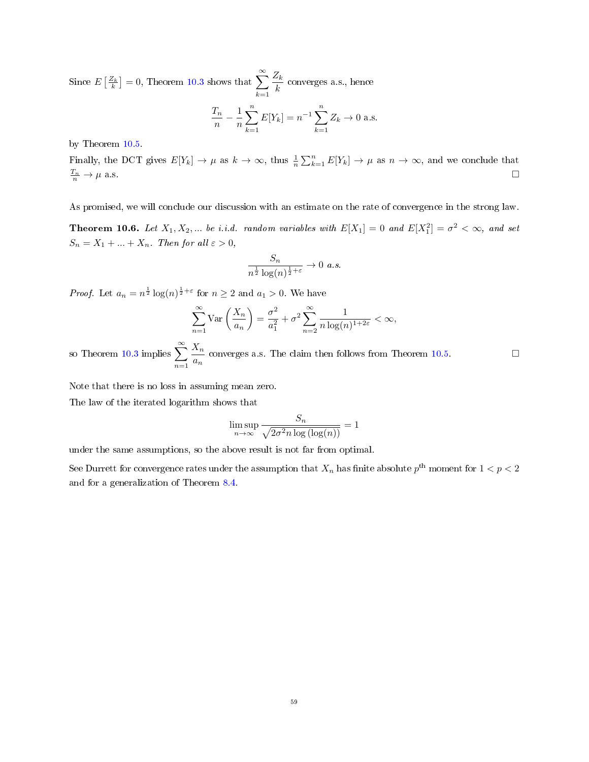Since $E\left[\frac{Z_k}{k}\right] = 0$, Theorem 10.3 shows that $\displaystyle\sum_{k=1}^{\infty} \frac{Z_k}{k}$ converges a.s., hence

$$\frac{T_n}{n} - \frac{1}{n}\sum_{k=1}^{n} E[Y_k] = n^{-1}\sum_{k=1}^{n} Z_k \to 0 \text{ a.s.}$$

by Theorem 10.5.

Finally, the DCT gives $E[Y_k] \to \mu$ as $k \to \infty$, thus $\frac{1}{n}\sum_{k=1}^{n} E[Y_k] \to \mu$ as $n \to \infty$, and we conclude that $\frac{T_n}{n} \to \mu$ a.s. $\square$

As promised, we will conclude our discussion with an estimate on the rate of convergence in the strong law.

**Theorem 10.6.** *Let $X_1, X_2, \ldots$ be i.i.d. random variables with $E[X_1] = 0$ and $E[X_1^2] = \sigma^2 < \infty$, and set $S_n = X_1 + \ldots + X_n$. Then for all $\varepsilon > 0$,*

$$\frac{S_n}{n^{\frac{1}{2}} \log(n)^{\frac{1}{2}+\varepsilon}} \to 0 \text{ a.s.}$$

*Proof.* Let $a_n = n^{\frac{1}{2}} \log(n)^{\frac{1}{2}+\varepsilon}$ for $n \geq 2$ and $a_1 > 0$. We have

$$\sum_{n=1}^{\infty} \operatorname{Var}\left(\frac{X_n}{a_n}\right) = \frac{\sigma^2}{a_1^2} + \sigma^2 \sum_{n=2}^{\infty} \frac{1}{n \log(n)^{1+2\varepsilon}} < \infty,$$

so Theorem 10.3 implies $\displaystyle\sum_{n=1}^{\infty} \frac{X_n}{a_n}$ converges a.s. The claim then follows from Theorem 10.5. $\square$

Note that there is no loss in assuming mean zero.

The law of the iterated logarithm shows that

$$\limsup_{n\to\infty} \frac{S_n}{\sqrt{2\sigma^2 n \log(\log(n))}} = 1$$

under the same assumptions, so the above result is not far from optimal.

See Durrett for convergence rates under the assumption that $X_n$ has finite absolute $p^{\text{th}}$ moment for $1 < p < 2$ and for a generalization of Theorem 8.4.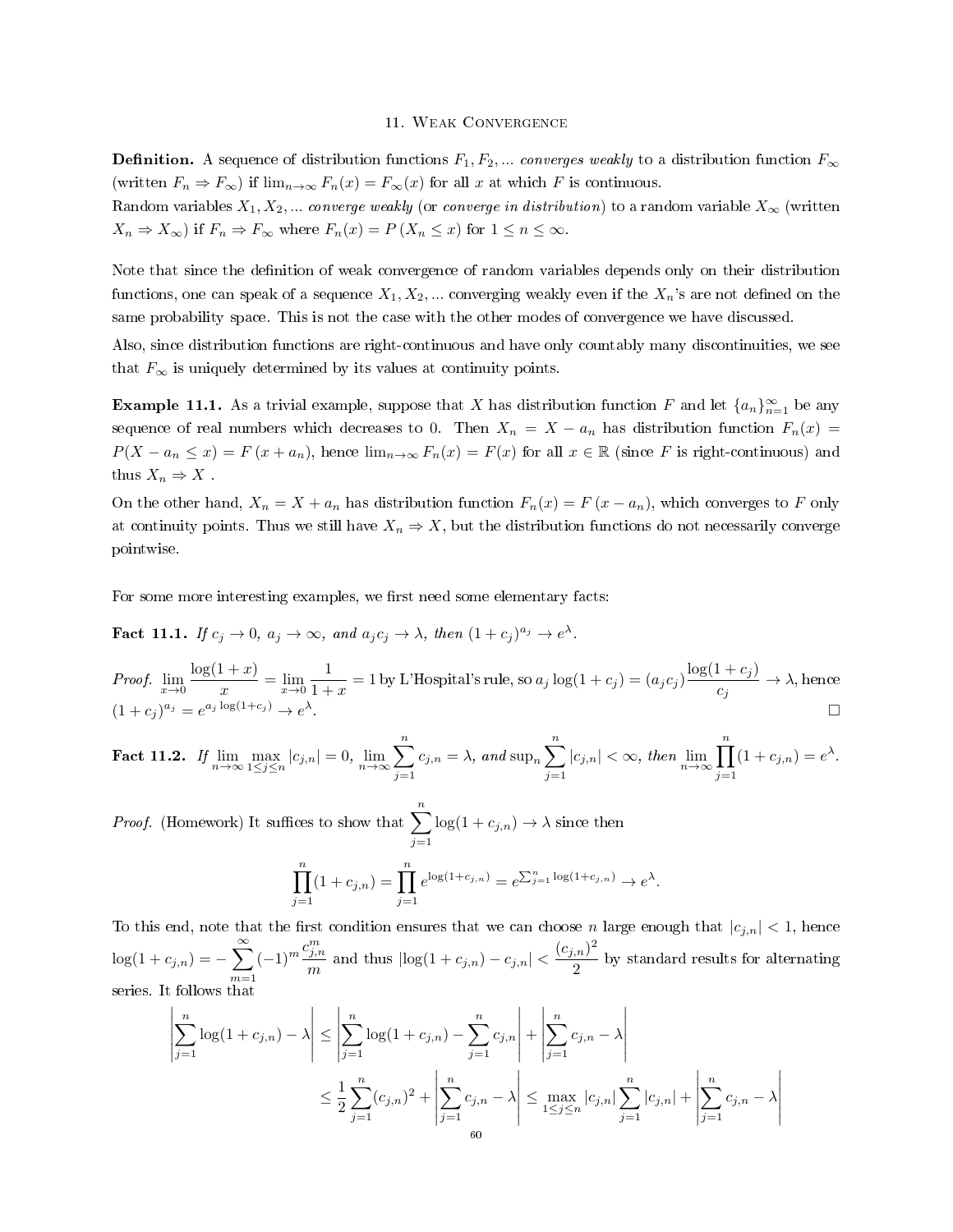## 11. Weak Convergence

**Definition.** A sequence of distribution functions $F_1, F_2, \ldots$ *converges weakly* to a distribution function $F_\infty$ (written $F_n \Rightarrow F_\infty$) if $\lim_{n\to\infty} F_n(x) = F_\infty(x)$ for all $x$ at which $F$ is continuous.
Random variables $X_1, X_2, \ldots$ *converge weakly* (or *converge in distribution*) to a random variable $X_\infty$ (written $X_n \Rightarrow X_\infty$) if $F_n \Rightarrow F_\infty$ where $F_n(x) = P(X_n \leq x)$ for $1 \leq n \leq \infty$.

Note that since the definition of weak convergence of random variables depends only on their distribution functions, one can speak of a sequence $X_1, X_2, \ldots$ converging weakly even if the $X_n$'s are not defined on the same probability space. This is not the case with the other modes of convergence we have discussed.

Also, since distribution functions are right-continuous and have only countably many discontinuities, we see that $F_\infty$ is uniquely determined by its values at continuity points.

**Example 11.1.** As a trivial example, suppose that $X$ has distribution function $F$ and let $\{a_n\}_{n=1}^\infty$ be any sequence of real numbers which decreases to 0. Then $X_n = X - a_n$ has distribution function $F_n(x) = P(X - a_n \leq x) = F(x + a_n)$, hence $\lim_{n\to\infty} F_n(x) = F(x)$ for all $x \in \mathbb{R}$ (since $F$ is right-continuous) and thus $X_n \Rightarrow X$ .

On the other hand, $X_n = X + a_n$ has distribution function $F_n(x) = F(x - a_n)$, which converges to $F$ only at continuity points. Thus we still have $X_n \Rightarrow X$, but the distribution functions do not necessarily converge pointwise.

For some more interesting examples, we first need some elementary facts:

**Fact 11.1.** *If $c_j \to 0$, $a_j \to \infty$, and $a_j c_j \to \lambda$, then $(1 + c_j)^{a_j} \to e^\lambda$.*

*Proof.* $\displaystyle\lim_{x\to 0} \frac{\log(1+x)}{x} = \lim_{x\to 0} \frac{1}{1+x} = 1$ by L'Hospital's rule, so $a_j \log(1 + c_j) = (a_j c_j)\dfrac{\log(1 + c_j)}{c_j} \to \lambda$, hence $(1 + c_j)^{a_j} = e^{a_j \log(1+c_j)} \to e^\lambda$. □

**Fact 11.2.** *If $\displaystyle\lim_{n\to\infty} \max_{1\leq j\leq n} |c_{j,n}| = 0$, $\displaystyle\lim_{n\to\infty} \sum_{j=1}^n c_{j,n} = \lambda$, and $\sup_n \displaystyle\sum_{j=1}^n |c_{j,n}| < \infty$, then $\displaystyle\lim_{n\to\infty} \prod_{j=1}^n (1 + c_{j,n}) = e^\lambda$.*

*Proof.* (Homework) It suffices to show that $\displaystyle\sum_{j=1}^n \log(1 + c_{j,n}) \to \lambda$ since then

$$\prod_{j=1}^n (1 + c_{j,n}) = \prod_{j=1}^n e^{\log(1+c_{j,n})} = e^{\sum_{j=1}^n \log(1+c_{j,n})} \to e^\lambda.$$

To this end, note that the first condition ensures that we can choose $n$ large enough that $|c_{j,n}| < 1$, hence $\log(1 + c_{j,n}) = -\displaystyle\sum_{m=1}^\infty (-1)^m \frac{c_{j,n}^m}{m}$ and thus $|\log(1 + c_{j,n}) - c_{j,n}| < \dfrac{(c_{j,n})^2}{2}$ by standard results for alternating series. It follows that

$$\begin{aligned}
\left|\sum_{j=1}^n \log(1 + c_{j,n}) - \lambda\right| &\leq \left|\sum_{j=1}^n \log(1 + c_{j,n}) - \sum_{j=1}^n c_{j,n}\right| + \left|\sum_{j=1}^n c_{j,n} - \lambda\right| \\
&\leq \frac{1}{2}\sum_{j=1}^n (c_{j,n})^2 + \left|\sum_{j=1}^n c_{j,n} - \lambda\right| \leq \max_{1\leq j\leq n} |c_{j,n}| \sum_{j=1}^n |c_{j,n}| + \left|\sum_{j=1}^n c_{j,n} - \lambda\right|
\end{aligned}$$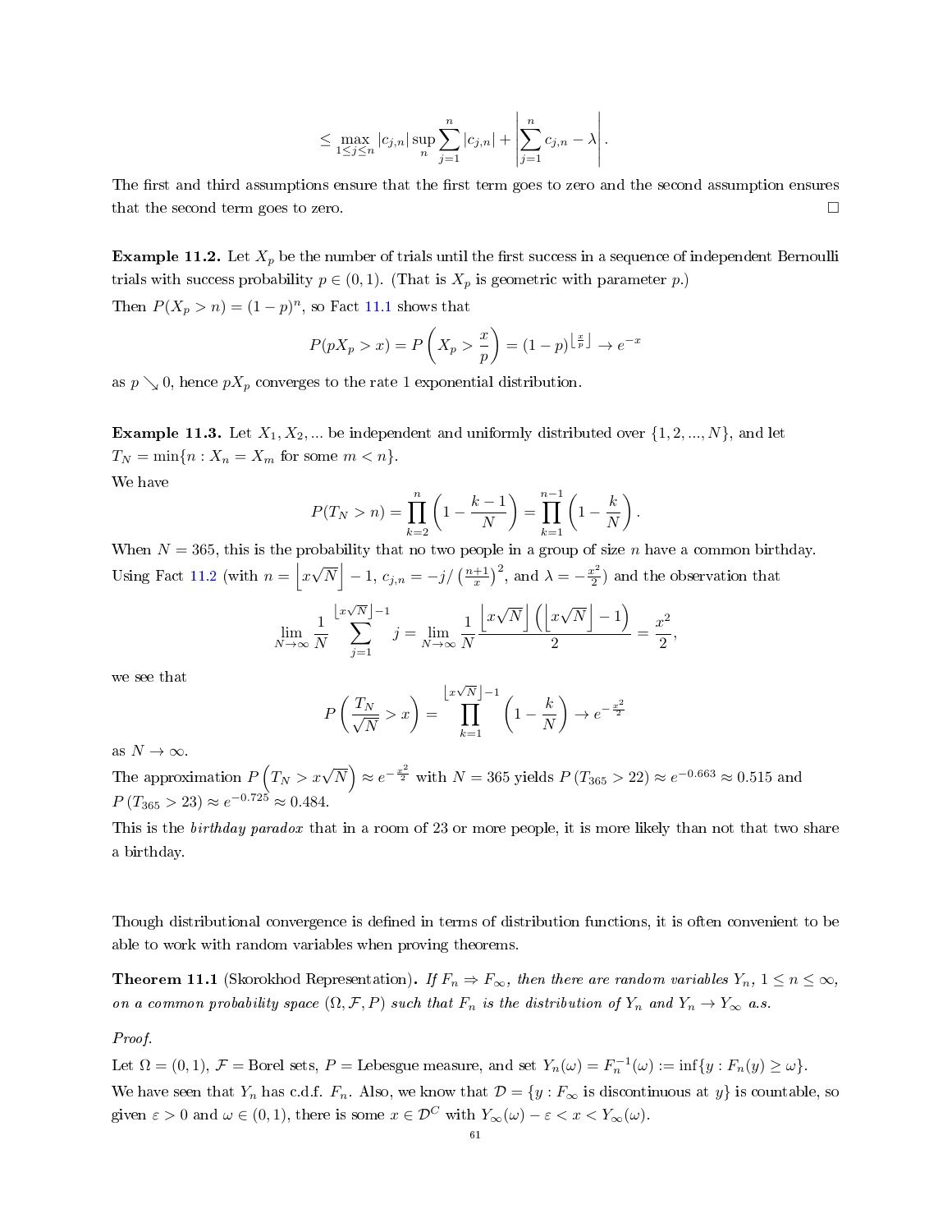$$\leq \max_{1 \leq j \leq n} |c_{j,n}| \sup_n \sum_{j=1}^{n} |c_{j,n}| + \left| \sum_{j=1}^{n} c_{j,n} - \lambda \right|.$$

The first and third assumptions ensure that the first term goes to zero and the second assumption ensures that the second term goes to zero. □

**Example 11.2.** Let $X_p$ be the number of trials until the first success in a sequence of independent Bernoulli trials with success probability $p \in (0, 1)$. (That is $X_p$ is geometric with parameter $p$.)

Then $P(X_p > n) = (1 - p)^n$, so Fact 11.1 shows that

$$P(pX_p > x) = P\left(X_p > \frac{x}{p}\right) = (1-p)^{\lfloor \frac{x}{p} \rfloor} \to e^{-x}$$

as $p \searrow 0$, hence $pX_p$ converges to the rate 1 exponential distribution.

**Example 11.3.** Let $X_1, X_2, ...$ be independent and uniformly distributed over $\{1, 2, ..., N\}$, and let $T_N = \min\{n : X_n = X_m \text{ for some } m < n\}$.

We have

$$P(T_N > n) = \prod_{k=2}^{n} \left(1 - \frac{k-1}{N}\right) = \prod_{k=1}^{n-1} \left(1 - \frac{k}{N}\right).$$

When $N = 365$, this is the probability that no two people in a group of size $n$ have a common birthday. Using Fact 11.2 (with $n = \left\lfloor x\sqrt{N} \right\rfloor - 1$, $c_{j,n} = -j/\left(\frac{n+1}{x}\right)^2$, and $\lambda = -\frac{x^2}{2}$) and the observation that

$$\lim_{N\to\infty} \frac{1}{N} \sum_{j=1}^{\lfloor x\sqrt{N} \rfloor - 1} j = \lim_{N\to\infty} \frac{1}{N} \frac{\left\lfloor x\sqrt{N} \right\rfloor \left(\left\lfloor x\sqrt{N} \right\rfloor - 1\right)}{2} = \frac{x^2}{2},$$

we see that

$$P\left(\frac{T_N}{\sqrt{N}} > x\right) = \prod_{k=1}^{\lfloor x\sqrt{N} \rfloor - 1} \left(1 - \frac{k}{N}\right) \to e^{-\frac{x^2}{2}}$$

as $N \to \infty$.

The approximation $P\left(T_N > x\sqrt{N}\right) \approx e^{-\frac{x^2}{2}}$ with $N = 365$ yields $P(T_{365} > 22) \approx e^{-0.663} \approx 0.515$ and $P(T_{365} > 23) \approx e^{-0.725} \approx 0.484$.

This is the *birthday paradox* that in a room of 23 or more people, it is more likely than not that two share a birthday.

Though distributional convergence is defined in terms of distribution functions, it is often convenient to be able to work with random variables when proving theorems.

**Theorem 11.1** (Skorokhod Representation)**.** *If $F_n \Rightarrow F_\infty$, then there are random variables $Y_n$, $1 \leq n \leq \infty$, on a common probability space $(\Omega, \mathcal{F}, P)$ such that $F_n$ is the distribution of $Y_n$ and $Y_n \to Y_\infty$ a.s.*

*Proof.*

Let $\Omega = (0, 1)$, $\mathcal{F}$ = Borel sets, $P$ = Lebesgue measure, and set $Y_n(\omega) = F_n^{-1}(\omega) := \inf\{y : F_n(y) \geq \omega\}$.

We have seen that $Y_n$ has c.d.f. $F_n$. Also, we know that $\mathcal{D} = \{y : F_\infty \text{ is discontinuous at } y\}$ is countable, so given $\varepsilon > 0$ and $\omega \in (0, 1)$, there is some $x \in \mathcal{D}^C$ with $Y_\infty(\omega) - \varepsilon < x < Y_\infty(\omega)$.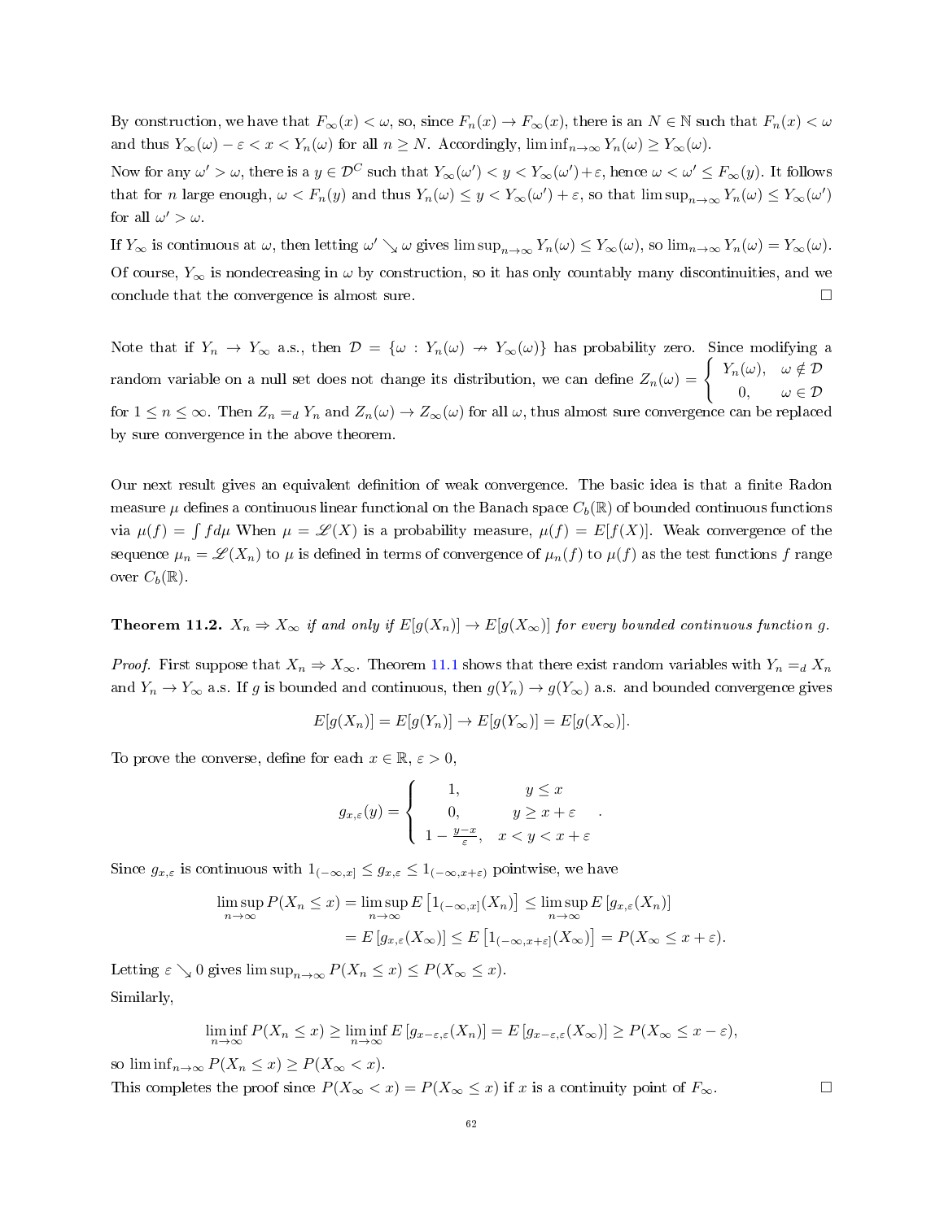By construction, we have that $F_\infty(x) < \omega$, so, since $F_n(x) \to F_\infty(x)$, there is an $N \in \mathbb{N}$ such that $F_n(x) < \omega$ and thus $Y_\infty(\omega) - \varepsilon < x < Y_n(\omega)$ for all $n \geq N$. Accordingly, $\liminf_{n\to\infty} Y_n(\omega) \geq Y_\infty(\omega)$.

Now for any $\omega' > \omega$, there is a $y \in \mathcal{D}^C$ such that $Y_\infty(\omega') < y < Y_\infty(\omega') + \varepsilon$, hence $\omega < \omega' \leq F_\infty(y)$. It follows that for $n$ large enough, $\omega < F_n(y)$ and thus $Y_n(\omega) \leq y < Y_\infty(\omega') + \varepsilon$, so that $\limsup_{n\to\infty} Y_n(\omega) \leq Y_\infty(\omega')$ for all $\omega' > \omega$.

If $Y_\infty$ is continuous at $\omega$, then letting $\omega' \searrow \omega$ gives $\limsup_{n\to\infty} Y_n(\omega) \leq Y_\infty(\omega)$, so $\lim_{n\to\infty} Y_n(\omega) = Y_\infty(\omega)$. Of course, $Y_\infty$ is nondecreasing in $\omega$ by construction, so it has only countably many discontinuities, and we conclude that the convergence is almost sure. $\square$

Note that if $Y_n \to Y_\infty$ a.s., then $\mathcal{D} = \{\omega : Y_n(\omega) \not\to Y_\infty(\omega)\}$ has probability zero. Since modifying a random variable on a null set does not change its distribution, we can define $Z_n(\omega) = \begin{cases} Y_n(\omega), & \omega \notin \mathcal{D} \\ 0, & \omega \in \mathcal{D} \end{cases}$ for $1 \leq n \leq \infty$. Then $Z_n =_d Y_n$ and $Z_n(\omega) \to Z_\infty(\omega)$ for all $\omega$, thus almost sure convergence can be replaced by sure convergence in the above theorem.

Our next result gives an equivalent definition of weak convergence. The basic idea is that a finite Radon measure $\mu$ defines a continuous linear functional on the Banach space $C_b(\mathbb{R})$ of bounded continuous functions via $\mu(f) = \int f d\mu$ When $\mu = \mathscr{L}(X)$ is a probability measure, $\mu(f) = E[f(X)]$. Weak convergence of the sequence $\mu_n = \mathscr{L}(X_n)$ to $\mu$ is defined in terms of convergence of $\mu_n(f)$ to $\mu(f)$ as the test functions $f$ range over $C_b(\mathbb{R})$.

**Theorem 11.2.** *$X_n \Rightarrow X_\infty$ if and only if $E[g(X_n)] \to E[g(X_\infty)]$ for every bounded continuous function $g$.*

*Proof.* First suppose that $X_n \Rightarrow X_\infty$. Theorem 11.1 shows that there exist random variables with $Y_n =_d X_n$ and $Y_n \to Y_\infty$ a.s. If $g$ is bounded and continuous, then $g(Y_n) \to g(Y_\infty)$ a.s. and bounded convergence gives

$$E[g(X_n)] = E[g(Y_n)] \to E[g(Y_\infty)] = E[g(X_\infty)].$$

To prove the converse, define for each $x \in \mathbb{R}$, $\varepsilon > 0$,

$$g_{x,\varepsilon}(y) = \begin{cases} 1, & y \leq x \\ 0, & y \geq x + \varepsilon \\ 1 - \frac{y-x}{\varepsilon}, & x < y < x + \varepsilon \end{cases}.$$

Since $g_{x,\varepsilon}$ is continuous with $1_{(-\infty,x]} \leq g_{x,\varepsilon} \leq 1_{(-\infty,x+\varepsilon)}$ pointwise, we have

$$\begin{aligned} \limsup_{n\to\infty} P(X_n \leq x) &= \limsup_{n\to\infty} E\left[1_{(-\infty,x]}(X_n)\right] \leq \limsup_{n\to\infty} E\left[g_{x,\varepsilon}(X_n)\right] \\ &= E\left[g_{x,\varepsilon}(X_\infty)\right] \leq E\left[1_{(-\infty,x+\varepsilon]}(X_\infty)\right] = P(X_\infty \leq x + \varepsilon). \end{aligned}$$

Letting $\varepsilon \searrow 0$ gives $\limsup_{n\to\infty} P(X_n \leq x) \leq P(X_\infty \leq x)$.

Similarly,

$$\liminf_{n\to\infty} P(X_n \leq x) \geq \liminf_{n\to\infty} E\left[g_{x-\varepsilon,\varepsilon}(X_n)\right] = E\left[g_{x-\varepsilon,\varepsilon}(X_\infty)\right] \geq P(X_\infty \leq x - \varepsilon),$$

so $\liminf_{n\to\infty} P(X_n \leq x) \geq P(X_\infty < x)$.

This completes the proof since $P(X_\infty < x) = P(X_\infty \leq x)$ if $x$ is a continuity point of $F_\infty$. $\square$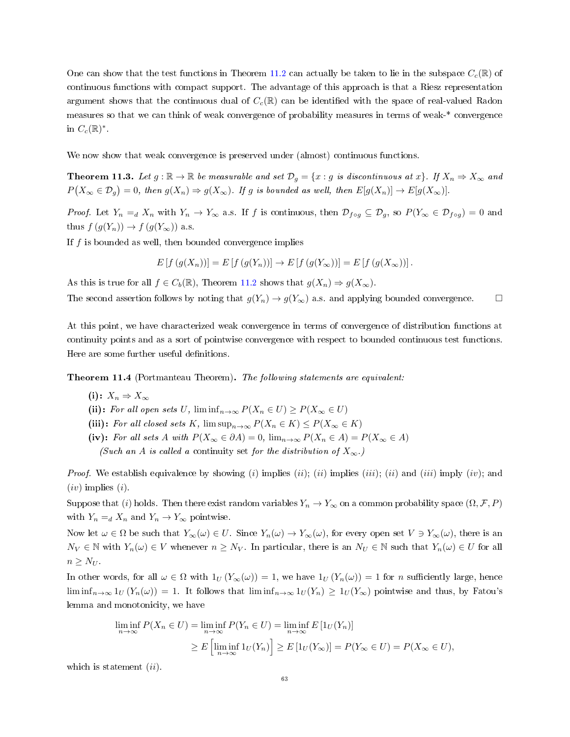One can show that the test functions in Theorem 11.2 can actually be taken to lie in the subspace $C_c(\mathbb{R})$ of continuous functions with compact support. The advantage of this approach is that a Riesz representation argument shows that the continuous dual of $C_c(\mathbb{R})$ can be identified with the space of real-valued Radon measures so that we can think of weak convergence of probability measures in terms of weak-* convergence in $C_c(\mathbb{R})^*$.

We now show that weak convergence is preserved under (almost) continuous functions.

**Theorem 11.3.** *Let $g : \mathbb{R} \to \mathbb{R}$ be measurable and set $\mathcal{D}_g = \{x : g \text{ is discontinuous at } x\}$. If $X_n \Rightarrow X_\infty$ and $P(X_\infty \in \mathcal{D}_g) = 0$, then $g(X_n) \Rightarrow g(X_\infty)$. If $g$ is bounded as well, then $E[g(X_n)] \to E[g(X_\infty)]$.*

*Proof.* Let $Y_n =_d X_n$ with $Y_n \to Y_\infty$ a.s. If $f$ is continuous, then $\mathcal{D}_{f\circ g} \subseteq \mathcal{D}_g$, so $P(Y_\infty \in \mathcal{D}_{f\circ g}) = 0$ and thus $f(g(Y_n)) \to f(g(Y_\infty))$ a.s.

If $f$ is bounded as well, then bounded convergence implies

$$E[f(g(X_n))] = E[f(g(Y_n))] \to E[f(g(Y_\infty))] = E[f(g(X_\infty))].$$

As this is true for all $f \in C_b(\mathbb{R})$, Theorem 11.2 shows that $g(X_n) \Rightarrow g(X_\infty)$.

The second assertion follows by noting that $g(Y_n) \to g(Y_\infty)$ a.s. and applying bounded convergence. $\square$

At this point, we have characterized weak convergence in terms of convergence of distribution functions at continuity points and as a sort of pointwise convergence with respect to bounded continuous test functions. Here are some further useful definitions.

**Theorem 11.4** (Portmanteau Theorem)**.** *The following statements are equivalent:*

- **(i):** $X_n \Rightarrow X_\infty$
- **(ii):** *For all open sets $U$, $\liminf_{n\to\infty} P(X_n \in U) \geq P(X_\infty \in U)$*
- **(iii):** *For all closed sets $K$, $\limsup_{n\to\infty} P(X_n \in K) \leq P(X_\infty \in K)$*
- **(iv):** *For all sets $A$ with $P(X_\infty \in \partial A) = 0$, $\lim_{n\to\infty} P(X_n \in A) = P(X_\infty \in A)$*
  *(Such an $A$ is called a* continuity set *for the distribution of $X_\infty$.)*

*Proof.* We establish equivalence by showing $(i)$ implies $(ii)$; $(ii)$ implies $(iii)$; $(ii)$ and $(iii)$ imply $(iv)$; and $(iv)$ implies $(i)$.

Suppose that $(i)$ holds. Then there exist random variables $Y_n \to Y_\infty$ on a common probability space $(\Omega, \mathcal{F}, P)$ with $Y_n =_d X_n$ and $Y_n \to Y_\infty$ pointwise.

Now let $\omega \in \Omega$ be such that $Y_\infty(\omega) \in U$. Since $Y_n(\omega) \to Y_\infty(\omega)$, for every open set $V \ni Y_\infty(\omega)$, there is an $N_V \in \mathbb{N}$ with $Y_n(\omega) \in V$ whenever $n \geq N_V$. In particular, there is an $N_U \in \mathbb{N}$ such that $Y_n(\omega) \in U$ for all $n \geq N_U$.

In other words, for all $\omega \in \Omega$ with $1_U(Y_\infty(\omega)) = 1$, we have $1_U(Y_n(\omega)) = 1$ for $n$ sufficiently large, hence $\liminf_{n\to\infty} 1_U(Y_n(\omega)) = 1$. It follows that $\liminf_{n\to\infty} 1_U(Y_n) \geq 1_U(Y_\infty)$ pointwise and thus, by Fatou's lemma and monotonicity, we have

$$\begin{aligned}
\liminf_{n\to\infty} P(X_n \in U) &= \liminf_{n\to\infty} P(Y_n \in U) = \liminf_{n\to\infty} E[1_U(Y_n)] \\
&\geq E\left[\liminf_{n\to\infty} 1_U(Y_n)\right] \geq E[1_U(Y_\infty)] = P(Y_\infty \in U) = P(X_\infty \in U),
\end{aligned}$$

which is statement $(ii)$.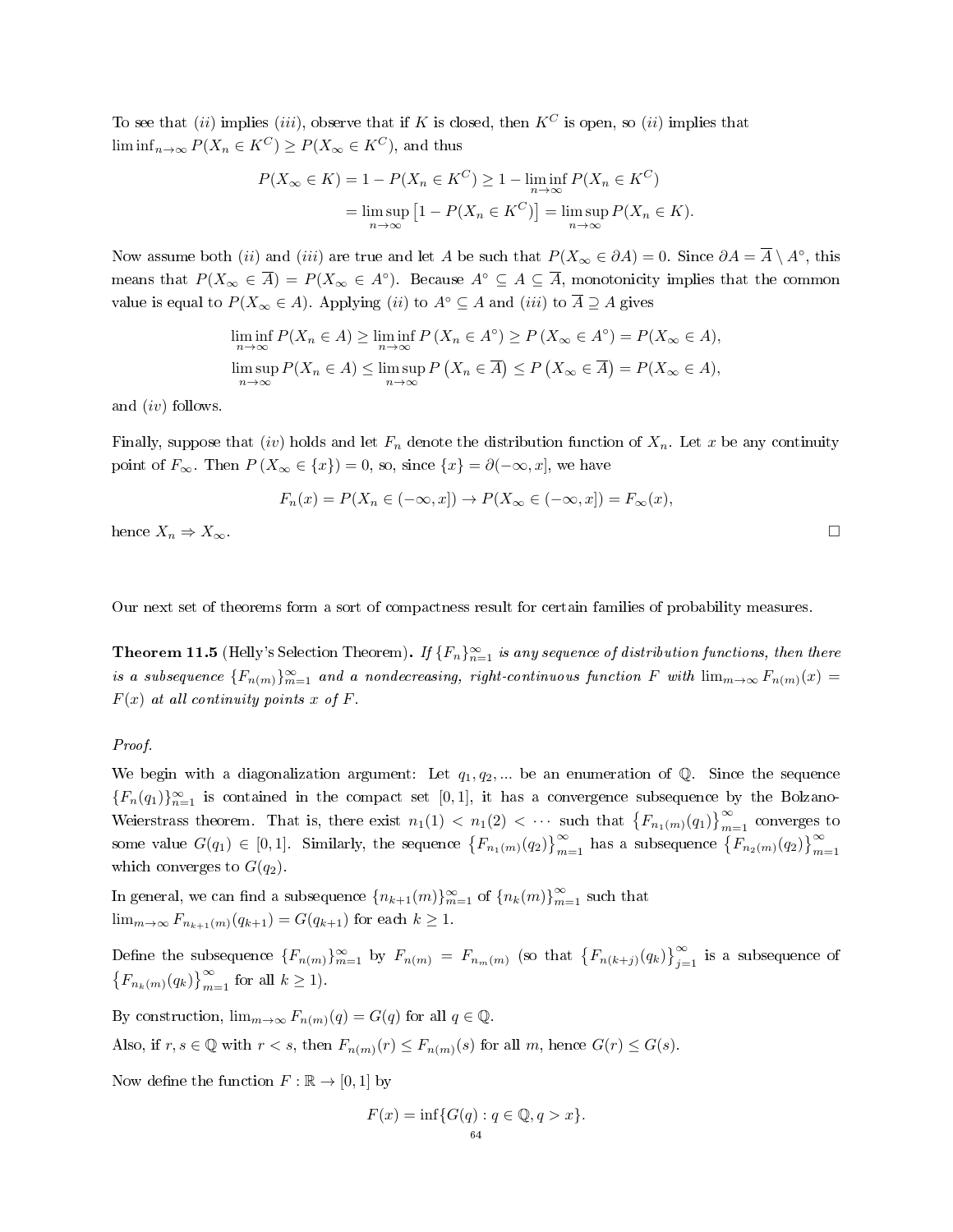To see that $(ii)$ implies $(iii)$, observe that if $K$ is closed, then $K^C$ is open, so $(ii)$ implies that $\liminf_{n\to\infty} P(X_n \in K^C) \geq P(X_\infty \in K^C)$, and thus

$$
\begin{aligned}
P(X_\infty \in K) = 1 - P(X_n \in K^C) &\geq 1 - \liminf_{n\to\infty} P(X_n \in K^C) \\
&= \limsup_{n\to\infty} \left[1 - P(X_n \in K^C)\right] = \limsup_{n\to\infty} P(X_n \in K).
\end{aligned}
$$

Now assume both $(ii)$ and $(iii)$ are true and let $A$ be such that $P(X_\infty \in \partial A) = 0$. Since $\partial A = \overline{A} \setminus A^\circ$, this means that $P(X_\infty \in \overline{A}) = P(X_\infty \in A^\circ)$. Because $A^\circ \subseteq A \subseteq \overline{A}$, monotonicity implies that the common value is equal to $P(X_\infty \in A)$. Applying $(ii)$ to $A^\circ \subseteq A$ and $(iii)$ to $\overline{A} \supseteq A$ gives

$$
\begin{aligned}
\liminf_{n\to\infty} P(X_n \in A) &\geq \liminf_{n\to\infty} P\left(X_n \in A^\circ\right) \geq P\left(X_\infty \in A^\circ\right) = P(X_\infty \in A), \\
\limsup_{n\to\infty} P(X_n \in A) &\leq \limsup_{n\to\infty} P\left(X_n \in \overline{A}\right) \leq P\left(X_\infty \in \overline{A}\right) = P(X_\infty \in A),
\end{aligned}
$$

and $(iv)$ follows.

Finally, suppose that $(iv)$ holds and let $F_n$ denote the distribution function of $X_n$. Let $x$ be any continuity point of $F_\infty$. Then $P\left(X_\infty \in \{x\}\right) = 0$, so, since $\{x\} = \partial(-\infty, x]$, we have

$$
F_n(x) = P(X_n \in (-\infty, x]) \to P(X_\infty \in (-\infty, x]) = F_\infty(x),
$$

hence $X_n \Rightarrow X_\infty$. □

Our next set of theorems form a sort of compactness result for certain families of probability measures.

**Theorem 11.5** (Helly's Selection Theorem)**.** *If $\{F_n\}_{n=1}^\infty$ is any sequence of distribution functions, then there is a subsequence $\{F_{n(m)}\}_{m=1}^\infty$ and a nondecreasing, right-continuous function $F$ with $\lim_{m\to\infty} F_{n(m)}(x) = F(x)$ at all continuity points $x$ of $F$.*

*Proof.*

We begin with a diagonalization argument: Let $q_1, q_2, \ldots$ be an enumeration of $\mathbb{Q}$. Since the sequence $\{F_n(q_1)\}_{n=1}^\infty$ is contained in the compact set $[0,1]$, it has a convergence subsequence by the Bolzano-Weierstrass theorem. That is, there exist $n_1(1) < n_1(2) < \cdots$ such that $\left\{F_{n_1(m)}(q_1)\right\}_{m=1}^\infty$ converges to some value $G(q_1) \in [0,1]$. Similarly, the sequence $\left\{F_{n_1(m)}(q_2)\right\}_{m=1}^\infty$ has a subsequence $\left\{F_{n_2(m)}(q_2)\right\}_{m=1}^\infty$ which converges to $G(q_2)$.

In general, we can find a subsequence $\{n_{k+1}(m)\}_{m=1}^\infty$ of $\{n_k(m)\}_{m=1}^\infty$ such that $\lim_{m\to\infty} F_{n_{k+1}(m)}(q_{k+1}) = G(q_{k+1})$ for each $k \geq 1$.

Define the subsequence $\{F_{n(m)}\}_{m=1}^\infty$ by $F_{n(m)} = F_{n_m(m)}$ (so that $\left\{F_{n(k+j)}(q_k)\right\}_{j=1}^\infty$ is a subsequence of $\left\{F_{n_k(m)}(q_k)\right\}_{m=1}^\infty$ for all $k \geq 1$).

By construction, $\lim_{m\to\infty} F_{n(m)}(q) = G(q)$ for all $q \in \mathbb{Q}$.

Also, if $r, s \in \mathbb{Q}$ with $r < s$, then $F_{n(m)}(r) \leq F_{n(m)}(s)$ for all $m$, hence $G(r) \leq G(s)$.

Now define the function $F : \mathbb{R} \to [0,1]$ by

$$
F(x) = \inf\{G(q) : q \in \mathbb{Q}, q > x\}.
$$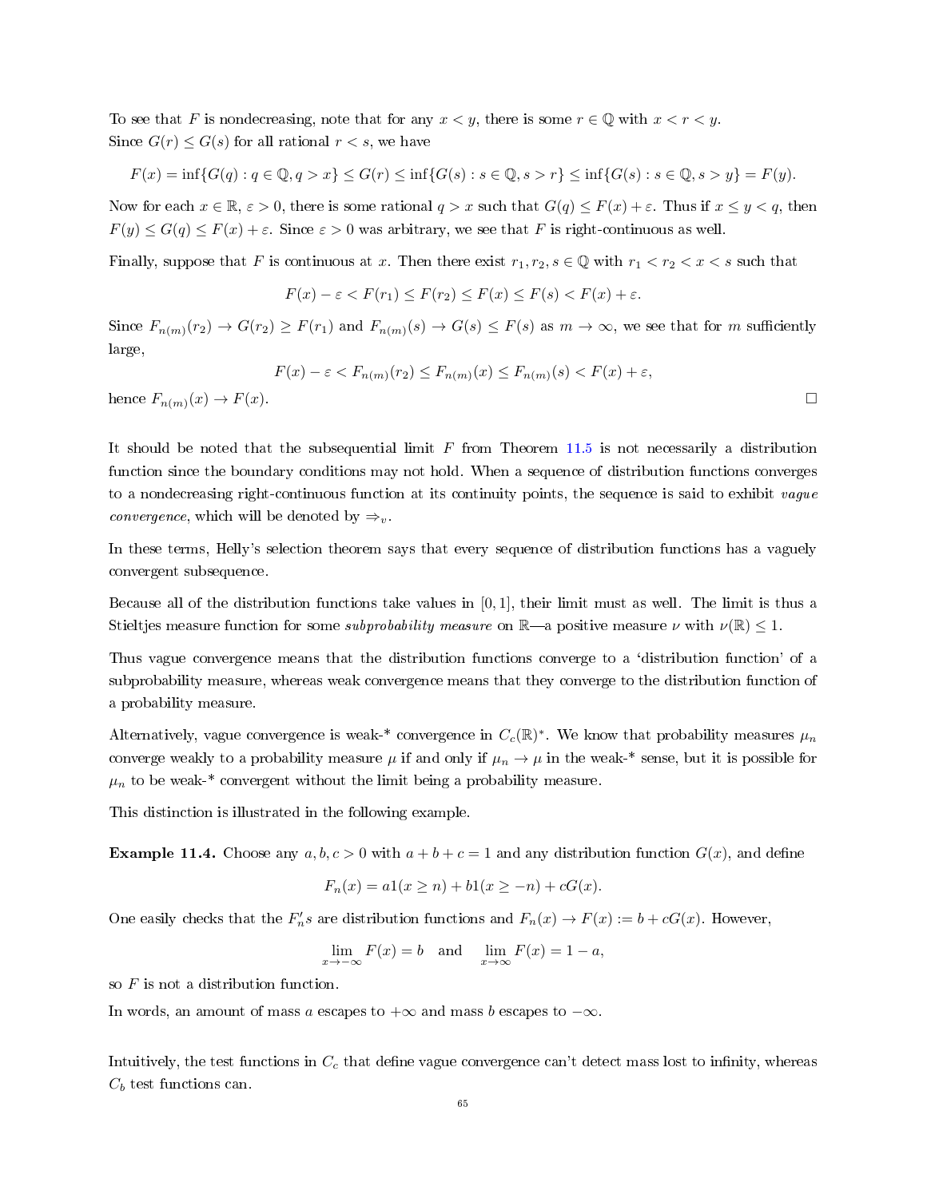To see that $F$ is nondecreasing, note that for any $x < y$, there is some $r \in \mathbb{Q}$ with $x < r < y$. Since $G(r) \le G(s)$ for all rational $r < s$, we have

$$F(x) = \inf\{G(q) : q \in \mathbb{Q}, q > x\} \le G(r) \le \inf\{G(s) : s \in \mathbb{Q}, s > r\} \le \inf\{G(s) : s \in \mathbb{Q}, s > y\} = F(y).$$

Now for each $x \in \mathbb{R}$, $\varepsilon > 0$, there is some rational $q > x$ such that $G(q) \le F(x) + \varepsilon$. Thus if $x \le y < q$, then $F(y) \le G(q) \le F(x) + \varepsilon$. Since $\varepsilon > 0$ was arbitrary, we see that $F$ is right-continuous as well.

Finally, suppose that $F$ is continuous at $x$. Then there exist $r_1, r_2, s \in \mathbb{Q}$ with $r_1 < r_2 < x < s$ such that

$$F(x) - \varepsilon < F(r_1) \le F(r_2) \le F(x) \le F(s) < F(x) + \varepsilon.$$

Since $F_{n(m)}(r_2) \to G(r_2) \ge F(r_1)$ and $F_{n(m)}(s) \to G(s) \le F(s)$ as $m \to \infty$, we see that for $m$ sufficiently large,

$$F(x) - \varepsilon < F_{n(m)}(r_2) \le F_{n(m)}(x) \le F_{n(m)}(s) < F(x) + \varepsilon,$$

hence $F_{n(m)}(x) \to F(x)$. $\square$

It should be noted that the subsequential limit $F$ from Theorem 11.5 is not necessarily a distribution function since the boundary conditions may not hold. When a sequence of distribution functions converges to a nondecreasing right-continuous function at its continuity points, the sequence is said to exhibit *vague convergence*, which will be denoted by $\Rightarrow_v$.

In these terms, Helly's selection theorem says that every sequence of distribution functions has a vaguely convergent subsequence.

Because all of the distribution functions take values in $[0, 1]$, their limit must as well. The limit is thus a Stieltjes measure function for some *subprobability measure* on $\mathbb{R}$—a positive measure $\nu$ with $\nu(\mathbb{R}) \le 1$.

Thus vague convergence means that the distribution functions converge to a 'distribution function' of a subprobability measure, whereas weak convergence means that they converge to the distribution function of a probability measure.

Alternatively, vague convergence is weak-* convergence in $C_c(\mathbb{R})^*$. We know that probability measures $\mu_n$ converge weakly to a probability measure $\mu$ if and only if $\mu_n \to \mu$ in the weak-* sense, but it is possible for $\mu_n$ to be weak-* convergent without the limit being a probability measure.

This distinction is illustrated in the following example.

**Example 11.4.** Choose any $a, b, c > 0$ with $a + b + c = 1$ and any distribution function $G(x)$, and define

$$F_n(x) = a1(x \ge n) + b1(x \ge -n) + cG(x).$$

One easily checks that the $F_n's$ are distribution functions and $F_n(x) \to F(x) := b + cG(x)$. However,

$$\lim_{x \to -\infty} F(x) = b \quad \text{and} \quad \lim_{x \to \infty} F(x) = 1 - a,$$

so $F$ is not a distribution function.

In words, an amount of mass $a$ escapes to $+\infty$ and mass $b$ escapes to $-\infty$.

Intuitively, the test functions in $C_c$ that define vague convergence can't detect mass lost to infinity, whereas $C_b$ test functions can.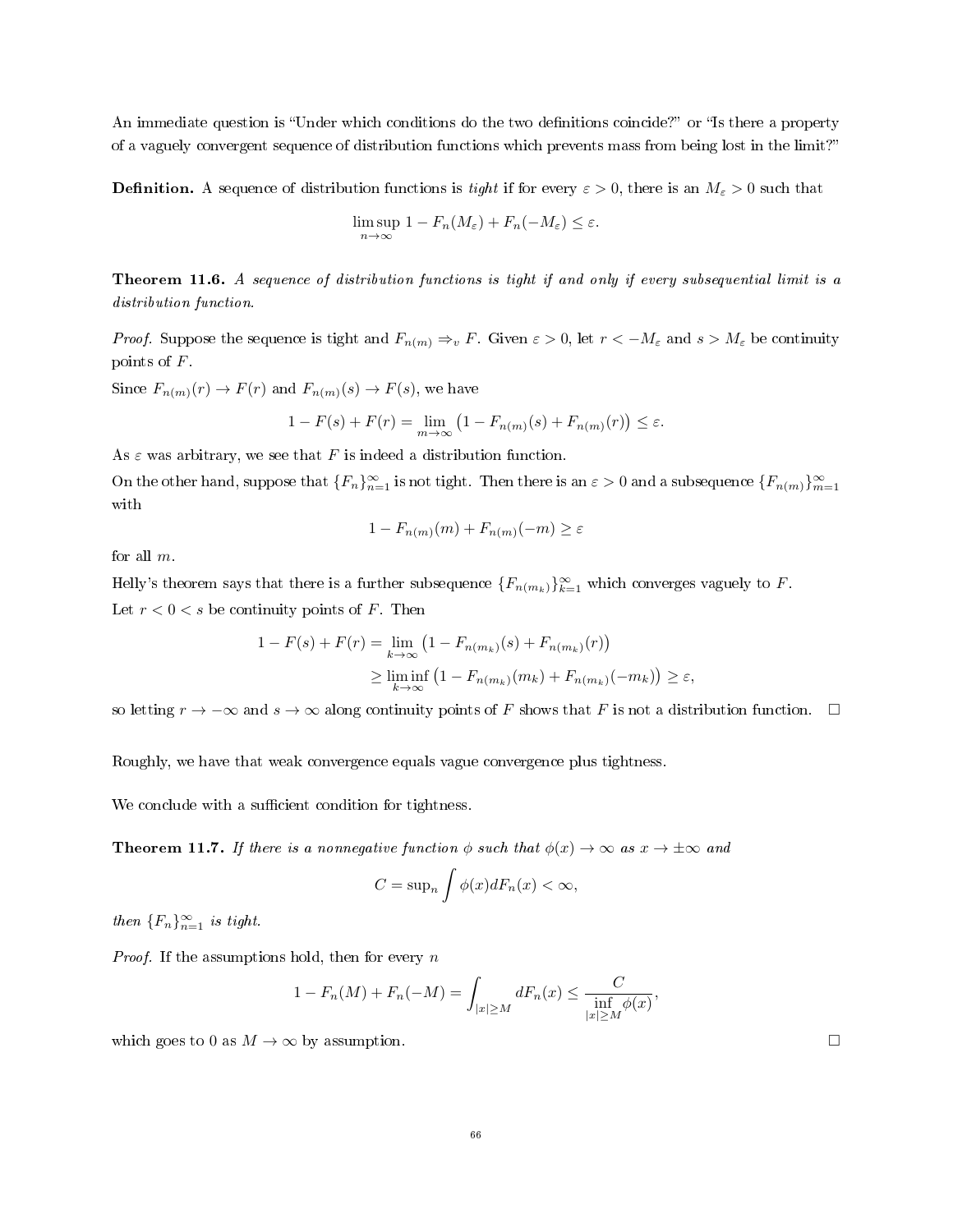An immediate question is "Under which conditions do the two definitions coincide?" or "Is there a property of a vaguely convergent sequence of distribution functions which prevents mass from being lost in the limit?"

**Definition.** A sequence of distribution functions is *tight* if for every $\varepsilon > 0$, there is an $M_\varepsilon > 0$ such that

$$\limsup_{n\to\infty} 1 - F_n(M_\varepsilon) + F_n(-M_\varepsilon) \leq \varepsilon.$$

**Theorem 11.6.** *A sequence of distribution functions is tight if and only if every subsequential limit is a distribution function.*

*Proof.* Suppose the sequence is tight and $F_{n(m)} \Rightarrow_v F$. Given $\varepsilon > 0$, let $r < -M_\varepsilon$ and $s > M_\varepsilon$ be continuity points of $F$.

Since $F_{n(m)}(r) \to F(r)$ and $F_{n(m)}(s) \to F(s)$, we have

$$1 - F(s) + F(r) = \lim_{m\to\infty} \left(1 - F_{n(m)}(s) + F_{n(m)}(r)\right) \leq \varepsilon.$$

As $\varepsilon$ was arbitrary, we see that $F$ is indeed a distribution function.

On the other hand, suppose that $\{F_n\}_{n=1}^\infty$ is not tight. Then there is an $\varepsilon > 0$ and a subsequence $\{F_{n(m)}\}_{m=1}^\infty$ with

$$1 - F_{n(m)}(m) + F_{n(m)}(-m) \geq \varepsilon$$

for all $m$.

Helly's theorem says that there is a further subsequence $\{F_{n(m_k)}\}_{k=1}^\infty$ which converges vaguely to $F$.

Let $r < 0 < s$ be continuity points of $F$. Then

$$\begin{aligned} 1 - F(s) + F(r) &= \lim_{k\to\infty} \left(1 - F_{n(m_k)}(s) + F_{n(m_k)}(r)\right) \\ &\geq \liminf_{k\to\infty} \left(1 - F_{n(m_k)}(m_k) + F_{n(m_k)}(-m_k)\right) \geq \varepsilon, \end{aligned}$$

so letting $r \to -\infty$ and $s \to \infty$ along continuity points of $F$ shows that $F$ is not a distribution function. □

Roughly, we have that weak convergence equals vague convergence plus tightness.

We conclude with a sufficient condition for tightness.

**Theorem 11.7.** *If there is a nonnegative function $\phi$ such that $\phi(x) \to \infty$ as $x \to \pm\infty$ and*

$$C = \sup_n \int \phi(x) dF_n(x) < \infty,$$

*then $\{F_n\}_{n=1}^\infty$ is tight.*

*Proof.* If the assumptions hold, then for every $n$

$$1 - F_n(M) + F_n(-M) = \int_{|x|\geq M} dF_n(x) \leq \frac{C}{\inf\limits_{|x|\geq M} \phi(x)},$$

which goes to 0 as $M \to \infty$ by assumption. □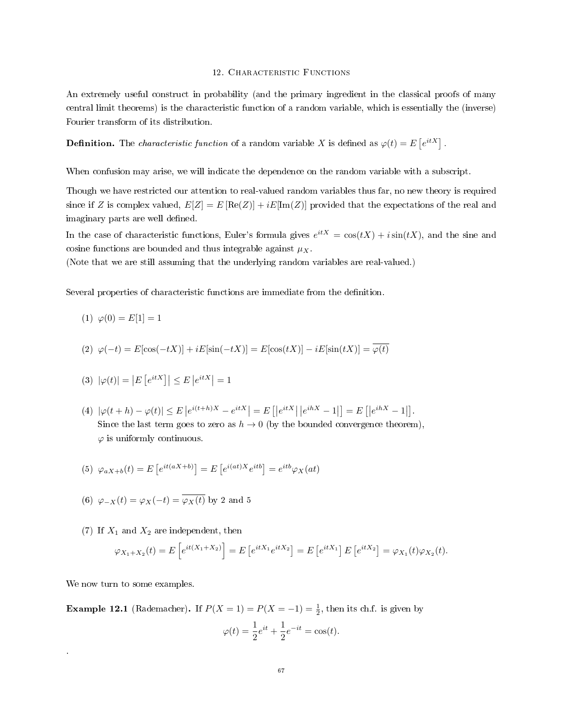## 12. Characteristic Functions

An extremely useful construct in probability (and the primary ingredient in the classical proofs of many central limit theorems) is the characteristic function of a random variable, which is essentially the (inverse) Fourier transform of its distribution.

**Definition.** The *characteristic function* of a random variable $X$ is defined as $\varphi(t) = E\left[e^{itX}\right]$.

When confusion may arise, we will indicate the dependence on the random variable with a subscript.

Though we have restricted our attention to real-valued random variables thus far, no new theory is required since if $Z$ is complex valued, $E[Z] = E\left[\text{Re}(Z)\right] + iE[\text{Im}(Z)]$ provided that the expectations of the real and imaginary parts are well defined.

In the case of characteristic functions, Euler's formula gives $e^{itX} = \cos(tX) + i\sin(tX)$, and the sine and cosine functions are bounded and thus integrable against $\mu_X$.

(Note that we are still assuming that the underlying random variables are real-valued.)

Several properties of characteristic functions are immediate from the definition.

(1) $\varphi(0) = E[1] = 1$

(2) $\varphi(-t) = E[\cos(-tX)] + iE[\sin(-tX)] = E[\cos(tX)] - iE[\sin(tX)] = \overline{\varphi(t)}$

(3) $|\varphi(t)| = \left|E\left[e^{itX}\right]\right| \leq E\left|e^{itX}\right| = 1$

(4) $|\varphi(t+h) - \varphi(t)| \leq E\left|e^{i(t+h)X} - e^{itX}\right| = E\left[\left|e^{itX}\right|\left|e^{ihX} - 1\right|\right] = E\left[\left|e^{ihX} - 1\right|\right]$.
Since the last term goes to zero as $h \to 0$ (by the bounded convergence theorem), $\varphi$ is uniformly continuous.

(5) $\varphi_{aX+b}(t) = E\left[e^{it(aX+b)}\right] = E\left[e^{i(at)X}e^{itb}\right] = e^{itb}\varphi_X(at)$

(6) $\varphi_{-X}(t) = \varphi_X(-t) = \overline{\varphi_X(t)}$ by 2 and 5

(7) If $X_1$ and $X_2$ are independent, then

$$\varphi_{X_1+X_2}(t) = E\left[e^{it(X_1+X_2)}\right] = E\left[e^{itX_1}e^{itX_2}\right] = E\left[e^{itX_1}\right]E\left[e^{itX_2}\right] = \varphi_{X_1}(t)\varphi_{X_2}(t).$$

We now turn to some examples.

**Example 12.1** (Rademacher)**.** If $P(X=1) = P(X=-1) = \frac{1}{2}$, then its ch.f. is given by

$$\varphi(t) = \frac{1}{2}e^{it} + \frac{1}{2}e^{-it} = \cos(t).$$

.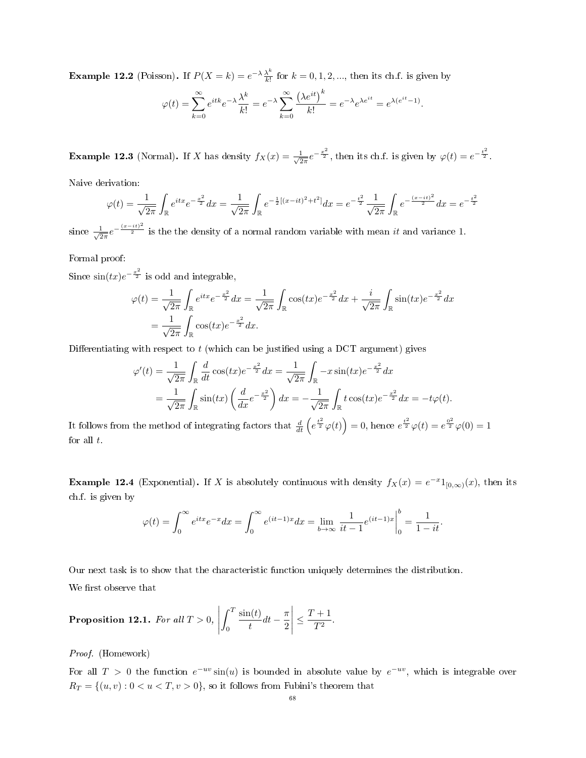**Example 12.2** (Poisson)**.** If $P(X=k) = e^{-\lambda}\frac{\lambda^k}{k!}$ for $k = 0, 1, 2, ...$, then its ch.f. is given by

$$\varphi(t) = \sum_{k=0}^{\infty} e^{itk} e^{-\lambda}\frac{\lambda^k}{k!} = e^{-\lambda}\sum_{k=0}^{\infty}\frac{\left(\lambda e^{it}\right)^k}{k!} = e^{-\lambda}e^{\lambda e^{it}} = e^{\lambda(e^{it}-1)}.$$

**Example 12.3** (Normal)**.** If $X$ has density $f_X(x) = \frac{1}{\sqrt{2\pi}}e^{-\frac{x^2}{2}}$, then its ch.f. is given by $\varphi(t) = e^{-\frac{t^2}{2}}$.

Naive derivation:

$$\varphi(t) = \frac{1}{\sqrt{2\pi}}\int_{\mathbb{R}} e^{itx}e^{-\frac{x^2}{2}}dx = \frac{1}{\sqrt{2\pi}}\int_{\mathbb{R}} e^{-\frac{1}{2}[(x-it)^2+t^2]}dx = e^{-\frac{t^2}{2}}\frac{1}{\sqrt{2\pi}}\int_{\mathbb{R}} e^{-\frac{(x-it)^2}{2}}dx = e^{-\frac{t^2}{2}}$$

since $\frac{1}{\sqrt{2\pi}}e^{-\frac{(x-it)^2}{2}}$ is the the density of a normal random variable with mean $it$ and variance 1.

Formal proof:

Since $\sin(tx)e^{-\frac{x^2}{2}}$ is odd and integrable,

$$\begin{aligned}\varphi(t) &= \frac{1}{\sqrt{2\pi}}\int_{\mathbb{R}} e^{itx}e^{-\frac{x^2}{2}}dx = \frac{1}{\sqrt{2\pi}}\int_{\mathbb{R}} \cos(tx)e^{-\frac{x^2}{2}}dx + \frac{i}{\sqrt{2\pi}}\int_{\mathbb{R}} \sin(tx)e^{-\frac{x^2}{2}}dx \\ &= \frac{1}{\sqrt{2\pi}}\int_{\mathbb{R}} \cos(tx)e^{-\frac{x^2}{2}}dx.\end{aligned}$$

Differentiating with respect to $t$ (which can be justified using a DCT argument) gives

$$\begin{aligned}\varphi'(t) &= \frac{1}{\sqrt{2\pi}}\int_{\mathbb{R}} \frac{d}{dt}\cos(tx)e^{-\frac{x^2}{2}}dx = \frac{1}{\sqrt{2\pi}}\int_{\mathbb{R}} -x\sin(tx)e^{-\frac{x^2}{2}}dx \\ &= \frac{1}{\sqrt{2\pi}}\int_{\mathbb{R}} \sin(tx)\left(\frac{d}{dx}e^{-\frac{x^2}{2}}\right)dx = -\frac{1}{\sqrt{2\pi}}\int_{\mathbb{R}} t\cos(tx)e^{-\frac{x^2}{2}}dx = -t\varphi(t).\end{aligned}$$

It follows from the method of integrating factors that $\frac{d}{dt}\left(e^{\frac{t^2}{2}}\varphi(t)\right) = 0$, hence $e^{\frac{t^2}{2}}\varphi(t) = e^{\frac{0^2}{2}}\varphi(0) = 1$ for all $t$.

**Example 12.4** (Exponential)**.** If $X$ is absolutely continuous with density $f_X(x) = e^{-x}1_{[0,\infty)}(x)$, then its ch.f. is given by

$$\varphi(t) = \int_0^{\infty} e^{itx}e^{-x}dx = \int_0^{\infty} e^{(it-1)x}dx = \lim_{b\to\infty}\left.\frac{1}{it-1}e^{(it-1)x}\right|_0^b = \frac{1}{1-it}.$$

Our next task is to show that the characteristic function uniquely determines the distribution.

We first observe that

**Proposition 12.1.** *For all* $T > 0$, $\left|\int_0^T \frac{\sin(t)}{t}dt - \frac{\pi}{2}\right| \leq \frac{T+1}{T^2}.$

*Proof.* (Homework)

For all $T > 0$ the function $e^{-uv}\sin(u)$ is bounded in absolute value by $e^{-uv}$, which is integrable over $R_T = \{(u,v) : 0 < u < T, v > 0\}$, so it follows from Fubini's theorem that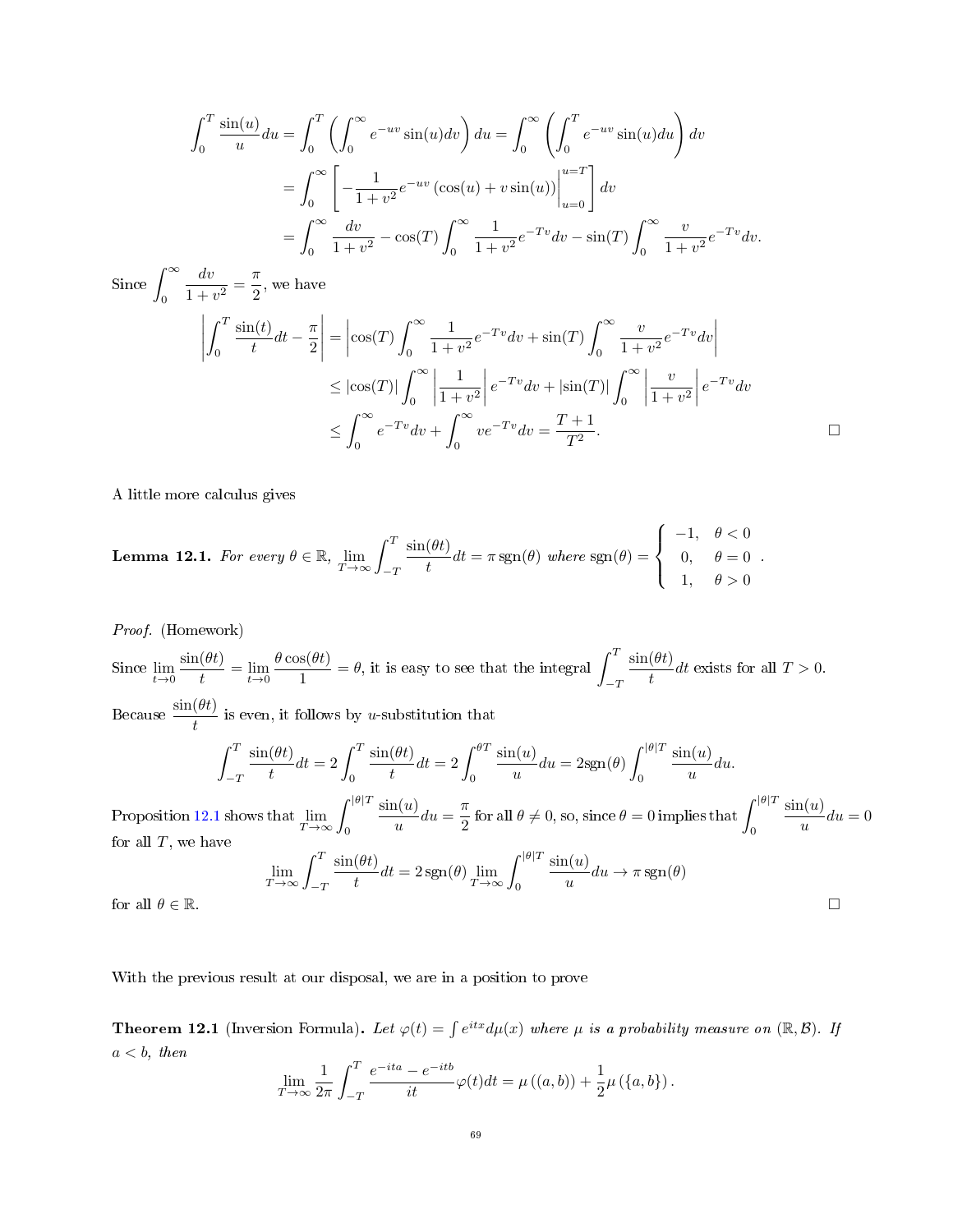$$\int_0^T \frac{\sin(u)}{u}du = \int_0^T \left(\int_0^\infty e^{-uv}\sin(u)dv\right)du = \int_0^\infty \left(\int_0^T e^{-uv}\sin(u)du\right)dv$$
$$= \int_0^\infty \left[-\frac{1}{1+v^2}e^{-uv}\left(\cos(u)+v\sin(u)\right)\Big|_{u=0}^{u=T}\right]dv$$
$$= \int_0^\infty \frac{dv}{1+v^2} - \cos(T)\int_0^\infty \frac{1}{1+v^2}e^{-Tv}dv - \sin(T)\int_0^\infty \frac{v}{1+v^2}e^{-Tv}dv.$$

Since $\displaystyle\int_0^\infty \frac{dv}{1+v^2} = \frac{\pi}{2}$, we have

$$\left|\int_0^T \frac{\sin(t)}{t}dt - \frac{\pi}{2}\right| = \left|\cos(T)\int_0^\infty \frac{1}{1+v^2}e^{-Tv}dv + \sin(T)\int_0^\infty \frac{v}{1+v^2}e^{-Tv}dv\right|$$
$$\leq |\cos(T)|\int_0^\infty \left|\frac{1}{1+v^2}\right|e^{-Tv}dv + |\sin(T)|\int_0^\infty \left|\frac{v}{1+v^2}\right|e^{-Tv}dv$$
$$\leq \int_0^\infty e^{-Tv}dv + \int_0^\infty ve^{-Tv}dv = \frac{T+1}{T^2}.$$

□

A little more calculus gives

**Lemma 12.1.** *For every $\theta \in \mathbb{R}$, $\displaystyle\lim_{T\to\infty}\int_{-T}^T \frac{\sin(\theta t)}{t}dt = \pi\,\mathrm{sgn}(\theta)$ where $\mathrm{sgn}(\theta) = \begin{cases} -1, & \theta < 0 \\ 0, & \theta = 0 \\ 1, & \theta > 0 \end{cases}$.*

*Proof.* (Homework)

Since $\displaystyle\lim_{t\to 0}\frac{\sin(\theta t)}{t} = \lim_{t\to 0}\frac{\theta\cos(\theta t)}{1} = \theta$, it is easy to see that the integral $\displaystyle\int_{-T}^T \frac{\sin(\theta t)}{t}dt$ exists for all $T > 0$.

Because $\dfrac{\sin(\theta t)}{t}$ is even, it follows by $u$-substitution that

$$\int_{-T}^T \frac{\sin(\theta t)}{t}dt = 2\int_0^T \frac{\sin(\theta t)}{t}dt = 2\int_0^{\theta T}\frac{\sin(u)}{u}du = 2\mathrm{sgn}(\theta)\int_0^{|\theta|T}\frac{\sin(u)}{u}du.$$

Proposition 12.1 shows that $\displaystyle\lim_{T\to\infty}\int_0^{|\theta|T}\frac{\sin(u)}{u}du = \frac{\pi}{2}$ for all $\theta \neq 0$, so, since $\theta = 0$ implies that $\displaystyle\int_0^{|\theta|T}\frac{\sin(u)}{u}du = 0$ for all $T$, we have

$$\lim_{T\to\infty}\int_{-T}^T \frac{\sin(\theta t)}{t}dt = 2\,\mathrm{sgn}(\theta)\lim_{T\to\infty}\int_0^{|\theta|T}\frac{\sin(u)}{u}du \to \pi\,\mathrm{sgn}(\theta)$$

for all $\theta \in \mathbb{R}$. □

With the previous result at our disposal, we are in a position to prove

**Theorem 12.1** (Inversion Formula)**.** *Let $\varphi(t) = \int e^{itx}d\mu(x)$ where $\mu$ is a probability measure on $(\mathbb{R},\mathcal{B})$. If $a < b$, then*

$$\lim_{T\to\infty}\frac{1}{2\pi}\int_{-T}^T \frac{e^{-ita}-e^{-itb}}{it}\varphi(t)dt = \mu\left((a,b)\right) + \frac{1}{2}\mu\left(\{a,b\}\right).$$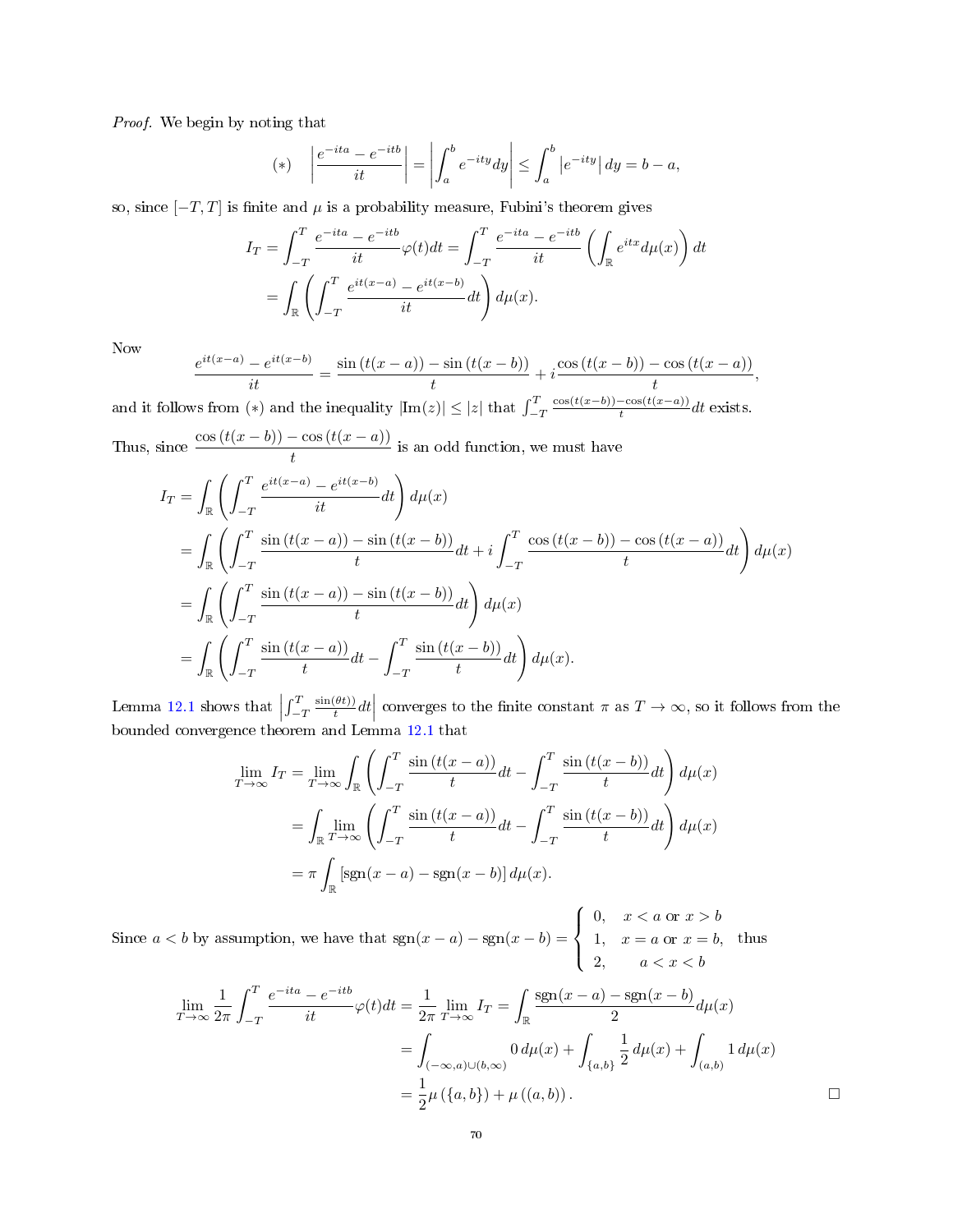*Proof.* We begin by noting that

$$(*) \qquad \left| \frac{e^{-ita} - e^{-itb}}{it} \right| = \left| \int_a^b e^{-ity} dy \right| \le \int_a^b \left| e^{-ity} \right| dy = b - a,$$

so, since $[-T, T]$ is finite and $\mu$ is a probability measure, Fubini's theorem gives

$$\begin{aligned}
I_T &= \int_{-T}^{T} \frac{e^{-ita} - e^{-itb}}{it} \varphi(t) dt = \int_{-T}^{T} \frac{e^{-ita} - e^{-itb}}{it} \left( \int_{\mathbb{R}} e^{itx} d\mu(x) \right) dt \\
&= \int_{\mathbb{R}} \left( \int_{-T}^{T} \frac{e^{it(x-a)} - e^{it(x-b)}}{it} dt \right) d\mu(x).
\end{aligned}$$

Now

$$\frac{e^{it(x-a)} - e^{it(x-b)}}{it} = \frac{\sin(t(x-a)) - \sin(t(x-b))}{t} + i \frac{\cos(t(x-b)) - \cos(t(x-a))}{t},$$

and it follows from $(*)$ and the inequality $|\mathrm{Im}(z)| \le |z|$ that $\int_{-T}^{T} \frac{\cos(t(x-b)) - \cos(t(x-a))}{t} dt$ exists.

Thus, since $\dfrac{\cos(t(x-b)) - \cos(t(x-a))}{t}$ is an odd function, we must have

$$\begin{aligned}
I_T &= \int_{\mathbb{R}} \left( \int_{-T}^{T} \frac{e^{it(x-a)} - e^{it(x-b)}}{it} dt \right) d\mu(x) \\
&= \int_{\mathbb{R}} \left( \int_{-T}^{T} \frac{\sin(t(x-a)) - \sin(t(x-b))}{t} dt + i \int_{-T}^{T} \frac{\cos(t(x-b)) - \cos(t(x-a))}{t} dt \right) d\mu(x) \\
&= \int_{\mathbb{R}} \left( \int_{-T}^{T} \frac{\sin(t(x-a)) - \sin(t(x-b))}{t} dt \right) d\mu(x) \\
&= \int_{\mathbb{R}} \left( \int_{-T}^{T} \frac{\sin(t(x-a))}{t} dt - \int_{-T}^{T} \frac{\sin(t(x-b))}{t} dt \right) d\mu(x).
\end{aligned}$$

Lemma 12.1 shows that $\left| \int_{-T}^{T} \frac{\sin(\theta t))}{t} dt \right|$ converges to the finite constant $\pi$ as $T \to \infty$, so it follows from the bounded convergence theorem and Lemma 12.1 that

$$\begin{aligned}
\lim_{T \to \infty} I_T &= \lim_{T \to \infty} \int_{\mathbb{R}} \left( \int_{-T}^{T} \frac{\sin(t(x-a))}{t} dt - \int_{-T}^{T} \frac{\sin(t(x-b))}{t} dt \right) d\mu(x) \\
&= \int_{\mathbb{R}} \lim_{T \to \infty} \left( \int_{-T}^{T} \frac{\sin(t(x-a))}{t} dt - \int_{-T}^{T} \frac{\sin(t(x-b))}{t} dt \right) d\mu(x) \\
&= \pi \int_{\mathbb{R}} \left[ \mathrm{sgn}(x-a) - \mathrm{sgn}(x-b) \right] d\mu(x).
\end{aligned}$$

Since $a < b$ by assumption, we have that $\mathrm{sgn}(x-a) - \mathrm{sgn}(x-b) = \begin{cases} 0, & x < a \text{ or } x > b \\ 1, & x = a \text{ or } x = b, \\ 2, & a < x < b \end{cases}$ thus

$$\begin{aligned}
\lim_{T \to \infty} \frac{1}{2\pi} \int_{-T}^{T} \frac{e^{-ita} - e^{-itb}}{it} \varphi(t) dt = \frac{1}{2\pi} \lim_{T \to \infty} I_T &= \int_{\mathbb{R}} \frac{\mathrm{sgn}(x-a) - \mathrm{sgn}(x-b)}{2} d\mu(x) \\
&= \int_{(-\infty, a) \cup (b, \infty)} 0 \, d\mu(x) + \int_{\{a,b\}} \frac{1}{2} \, d\mu(x) + \int_{(a,b)} 1 \, d\mu(x) \\
&= \frac{1}{2} \mu(\{a, b\}) + \mu((a, b)).
\end{aligned}$$

□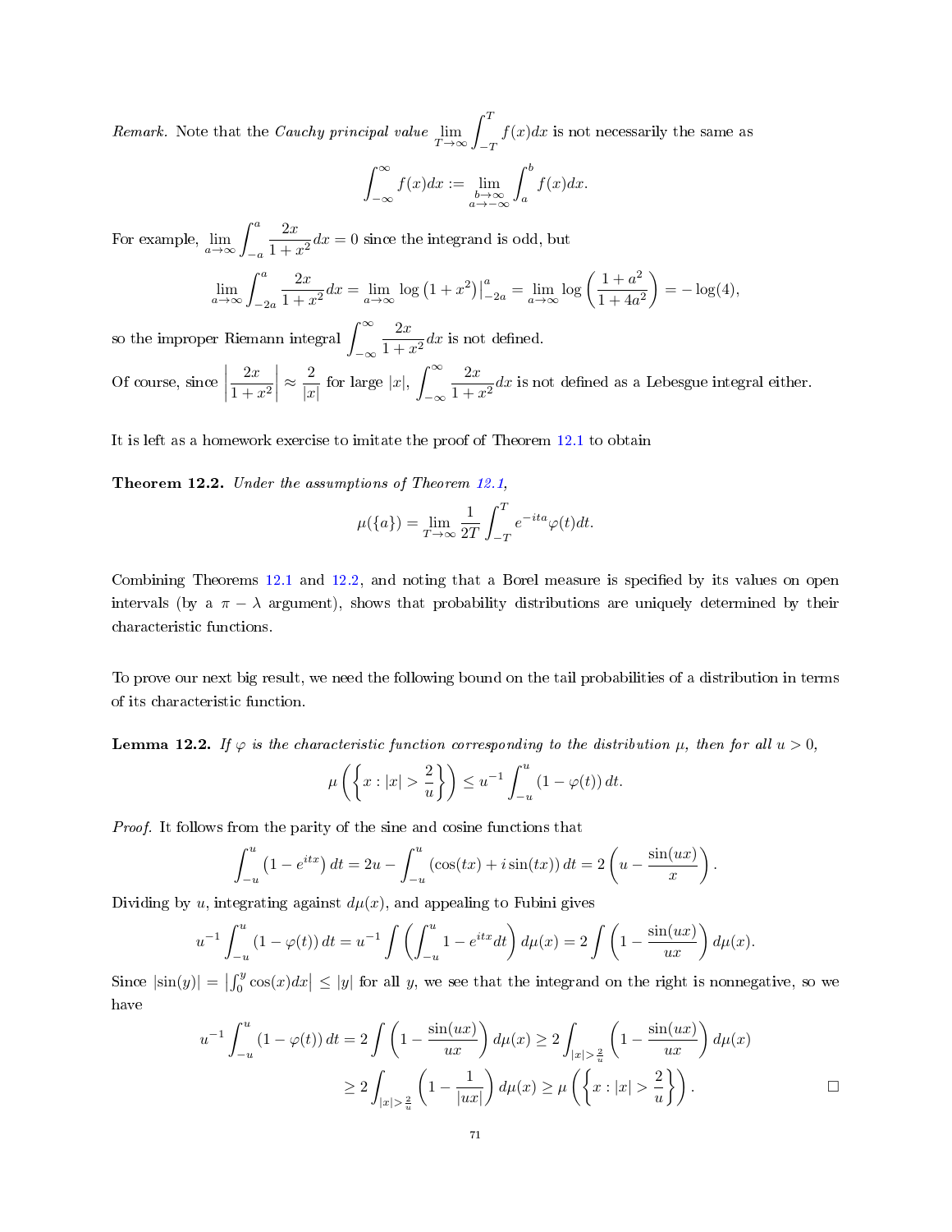*Remark.* Note that the *Cauchy principal value* $\lim_{T\to\infty}\int_{-T}^{T} f(x)dx$ is not necessarily the same as

$$\int_{-\infty}^{\infty} f(x)dx := \lim_{\substack{b\to\infty \\ a\to-\infty}} \int_a^b f(x)dx.$$

For example, $\lim_{a\to\infty}\int_{-a}^{a} \frac{2x}{1+x^2}dx = 0$ since the integrand is odd, but

$$\lim_{a\to\infty}\int_{-2a}^{a} \frac{2x}{1+x^2}dx = \lim_{a\to\infty} \log\left(1+x^2\right)\big|_{-2a}^{a} = \lim_{a\to\infty}\log\left(\frac{1+a^2}{1+4a^2}\right) = -\log(4),$$

so the improper Riemann integral $\int_{-\infty}^{\infty}\frac{2x}{1+x^2}dx$ is not defined.

Of course, since $\left|\frac{2x}{1+x^2}\right| \approx \frac{2}{|x|}$ for large $|x|$, $\int_{-\infty}^{\infty}\frac{2x}{1+x^2}dx$ is not defined as a Lebesgue integral either.

It is left as a homework exercise to imitate the proof of Theorem 12.1 to obtain

**Theorem 12.2.** *Under the assumptions of Theorem 12.1,*

$$\mu(\{a\}) = \lim_{T\to\infty}\frac{1}{2T}\int_{-T}^{T} e^{-ita}\varphi(t)dt.$$

Combining Theorems 12.1 and 12.2, and noting that a Borel measure is specified by its values on open intervals (by a $\pi-\lambda$ argument), shows that probability distributions are uniquely determined by their characteristic functions.

To prove our next big result, we need the following bound on the tail probabilities of a distribution in terms of its characteristic function.

**Lemma 12.2.** *If $\varphi$ is the characteristic function corresponding to the distribution $\mu$, then for all $u > 0$,*

$$\mu\left(\left\{x : |x| > \frac{2}{u}\right\}\right) \le u^{-1}\int_{-u}^{u}(1-\varphi(t))\,dt.$$

*Proof.* It follows from the parity of the sine and cosine functions that

$$\int_{-u}^{u}\left(1-e^{itx}\right)dt = 2u - \int_{-u}^{u}\left(\cos(tx)+i\sin(tx)\right)dt = 2\left(u - \frac{\sin(ux)}{x}\right).$$

Dividing by $u$, integrating against $d\mu(x)$, and appealing to Fubini gives

$$u^{-1}\int_{-u}^{u}(1-\varphi(t))\,dt = u^{-1}\int\left(\int_{-u}^{u} 1-e^{itx}dt\right)d\mu(x) = 2\int\left(1-\frac{\sin(ux)}{ux}\right)d\mu(x).$$

Since $|\sin(y)| = \left|\int_0^y \cos(x)dx\right| \le |y|$ for all $y$, we see that the integrand on the right is nonnegative, so we have

$$\begin{aligned}
u^{-1}\int_{-u}^{u}(1-\varphi(t))\,dt &= 2\int\left(1-\frac{\sin(ux)}{ux}\right)d\mu(x) \ge 2\int_{|x|>\frac{2}{u}}\left(1-\frac{\sin(ux)}{ux}\right)d\mu(x) \\
&\ge 2\int_{|x|>\frac{2}{u}}\left(1-\frac{1}{|ux|}\right)d\mu(x) \ge \mu\left(\left\{x : |x| > \frac{2}{u}\right\}\right).
\end{aligned}$$

□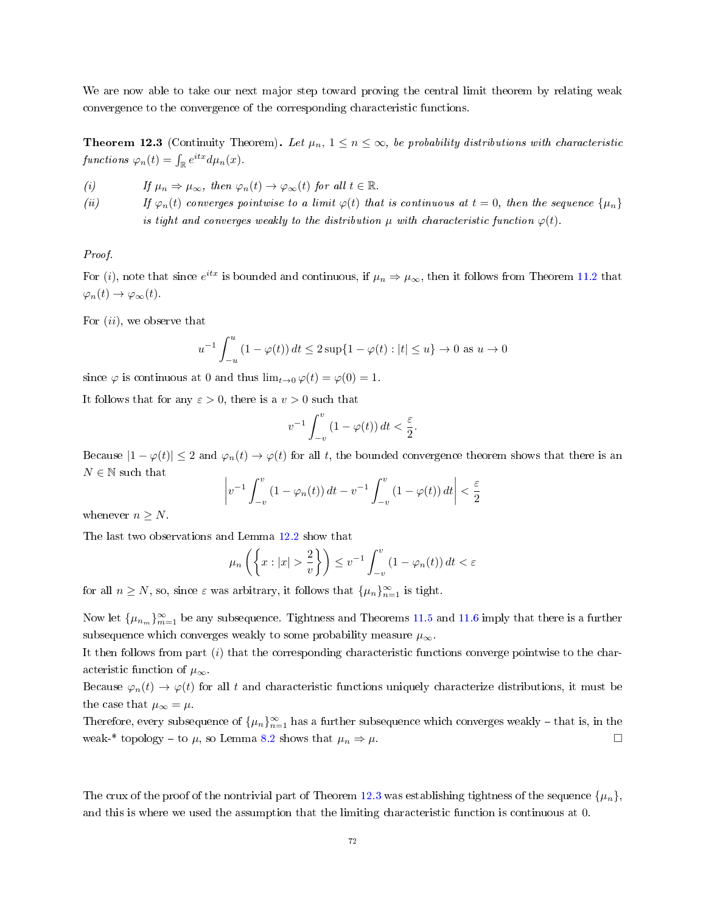We are now able to take our next major step toward proving the central limit theorem by relating weak convergence to the convergence of the corresponding characteristic functions.

**Theorem 12.3** (Continuity Theorem)**.** *Let $\mu_n$, $1 \leq n \leq \infty$, be probability distributions with characteristic functions $\varphi_n(t) = \int_{\mathbb{R}} e^{itx} d\mu_n(x)$.*

*(i) If $\mu_n \Rightarrow \mu_\infty$, then $\varphi_n(t) \to \varphi_\infty(t)$ for all $t \in \mathbb{R}$.*

*(ii) If $\varphi_n(t)$ converges pointwise to a limit $\varphi(t)$ that is continuous at $t = 0$, then the sequence $\{\mu_n\}$ is tight and converges weakly to the distribution $\mu$ with characteristic function $\varphi(t)$.*

*Proof.*

For $(i)$, note that since $e^{itx}$ is bounded and continuous, if $\mu_n \Rightarrow \mu_\infty$, then it follows from Theorem 11.2 that $\varphi_n(t) \to \varphi_\infty(t)$.

For $(ii)$, we observe that

$$u^{-1} \int_{-u}^{u} (1 - \varphi(t))\, dt \leq 2 \sup\{1 - \varphi(t) : |t| \leq u\} \to 0 \text{ as } u \to 0$$

since $\varphi$ is continuous at 0 and thus $\lim_{t \to 0} \varphi(t) = \varphi(0) = 1$.

It follows that for any $\varepsilon > 0$, there is a $v > 0$ such that

$$v^{-1} \int_{-v}^{v} (1 - \varphi(t))\, dt < \frac{\varepsilon}{2}.$$

Because $|1 - \varphi(t)| \leq 2$ and $\varphi_n(t) \to \varphi(t)$ for all $t$, the bounded convergence theorem shows that there is an $N \in \mathbb{N}$ such that

$$\left| v^{-1} \int_{-v}^{v} (1 - \varphi_n(t))\, dt - v^{-1} \int_{-v}^{v} (1 - \varphi(t))\, dt \right| < \frac{\varepsilon}{2}$$

whenever $n \geq N$.

The last two observations and Lemma 12.2 show that

$$\mu_n \left( \left\{ x : |x| > \frac{2}{v} \right\} \right) \leq v^{-1} \int_{-v}^{v} (1 - \varphi_n(t))\, dt < \varepsilon$$

for all $n \geq N$, so, since $\varepsilon$ was arbitrary, it follows that $\{\mu_n\}_{n=1}^{\infty}$ is tight.

Now let $\{\mu_{n_m}\}_{m=1}^{\infty}$ be any subsequence. Tightness and Theorems 11.5 and 11.6 imply that there is a further subsequence which converges weakly to some probability measure $\mu_\infty$.

It then follows from part $(i)$ that the corresponding characteristic functions converge pointwise to the characteristic function of $\mu_\infty$.

Because $\varphi_n(t) \to \varphi(t)$ for all $t$ and characteristic functions uniquely characterize distributions, it must be the case that $\mu_\infty = \mu$.

Therefore, every subsequence of $\{\mu_n\}_{n=1}^{\infty}$ has a further subsequence which converges weakly – that is, in the weak-* topology – to $\mu$, so Lemma 8.2 shows that $\mu_n \Rightarrow \mu$. □

The crux of the proof of the nontrivial part of Theorem 12.3 was establishing tightness of the sequence $\{\mu_n\}$, and this is where we used the assumption that the limiting characteristic function is continuous at 0.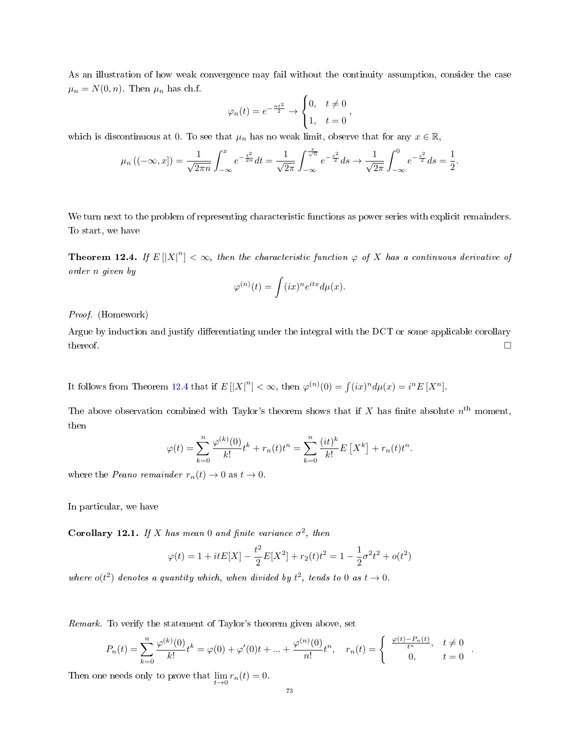As an illustration of how weak convergence may fail without the continuity assumption, consider the case $\mu_n = N(0,n)$. Then $\mu_n$ has ch.f.

$$\varphi_n(t) = e^{-\frac{nt^2}{2}} \to \begin{cases} 0, & t \neq 0 \\ 1, & t = 0 \end{cases},$$

which is discontinuous at 0. To see that $\mu_n$ has no weak limit, observe that for any $x \in \mathbb{R}$,

$$\mu_n((-\infty, x]) = \frac{1}{\sqrt{2\pi n}} \int_{-\infty}^{x} e^{-\frac{t^2}{2n}} dt = \frac{1}{\sqrt{2\pi}} \int_{-\infty}^{\frac{x}{\sqrt{n}}} e^{-\frac{s^2}{2}} ds \to \frac{1}{\sqrt{2\pi}} \int_{-\infty}^{0} e^{-\frac{s^2}{2}} ds = \frac{1}{2}.$$

We turn next to the problem of representing characteristic functions as power series with explicit remainders. To start, we have

**Theorem 12.4.** *If $E[|X|^n] < \infty$, then the characteristic function $\varphi$ of $X$ has a continuous derivative of order $n$ given by*

$$\varphi^{(n)}(t) = \int (ix)^n e^{itx} d\mu(x).$$

*Proof.* (Homework)

Argue by induction and justify differentiating under the integral with the DCT or some applicable corollary thereof. □

It follows from Theorem 12.4 that if $E[|X|^n] < \infty$, then $\varphi^{(n)}(0) = \int (ix)^n d\mu(x) = i^n E[X^n]$.

The above observation combined with Taylor's theorem shows that if $X$ has finite absolute $n^{\text{th}}$ moment, then

$$\varphi(t) = \sum_{k=0}^{n} \frac{\varphi^{(k)}(0)}{k!} t^k + r_n(t)t^n = \sum_{k=0}^{n} \frac{(it)^k}{k!} E\left[X^k\right] + r_n(t)t^n.$$

where the *Peano remainder* $r_n(t) \to 0$ as $t \to 0$.

In particular, we have

**Corollary 12.1.** *If $X$ has mean 0 and finite variance $\sigma^2$, then*

$$\varphi(t) = 1 + itE[X] - \frac{t^2}{2} E[X^2] + r_2(t)t^2 = 1 - \frac{1}{2}\sigma^2 t^2 + o(t^2)$$

*where $o(t^2)$ denotes a quantity which, when divided by $t^2$, tends to 0 as $t \to 0$.*

*Remark.* To verify the statement of Taylor's theorem given above, set

$$P_n(t) = \sum_{k=0}^{n} \frac{\varphi^{(k)}(0)}{k!} t^k = \varphi(0) + \varphi'(0)t + \ldots + \frac{\varphi^{(n)}(0)}{n!} t^n, \quad r_n(t) = \begin{cases} \frac{\varphi(t) - P_n(t)}{t^n}, & t \neq 0 \\ 0, & t = 0 \end{cases}.$$

Then one needs only to prove that $\lim_{t \to 0} r_n(t) = 0$.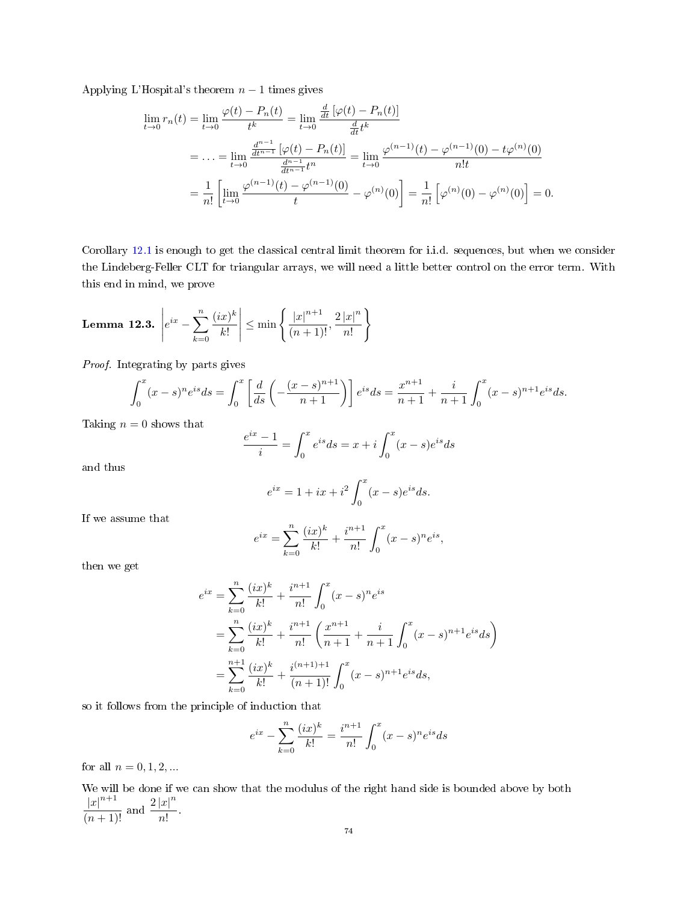Applying L'Hospital's theorem $n-1$ times gives

$$\lim_{t\to 0} r_n(t) = \lim_{t\to 0} \frac{\varphi(t) - P_n(t)}{t^k} = \lim_{t\to 0} \frac{\frac{d}{dt}\left[\varphi(t) - P_n(t)\right]}{\frac{d}{dt}t^k}$$
$$= \ldots = \lim_{t\to 0} \frac{\frac{d^{n-1}}{dt^{n-1}}\left[\varphi(t) - P_n(t)\right]}{\frac{d^{n-1}}{dt^{n-1}}t^n} = \lim_{t\to 0} \frac{\varphi^{(n-1)}(t) - \varphi^{(n-1)}(0) - t\varphi^{(n)}(0)}{n!t}$$
$$= \frac{1}{n!}\left[\lim_{t\to 0} \frac{\varphi^{(n-1)}(t) - \varphi^{(n-1)}(0)}{t} - \varphi^{(n)}(0)\right] = \frac{1}{n!}\left[\varphi^{(n)}(0) - \varphi^{(n)}(0)\right] = 0.$$

Corollary 12.1 is enough to get the classical central limit theorem for i.i.d. sequences, but when we consider the Lindeberg-Feller CLT for triangular arrays, we will need a little better control on the error term. With this end in mind, we prove

**Lemma 12.3.** $\left| e^{ix} - \sum_{k=0}^{n} \frac{(ix)^k}{k!} \right| \leq \min\left\{ \frac{|x|^{n+1}}{(n+1)!}, \frac{2|x|^n}{n!} \right\}$

*Proof.* Integrating by parts gives

$$\int_0^x (x-s)^n e^{is} ds = \int_0^x \left[ \frac{d}{ds}\left( -\frac{(x-s)^{n+1}}{n+1} \right) \right] e^{is} ds = \frac{x^{n+1}}{n+1} + \frac{i}{n+1}\int_0^x (x-s)^{n+1} e^{is} ds.$$

Taking $n=0$ shows that

$$\frac{e^{ix}-1}{i} = \int_0^x e^{is} ds = x + i\int_0^x (x-s)e^{is} ds$$

and thus

$$e^{ix} = 1 + ix + i^2 \int_0^x (x-s)e^{is} ds.$$

If we assume that

$$e^{ix} = \sum_{k=0}^{n} \frac{(ix)^k}{k!} + \frac{i^{n+1}}{n!}\int_0^x (x-s)^n e^{is},$$

then we get

$$e^{ix} = \sum_{k=0}^{n} \frac{(ix)^k}{k!} + \frac{i^{n+1}}{n!}\int_0^x (x-s)^n e^{is}$$
$$= \sum_{k=0}^{n} \frac{(ix)^k}{k!} + \frac{i^{n+1}}{n!}\left( \frac{x^{n+1}}{n+1} + \frac{i}{n+1}\int_0^x (x-s)^{n+1} e^{is} ds \right)$$
$$= \sum_{k=0}^{n+1} \frac{(ix)^k}{k!} + \frac{i^{(n+1)+1}}{(n+1)!}\int_0^x (x-s)^{n+1} e^{is} ds,$$

so it follows from the principle of induction that

$$e^{ix} - \sum_{k=0}^{n} \frac{(ix)^k}{k!} = \frac{i^{n+1}}{n!}\int_0^x (x-s)^n e^{is} ds$$

for all $n = 0, 1, 2, \ldots$

We will be done if we can show that the modulus of the right hand side is bounded above by both $\frac{|x|^{n+1}}{(n+1)!}$ and $\frac{2|x|^n}{n!}$.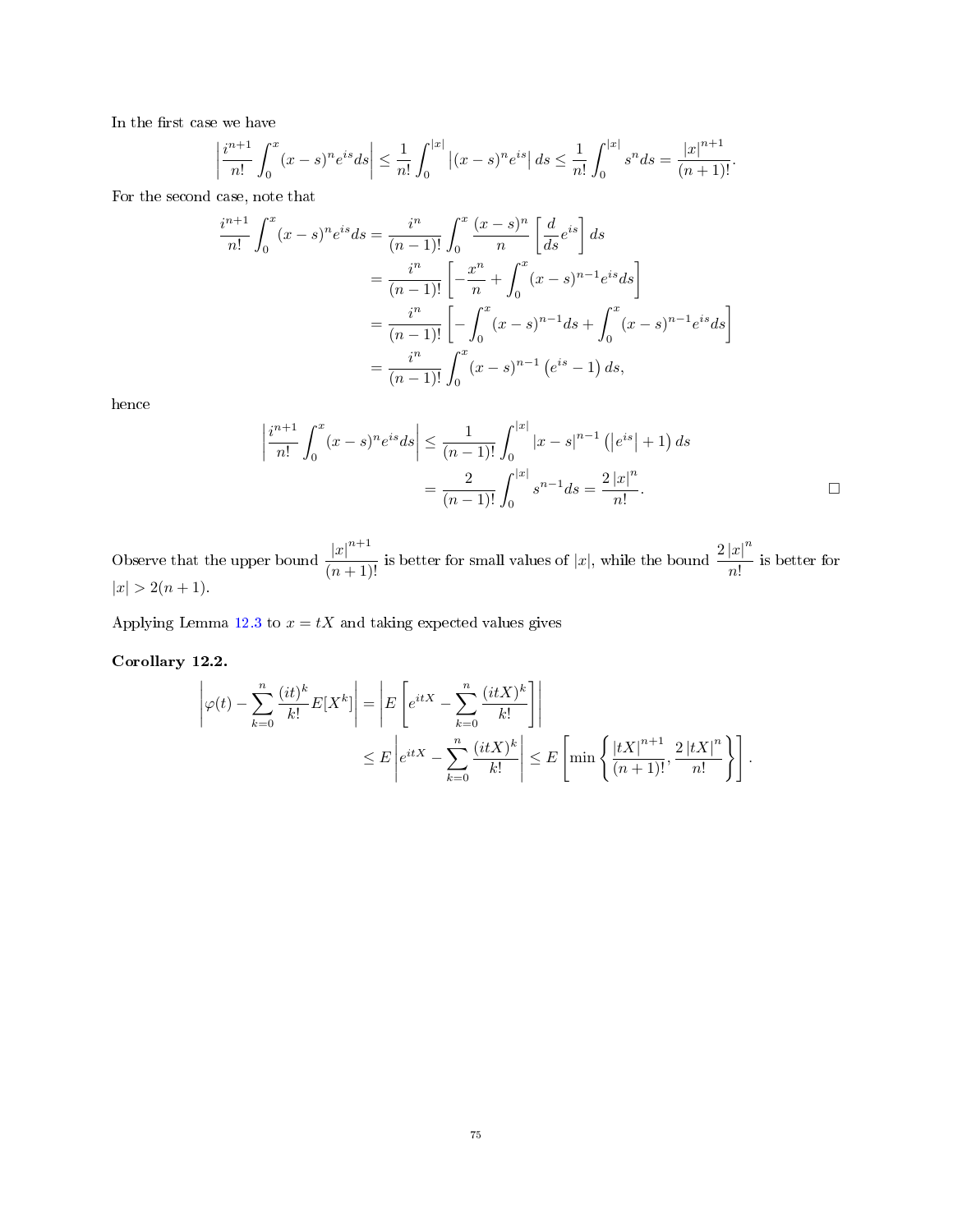In the first case we have

$$\left|\frac{i^{n+1}}{n!}\int_0^x (x-s)^n e^{is}ds\right| \leq \frac{1}{n!}\int_0^{|x|}\left|(x-s)^n e^{is}\right|ds \leq \frac{1}{n!}\int_0^{|x|} s^n ds = \frac{|x|^{n+1}}{(n+1)!}.$$

For the second case, note that

$$\begin{aligned}
\frac{i^{n+1}}{n!}\int_0^x (x-s)^n e^{is}ds &= \frac{i^n}{(n-1)!}\int_0^x \frac{(x-s)^n}{n}\left[\frac{d}{ds}e^{is}\right]ds \\
&= \frac{i^n}{(n-1)!}\left[-\frac{x^n}{n} + \int_0^x (x-s)^{n-1}e^{is}ds\right] \\
&= \frac{i^n}{(n-1)!}\left[-\int_0^x (x-s)^{n-1}ds + \int_0^x (x-s)^{n-1}e^{is}ds\right] \\
&= \frac{i^n}{(n-1)!}\int_0^x (x-s)^{n-1}\left(e^{is}-1\right)ds,
\end{aligned}$$

hence

$$\begin{aligned}
\left|\frac{i^{n+1}}{n!}\int_0^x (x-s)^n e^{is}ds\right| &\leq \frac{1}{(n-1)!}\int_0^{|x|}|x-s|^{n-1}\left(\left|e^{is}\right|+1\right)ds \\
&= \frac{2}{(n-1)!}\int_0^{|x|} s^{n-1}ds = \frac{2\,|x|^n}{n!}.
\end{aligned}$$

□

Observe that the upper bound $\dfrac{|x|^{n+1}}{(n+1)!}$ is better for small values of $|x|$, while the bound $\dfrac{2\,|x|^n}{n!}$ is better for $|x| > 2(n+1)$.

Applying Lemma 12.3 to $x = tX$ and taking expected values gives

**Corollary 12.2.**

$$\begin{aligned}
\left|\varphi(t) - \sum_{k=0}^n \frac{(it)^k}{k!}E[X^k]\right| &= \left|E\left[e^{itX} - \sum_{k=0}^n \frac{(itX)^k}{k!}\right]\right| \\
&\leq E\left|e^{itX} - \sum_{k=0}^n \frac{(itX)^k}{k!}\right| \leq E\left[\min\left\{\frac{|tX|^{n+1}}{(n+1)!}, \frac{2\,|tX|^n}{n!}\right\}\right].
\end{aligned}$$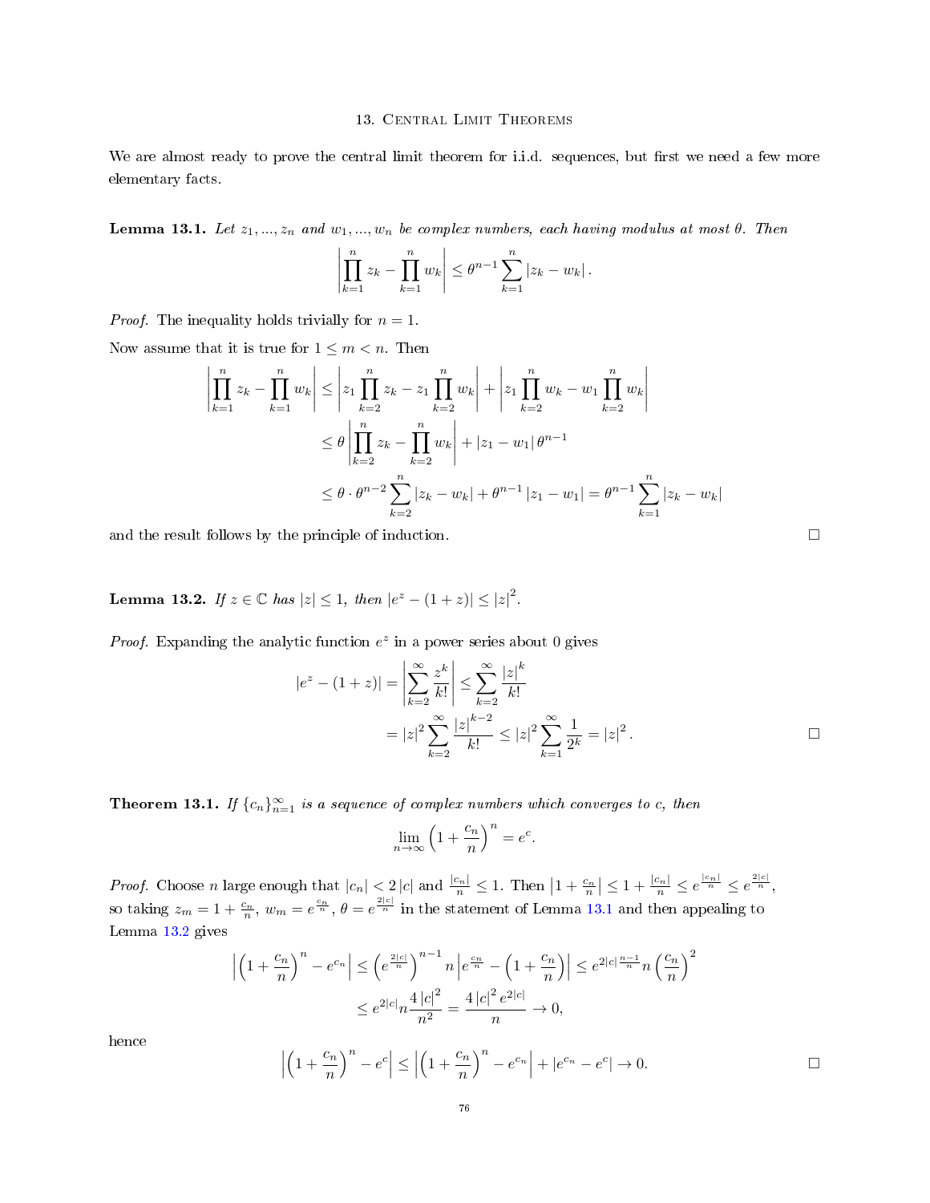# 13. Central Limit Theorems

We are almost ready to prove the central limit theorem for i.i.d. sequences, but first we need a few more elementary facts.

**Lemma 13.1.** *Let $z_1, ..., z_n$ and $w_1, ..., w_n$ be complex numbers, each having modulus at most $\theta$. Then*

$$\left| \prod_{k=1}^{n} z_k - \prod_{k=1}^{n} w_k \right| \leq \theta^{n-1} \sum_{k=1}^{n} |z_k - w_k| .$$

*Proof.* The inequality holds trivially for $n = 1$.

Now assume that it is true for $1 \leq m < n$. Then

$$\begin{aligned}
\left| \prod_{k=1}^{n} z_k - \prod_{k=1}^{n} w_k \right| &\leq \left| z_1 \prod_{k=2}^{n} z_k - z_1 \prod_{k=2}^{n} w_k \right| + \left| z_1 \prod_{k=2}^{n} w_k - w_1 \prod_{k=2}^{n} w_k \right| \\
&\leq \theta \left| \prod_{k=2}^{n} z_k - \prod_{k=2}^{n} w_k \right| + |z_1 - w_1| \, \theta^{n-1} \\
&\leq \theta \cdot \theta^{n-2} \sum_{k=2}^{n} |z_k - w_k| + \theta^{n-1} |z_1 - w_1| = \theta^{n-1} \sum_{k=1}^{n} |z_k - w_k|
\end{aligned}$$

and the result follows by the principle of induction. ∎

**Lemma 13.2.** *If $z \in \mathbb{C}$ has $|z| \leq 1$, then $|e^z - (1+z)| \leq |z|^2$.*

*Proof.* Expanding the analytic function $e^z$ in a power series about 0 gives

$$\begin{aligned}
|e^z - (1+z)| &= \left| \sum_{k=2}^{\infty} \frac{z^k}{k!} \right| \leq \sum_{k=2}^{\infty} \frac{|z|^k}{k!} \\
&= |z|^2 \sum_{k=2}^{\infty} \frac{|z|^{k-2}}{k!} \leq |z|^2 \sum_{k=1}^{\infty} \frac{1}{2^k} = |z|^2 .
\end{aligned}$$

∎

**Theorem 13.1.** *If $\{c_n\}_{n=1}^{\infty}$ is a sequence of complex numbers which converges to c, then*

$$\lim_{n \to \infty} \left( 1 + \frac{c_n}{n} \right)^n = e^c.$$

*Proof.* Choose $n$ large enough that $|c_n| < 2|c|$ and $\frac{|c_n|}{n} \leq 1$. Then $\left| 1 + \frac{c_n}{n} \right| \leq 1 + \frac{|c_n|}{n} \leq e^{\frac{|c_n|}{n}} \leq e^{\frac{2|c|}{n}}$, so taking $z_m = 1 + \frac{c_n}{n}$, $w_m = e^{\frac{c_n}{n}}$, $\theta = e^{\frac{2|c|}{n}}$ in the statement of Lemma 13.1 and then appealing to Lemma 13.2 gives

$$\begin{aligned}
\left| \left( 1 + \frac{c_n}{n} \right)^n - e^{c_n} \right| &\leq \left( e^{\frac{2|c|}{n}} \right)^{n-1} n \left| e^{\frac{c_n}{n}} - \left( 1 + \frac{c_n}{n} \right) \right| \leq e^{2|c| \frac{n-1}{n}} n \left( \frac{c_n}{n} \right)^2 \\
&\leq e^{2|c|} n \frac{4|c|^2}{n^2} = \frac{4|c|^2 e^{2|c|}}{n} \to 0,
\end{aligned}$$

hence

$$\left| \left( 1 + \frac{c_n}{n} \right)^n - e^c \right| \leq \left| \left( 1 + \frac{c_n}{n} \right)^n - e^{c_n} \right| + |e^{c_n} - e^c| \to 0.$$

∎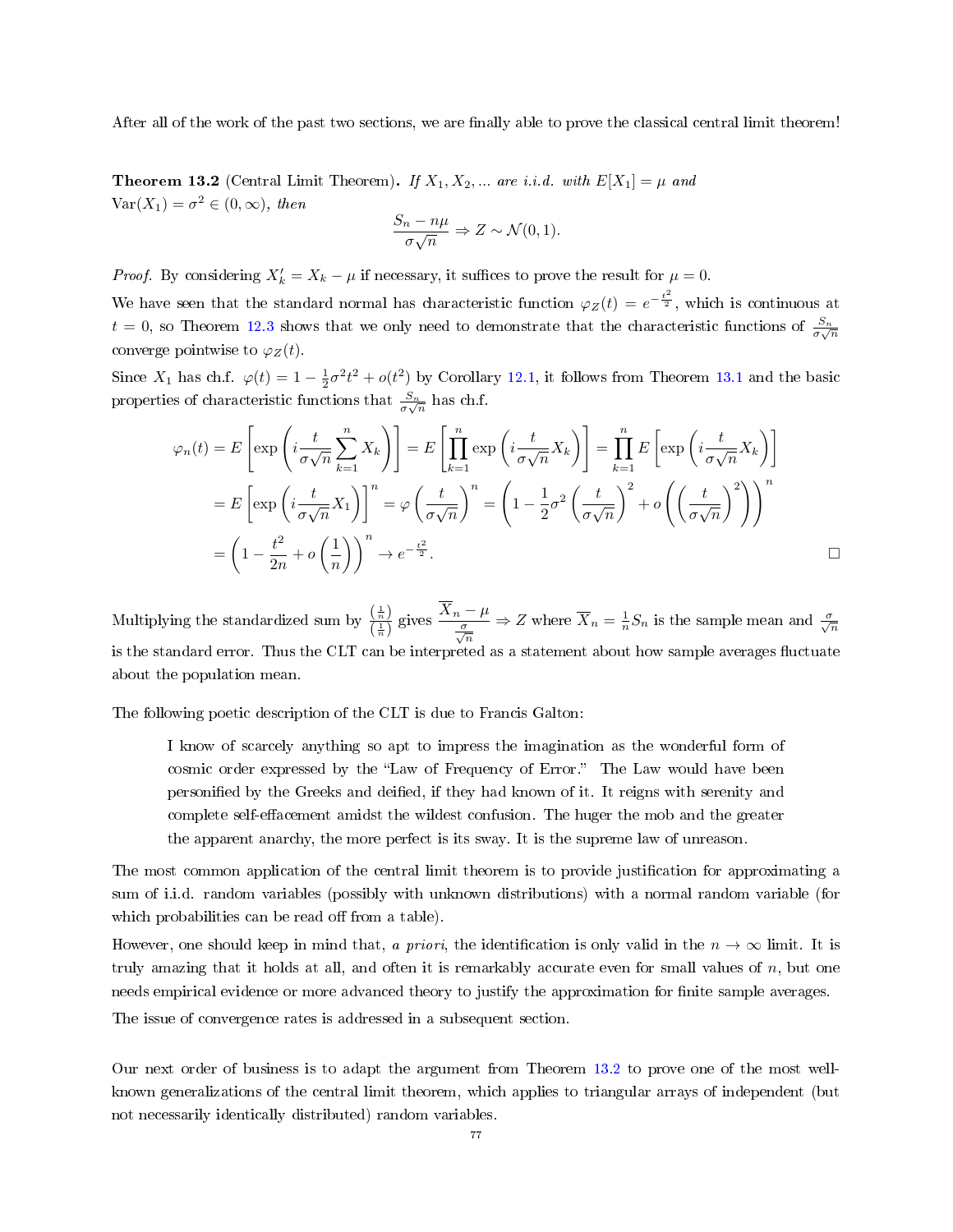After all of the work of the past two sections, we are finally able to prove the classical central limit theorem!

**Theorem 13.2** (Central Limit Theorem)**.** *If $X_1, X_2, ...$ are i.i.d. with $E[X_1] = \mu$ and $\text{Var}(X_1) = \sigma^2 \in (0, \infty)$, then*

$$\frac{S_n - n\mu}{\sigma\sqrt{n}} \Rightarrow Z \sim \mathcal{N}(0, 1).$$

*Proof.* By considering $X_k' = X_k - \mu$ if necessary, it suffices to prove the result for $\mu = 0$.

We have seen that the standard normal has characteristic function $\varphi_Z(t) = e^{-\frac{t^2}{2}}$, which is continuous at $t = 0$, so Theorem 12.3 shows that we only need to demonstrate that the characteristic functions of $\frac{S_n}{\sigma\sqrt{n}}$ converge pointwise to $\varphi_Z(t)$.

Since $X_1$ has ch.f. $\varphi(t) = 1 - \frac{1}{2}\sigma^2 t^2 + o(t^2)$ by Corollary 12.1, it follows from Theorem 13.1 and the basic properties of characteristic functions that $\frac{S_n}{\sigma\sqrt{n}}$ has ch.f.

$$\begin{aligned}
\varphi_n(t) &= E\left[\exp\left(i\frac{t}{\sigma\sqrt{n}}\sum_{k=1}^n X_k\right)\right] = E\left[\prod_{k=1}^n \exp\left(i\frac{t}{\sigma\sqrt{n}}X_k\right)\right] = \prod_{k=1}^n E\left[\exp\left(i\frac{t}{\sigma\sqrt{n}}X_k\right)\right] \\
&= E\left[\exp\left(i\frac{t}{\sigma\sqrt{n}}X_1\right)\right]^n = \varphi\left(\frac{t}{\sigma\sqrt{n}}\right)^n = \left(1 - \frac{1}{2}\sigma^2\left(\frac{t}{\sigma\sqrt{n}}\right)^2 + o\left(\left(\frac{t}{\sigma\sqrt{n}}\right)^2\right)\right)^n \\
&= \left(1 - \frac{t^2}{2n} + o\left(\frac{1}{n}\right)\right)^n \to e^{-\frac{t^2}{2}}.
\end{aligned}$$

□

Multiplying the standardized sum by $\frac{\left(\frac{1}{n}\right)}{\left(\frac{1}{n}\right)}$ gives $\dfrac{\overline{X}_n - \mu}{\frac{\sigma}{\sqrt{n}}} \Rightarrow Z$ where $\overline{X}_n = \frac{1}{n}S_n$ is the sample mean and $\frac{\sigma}{\sqrt{n}}$ is the standard error. Thus the CLT can be interpreted as a statement about how sample averages fluctuate about the population mean.

The following poetic description of the CLT is due to Francis Galton:

> I know of scarcely anything so apt to impress the imagination as the wonderful form of cosmic order expressed by the "Law of Frequency of Error." The Law would have been personified by the Greeks and deified, if they had known of it. It reigns with serenity and complete self-effacement amidst the wildest confusion. The huger the mob and the greater the apparent anarchy, the more perfect is its sway. It is the supreme law of unreason.

The most common application of the central limit theorem is to provide justification for approximating a sum of i.i.d. random variables (possibly with unknown distributions) with a normal random variable (for which probabilities can be read off from a table).

However, one should keep in mind that, *a priori*, the identification is only valid in the $n \to \infty$ limit. It is truly amazing that it holds at all, and often it is remarkably accurate even for small values of $n$, but one needs empirical evidence or more advanced theory to justify the approximation for finite sample averages.

The issue of convergence rates is addressed in a subsequent section.

Our next order of business is to adapt the argument from Theorem 13.2 to prove one of the most well-known generalizations of the central limit theorem, which applies to triangular arrays of independent (but not necessarily identically distributed) random variables.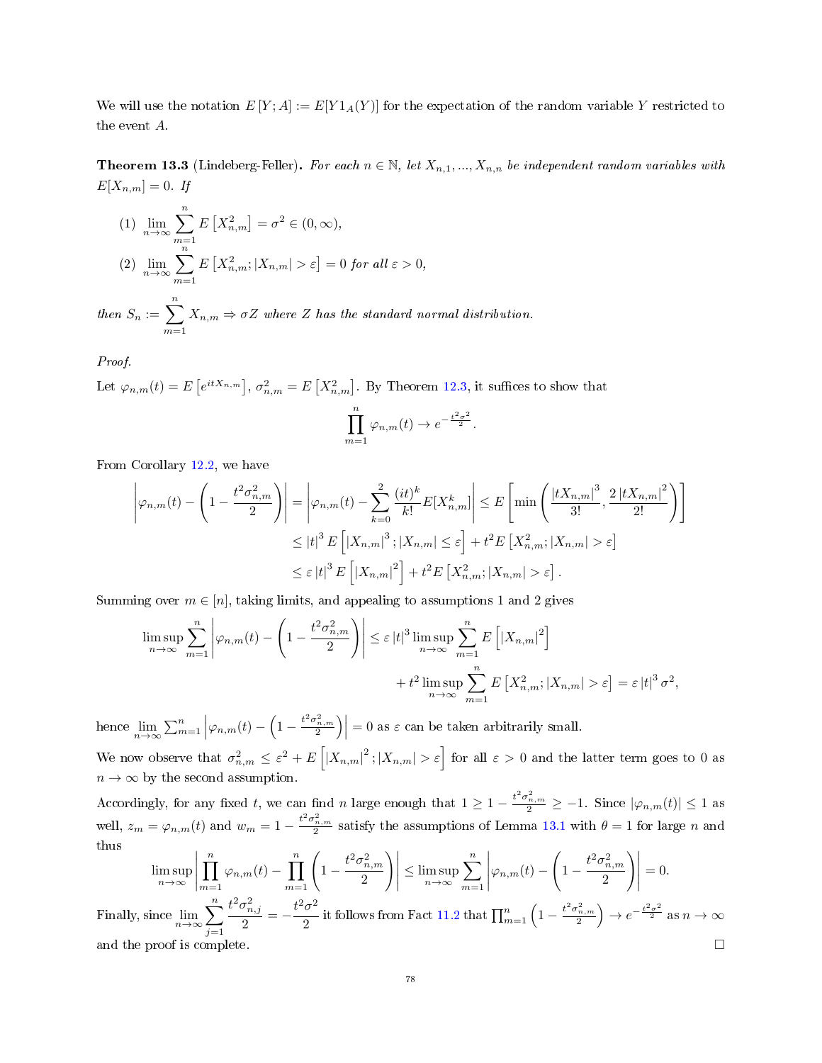We will use the notation $E[Y; A] := E[Y 1_A(Y)]$ for the expectation of the random variable $Y$ restricted to the event $A$.

**Theorem 13.3** (Lindeberg-Feller)**.** *For each $n \in \mathbb{N}$, let $X_{n,1}, ..., X_{n,n}$ be independent random variables with $E[X_{n,m}] = 0$. If*

(1) $\lim_{n\to\infty} \sum_{m=1}^{n} E\left[X_{n,m}^2\right] = \sigma^2 \in (0,\infty)$,

(2) $\lim_{n\to\infty} \sum_{m=1}^{n} E\left[X_{n,m}^2; |X_{n,m}| > \varepsilon\right] = 0$ *for all* $\varepsilon > 0$,

*then* $S_n := \sum_{m=1}^{n} X_{n,m} \Rightarrow \sigma Z$ *where $Z$ has the standard normal distribution.*

*Proof.*

Let $\varphi_{n,m}(t) = E\left[e^{itX_{n,m}}\right]$, $\sigma_{n,m}^2 = E\left[X_{n,m}^2\right]$. By Theorem 12.3, it suffices to show that

$$\prod_{m=1}^{n} \varphi_{n,m}(t) \to e^{-\frac{t^2\sigma^2}{2}}.$$

From Corollary 12.2, we have

$$\begin{aligned}
\left|\varphi_{n,m}(t) - \left(1 - \frac{t^2\sigma_{n,m}^2}{2}\right)\right| &= \left|\varphi_{n,m}(t) - \sum_{k=0}^{2} \frac{(it)^k}{k!} E[X_{n,m}^k]\right| \le E\left[\min\left(\frac{|tX_{n,m}|^3}{3!}, \frac{2|tX_{n,m}|^2}{2!}\right)\right] \\
&\le |t|^3 E\left[|X_{n,m}|^3; |X_{n,m}| \le \varepsilon\right] + t^2 E\left[X_{n,m}^2; |X_{n,m}| > \varepsilon\right] \\
&\le \varepsilon |t|^3 E\left[|X_{n,m}|^2\right] + t^2 E\left[X_{n,m}^2; |X_{n,m}| > \varepsilon\right].
\end{aligned}$$

Summing over $m \in [n]$, taking limits, and appealing to assumptions 1 and 2 gives

$$\begin{aligned}
\limsup_{n\to\infty} \sum_{m=1}^{n} \left|\varphi_{n,m}(t) - \left(1 - \frac{t^2\sigma_{n,m}^2}{2}\right)\right| &\le \varepsilon |t|^3 \limsup_{n\to\infty} \sum_{m=1}^{n} E\left[|X_{n,m}|^2\right] \\
&\quad + t^2 \limsup_{n\to\infty} \sum_{m=1}^{n} E\left[X_{n,m}^2; |X_{n,m}| > \varepsilon\right] = \varepsilon |t|^3 \sigma^2,
\end{aligned}$$

hence $\lim_{n\to\infty} \sum_{m=1}^{n} \left|\varphi_{n,m}(t) - \left(1 - \frac{t^2\sigma_{n,m}^2}{2}\right)\right| = 0$ as $\varepsilon$ can be taken arbitrarily small.

We now observe that $\sigma_{n,m}^2 \le \varepsilon^2 + E\left[|X_{n,m}|^2; |X_{n,m}| > \varepsilon\right]$ for all $\varepsilon > 0$ and the latter term goes to 0 as $n \to \infty$ by the second assumption.

Accordingly, for any fixed $t$, we can find $n$ large enough that $1 \ge 1 - \frac{t^2\sigma_{n,m}^2}{2} \ge -1$. Since $|\varphi_{n,m}(t)| \le 1$ as well, $z_m = \varphi_{n,m}(t)$ and $w_m = 1 - \frac{t^2\sigma_{n,m}^2}{2}$ satisfy the assumptions of Lemma 13.1 with $\theta = 1$ for large $n$ and thus

$$\limsup_{n\to\infty} \left|\prod_{m=1}^{n} \varphi_{n,m}(t) - \prod_{m=1}^{n}\left(1 - \frac{t^2\sigma_{n,m}^2}{2}\right)\right| \le \limsup_{n\to\infty} \sum_{m=1}^{n} \left|\varphi_{n,m}(t) - \left(1 - \frac{t^2\sigma_{n,m}^2}{2}\right)\right| = 0.$$

Finally, since $\lim_{n\to\infty} \sum_{j=1}^{n} \frac{t^2\sigma_{n,j}^2}{2} = -\frac{t^2\sigma^2}{2}$ it follows from Fact 11.2 that $\prod_{m=1}^{n}\left(1 - \frac{t^2\sigma_{n,m}^2}{2}\right) \to e^{-\frac{t^2\sigma^2}{2}}$ as $n \to \infty$ and the proof is complete. $\square$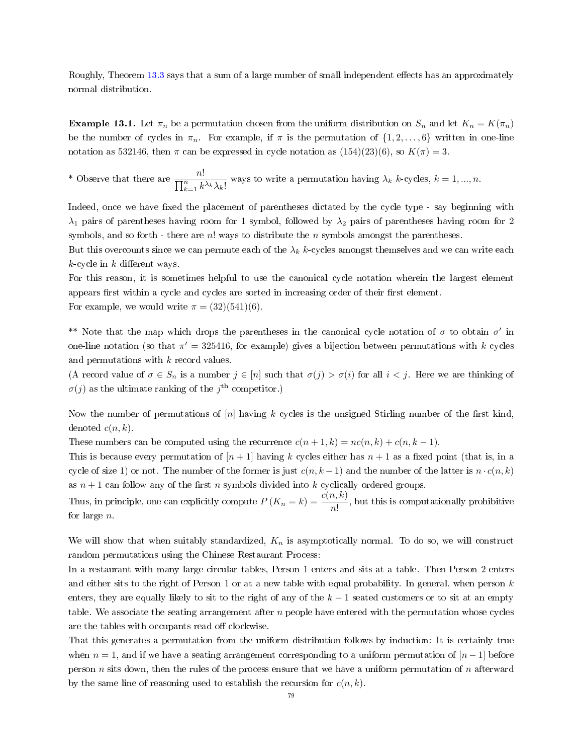Roughly, Theorem 13.3 says that a sum of a large number of small independent effects has an approximately normal distribution.

**Example 13.1.** Let $\pi_n$ be a permutation chosen from the uniform distribution on $S_n$ and let $K_n = K(\pi_n)$ be the number of cycles in $\pi_n$. For example, if $\pi$ is the permutation of $\{1, 2, \ldots, 6\}$ written in one-line notation as 532146, then $\pi$ can be expressed in cycle notation as $(154)(23)(6)$, so $K(\pi) = 3$.

* Observe that there are $\dfrac{n!}{\prod_{k=1}^{n} k^{\lambda_k}\lambda_k!}$ ways to write a permutation having $\lambda_k$ $k$-cycles, $k = 1, ..., n$.

Indeed, once we have fixed the placement of parentheses dictated by the cycle type - say beginning with $\lambda_1$ pairs of parentheses having room for 1 symbol, followed by $\lambda_2$ pairs of parentheses having room for 2 symbols, and so forth - there are $n!$ ways to distribute the $n$ symbols amongst the parentheses.
But this overcounts since we can permute each of the $\lambda_k$ $k$-cycles amongst themselves and we can write each $k$-cycle in $k$ different ways.
For this reason, it is sometimes helpful to use the canonical cycle notation wherein the largest element appears first within a cycle and cycles are sorted in increasing order of their first element.
For example, we would write $\pi = (32)(541)(6)$.

** Note that the map which drops the parentheses in the canonical cycle notation of $\sigma$ to obtain $\sigma'$ in one-line notation (so that $\pi' = 325416$, for example) gives a bijection between permutations with $k$ cycles and permutations with $k$ record values.
(A record value of $\sigma \in S_n$ is a number $j \in [n]$ such that $\sigma(j) > \sigma(i)$ for all $i < j$. Here we are thinking of $\sigma(j)$ as the ultimate ranking of the $j^{\text{th}}$ competitor.)

Now the number of permutations of $[n]$ having $k$ cycles is the unsigned Stirling number of the first kind, denoted $c(n, k)$.
These numbers can be computed using the recurrence $c(n + 1, k) = nc(n, k) + c(n, k - 1)$.
This is because every permutation of $[n + 1]$ having $k$ cycles either has $n + 1$ as a fixed point (that is, in a cycle of size 1) or not. The number of the former is just $c(n, k - 1)$ and the number of the latter is $n \cdot c(n, k)$ as $n + 1$ can follow any of the first $n$ symbols divided into $k$ cyclically ordered groups.
Thus, in principle, one can explicitly compute $P(K_n = k) = \dfrac{c(n, k)}{n!}$, but this is computationally prohibitive for large $n$.

We will show that when suitably standardized, $K_n$ is asymptotically normal. To do so, we will construct random permutations using the Chinese Restaurant Process:
In a restaurant with many large circular tables, Person 1 enters and sits at a table. Then Person 2 enters and either sits to the right of Person 1 or at a new table with equal probability. In general, when person $k$ enters, they are equally likely to sit to the right of any of the $k - 1$ seated customers or to sit at an empty table. We associate the seating arrangement after $n$ people have entered with the permutation whose cycles are the tables with occupants read off clockwise.
That this generates a permutation from the uniform distribution follows by induction: It is certainly true when $n = 1$, and if we have a seating arrangement corresponding to a uniform permutation of $[n - 1]$ before person $n$ sits down, then the rules of the process ensure that we have a uniform permutation of $n$ afterward by the same line of reasoning used to establish the recursion for $c(n, k)$.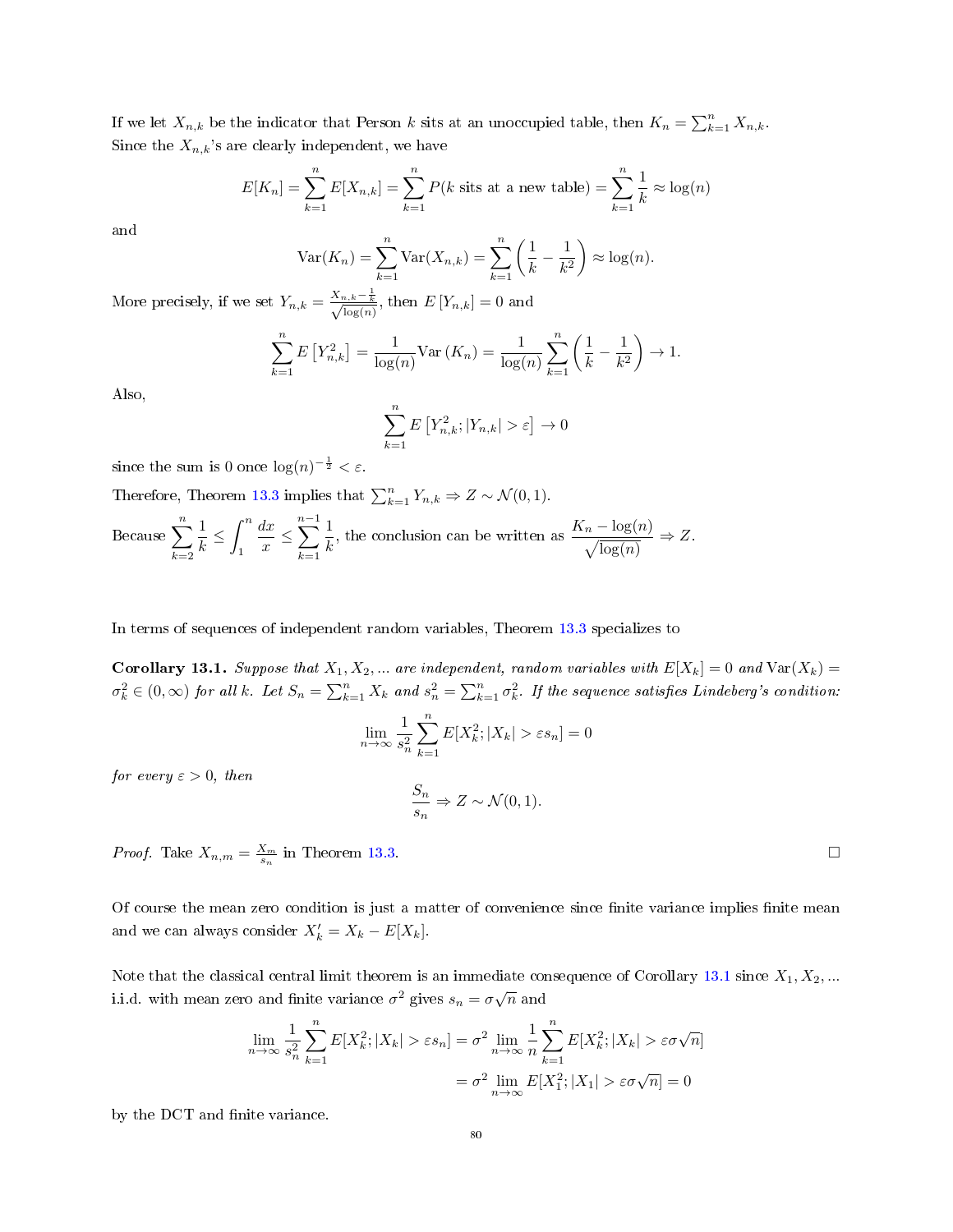If we let $X_{n,k}$ be the indicator that Person $k$ sits at an unoccupied table, then $K_n = \sum_{k=1}^n X_{n,k}$. Since the $X_{n,k}$'s are clearly independent, we have

$$E[K_n] = \sum_{k=1}^n E[X_{n,k}] = \sum_{k=1}^n P(k \text{ sits at a new table}) = \sum_{k=1}^n \frac{1}{k} \approx \log(n)$$

and

$$\text{Var}(K_n) = \sum_{k=1}^n \text{Var}(X_{n,k}) = \sum_{k=1}^n \left(\frac{1}{k} - \frac{1}{k^2}\right) \approx \log(n).$$

More precisely, if we set $Y_{n,k} = \frac{X_{n,k} - \frac{1}{k}}{\sqrt{\log(n)}}$, then $E\left[Y_{n,k}\right] = 0$ and

$$\sum_{k=1}^n E\left[Y_{n,k}^2\right] = \frac{1}{\log(n)} \text{Var}\left(K_n\right) = \frac{1}{\log(n)} \sum_{k=1}^n \left(\frac{1}{k} - \frac{1}{k^2}\right) \to 1.$$

Also,

$$\sum_{k=1}^n E\left[Y_{n,k}^2; |Y_{n,k}| > \varepsilon\right] \to 0$$

since the sum is 0 once $\log(n)^{-\frac{1}{2}} < \varepsilon$.

Therefore, Theorem 13.3 implies that $\sum_{k=1}^n Y_{n,k} \Rightarrow Z \sim \mathcal{N}(0,1)$.

Because $\displaystyle\sum_{k=2}^n \frac{1}{k} \leq \int_1^n \frac{dx}{x} \leq \sum_{k=1}^{n-1} \frac{1}{k}$, the conclusion can be written as $\dfrac{K_n - \log(n)}{\sqrt{\log(n)}} \Rightarrow Z$.

In terms of sequences of independent random variables, Theorem 13.3 specializes to

**Corollary 13.1.** *Suppose that $X_1, X_2, \ldots$ are independent, random variables with $E[X_k] = 0$ and $\text{Var}(X_k) = \sigma_k^2 \in (0, \infty)$ for all $k$. Let $S_n = \sum_{k=1}^n X_k$ and $s_n^2 = \sum_{k=1}^n \sigma_k^2$. If the sequence satisfies Lindeberg's condition:*

$$\lim_{n \to \infty} \frac{1}{s_n^2} \sum_{k=1}^n E[X_k^2; |X_k| > \varepsilon s_n] = 0$$

*for every $\varepsilon > 0$, then*

$$\frac{S_n}{s_n} \Rightarrow Z \sim \mathcal{N}(0,1).$$

*Proof.* Take $X_{n,m} = \frac{X_m}{s_n}$ in Theorem 13.3. □

Of course the mean zero condition is just a matter of convenience since finite variance implies finite mean and we can always consider $X'_k = X_k - E[X_k]$.

Note that the classical central limit theorem is an immediate consequence of Corollary 13.1 since $X_1, X_2, \ldots$ i.i.d. with mean zero and finite variance $\sigma^2$ gives $s_n = \sigma\sqrt{n}$ and

$$\begin{aligned}
\lim_{n \to \infty} \frac{1}{s_n^2} \sum_{k=1}^n E[X_k^2; |X_k| > \varepsilon s_n] &= \sigma^2 \lim_{n \to \infty} \frac{1}{n} \sum_{k=1}^n E[X_k^2; |X_k| > \varepsilon\sigma\sqrt{n}] \\
&= \sigma^2 \lim_{n \to \infty} E[X_1^2; |X_1| > \varepsilon\sigma\sqrt{n}] = 0
\end{aligned}$$

by the DCT and finite variance.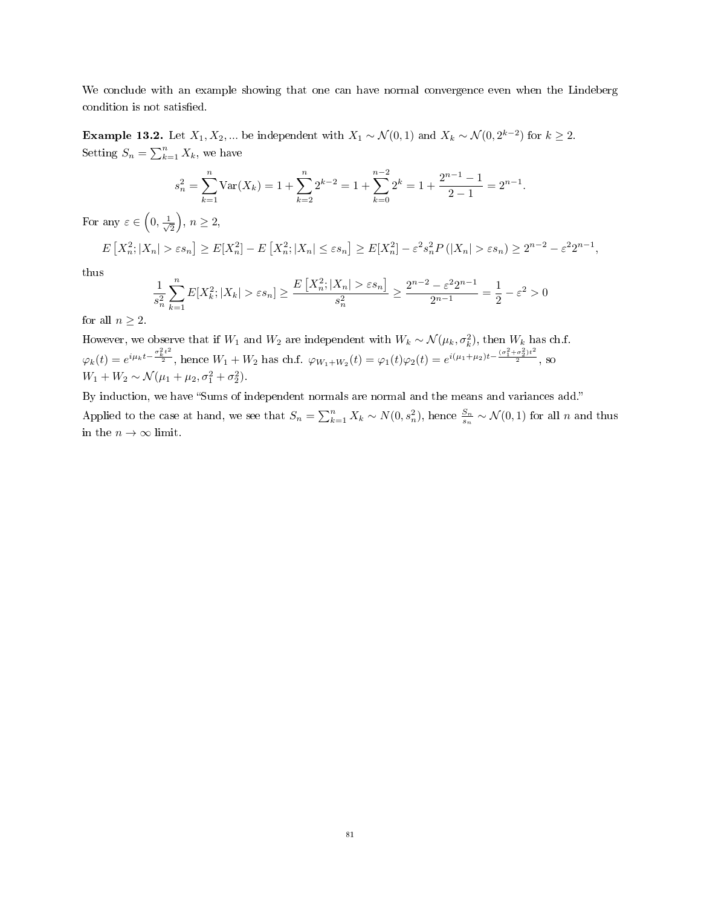We conclude with an example showing that one can have normal convergence even when the Lindeberg condition is not satisfied.

**Example 13.2.** Let $X_1, X_2, \ldots$ be independent with $X_1 \sim \mathcal{N}(0,1)$ and $X_k \sim \mathcal{N}(0, 2^{k-2})$ for $k \geq 2$. Setting $S_n = \sum_{k=1}^n X_k$, we have

$$s_n^2 = \sum_{k=1}^n \mathrm{Var}(X_k) = 1 + \sum_{k=2}^n 2^{k-2} = 1 + \sum_{k=0}^{n-2} 2^k = 1 + \frac{2^{n-1}-1}{2-1} = 2^{n-1}.$$

For any $\varepsilon \in \left(0, \frac{1}{\sqrt{2}}\right)$, $n \geq 2$,

$$E\left[X_n^2; |X_n| > \varepsilon s_n\right] \geq E[X_n^2] - E\left[X_n^2; |X_n| \leq \varepsilon s_n\right] \geq E[X_n^2] - \varepsilon^2 s_n^2 P\left(|X_n| > \varepsilon s_n\right) \geq 2^{n-2} - \varepsilon^2 2^{n-1},$$

thus

$$\frac{1}{s_n^2}\sum_{k=1}^n E[X_k^2; |X_k| > \varepsilon s_n] \geq \frac{E\left[X_n^2; |X_n| > \varepsilon s_n\right]}{s_n^2} \geq \frac{2^{n-2} - \varepsilon^2 2^{n-1}}{2^{n-1}} = \frac{1}{2} - \varepsilon^2 > 0$$

for all $n \geq 2$.

However, we observe that if $W_1$ and $W_2$ are independent with $W_k \sim \mathcal{N}(\mu_k, \sigma_k^2)$, then $W_k$ has ch.f. $\varphi_k(t) = e^{i\mu_k t - \frac{\sigma_k^2 t^2}{2}}$, hence $W_1 + W_2$ has ch.f. $\varphi_{W_1+W_2}(t) = \varphi_1(t)\varphi_2(t) = e^{i(\mu_1+\mu_2)t - \frac{(\sigma_1^2+\sigma_2^2)t^2}{2}}$, so $W_1 + W_2 \sim \mathcal{N}(\mu_1 + \mu_2, \sigma_1^2 + \sigma_2^2)$.

By induction, we have "Sums of independent normals are normal and the means and variances add."

Applied to the case at hand, we see that $S_n = \sum_{k=1}^n X_k \sim N(0, s_n^2)$, hence $\frac{S_n}{s_n} \sim \mathcal{N}(0,1)$ for all $n$ and thus in the $n \to \infty$ limit.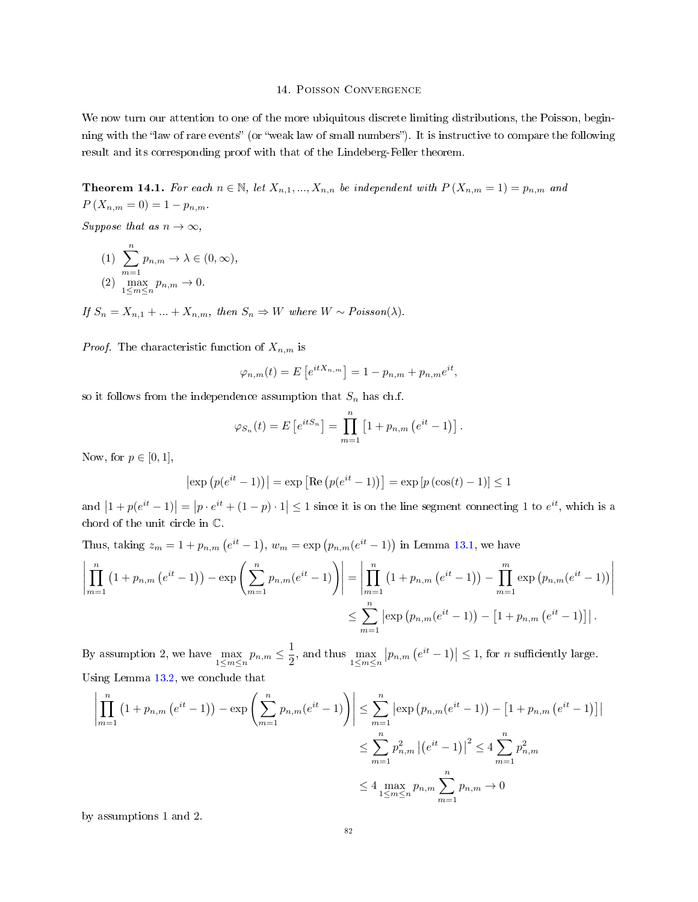## 14. Poisson Convergence

We now turn our attention to one of the more ubiquitous discrete limiting distributions, the Poisson, beginning with the "law of rare events" (or "weak law of small numbers"). It is instructive to compare the following result and its corresponding proof with that of the Lindeberg-Feller theorem.

**Theorem 14.1.** *For each $n \in \mathbb{N}$, let $X_{n,1}, ..., X_{n,n}$ be independent with $P(X_{n,m} = 1) = p_{n,m}$ and $P(X_{n,m} = 0) = 1 - p_{n,m}$.*

*Suppose that as $n \to \infty$,*

(1) $\displaystyle\sum_{m=1}^{n} p_{n,m} \to \lambda \in (0, \infty)$,

(2) $\displaystyle\max_{1 \le m \le n} p_{n,m} \to 0$.

*If $S_n = X_{n,1} + ... + X_{n,m}$, then $S_n \Rightarrow W$ where $W \sim$ Poisson$(\lambda)$.*

*Proof.* The characteristic function of $X_{n,m}$ is

$$\varphi_{n,m}(t) = E\left[e^{itX_{n,m}}\right] = 1 - p_{n,m} + p_{n,m}e^{it},$$

so it follows from the independence assumption that $S_n$ has ch.f.

$$\varphi_{S_n}(t) = E\left[e^{itS_n}\right] = \prod_{m=1}^{n}\left[1 + p_{n,m}\left(e^{it} - 1\right)\right].$$

Now, for $p \in [0,1]$,

$$\left|\exp\left(p(e^{it} - 1)\right)\right| = \exp\left[\mathrm{Re}\left(p(e^{it} - 1)\right)\right] = \exp\left[p\left(\cos(t) - 1\right)\right] \le 1$$

and $\left|1 + p(e^{it} - 1)\right| = \left|p \cdot e^{it} + (1-p) \cdot 1\right| \le 1$ since it is on the line segment connecting 1 to $e^{it}$, which is a chord of the unit circle in $\mathbb{C}$.

Thus, taking $z_m = 1 + p_{n,m}\left(e^{it} - 1\right)$, $w_m = \exp\left(p_{n,m}(e^{it} - 1)\right)$ in Lemma 13.1, we have

$$\begin{aligned}
\left|\prod_{m=1}^{n}\left(1 + p_{n,m}\left(e^{it} - 1\right)\right) - \exp\left(\sum_{m=1}^{n} p_{n,m}(e^{it} - 1)\right)\right| &= \left|\prod_{m=1}^{n}\left(1 + p_{n,m}\left(e^{it} - 1\right)\right) - \prod_{m=1}^{m}\exp\left(p_{n,m}(e^{it} - 1)\right)\right| \\
&\le \sum_{m=1}^{n}\left|\exp\left(p_{n,m}(e^{it} - 1)\right) - \left[1 + p_{n,m}\left(e^{it} - 1\right)\right]\right|.
\end{aligned}$$

By assumption 2, we have $\displaystyle\max_{1 \le m \le n} p_{n,m} \le \frac{1}{2}$, and thus $\displaystyle\max_{1 \le m \le n}\left|p_{n,m}\left(e^{it} - 1\right)\right| \le 1$, for $n$ sufficiently large.

Using Lemma 13.2, we conclude that

$$\begin{aligned}
\left|\prod_{m=1}^{n}\left(1 + p_{n,m}\left(e^{it} - 1\right)\right) - \exp\left(\sum_{m=1}^{n} p_{n,m}(e^{it} - 1)\right)\right| &\le \sum_{m=1}^{n}\left|\exp\left(p_{n,m}(e^{it} - 1)\right) - \left[1 + p_{n,m}\left(e^{it} - 1\right)\right]\right| \\
&\le \sum_{m=1}^{n} p_{n,m}^2\left|\left(e^{it} - 1\right)\right|^2 \le 4\sum_{m=1}^{n} p_{n,m}^2 \\
&\le 4\max_{1 \le m \le n} p_{n,m}\sum_{m=1}^{n} p_{n,m} \to 0
\end{aligned}$$

by assumptions 1 and 2.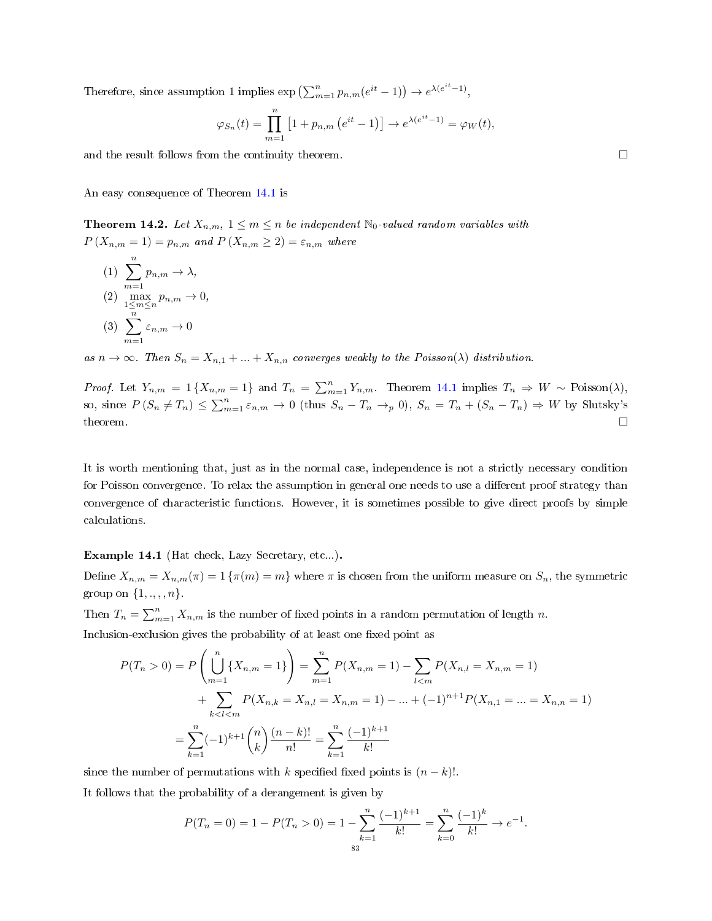Therefore, since assumption 1 implies $\exp\left(\sum_{m=1}^{n} p_{n,m}(e^{it}-1)\right) \to e^{\lambda(e^{it}-1)}$,

$$\varphi_{S_n}(t) = \prod_{m=1}^{n}\left[1 + p_{n,m}\left(e^{it}-1\right)\right] \to e^{\lambda(e^{it}-1)} = \varphi_W(t),$$

and the result follows from the continuity theorem. □

An easy consequence of Theorem 14.1 is

**Theorem 14.2.** *Let $X_{n,m}$, $1 \leq m \leq n$ be independent $\mathbb{N}_0$-valued random variables with $P\left(X_{n,m} = 1\right) = p_{n,m}$ and $P\left(X_{n,m} \geq 2\right) = \varepsilon_{n,m}$ where*

(1) $\sum_{m=1}^{n} p_{n,m} \to \lambda$,

(2) $\max_{1 \leq m \leq n} p_{n,m} \to 0$,

(3) $\sum_{m=1}^{n} \varepsilon_{n,m} \to 0$

*as $n \to \infty$. Then $S_n = X_{n,1} + ... + X_{n,n}$ converges weakly to the Poisson($\lambda$) distribution.*

*Proof.* Let $Y_{n,m} = 1\left\{X_{n,m} = 1\right\}$ and $T_n = \sum_{m=1}^{n} Y_{n,m}$. Theorem 14.1 implies $T_n \Rightarrow W \sim \text{Poisson}(\lambda)$, so, since $P\left(S_n \neq T_n\right) \leq \sum_{m=1}^{n} \varepsilon_{n,m} \to 0$ (thus $S_n - T_n \to_p 0$), $S_n = T_n + (S_n - T_n) \Rightarrow W$ by Slutsky's theorem. □

It is worth mentioning that, just as in the normal case, independence is not a strictly necessary condition for Poisson convergence. To relax the assumption in general one needs to use a different proof strategy than convergence of characteristic functions. However, it is sometimes possible to give direct proofs by simple calculations.

**Example 14.1** (Hat check, Lazy Secretary, etc...)**.**

Define $X_{n,m} = X_{n,m}(\pi) = 1\left\{\pi(m) = m\right\}$ where $\pi$ is chosen from the uniform measure on $S_n$, the symmetric group on $\{1, ., , , n\}$.

Then $T_n = \sum_{m=1}^{n} X_{n,m}$ is the number of fixed points in a random permutation of length $n$.

Inclusion-exclusion gives the probability of at least one fixed point as

$$\begin{aligned}
P(T_n > 0) = P\left(\bigcup_{m=1}^{n}\{X_{n,m} = 1\}\right) &= \sum_{m=1}^{n} P(X_{n,m} = 1) - \sum_{l<m} P(X_{n,l} = X_{n,m} = 1) \\
&\quad + \sum_{k<l<m} P(X_{n,k} = X_{n,l} = X_{n,m} = 1) - ... + (-1)^{n+1} P(X_{n,1} = ... = X_{n,n} = 1) \\
&= \sum_{k=1}^{n} (-1)^{k+1}\binom{n}{k}\frac{(n-k)!}{n!} = \sum_{k=1}^{n}\frac{(-1)^{k+1}}{k!}
\end{aligned}$$

since the number of permutations with $k$ specified fixed points is $(n-k)!$.

It follows that the probability of a derangement is given by

$$P(T_n = 0) = 1 - P(T_n > 0) = 1 - \sum_{k=1}^{n}\frac{(-1)^{k+1}}{k!} = \sum_{k=0}^{n}\frac{(-1)^k}{k!} \to e^{-1}.$$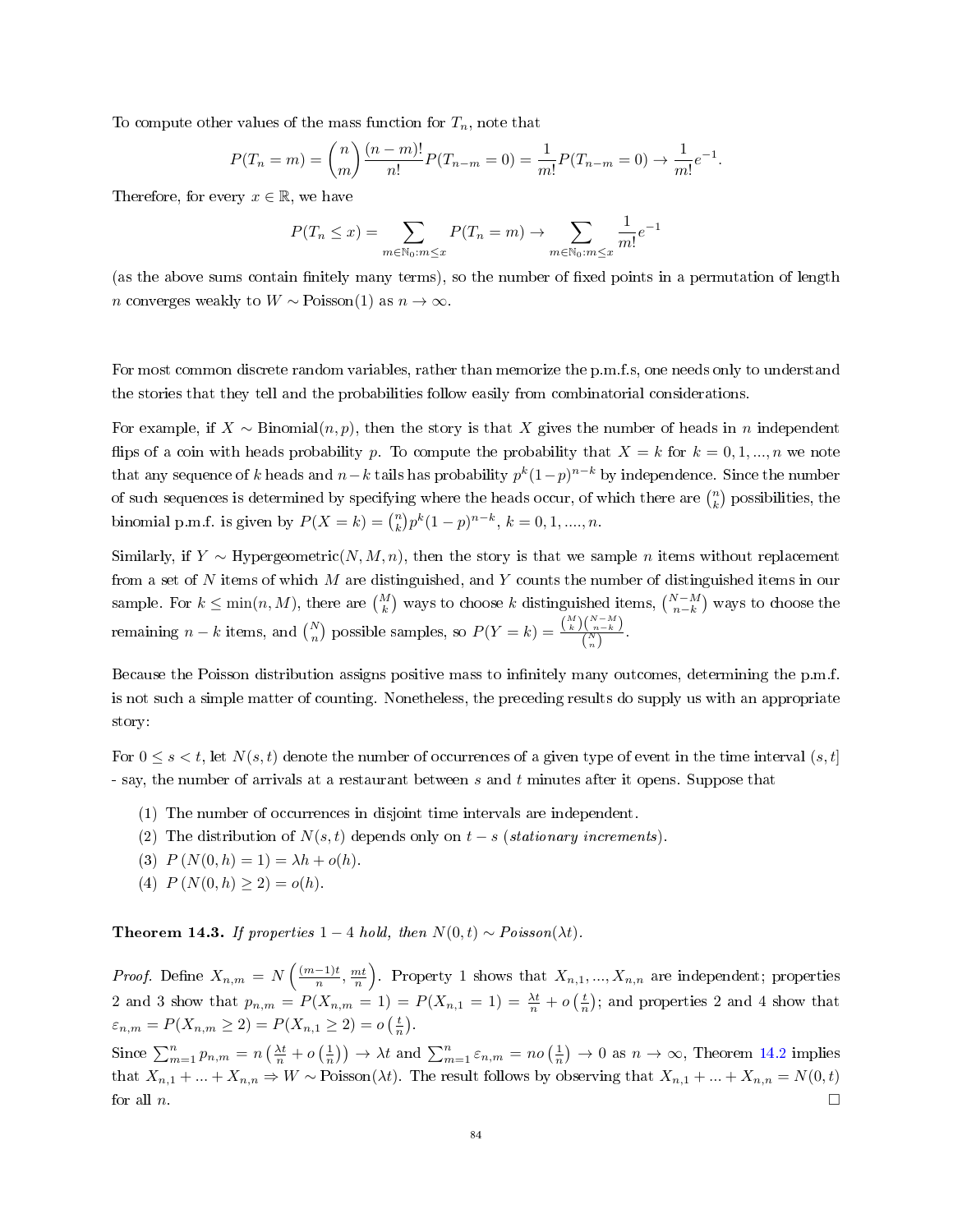To compute other values of the mass function for $T_n$, note that

$$P(T_n = m) = \binom{n}{m}\frac{(n-m)!}{n!}P(T_{n-m} = 0) = \frac{1}{m!}P(T_{n-m} = 0) \to \frac{1}{m!}e^{-1}.$$

Therefore, for every $x \in \mathbb{R}$, we have

$$P(T_n \leq x) = \sum_{m \in \mathbb{N}_0 : m \leq x} P(T_n = m) \to \sum_{m \in \mathbb{N}_0 : m \leq x} \frac{1}{m!}e^{-1}$$

(as the above sums contain finitely many terms), so the number of fixed points in a permutation of length $n$ converges weakly to $W \sim \text{Poisson}(1)$ as $n \to \infty$.

For most common discrete random variables, rather than memorize the p.m.f.s, one needs only to understand the stories that they tell and the probabilities follow easily from combinatorial considerations.

For example, if $X \sim \text{Binomial}(n, p)$, then the story is that $X$ gives the number of heads in $n$ independent flips of a coin with heads probability $p$. To compute the probability that $X = k$ for $k = 0, 1, ..., n$ we note that any sequence of $k$ heads and $n-k$ tails has probability $p^k(1-p)^{n-k}$ by independence. Since the number of such sequences is determined by specifying where the heads occur, of which there are $\binom{n}{k}$ possibilities, the binomial p.m.f. is given by $P(X = k) = \binom{n}{k}p^k(1-p)^{n-k}$, $k = 0, 1, ...., n$.

Similarly, if $Y \sim \text{Hypergeometric}(N, M, n)$, then the story is that we sample $n$ items without replacement from a set of $N$ items of which $M$ are distinguished, and $Y$ counts the number of distinguished items in our sample. For $k \leq \min(n, M)$, there are $\binom{M}{k}$ ways to choose $k$ distinguished items, $\binom{N-M}{n-k}$ ways to choose the remaining $n-k$ items, and $\binom{N}{n}$ possible samples, so $P(Y = k) = \frac{\binom{M}{k}\binom{N-M}{n-k}}{\binom{N}{n}}$.

Because the Poisson distribution assigns positive mass to infinitely many outcomes, determining the p.m.f. is not such a simple matter of counting. Nonetheless, the preceding results do supply us with an appropriate story:

For $0 \leq s < t$, let $N(s, t)$ denote the number of occurrences of a given type of event in the time interval $(s, t]$ - say, the number of arrivals at a restaurant between $s$ and $t$ minutes after it opens. Suppose that

(1) The number of occurrences in disjoint time intervals are independent.
(2) The distribution of $N(s, t)$ depends only on $t - s$ (*stationary increments*).
(3) $P(N(0, h) = 1) = \lambda h + o(h)$.
(4) $P(N(0, h) \geq 2) = o(h)$.

**Theorem 14.3.** *If properties 1 − 4 hold, then $N(0, t) \sim Poisson(\lambda t)$.*

*Proof.* Define $X_{n,m} = N\left(\frac{(m-1)t}{n}, \frac{mt}{n}\right)$. Property 1 shows that $X_{n,1}, ..., X_{n,n}$ are independent; properties 2 and 3 show that $p_{n,m} = P(X_{n,m} = 1) = P(X_{n,1} = 1) = \frac{\lambda t}{n} + o\left(\frac{t}{n}\right)$; and properties 2 and 4 show that $\varepsilon_{n,m} = P(X_{n,m} \geq 2) = P(X_{n,1} \geq 2) = o\left(\frac{t}{n}\right)$.

Since $\sum_{m=1}^{n} p_{n,m} = n\left(\frac{\lambda t}{n} + o\left(\frac{1}{n}\right)\right) \to \lambda t$ and $\sum_{m=1}^{n} \varepsilon_{n,m} = no\left(\frac{1}{n}\right) \to 0$ as $n \to \infty$, Theorem 14.2 implies that $X_{n,1} + ... + X_{n,n} \Rightarrow W \sim \text{Poisson}(\lambda t)$. The result follows by observing that $X_{n,1} + ... + X_{n,n} = N(0, t)$ for all $n$. $\square$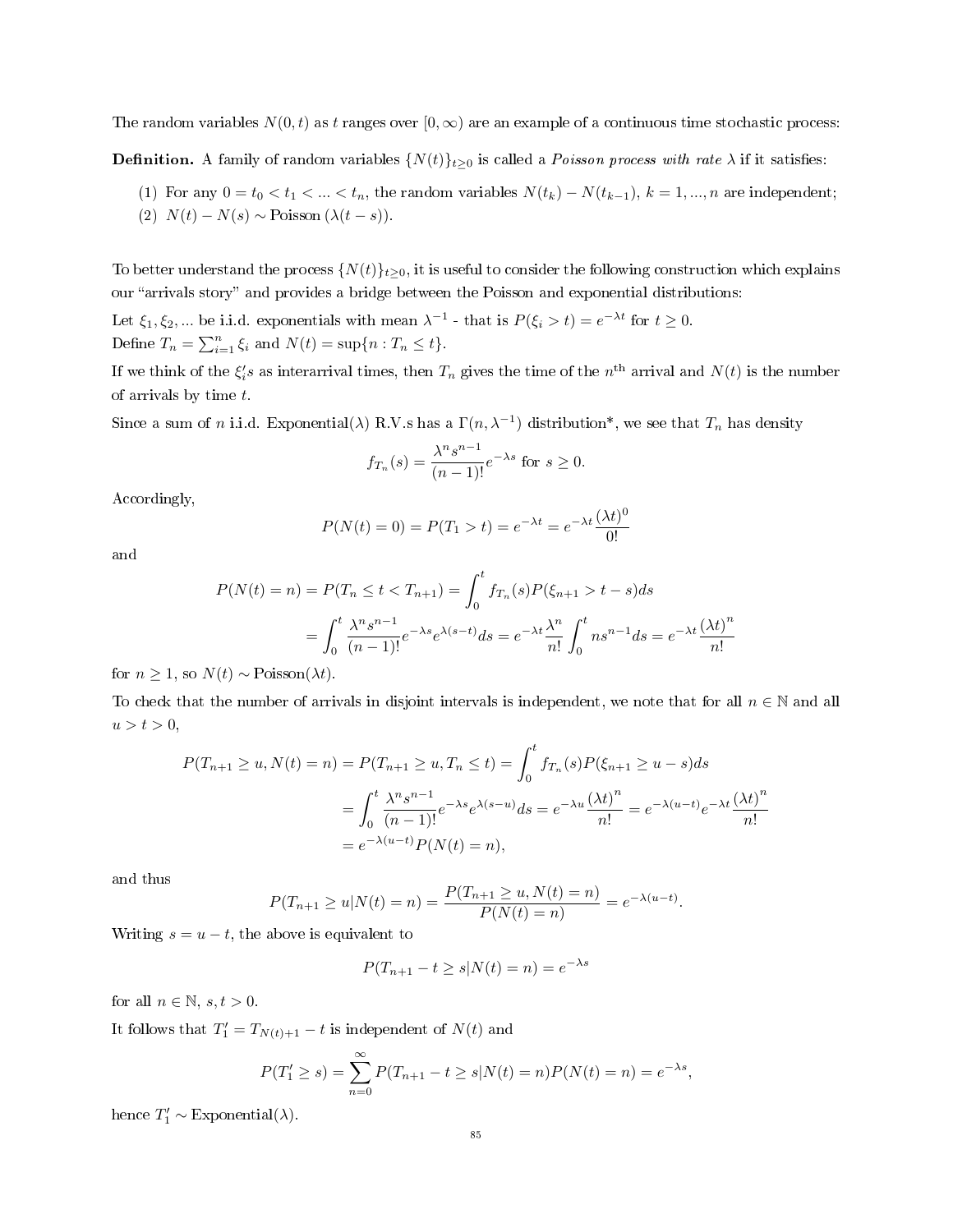The random variables $N(0,t)$ as $t$ ranges over $[0,\infty)$ are an example of a continuous time stochastic process:

**Definition.** A family of random variables $\{N(t)\}_{t\geq 0}$ is called a *Poisson process with rate* $\lambda$ if it satisfies:

(1) For any $0 = t_0 < t_1 < ... < t_n$, the random variables $N(t_k) - N(t_{k-1})$, $k = 1, ..., n$ are independent;
(2) $N(t) - N(s) \sim \text{Poisson}\,(\lambda(t-s))$.

To better understand the process $\{N(t)\}_{t\geq 0}$, it is useful to consider the following construction which explains our "arrivals story" and provides a bridge between the Poisson and exponential distributions:

Let $\xi_1, \xi_2, ...$ be i.i.d. exponentials with mean $\lambda^{-1}$ - that is $P(\xi_i > t) = e^{-\lambda t}$ for $t \geq 0$.
Define $T_n = \sum_{i=1}^n \xi_i$ and $N(t) = \sup\{n : T_n \leq t\}$.

If we think of the $\xi_i's$ as interarrival times, then $T_n$ gives the time of the $n^{\text{th}}$ arrival and $N(t)$ is the number of arrivals by time $t$.

Since a sum of $n$ i.i.d. Exponential($\lambda$) R.V.s has a $\Gamma(n, \lambda^{-1})$ distribution*, we see that $T_n$ has density

$$f_{T_n}(s) = \frac{\lambda^n s^{n-1}}{(n-1)!}e^{-\lambda s} \text{ for } s \geq 0.$$

Accordingly,

$$P(N(t) = 0) = P(T_1 > t) = e^{-\lambda t} = e^{-\lambda t}\frac{(\lambda t)^0}{0!}$$

and

$$\begin{aligned}
P(N(t) = n) = P(T_n \leq t < T_{n+1}) &= \int_0^t f_{T_n}(s)P(\xi_{n+1} > t-s)ds \\
&= \int_0^t \frac{\lambda^n s^{n-1}}{(n-1)!}e^{-\lambda s}e^{\lambda(s-t)}ds = e^{-\lambda t}\frac{\lambda^n}{n!}\int_0^t n s^{n-1}ds = e^{-\lambda t}\frac{(\lambda t)^n}{n!}
\end{aligned}$$

for $n \geq 1$, so $N(t) \sim \text{Poisson}(\lambda t)$.

To check that the number of arrivals in disjoint intervals is independent, we note that for all $n \in \mathbb{N}$ and all $u > t > 0$,

$$\begin{aligned}
P(T_{n+1} \geq u, N(t) = n) = P(T_{n+1} \geq u, T_n \leq t) &= \int_0^t f_{T_n}(s)P(\xi_{n+1} \geq u-s)ds \\
&= \int_0^t \frac{\lambda^n s^{n-1}}{(n-1)!}e^{-\lambda s}e^{\lambda(s-u)}ds = e^{-\lambda u}\frac{(\lambda t)^n}{n!} = e^{-\lambda(u-t)}e^{-\lambda t}\frac{(\lambda t)^n}{n!} \\
&= e^{-\lambda(u-t)}P(N(t) = n),
\end{aligned}$$

and thus

$$P(T_{n+1} \geq u | N(t) = n) = \frac{P(T_{n+1} \geq u, N(t) = n)}{P(N(t) = n)} = e^{-\lambda(u-t)}.$$

Writing $s = u - t$, the above is equivalent to

$$P(T_{n+1} - t \geq s | N(t) = n) = e^{-\lambda s}$$

for all $n \in \mathbb{N}$, $s, t > 0$.

It follows that $T_1' = T_{N(t)+1} - t$ is independent of $N(t)$ and

$$P(T_1' \geq s) = \sum_{n=0}^{\infty} P(T_{n+1} - t \geq s | N(t) = n)P(N(t) = n) = e^{-\lambda s},$$

hence $T_1' \sim \text{Exponential}(\lambda)$.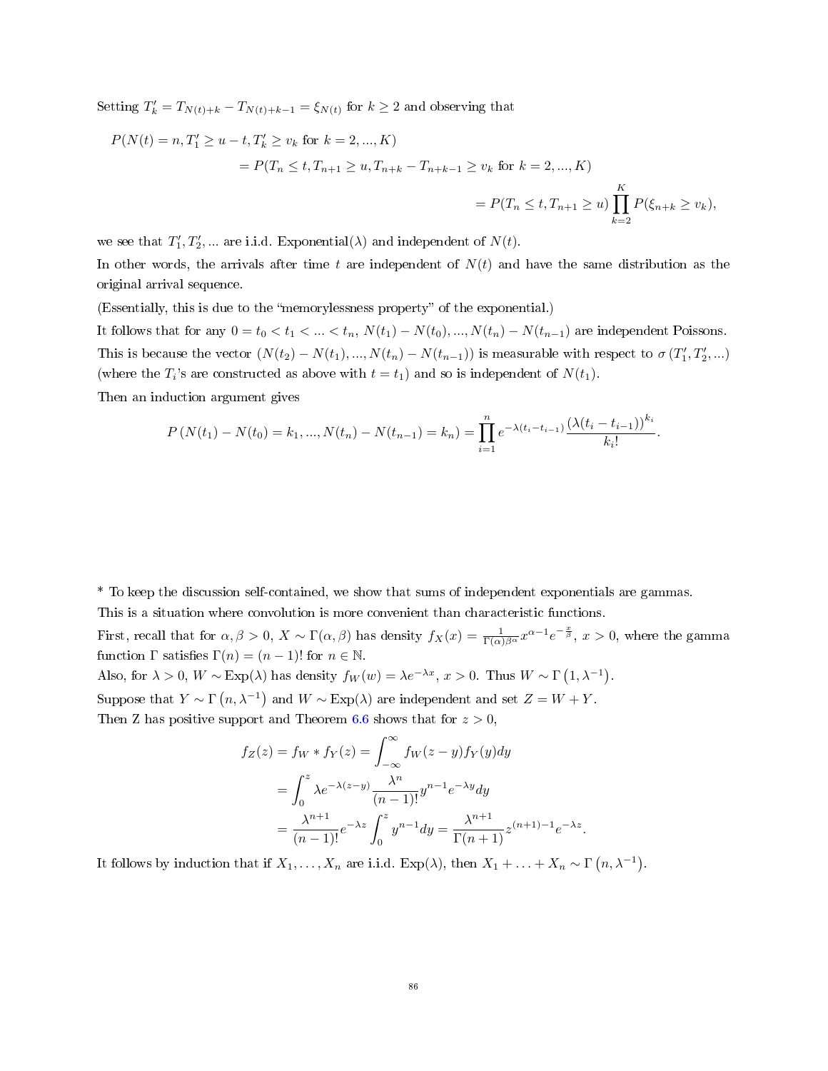Setting $T'_k = T_{N(t)+k} - T_{N(t)+k-1} = \xi_{N(t)}$ for $k \geq 2$ and observing that

$$
\begin{aligned}
P(N(t) = n, T'_1 \geq u - t, T'_k \geq v_k \text{ for } k = 2, ..., K) \\
&= P(T_n \leq t, T_{n+1} \geq u, T_{n+k} - T_{n+k-1} \geq v_k \text{ for } k = 2, ..., K) \\
&= P(T_n \leq t, T_{n+1} \geq u) \prod_{k=2}^{K} P(\xi_{n+k} \geq v_k),
\end{aligned}
$$

we see that $T'_1, T'_2, ...$ are i.i.d. Exponential($\lambda$) and independent of $N(t)$.

In other words, the arrivals after time $t$ are independent of $N(t)$ and have the same distribution as the original arrival sequence.

(Essentially, this is due to the "memorylessness property" of the exponential.)

It follows that for any $0 = t_0 < t_1 < ... < t_n$, $N(t_1) - N(t_0), ..., N(t_n) - N(t_{n-1})$ are independent Poissons.

This is because the vector $(N(t_2) - N(t_1), ..., N(t_n) - N(t_{n-1}))$ is measurable with respect to $\sigma(T'_1, T'_2, ...)$ (where the $T_i$'s are constructed as above with $t = t_1$) and so is independent of $N(t_1)$.

Then an induction argument gives

$$
P(N(t_1) - N(t_0) = k_1, ..., N(t_n) - N(t_{n-1}) = k_n) = \prod_{i=1}^{n} e^{-\lambda(t_i - t_{i-1})} \frac{(\lambda(t_i - t_{i-1}))^{k_i}}{k_i!}.
$$

\* To keep the discussion self-contained, we show that sums of independent exponentials are gammas.

This is a situation where convolution is more convenient than characteristic functions.

First, recall that for $\alpha, \beta > 0$, $X \sim \Gamma(\alpha, \beta)$ has density $f_X(x) = \frac{1}{\Gamma(\alpha)\beta^\alpha} x^{\alpha-1} e^{-\frac{x}{\beta}}$, $x > 0$, where the gamma function $\Gamma$ satisfies $\Gamma(n) = (n-1)!$ for $n \in \mathbb{N}$.

Also, for $\lambda > 0$, $W \sim \text{Exp}(\lambda)$ has density $f_W(w) = \lambda e^{-\lambda x}$, $x > 0$. Thus $W \sim \Gamma(1, \lambda^{-1})$.

Suppose that $Y \sim \Gamma(n, \lambda^{-1})$ and $W \sim \text{Exp}(\lambda)$ are independent and set $Z = W + Y$.

Then Z has positive support and Theorem 6.6 shows that for $z > 0$,

$$
\begin{aligned}
f_Z(z) = f_W * f_Y(z) &= \int_{-\infty}^{\infty} f_W(z - y) f_Y(y) dy \\
&= \int_0^z \lambda e^{-\lambda(z-y)} \frac{\lambda^n}{(n-1)!} y^{n-1} e^{-\lambda y} dy \\
&= \frac{\lambda^{n+1}}{(n-1)!} e^{-\lambda z} \int_0^z y^{n-1} dy = \frac{\lambda^{n+1}}{\Gamma(n+1)} z^{(n+1)-1} e^{-\lambda z}.
\end{aligned}
$$

It follows by induction that if $X_1, \ldots, X_n$ are i.i.d. $\text{Exp}(\lambda)$, then $X_1 + \ldots + X_n \sim \Gamma(n, \lambda^{-1})$.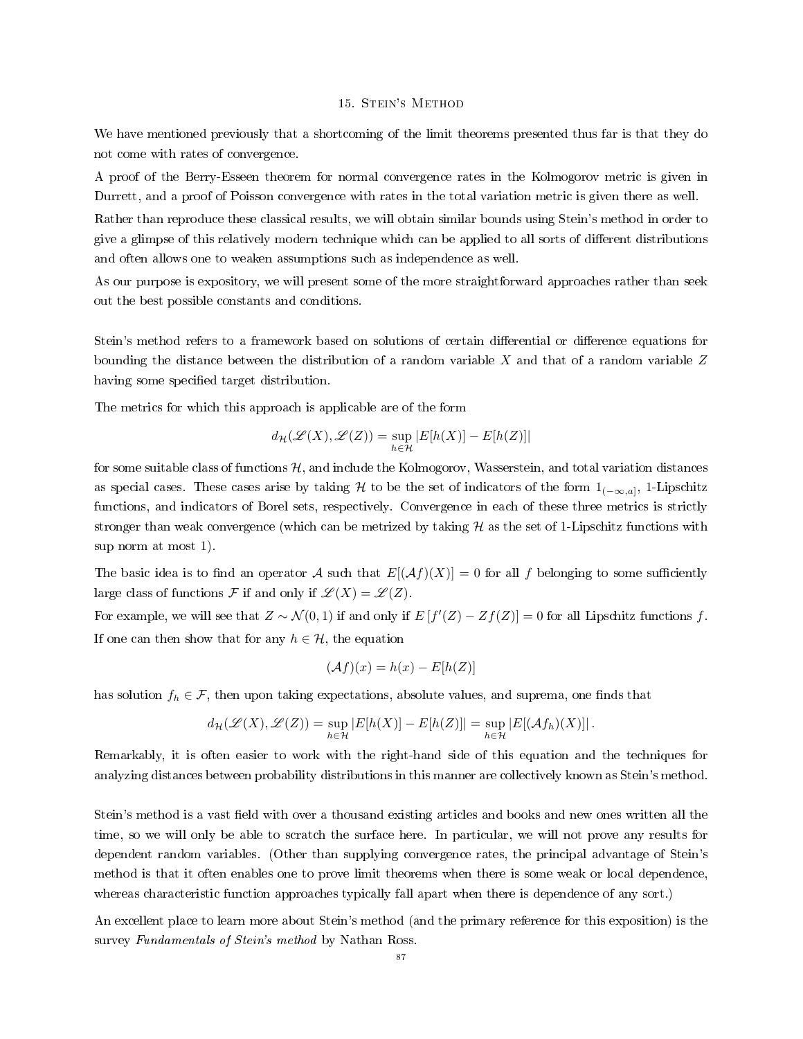# 15. Stein's Method

We have mentioned previously that a shortcoming of the limit theorems presented thus far is that they do not come with rates of convergence.

A proof of the Berry-Esseen theorem for normal convergence rates in the Kolmogorov metric is given in Durrett, and a proof of Poisson convergence with rates in the total variation metric is given there as well.

Rather than reproduce these classical results, we will obtain similar bounds using Stein's method in order to give a glimpse of this relatively modern technique which can be applied to all sorts of different distributions and often allows one to weaken assumptions such as independence as well.

As our purpose is expository, we will present some of the more straightforward approaches rather than seek out the best possible constants and conditions.

Stein's method refers to a framework based on solutions of certain differential or difference equations for bounding the distance between the distribution of a random variable $X$ and that of a random variable $Z$ having some specified target distribution.

The metrics for which this approach is applicable are of the form

$$d_{\mathcal{H}}(\mathscr{L}(X), \mathscr{L}(Z)) = \sup_{h \in \mathcal{H}} |E[h(X)] - E[h(Z)]|$$

for some suitable class of functions $\mathcal{H}$, and include the Kolmogorov, Wasserstein, and total variation distances as special cases. These cases arise by taking $\mathcal{H}$ to be the set of indicators of the form $1_{(-\infty,a]}$, 1-Lipschitz functions, and indicators of Borel sets, respectively. Convergence in each of these three metrics is strictly stronger than weak convergence (which can be metrized by taking $\mathcal{H}$ as the set of 1-Lipschitz functions with sup norm at most 1).

The basic idea is to find an operator $\mathcal{A}$ such that $E[(\mathcal{A}f)(X)] = 0$ for all $f$ belonging to some sufficiently large class of functions $\mathcal{F}$ if and only if $\mathscr{L}(X) = \mathscr{L}(Z)$.

For example, we will see that $Z \sim \mathcal{N}(0,1)$ if and only if $E\left[f'(Z) - Zf(Z)\right] = 0$ for all Lipschitz functions $f$.

If one can then show that for any $h \in \mathcal{H}$, the equation

$$(\mathcal{A}f)(x) = h(x) - E[h(Z)]$$

has solution $f_h \in \mathcal{F}$, then upon taking expectations, absolute values, and suprema, one finds that

$$d_{\mathcal{H}}(\mathscr{L}(X), \mathscr{L}(Z)) = \sup_{h \in \mathcal{H}} |E[h(X)] - E[h(Z)]| = \sup_{h \in \mathcal{H}} |E[(\mathcal{A}f_h)(X)]|\,.$$

Remarkably, it is often easier to work with the right-hand side of this equation and the techniques for analyzing distances between probability distributions in this manner are collectively known as Stein's method.

Stein's method is a vast field with over a thousand existing articles and books and new ones written all the time, so we will only be able to scratch the surface here. In particular, we will not prove any results for dependent random variables. (Other than supplying convergence rates, the principal advantage of Stein's method is that it often enables one to prove limit theorems when there is some weak or local dependence, whereas characteristic function approaches typically fall apart when there is dependence of any sort.)

An excellent place to learn more about Stein's method (and the primary reference for this exposition) is the survey *Fundamentals of Stein's method* by Nathan Ross.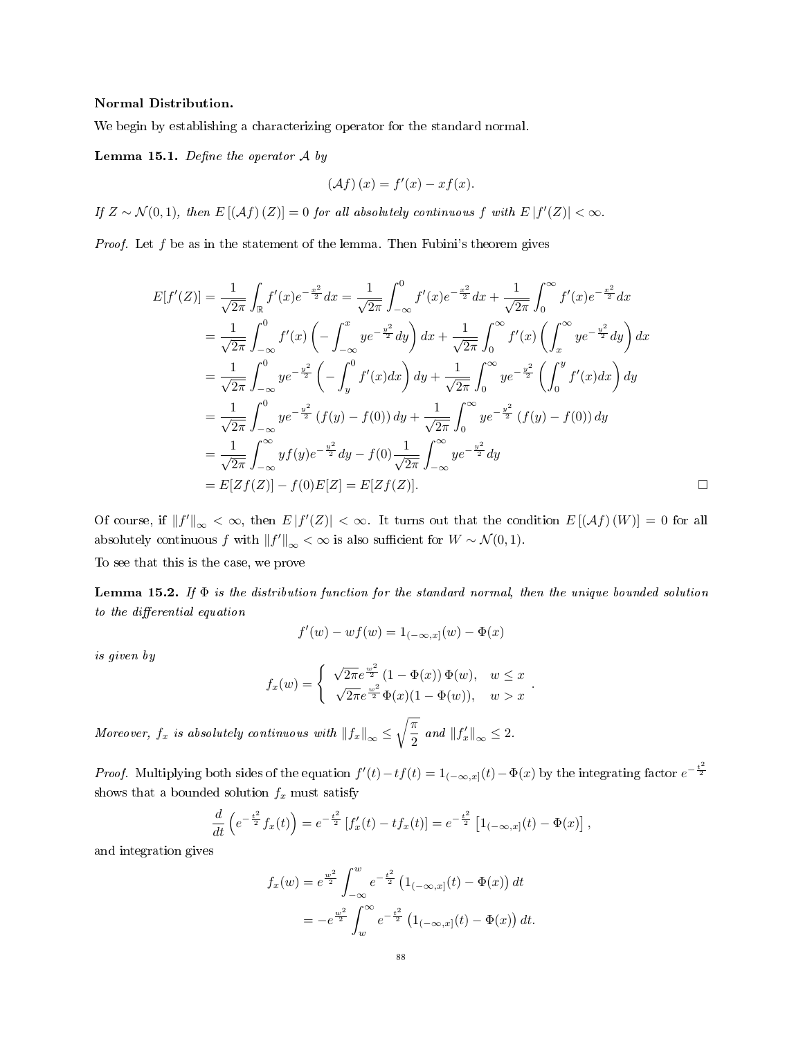**Normal Distribution.**

We begin by establishing a characterizing operator for the standard normal.

**Lemma 15.1.** *Define the operator $\mathcal{A}$ by*

$$(\mathcal{A}f)(x) = f'(x) - xf(x).$$

*If $Z \sim \mathcal{N}(0,1)$, then $E[(\mathcal{A}f)(Z)] = 0$ for all absolutely continuous $f$ with $E|f'(Z)| < \infty$.*

*Proof.* Let $f$ be as in the statement of the lemma. Then Fubini's theorem gives

$$\begin{aligned}
E[f'(Z)] &= \frac{1}{\sqrt{2\pi}}\int_{\mathbb{R}} f'(x)e^{-\frac{x^2}{2}}dx = \frac{1}{\sqrt{2\pi}}\int_{-\infty}^{0} f'(x)e^{-\frac{x^2}{2}}dx + \frac{1}{\sqrt{2\pi}}\int_{0}^{\infty} f'(x)e^{-\frac{x^2}{2}}dx \\
&= \frac{1}{\sqrt{2\pi}}\int_{-\infty}^{0} f'(x)\left(-\int_{-\infty}^{x} ye^{-\frac{y^2}{2}}dy\right)dx + \frac{1}{\sqrt{2\pi}}\int_{0}^{\infty} f'(x)\left(\int_{x}^{\infty} ye^{-\frac{y^2}{2}}dy\right)dx \\
&= \frac{1}{\sqrt{2\pi}}\int_{-\infty}^{0} ye^{-\frac{y^2}{2}}\left(-\int_{y}^{0} f'(x)dx\right)dy + \frac{1}{\sqrt{2\pi}}\int_{0}^{\infty} ye^{-\frac{y^2}{2}}\left(\int_{0}^{y} f'(x)dx\right)dy \\
&= \frac{1}{\sqrt{2\pi}}\int_{-\infty}^{0} ye^{-\frac{y^2}{2}}\left(f(y) - f(0)\right)dy + \frac{1}{\sqrt{2\pi}}\int_{0}^{\infty} ye^{-\frac{y^2}{2}}\left(f(y) - f(0)\right)dy \\
&= \frac{1}{\sqrt{2\pi}}\int_{-\infty}^{\infty} yf(y)e^{-\frac{y^2}{2}}dy - f(0)\frac{1}{\sqrt{2\pi}}\int_{-\infty}^{\infty} ye^{-\frac{y^2}{2}}dy \\
&= E[Zf(Z)] - f(0)E[Z] = E[Zf(Z)].
\end{aligned}$$

□

Of course, if $\|f'\|_\infty < \infty$, then $E|f'(Z)| < \infty$. It turns out that the condition $E[(\mathcal{A}f)(W)] = 0$ for all absolutely continuous $f$ with $\|f'\|_\infty < \infty$ is also sufficient for $W \sim \mathcal{N}(0,1)$.

To see that this is the case, we prove

**Lemma 15.2.** *If $\Phi$ is the distribution function for the standard normal, then the unique bounded solution to the differential equation*

$$f'(w) - wf(w) = 1_{(-\infty,x]}(w) - \Phi(x)$$

*is given by*

$$f_x(w) = \begin{cases} \sqrt{2\pi}e^{\frac{w^2}{2}}\left(1 - \Phi(x)\right)\Phi(w), & w \le x \\ \sqrt{2\pi}e^{\frac{w^2}{2}}\Phi(x)(1 - \Phi(w)), & w > x \end{cases}.$$

*Moreover, $f_x$ is absolutely continuous with $\|f_x\|_\infty \le \sqrt{\frac{\pi}{2}}$ and $\|f_x'\|_\infty \le 2$.*

*Proof.* Multiplying both sides of the equation $f'(t) - tf(t) = 1_{(-\infty,x]}(t) - \Phi(x)$ by the integrating factor $e^{-\frac{t^2}{2}}$ shows that a bounded solution $f_x$ must satisfy

$$\frac{d}{dt}\left(e^{-\frac{t^2}{2}}f_x(t)\right) = e^{-\frac{t^2}{2}}\left[f_x'(t) - tf_x(t)\right] = e^{-\frac{t^2}{2}}\left[1_{(-\infty,x]}(t) - \Phi(x)\right],$$

and integration gives

$$\begin{aligned}
f_x(w) &= e^{\frac{w^2}{2}}\int_{-\infty}^{w} e^{-\frac{t^2}{2}}\left(1_{(-\infty,x]}(t) - \Phi(x)\right)dt \\
&= -e^{\frac{w^2}{2}}\int_{w}^{\infty} e^{-\frac{t^2}{2}}\left(1_{(-\infty,x]}(t) - \Phi(x)\right)dt.
\end{aligned}$$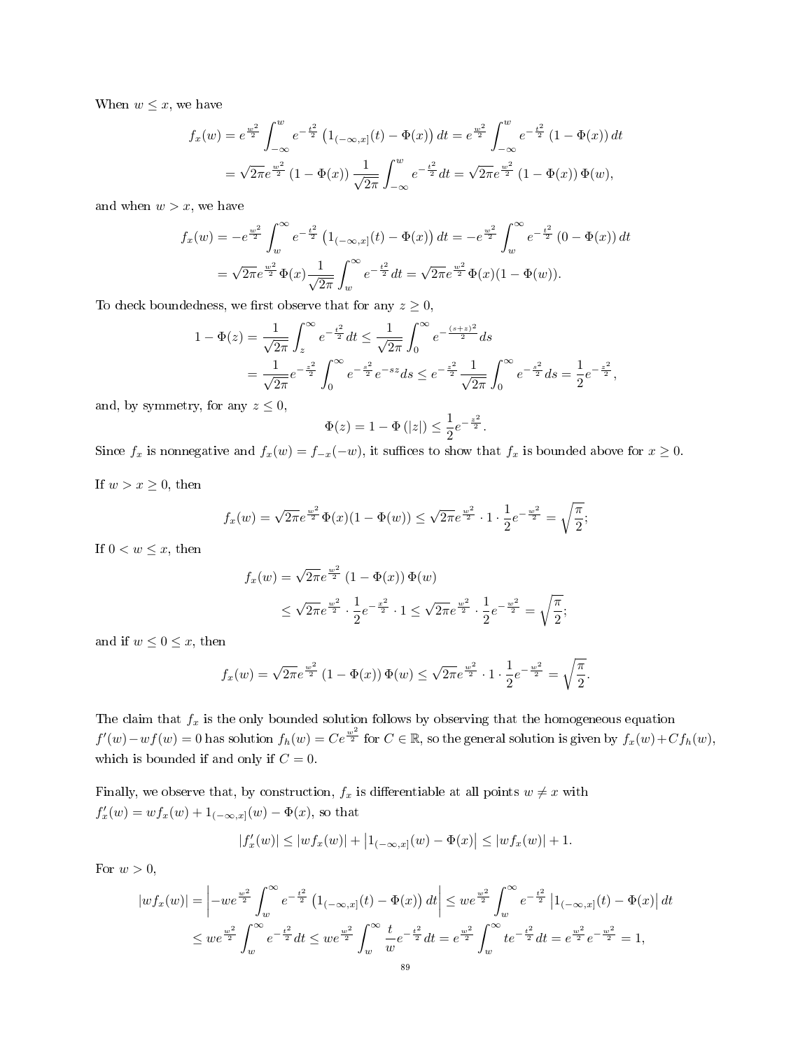When $w \le x$, we have

$$f_x(w) = e^{\frac{w^2}{2}} \int_{-\infty}^{w} e^{-\frac{t^2}{2}} \left(1_{(-\infty,x]}(t) - \Phi(x)\right) dt = e^{\frac{w^2}{2}} \int_{-\infty}^{w} e^{-\frac{t^2}{2}} \left(1 - \Phi(x)\right) dt$$
$$= \sqrt{2\pi} e^{\frac{w^2}{2}} \left(1 - \Phi(x)\right) \frac{1}{\sqrt{2\pi}} \int_{-\infty}^{w} e^{-\frac{t^2}{2}} dt = \sqrt{2\pi} e^{\frac{w^2}{2}} \left(1 - \Phi(x)\right) \Phi(w),$$

and when $w > x$, we have

$$f_x(w) = -e^{\frac{w^2}{2}} \int_{w}^{\infty} e^{-\frac{t^2}{2}} \left(1_{(-\infty,x]}(t) - \Phi(x)\right) dt = -e^{\frac{w^2}{2}} \int_{w}^{\infty} e^{-\frac{t^2}{2}} \left(0 - \Phi(x)\right) dt$$
$$= \sqrt{2\pi} e^{\frac{w^2}{2}} \Phi(x) \frac{1}{\sqrt{2\pi}} \int_{w}^{\infty} e^{-\frac{t^2}{2}} dt = \sqrt{2\pi} e^{\frac{w^2}{2}} \Phi(x)(1 - \Phi(w)).$$

To check boundedness, we first observe that for any $z \ge 0$,

$$1 - \Phi(z) = \frac{1}{\sqrt{2\pi}} \int_{z}^{\infty} e^{-\frac{t^2}{2}} dt \le \frac{1}{\sqrt{2\pi}} \int_{0}^{\infty} e^{-\frac{(s+z)^2}{2}} ds$$
$$= \frac{1}{\sqrt{2\pi}} e^{-\frac{z^2}{2}} \int_{0}^{\infty} e^{-\frac{s^2}{2}} e^{-sz} ds \le e^{-\frac{z^2}{2}} \frac{1}{\sqrt{2\pi}} \int_{0}^{\infty} e^{-\frac{s^2}{2}} ds = \frac{1}{2} e^{-\frac{z^2}{2}},$$

and, by symmetry, for any $z \le 0$,

$$\Phi(z) = 1 - \Phi\left(|z|\right) \le \frac{1}{2} e^{-\frac{z^2}{2}}.$$

Since $f_x$ is nonnegative and $f_x(w) = f_{-x}(-w)$, it suffices to show that $f_x$ is bounded above for $x \ge 0$.

If $w > x \ge 0$, then

$$f_x(w) = \sqrt{2\pi} e^{\frac{w^2}{2}} \Phi(x)(1 - \Phi(w)) \le \sqrt{2\pi} e^{\frac{w^2}{2}} \cdot 1 \cdot \frac{1}{2} e^{-\frac{w^2}{2}} = \sqrt{\frac{\pi}{2}};$$

If $0 < w \le x$, then

$$f_x(w) = \sqrt{2\pi} e^{\frac{w^2}{2}} \left(1 - \Phi(x)\right) \Phi(w)$$
$$\le \sqrt{2\pi} e^{\frac{w^2}{2}} \cdot \frac{1}{2} e^{-\frac{x^2}{2}} \cdot 1 \le \sqrt{2\pi} e^{\frac{w^2}{2}} \cdot \frac{1}{2} e^{-\frac{w^2}{2}} = \sqrt{\frac{\pi}{2}};$$

and if $w \le 0 \le x$, then

$$f_x(w) = \sqrt{2\pi} e^{\frac{w^2}{2}} \left(1 - \Phi(x)\right) \Phi(w) \le \sqrt{2\pi} e^{\frac{w^2}{2}} \cdot 1 \cdot \frac{1}{2} e^{-\frac{w^2}{2}} = \sqrt{\frac{\pi}{2}}.$$

The claim that $f_x$ is the only bounded solution follows by observing that the homogeneous equation $f'(w) - wf(w) = 0$ has solution $f_h(w) = Ce^{\frac{w^2}{2}}$ for $C \in \mathbb{R}$, so the general solution is given by $f_x(w) + Cf_h(w)$, which is bounded if and only if $C = 0$.

Finally, we observe that, by construction, $f_x$ is differentiable at all points $w \neq x$ with $f_x'(w) = wf_x(w) + 1_{(-\infty,x]}(w) - \Phi(x)$, so that

$$|f_x'(w)| \le |wf_x(w)| + \left|1_{(-\infty,x]}(w) - \Phi(x)\right| \le |wf_x(w)| + 1.$$

For $w > 0$,

$$|wf_x(w)| = \left| -we^{\frac{w^2}{2}} \int_{w}^{\infty} e^{-\frac{t^2}{2}} \left(1_{(-\infty,x]}(t) - \Phi(x)\right) dt \right| \le we^{\frac{w^2}{2}} \int_{w}^{\infty} e^{-\frac{t^2}{2}} \left|1_{(-\infty,x]}(t) - \Phi(x)\right| dt$$
$$\le we^{\frac{w^2}{2}} \int_{w}^{\infty} e^{-\frac{t^2}{2}} dt \le we^{\frac{w^2}{2}} \int_{w}^{\infty} \frac{t}{w} e^{-\frac{t^2}{2}} dt = e^{\frac{w^2}{2}} \int_{w}^{\infty} te^{-\frac{t^2}{2}} dt = e^{\frac{w^2}{2}} e^{-\frac{w^2}{2}} = 1,$$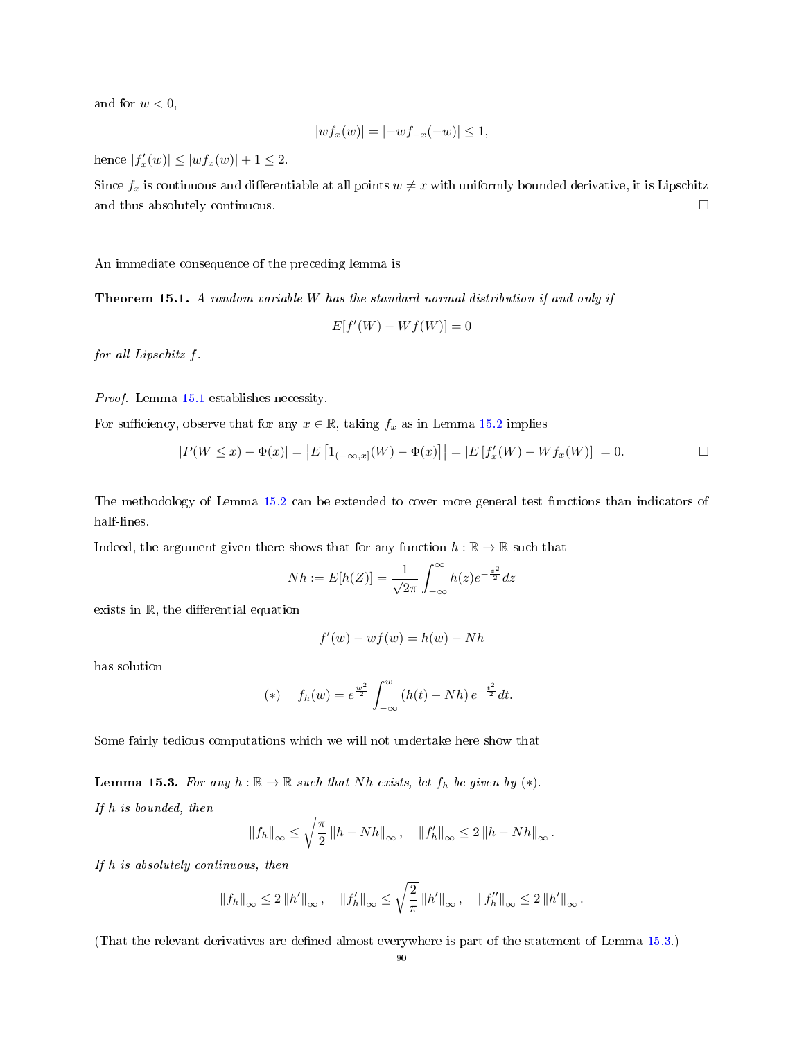and for $w < 0$,

$$|wf_x(w)| = |-wf_{-x}(-w)| \leq 1,$$

hence $|f_x'(w)| \leq |wf_x(w)| + 1 \leq 2$.

Since $f_x$ is continuous and differentiable at all points $w \neq x$ with uniformly bounded derivative, it is Lipschitz and thus absolutely continuous. $\square$

An immediate consequence of the preceding lemma is

**Theorem 15.1.** *A random variable $W$ has the standard normal distribution if and only if*

$$E[f'(W) - Wf(W)] = 0$$

*for all Lipschitz $f$.*

*Proof.* Lemma 15.1 establishes necessity.

For sufficiency, observe that for any $x \in \mathbb{R}$, taking $f_x$ as in Lemma 15.2 implies

$$|P(W \leq x) - \Phi(x)| = \left|E\left[1_{(-\infty,x]}(W) - \Phi(x)\right]\right| = \left|E\left[f_x'(W) - Wf_x(W)\right]\right| = 0. \qquad \square$$

The methodology of Lemma 15.2 can be extended to cover more general test functions than indicators of half-lines.

Indeed, the argument given there shows that for any function $h : \mathbb{R} \to \mathbb{R}$ such that

$$Nh := E[h(Z)] = \frac{1}{\sqrt{2\pi}} \int_{-\infty}^{\infty} h(z) e^{-\frac{z^2}{2}} dz$$

exists in $\mathbb{R}$, the differential equation

$$f'(w) - wf(w) = h(w) - Nh$$

has solution

$$(*) \quad f_h(w) = e^{\frac{w^2}{2}} \int_{-\infty}^{w} (h(t) - Nh)\, e^{-\frac{t^2}{2}} dt.$$

Some fairly tedious computations which we will not undertake here show that

**Lemma 15.3.** *For any $h : \mathbb{R} \to \mathbb{R}$ such that $Nh$ exists, let $f_h$ be given by $(*)$.*

*If $h$ is bounded, then*

$$\|f_h\|_\infty \leq \sqrt{\frac{\pi}{2}} \|h - Nh\|_\infty, \quad \|f_h'\|_\infty \leq 2\|h - Nh\|_\infty.$$

*If $h$ is absolutely continuous, then*

$$\|f_h\|_\infty \leq 2\|h'\|_\infty, \quad \|f_h'\|_\infty \leq \sqrt{\frac{2}{\pi}} \|h'\|_\infty, \quad \|f_h''\|_\infty \leq 2\|h'\|_\infty.$$

(That the relevant derivatives are defined almost everywhere is part of the statement of Lemma 15.3.)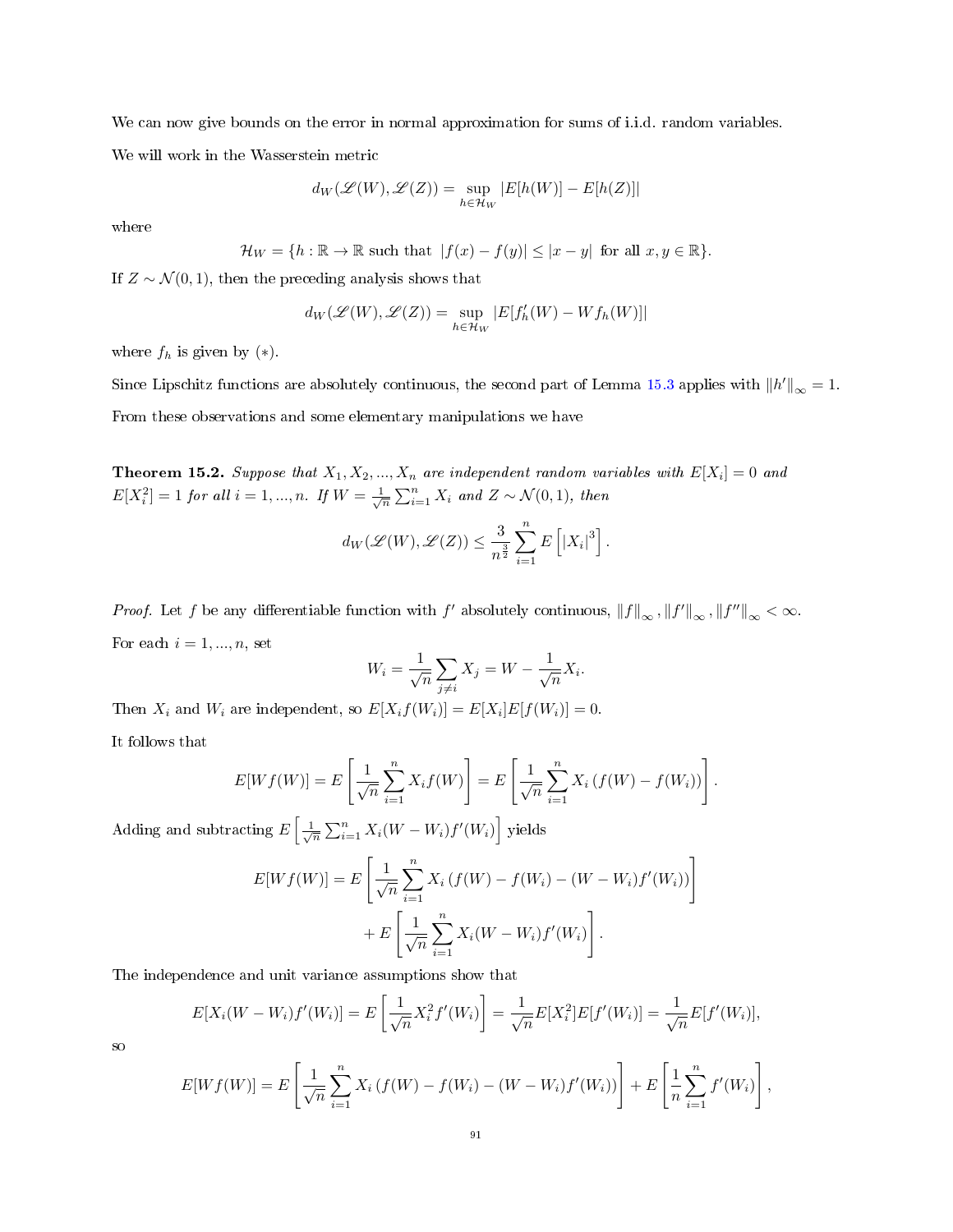We can now give bounds on the error in normal approximation for sums of i.i.d. random variables.

We will work in the Wasserstein metric

$$d_W(\mathscr{L}(W), \mathscr{L}(Z)) = \sup_{h \in \mathcal{H}_W} |E[h(W)] - E[h(Z)]|$$

where

$$\mathcal{H}_W = \{h : \mathbb{R} \to \mathbb{R} \text{ such that } |f(x) - f(y)| \leq |x - y| \text{ for all } x, y \in \mathbb{R}\}.$$

If $Z \sim \mathcal{N}(0,1)$, then the preceding analysis shows that

$$d_W(\mathscr{L}(W), \mathscr{L}(Z)) = \sup_{h \in \mathcal{H}_W} |E[f_h'(W) - W f_h(W)]|$$

where $f_h$ is given by $(*)$.

Since Lipschitz functions are absolutely continuous, the second part of Lemma 15.3 applies with $\|h'\|_\infty = 1$.

From these observations and some elementary manipulations we have

**Theorem 15.2.** *Suppose that $X_1, X_2, ..., X_n$ are independent random variables with $E[X_i] = 0$ and $E[X_i^2] = 1$ for all $i = 1, ..., n$. If $W = \frac{1}{\sqrt{n}} \sum_{i=1}^n X_i$ and $Z \sim \mathcal{N}(0,1)$, then*

$$d_W(\mathscr{L}(W), \mathscr{L}(Z)) \leq \frac{3}{n^{\frac{3}{2}}} \sum_{i=1}^n E\left[|X_i|^3\right].$$

*Proof.* Let $f$ be any differentiable function with $f'$ absolutely continuous, $\|f\|_\infty, \|f'\|_\infty, \|f''\|_\infty < \infty$.

For each $i = 1, ..., n$, set

$$W_i = \frac{1}{\sqrt{n}} \sum_{j \neq i} X_j = W - \frac{1}{\sqrt{n}} X_i.$$

Then $X_i$ and $W_i$ are independent, so $E[X_i f(W_i)] = E[X_i]E[f(W_i)] = 0$.

It follows that

$$E[W f(W)] = E\left[\frac{1}{\sqrt{n}} \sum_{i=1}^n X_i f(W)\right] = E\left[\frac{1}{\sqrt{n}} \sum_{i=1}^n X_i \left(f(W) - f(W_i)\right)\right].$$

Adding and subtracting $E\left[\frac{1}{\sqrt{n}} \sum_{i=1}^n X_i (W - W_i) f'(W_i)\right]$ yields

$$E[W f(W)] = E\left[\frac{1}{\sqrt{n}} \sum_{i=1}^n X_i \left(f(W) - f(W_i) - (W - W_i) f'(W_i)\right)\right] + E\left[\frac{1}{\sqrt{n}} \sum_{i=1}^n X_i (W - W_i) f'(W_i)\right].$$

The independence and unit variance assumptions show that

$$E[X_i(W - W_i) f'(W_i)] = E\left[\frac{1}{\sqrt{n}} X_i^2 f'(W_i)\right] = \frac{1}{\sqrt{n}} E[X_i^2] E[f'(W_i)] = \frac{1}{\sqrt{n}} E[f'(W_i)],$$

so

$$E[W f(W)] = E\left[\frac{1}{\sqrt{n}} \sum_{i=1}^n X_i \left(f(W) - f(W_i) - (W - W_i) f'(W_i)\right)\right] + E\left[\frac{1}{n} \sum_{i=1}^n f'(W_i)\right],$$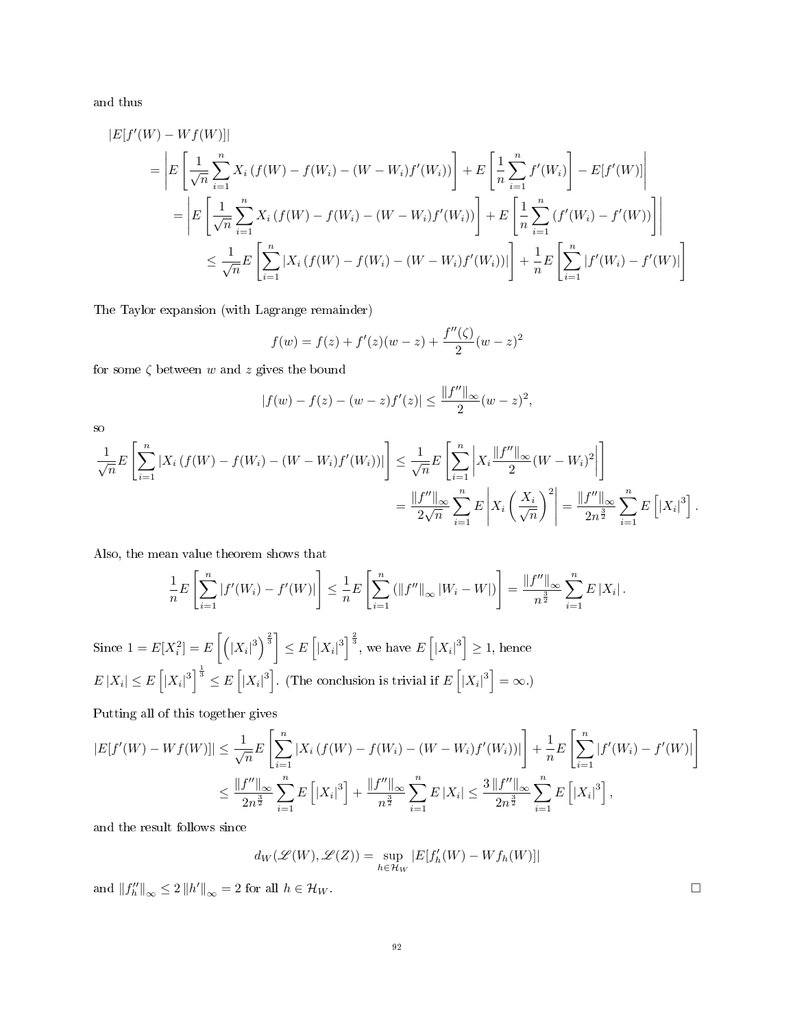and thus

$$
\begin{aligned}
&|E[f'(W) - Wf(W)]| \\
&\quad = \left| E\left[ \frac{1}{\sqrt{n}} \sum_{i=1}^{n} X_i \left( f(W) - f(W_i) - (W - W_i) f'(W_i) \right) \right] + E\left[ \frac{1}{n} \sum_{i=1}^{n} f'(W_i) \right] - E[f'(W)] \right| \\
&\quad = \left| E\left[ \frac{1}{\sqrt{n}} \sum_{i=1}^{n} X_i \left( f(W) - f(W_i) - (W - W_i) f'(W_i) \right) \right] + E\left[ \frac{1}{n} \sum_{i=1}^{n} \left( f'(W_i) - f'(W) \right) \right] \right| \\
&\quad \leq \frac{1}{\sqrt{n}} E\left[ \sum_{i=1}^{n} \left| X_i \left( f(W) - f(W_i) - (W - W_i) f'(W_i) \right) \right| \right] + \frac{1}{n} E\left[ \sum_{i=1}^{n} \left| f'(W_i) - f'(W) \right| \right]
\end{aligned}
$$

The Taylor expansion (with Lagrange remainder)

$$
f(w) = f(z) + f'(z)(w - z) + \frac{f''(\zeta)}{2}(w - z)^2
$$

for some $\zeta$ between $w$ and $z$ gives the bound

$$
|f(w) - f(z) - (w - z) f'(z)| \leq \frac{\|f''\|_\infty}{2}(w - z)^2,
$$

so

$$
\begin{aligned}
\frac{1}{\sqrt{n}} E\left[ \sum_{i=1}^{n} \left| X_i \left( f(W) - f(W_i) - (W - W_i) f'(W_i) \right) \right| \right] &\leq \frac{1}{\sqrt{n}} E\left[ \sum_{i=1}^{n} \left| X_i \frac{\|f''\|_\infty}{2} (W - W_i)^2 \right| \right] \\
&= \frac{\|f''\|_\infty}{2\sqrt{n}} \sum_{i=1}^{n} E\left| X_i \left( \frac{X_i}{\sqrt{n}} \right)^2 \right| = \frac{\|f''\|_\infty}{2n^{\frac{3}{2}}} \sum_{i=1}^{n} E\left[ |X_i|^3 \right].
\end{aligned}
$$

Also, the mean value theorem shows that

$$
\frac{1}{n} E\left[ \sum_{i=1}^{n} \left| f'(W_i) - f'(W) \right| \right] \leq \frac{1}{n} E\left[ \sum_{i=1}^{n} \left( \|f''\|_\infty |W_i - W| \right) \right] = \frac{\|f''\|_\infty}{n^{\frac{3}{2}}} \sum_{i=1}^{n} E|X_i|.
$$

Since $1 = E[X_i^2] = E\left[ \left( |X_i|^3 \right)^{\frac{2}{3}} \right] \leq E\left[ |X_i|^3 \right]^{\frac{2}{3}}$, we have $E\left[ |X_i|^3 \right] \geq 1$, hence $E|X_i| \leq E\left[ |X_i|^3 \right]^{\frac{1}{3}} \leq E\left[ |X_i|^3 \right]$. (The conclusion is trivial if $E\left[ |X_i|^3 \right] = \infty$.)

Putting all of this together gives

$$
\begin{aligned}
|E[f'(W) - Wf(W)]| &\leq \frac{1}{\sqrt{n}} E\left[ \sum_{i=1}^{n} \left| X_i \left( f(W) - f(W_i) - (W - W_i) f'(W_i) \right) \right| \right] + \frac{1}{n} E\left[ \sum_{i=1}^{n} \left| f'(W_i) - f'(W) \right| \right] \\
&\leq \frac{\|f''\|_\infty}{2n^{\frac{3}{2}}} \sum_{i=1}^{n} E\left[ |X_i|^3 \right] + \frac{\|f''\|_\infty}{n^{\frac{3}{2}}} \sum_{i=1}^{n} E|X_i| \leq \frac{3\|f''\|_\infty}{2n^{\frac{3}{2}}} \sum_{i=1}^{n} E\left[ |X_i|^3 \right],
\end{aligned}
$$

and the result follows since

$$
d_W(\mathscr{L}(W), \mathscr{L}(Z)) = \sup_{h \in \mathcal{H}_W} |E[f_h'(W) - Wf_h(W)]|
$$

and $\|f_h''\|_\infty \leq 2\|h'\|_\infty = 2$ for all $h \in \mathcal{H}_W$. □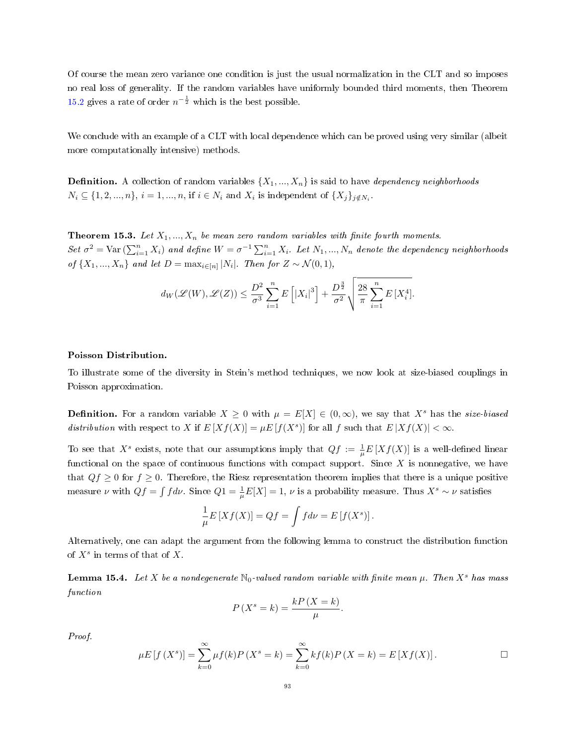Of course the mean zero variance one condition is just the usual normalization in the CLT and so imposes no real loss of generality. If the random variables have uniformly bounded third moments, then Theorem 15.2 gives a rate of order $n^{-\frac{1}{2}}$ which is the best possible.

We conclude with an example of a CLT with local dependence which can be proved using very similar (albeit more computationally intensive) methods.

**Definition.** A collection of random variables $\{X_1, ..., X_n\}$ is said to have *dependency neighborhoods* $N_i \subseteq \{1, 2, ..., n\}$, $i = 1, ..., n$, if $i \in N_i$ and $X_i$ is independent of $\{X_j\}_{j \notin N_i}$.

**Theorem 15.3.** *Let $X_1, ..., X_n$ be mean zero random variables with finite fourth moments. Set $\sigma^2 = \operatorname{Var}\left(\sum_{i=1}^n X_i\right)$ and define $W = \sigma^{-1}\sum_{i=1}^n X_i$. Let $N_1, ..., N_n$ denote the dependency neighborhoods of $\{X_1, ..., X_n\}$ and let $D = \max_{i \in [n]} |N_i|$. Then for $Z \sim \mathcal{N}(0, 1)$,*

$$d_W(\mathscr{L}(W), \mathscr{L}(Z)) \leq \frac{D^2}{\sigma^3}\sum_{i=1}^n E\left[|X_i|^3\right] + \frac{D^{\frac{3}{2}}}{\sigma^2}\sqrt{\frac{28}{\pi}\sum_{i=1}^n E\left[X_i^4\right]}.$$

**Poisson Distribution.**

To illustrate some of the diversity in Stein's method techniques, we now look at size-biased couplings in Poisson approximation.

**Definition.** For a random variable $X \geq 0$ with $\mu = E[X] \in (0, \infty)$, we say that $X^s$ has the *size-biased distribution* with respect to $X$ if $E[Xf(X)] = \mu E[f(X^s)]$ for all $f$ such that $E|Xf(X)| < \infty$.

To see that $X^s$ exists, note that our assumptions imply that $Qf := \frac{1}{\mu}E[Xf(X)]$ is a well-defined linear functional on the space of continuous functions with compact support. Since $X$ is nonnegative, we have that $Qf \geq 0$ for $f \geq 0$. Therefore, the Riesz representation theorem implies that there is a unique positive measure $\nu$ with $Qf = \int f d\nu$. Since $Q1 = \frac{1}{\mu}E[X] = 1$, $\nu$ is a probability measure. Thus $X^s \sim \nu$ satisfies

$$\frac{1}{\mu}E[Xf(X)] = Qf = \int f d\nu = E[f(X^s)].$$

Alternatively, one can adapt the argument from the following lemma to construct the distribution function of $X^s$ in terms of that of $X$.

**Lemma 15.4.** *Let $X$ be a nondegenerate $\mathbb{N}_0$-valued random variable with finite mean $\mu$. Then $X^s$ has mass function*

$$P(X^s = k) = \frac{kP(X = k)}{\mu}.$$

*Proof.*

$$\mu E[f(X^s)] = \sum_{k=0}^{\infty} \mu f(k) P(X^s = k) = \sum_{k=0}^{\infty} k f(k) P(X = k) = E[Xf(X)].$$

$\square$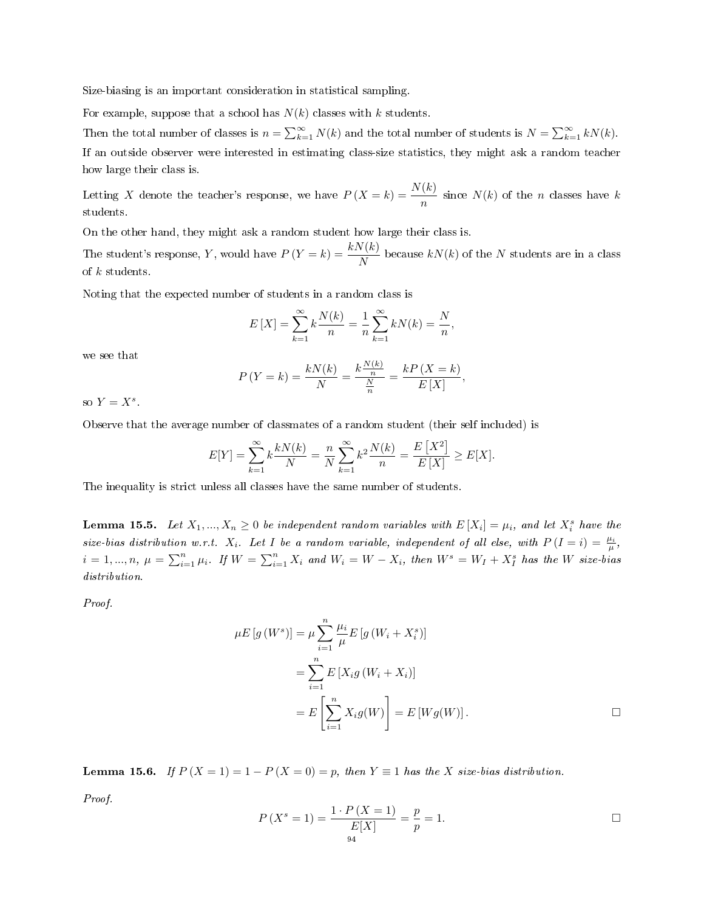Size-biasing is an important consideration in statistical sampling.

For example, suppose that a school has $N(k)$ classes with $k$ students.

Then the total number of classes is $n = \sum_{k=1}^{\infty} N(k)$ and the total number of students is $N = \sum_{k=1}^{\infty} kN(k)$.

If an outside observer were interested in estimating class-size statistics, they might ask a random teacher how large their class is.

Letting $X$ denote the teacher's response, we have $P(X = k) = \frac{N(k)}{n}$ since $N(k)$ of the $n$ classes have $k$ students.

On the other hand, they might ask a random student how large their class is.

The student's response, $Y$, would have $P(Y = k) = \frac{kN(k)}{N}$ because $kN(k)$ of the $N$ students are in a class of $k$ students.

Noting that the expected number of students in a random class is

$$E[X] = \sum_{k=1}^{\infty} k \frac{N(k)}{n} = \frac{1}{n} \sum_{k=1}^{\infty} kN(k) = \frac{N}{n},$$

we see that

$$P(Y = k) = \frac{kN(k)}{N} = \frac{k\frac{N(k)}{n}}{\frac{N}{n}} = \frac{kP(X = k)}{E[X]},$$

so $Y = X^s$.

Observe that the average number of classmates of a random student (their self included) is

$$E[Y] = \sum_{k=1}^{\infty} k \frac{kN(k)}{N} = \frac{n}{N} \sum_{k=1}^{\infty} k^2 \frac{N(k)}{n} = \frac{E[X^2]}{E[X]} \geq E[X].$$

The inequality is strict unless all classes have the same number of students.

**Lemma 15.5.** *Let $X_1, ..., X_n \geq 0$ be independent random variables with $E[X_i] = \mu_i$, and let $X_i^s$ have the size-bias distribution w.r.t. $X_i$. Let $I$ be a random variable, independent of all else, with $P(I = i) = \frac{\mu_i}{\mu}$, $i = 1, ..., n$, $\mu = \sum_{i=1}^{n} \mu_i$. If $W = \sum_{i=1}^{n} X_i$ and $W_i = W - X_i$, then $W^s = W_I + X_I^s$ has the $W$ size-bias distribution.*

*Proof.*

$$\begin{aligned}
\mu E[g(W^s)] &= \mu \sum_{i=1}^{n} \frac{\mu_i}{\mu} E[g(W_i + X_i^s)] \\
&= \sum_{i=1}^{n} E[X_i g(W_i + X_i)] \\
&= E\left[\sum_{i=1}^{n} X_i g(W)\right] = E[Wg(W)].
\end{aligned}$$

□

**Lemma 15.6.** *If $P(X = 1) = 1 - P(X = 0) = p$, then $Y \equiv 1$ has the $X$ size-bias distribution.*

*Proof.*

$$P(X^s = 1) = \frac{1 \cdot P(X = 1)}{E[X]} = \frac{p}{p} = 1.$$

□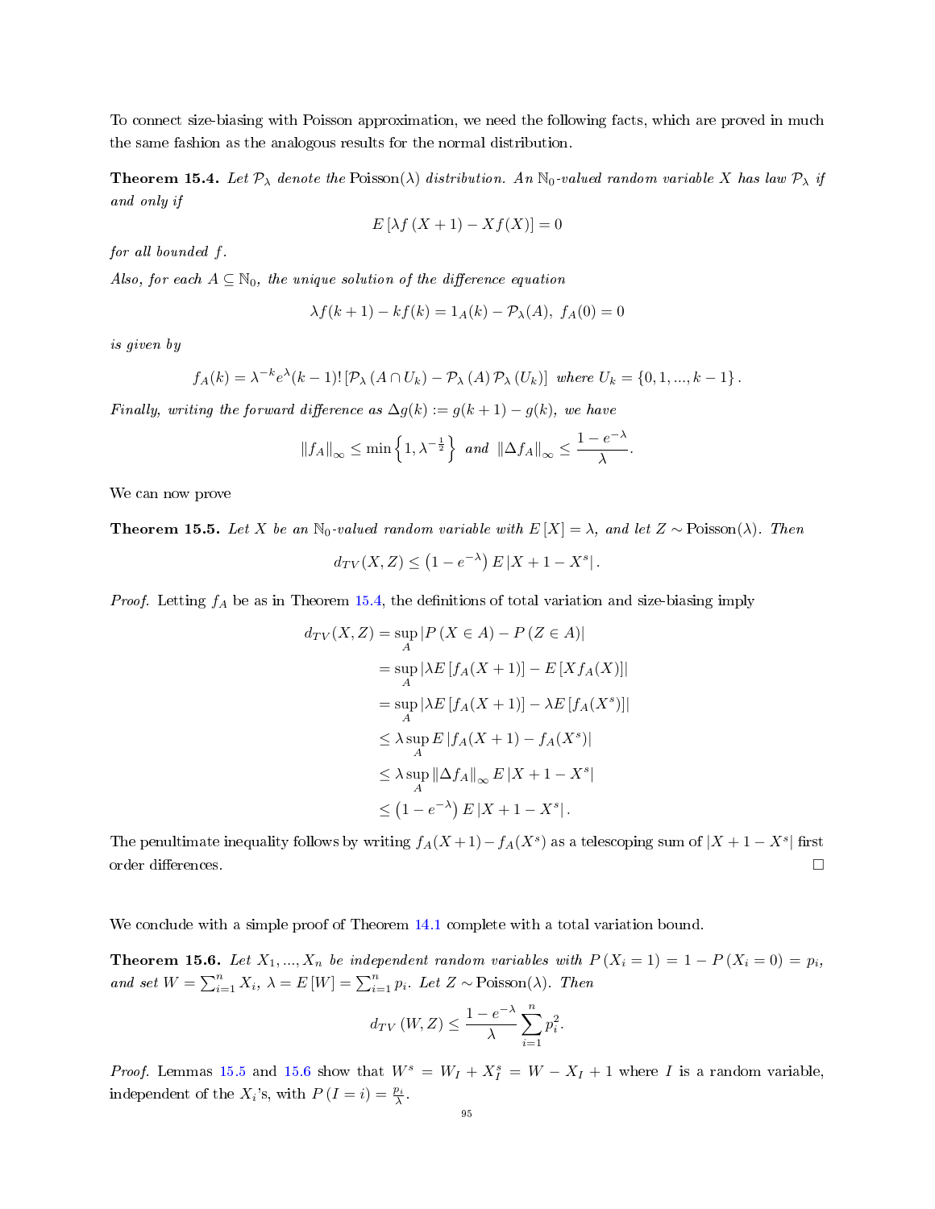To connect size-biasing with Poisson approximation, we need the following facts, which are proved in much the same fashion as the analogous results for the normal distribution.

**Theorem 15.4.** *Let $\mathcal{P}_\lambda$ denote the* Poisson($\lambda$) *distribution. An $\mathbb{N}_0$-valued random variable $X$ has law $\mathcal{P}_\lambda$ if and only if*

$$E\left[\lambda f\left(X+1\right)-Xf(X)\right]=0$$

*for all bounded $f$.*

*Also, for each $A\subseteq\mathbb{N}_0$, the unique solution of the difference equation*

$$\lambda f(k+1)-kf(k)=1_A(k)-\mathcal{P}_\lambda(A),\ f_A(0)=0$$

*is given by*

$$f_A(k)=\lambda^{-k}e^{\lambda}(k-1)!\left[\mathcal{P}_\lambda\left(A\cap U_k\right)-\mathcal{P}_\lambda\left(A\right)\mathcal{P}_\lambda\left(U_k\right)\right]\ \text{where } U_k=\left\{0,1,...,k-1\right\}.$$

*Finally, writing the forward difference as $\Delta g(k):=g(k+1)-g(k)$, we have*

$$\left\|f_A\right\|_\infty\leq\min\left\{1,\lambda^{-\frac{1}{2}}\right\}\ \text{and}\ \left\|\Delta f_A\right\|_\infty\leq\frac{1-e^{-\lambda}}{\lambda}.$$

We can now prove

**Theorem 15.5.** *Let $X$ be an $\mathbb{N}_0$-valued random variable with $E\left[X\right]=\lambda$, and let $Z\sim$ Poisson($\lambda$). Then*

$$d_{TV}(X,Z)\leq\left(1-e^{-\lambda}\right)E\left|X+1-X^s\right|.$$

*Proof.* Letting $f_A$ be as in Theorem 15.4, the definitions of total variation and size-biasing imply

$$\begin{aligned}
d_{TV}(X,Z)&=\sup_A\left|P\left(X\in A\right)-P\left(Z\in A\right)\right|\\
&=\sup_A\left|\lambda E\left[f_A(X+1)\right]-E\left[Xf_A(X)\right]\right|\\
&=\sup_A\left|\lambda E\left[f_A(X+1)\right]-\lambda E\left[f_A(X^s)\right]\right|\\
&\leq\lambda\sup_A E\left|f_A(X+1)-f_A(X^s)\right|\\
&\leq\lambda\sup_A\left\|\Delta f_A\right\|_\infty E\left|X+1-X^s\right|\\
&\leq\left(1-e^{-\lambda}\right)E\left|X+1-X^s\right|.
\end{aligned}$$

The penultimate inequality follows by writing $f_A(X+1)-f_A(X^s)$ as a telescoping sum of $\left|X+1-X^s\right|$ first order differences. □

We conclude with a simple proof of Theorem 14.1 complete with a total variation bound.

**Theorem 15.6.** *Let $X_1,...,X_n$ be independent random variables with $P\left(X_i=1\right)=1-P\left(X_i=0\right)=p_i$, and set $W=\sum_{i=1}^n X_i$, $\lambda=E\left[W\right]=\sum_{i=1}^n p_i$. Let $Z\sim$ Poisson($\lambda$). Then*

$$d_{TV}\left(W,Z\right)\leq\frac{1-e^{-\lambda}}{\lambda}\sum_{i=1}^n p_i^2.$$

*Proof.* Lemmas 15.5 and 15.6 show that $W^s=W_I+X_I^s=W-X_I+1$ where $I$ is a random variable, independent of the $X_i$'s, with $P\left(I=i\right)=\frac{p_i}{\lambda}$.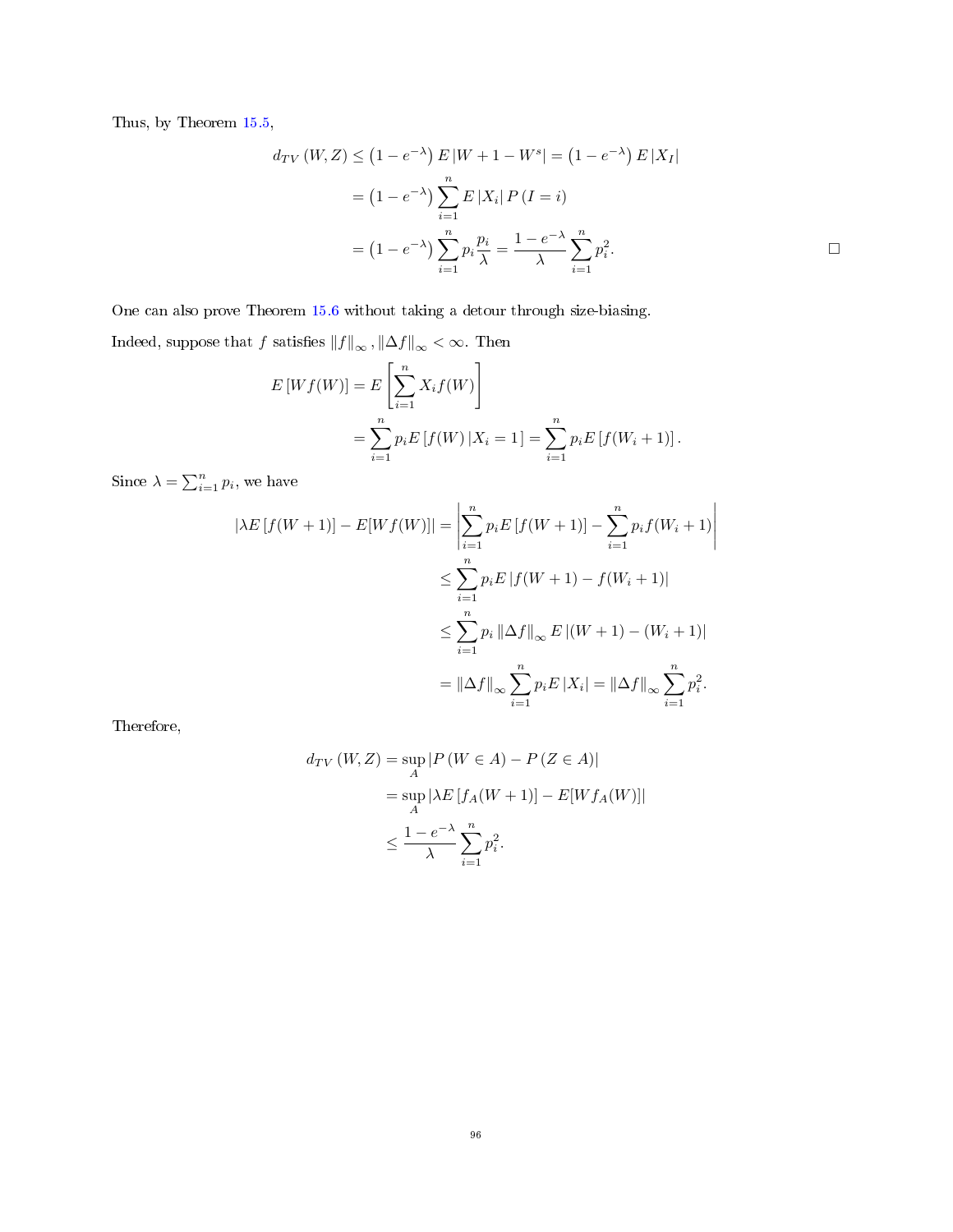Thus, by Theorem 15.5,

$$
\begin{aligned}
d_{TV}(W,Z) &\le \left(1-e^{-\lambda}\right) E\left|W+1-W^s\right| = \left(1-e^{-\lambda}\right) E\left|X_I\right| \\
&= \left(1-e^{-\lambda}\right) \sum_{i=1}^{n} E\left|X_i\right| P\left(I=i\right) \\
&= \left(1-e^{-\lambda}\right) \sum_{i=1}^{n} p_i \frac{p_i}{\lambda} = \frac{1-e^{-\lambda}}{\lambda} \sum_{i=1}^{n} p_i^2.
\end{aligned}
$$

□

One can also prove Theorem 15.6 without taking a detour through size-biasing.

Indeed, suppose that $f$ satisfies $\|f\|_\infty, \|\Delta f\|_\infty < \infty$. Then

$$
\begin{aligned}
E\left[Wf(W)\right] &= E\left[\sum_{i=1}^{n} X_i f(W)\right] \\
&= \sum_{i=1}^{n} p_i E\left[f(W)\,|X_i=1\right] = \sum_{i=1}^{n} p_i E\left[f(W_i+1)\right].
\end{aligned}
$$

Since $\lambda = \sum_{i=1}^{n} p_i$, we have

$$
\begin{aligned}
\left|\lambda E\left[f(W+1)\right] - E[Wf(W)]\right| &= \left|\sum_{i=1}^{n} p_i E\left[f(W+1)\right] - \sum_{i=1}^{n} p_i f(W_i+1)\right| \\
&\le \sum_{i=1}^{n} p_i E\left|f(W+1) - f(W_i+1)\right| \\
&\le \sum_{i=1}^{n} p_i \left\|\Delta f\right\|_\infty E\left|(W+1)-(W_i+1)\right| \\
&= \left\|\Delta f\right\|_\infty \sum_{i=1}^{n} p_i E\left|X_i\right| = \left\|\Delta f\right\|_\infty \sum_{i=1}^{n} p_i^2.
\end{aligned}
$$

Therefore,

$$
\begin{aligned}
d_{TV}(W,Z) &= \sup_A \left|P\left(W\in A\right) - P\left(Z\in A\right)\right| \\
&= \sup_A \left|\lambda E\left[f_A(W+1)\right] - E[Wf_A(W)]\right| \\
&\le \frac{1-e^{-\lambda}}{\lambda} \sum_{i=1}^{n} p_i^2.
\end{aligned}
$$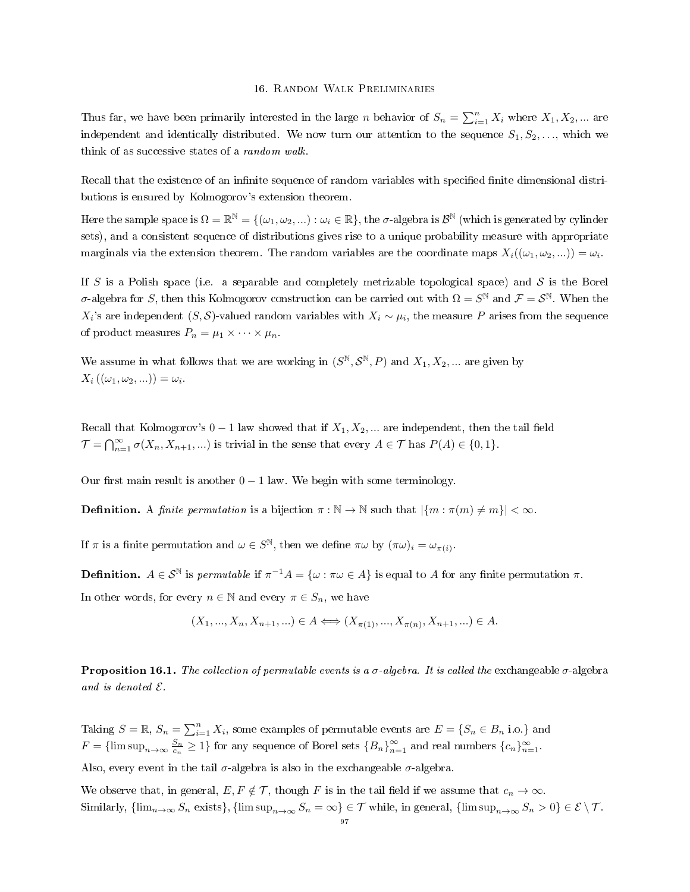# 16. Random Walk Preliminaries

Thus far, we have been primarily interested in the large $n$ behavior of $S_n = \sum_{i=1}^{n} X_i$ where $X_1, X_2, ...$ are independent and identically distributed. We now turn our attention to the sequence $S_1, S_2, \ldots$, which we think of as successive states of a *random walk*.

Recall that the existence of an infinite sequence of random variables with specified finite dimensional distributions is ensured by Kolmogorov's extension theorem.

Here the sample space is $\Omega = \mathbb{R}^{\mathbb{N}} = \{(\omega_1, \omega_2, ...) : \omega_i \in \mathbb{R}\}$, the $\sigma$-algebra is $\mathcal{B}^{\mathbb{N}}$ (which is generated by cylinder sets), and a consistent sequence of distributions gives rise to a unique probability measure with appropriate marginals via the extension theorem. The random variables are the coordinate maps $X_i((\omega_1, \omega_2, ...)) = \omega_i$.

If $S$ is a Polish space (i.e. a separable and completely metrizable topological space) and $\mathcal{S}$ is the Borel $\sigma$-algebra for $S$, then this Kolmogorov construction can be carried out with $\Omega = S^{\mathbb{N}}$ and $\mathcal{F} = \mathcal{S}^{\mathbb{N}}$. When the $X_i$'s are independent $(S, \mathcal{S})$-valued random variables with $X_i \sim \mu_i$, the measure $P$ arises from the sequence of product measures $P_n = \mu_1 \times \cdots \times \mu_n$.

We assume in what follows that we are working in $(S^{\mathbb{N}}, \mathcal{S}^{\mathbb{N}}, P)$ and $X_1, X_2, ...$ are given by $X_i((\omega_1, \omega_2, ...)) = \omega_i$.

Recall that Kolmogorov's $0-1$ law showed that if $X_1, X_2, ...$ are independent, then the tail field $\mathcal{T} = \bigcap_{n=1}^{\infty} \sigma(X_n, X_{n+1}, ...)$ is trivial in the sense that every $A \in \mathcal{T}$ has $P(A) \in \{0, 1\}$.

Our first main result is another $0-1$ law. We begin with some terminology.

**Definition.** A *finite permutation* is a bijection $\pi : \mathbb{N} \to \mathbb{N}$ such that $|\{m : \pi(m) \neq m\}| < \infty$.

If $\pi$ is a finite permutation and $\omega \in S^{\mathbb{N}}$, then we define $\pi\omega$ by $(\pi\omega)_i = \omega_{\pi(i)}$.

**Definition.** $A \in \mathcal{S}^{\mathbb{N}}$ is *permutable* if $\pi^{-1}A = \{\omega : \pi\omega \in A\}$ is equal to $A$ for any finite permutation $\pi$.

In other words, for every $n \in \mathbb{N}$ and every $\pi \in S_n$, we have

$$(X_1, ..., X_n, X_{n+1}, ...) \in A \iff (X_{\pi(1)}, ..., X_{\pi(n)}, X_{n+1}, ...) \in A.$$

**Proposition 16.1.** *The collection of permutable events is a $\sigma$-algebra. It is called the* exchangeable $\sigma$-algebra *and is denoted $\mathcal{E}$.*

Taking $S = \mathbb{R}$, $S_n = \sum_{i=1}^{n} X_i$, some examples of permutable events are $E = \{S_n \in B_n \text{ i.o.}\}$ and $F = \{\limsup_{n\to\infty} \frac{S_n}{c_n} \geq 1\}$ for any sequence of Borel sets $\{B_n\}_{n=1}^{\infty}$ and real numbers $\{c_n\}_{n=1}^{\infty}$.

Also, every event in the tail $\sigma$-algebra is also in the exchangeable $\sigma$-algebra.

We observe that, in general, $E, F \notin \mathcal{T}$, though $F$ is in the tail field if we assume that $c_n \to \infty$. Similarly, $\{\lim_{n\to\infty} S_n \text{ exists}\}, \{\limsup_{n\to\infty} S_n = \infty\} \in \mathcal{T}$ while, in general, $\{\limsup_{n\to\infty} S_n > 0\} \in \mathcal{E} \setminus \mathcal{T}$.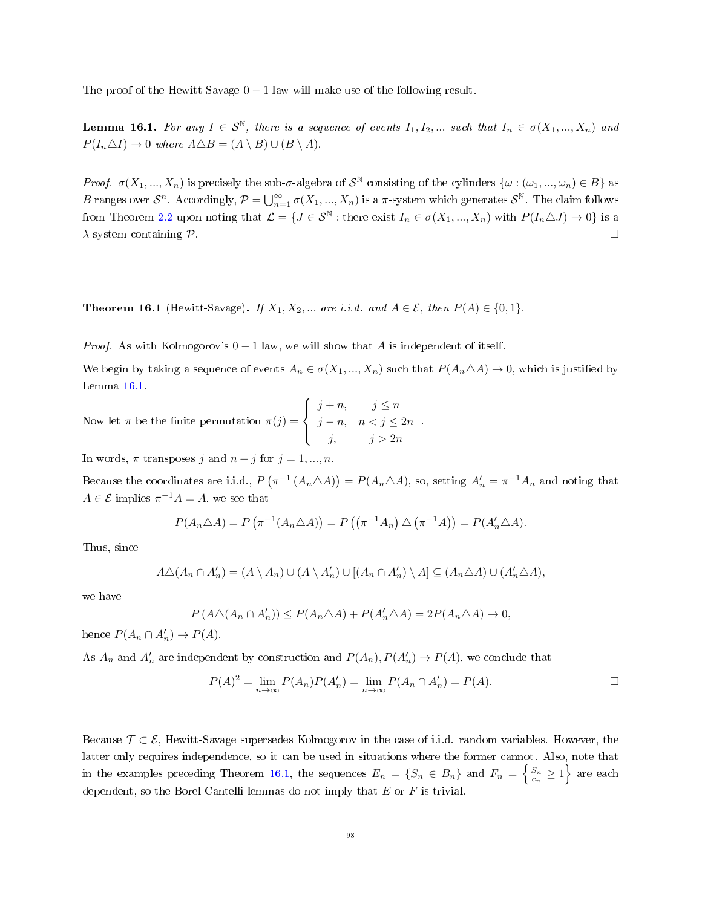The proof of the Hewitt-Savage $0-1$ law will make use of the following result.

**Lemma 16.1.** *For any $I \in \mathcal{S}^{\mathbb{N}}$, there is a sequence of events $I_1, I_2, \ldots$ such that $I_n \in \sigma(X_1, \ldots, X_n)$ and $P(I_n \triangle I) \to 0$ where $A \triangle B = (A \setminus B) \cup (B \setminus A)$.*

*Proof.* $\sigma(X_1, ..., X_n)$ is precisely the sub-$\sigma$-algebra of $\mathcal{S}^{\mathbb{N}}$ consisting of the cylinders $\{\omega : (\omega_1, ..., \omega_n) \in B\}$ as $B$ ranges over $\mathcal{S}^n$. Accordingly, $\mathcal{P} = \bigcup_{n=1}^{\infty} \sigma(X_1, ..., X_n)$ is a $\pi$-system which generates $\mathcal{S}^{\mathbb{N}}$. The claim follows from Theorem 2.2 upon noting that $\mathcal{L} = \{J \in \mathcal{S}^{\mathbb{N}} : \text{there exist } I_n \in \sigma(X_1, ..., X_n) \text{ with } P(I_n \triangle J) \to 0\}$ is a $\lambda$-system containing $\mathcal{P}$. $\square$

**Theorem 16.1** (Hewitt-Savage)**.** *If $X_1, X_2, \ldots$ are i.i.d. and $A \in \mathcal{E}$, then $P(A) \in \{0, 1\}$.*

*Proof.* As with Kolmogorov's $0-1$ law, we will show that $A$ is independent of itself.

We begin by taking a sequence of events $A_n \in \sigma(X_1, ..., X_n)$ such that $P(A_n \triangle A) \to 0$, which is justified by Lemma 16.1.

Now let $\pi$ be the finite permutation $\pi(j) = \begin{cases} j+n, & j \leq n \\ j-n, & n < j \leq 2n \\ j, & j > 2n \end{cases}$.

In words, $\pi$ transposes $j$ and $n+j$ for $j = 1, ..., n$.

Because the coordinates are i.i.d., $P\left(\pi^{-1}\left(A_n \triangle A\right)\right) = P(A_n \triangle A)$, so, setting $A_n' = \pi^{-1} A_n$ and noting that $A \in \mathcal{E}$ implies $\pi^{-1} A = A$, we see that

$$P(A_n \triangle A) = P\left(\pi^{-1}(A_n \triangle A)\right) = P\left(\left(\pi^{-1} A_n\right) \triangle \left(\pi^{-1} A\right)\right) = P(A_n' \triangle A).$$

Thus, since

$$A \triangle (A_n \cap A_n') = (A \setminus A_n) \cup (A \setminus A_n') \cup \left[(A_n \cap A_n') \setminus A\right] \subseteq (A_n \triangle A) \cup (A_n' \triangle A),$$

we have

$$P\left(A \triangle (A_n \cap A_n')\right) \leq P(A_n \triangle A) + P(A_n' \triangle A) = 2P(A_n \triangle A) \to 0,$$

hence $P(A_n \cap A_n') \to P(A)$.

As $A_n$ and $A_n'$ are independent by construction and $P(A_n), P(A_n') \to P(A)$, we conclude that

$$P(A)^2 = \lim_{n \to \infty} P(A_n) P(A_n') = \lim_{n \to \infty} P(A_n \cap A_n') = P(A).$$

$\square$

Because $\mathcal{T} \subset \mathcal{E}$, Hewitt-Savage supersedes Kolmogorov in the case of i.i.d. random variables. However, the latter only requires independence, so it can be used in situations where the former cannot. Also, note that in the examples preceding Theorem 16.1, the sequences $E_n = \{S_n \in B_n\}$ and $F_n = \left\{\frac{S_n}{c_n} \geq 1\right\}$ are each dependent, so the Borel-Cantelli lemmas do not imply that $E$ or $F$ is trivial.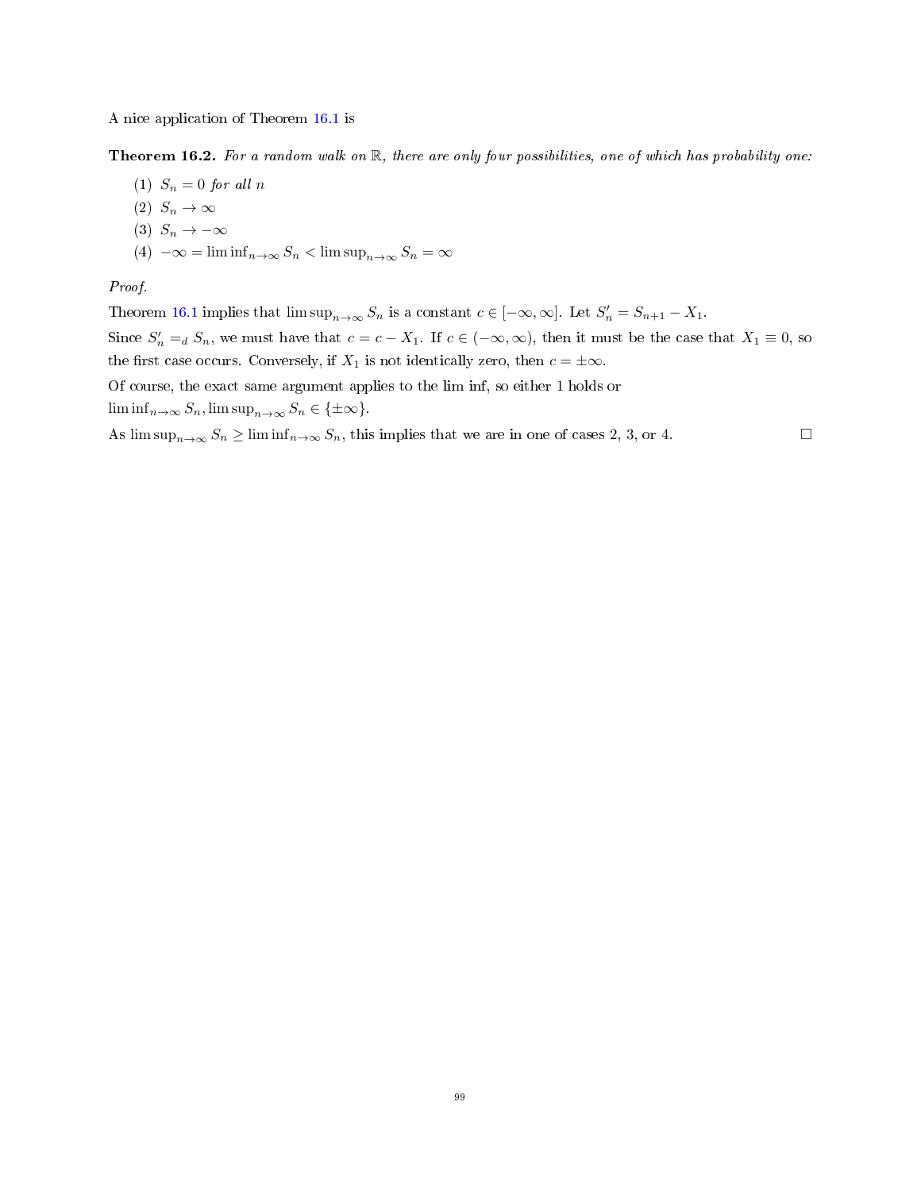A nice application of Theorem 16.1 is

**Theorem 16.2.** *For a random walk on $\mathbb{R}$, there are only four possibilities, one of which has probability one:*

(1) $S_n = 0$ *for all* $n$
(2) $S_n \to \infty$
(3) $S_n \to -\infty$
(4) $-\infty = \liminf_{n\to\infty} S_n < \limsup_{n\to\infty} S_n = \infty$

*Proof.*
Theorem 16.1 implies that $\limsup_{n\to\infty} S_n$ is a constant $c \in [-\infty, \infty]$. Let $S'_n = S_{n+1} - X_1$.
Since $S'_n =_d S_n$, we must have that $c = c - X_1$. If $c \in (-\infty, \infty)$, then it must be the case that $X_1 \equiv 0$, so the first case occurs. Conversely, if $X_1$ is not identically zero, then $c = \pm\infty$.
Of course, the exact same argument applies to the lim inf, so either 1 holds or
$\liminf_{n\to\infty} S_n, \limsup_{n\to\infty} S_n \in \{\pm\infty\}$.
As $\limsup_{n\to\infty} S_n \geq \liminf_{n\to\infty} S_n$, this implies that we are in one of cases 2, 3, or 4. $\square$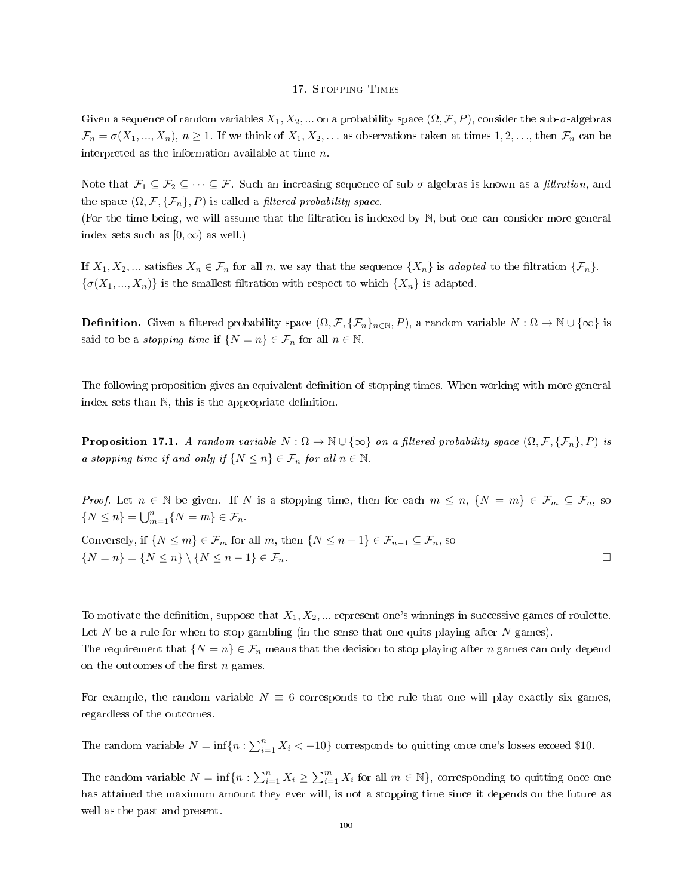# 17. Stopping Times

Given a sequence of random variables $X_1, X_2, \ldots$ on a probability space $(\Omega, \mathcal{F}, P)$, consider the sub-$\sigma$-algebras $\mathcal{F}_n = \sigma(X_1, \ldots, X_n)$, $n \geq 1$. If we think of $X_1, X_2, \ldots$ as observations taken at times $1, 2, \ldots$, then $\mathcal{F}_n$ can be interpreted as the information available at time $n$.

Note that $\mathcal{F}_1 \subseteq \mathcal{F}_2 \subseteq \cdots \subseteq \mathcal{F}$. Such an increasing sequence of sub-$\sigma$-algebras is known as a *filtration*, and the space $(\Omega, \mathcal{F}, \{\mathcal{F}_n\}, P)$ is called a *filtered probability space*.
(For the time being, we will assume that the filtration is indexed by $\mathbb{N}$, but one can consider more general index sets such as $[0, \infty)$ as well.)

If $X_1, X_2, \ldots$ satisfies $X_n \in \mathcal{F}_n$ for all $n$, we say that the sequence $\{X_n\}$ is *adapted* to the filtration $\{\mathcal{F}_n\}$.
$\{\sigma(X_1, \ldots, X_n)\}$ is the smallest filtration with respect to which $\{X_n\}$ is adapted.

**Definition.** Given a filtered probability space $(\Omega, \mathcal{F}, \{\mathcal{F}_n\}_{n \in \mathbb{N}}, P)$, a random variable $N : \Omega \to \mathbb{N} \cup \{\infty\}$ is said to be a *stopping time* if $\{N = n\} \in \mathcal{F}_n$ for all $n \in \mathbb{N}$.

The following proposition gives an equivalent definition of stopping times. When working with more general index sets than $\mathbb{N}$, this is the appropriate definition.

**Proposition 17.1.** *A random variable $N : \Omega \to \mathbb{N} \cup \{\infty\}$ on a filtered probability space $(\Omega, \mathcal{F}, \{\mathcal{F}_n\}, P)$ is a stopping time if and only if $\{N \leq n\} \in \mathcal{F}_n$ for all $n \in \mathbb{N}$.*

*Proof.* Let $n \in \mathbb{N}$ be given. If $N$ is a stopping time, then for each $m \leq n$, $\{N = m\} \in \mathcal{F}_m \subseteq \mathcal{F}_n$, so $\{N \leq n\} = \bigcup_{m=1}^{n} \{N = m\} \in \mathcal{F}_n$.
Conversely, if $\{N \leq m\} \in \mathcal{F}_m$ for all $m$, then $\{N \leq n-1\} \in \mathcal{F}_{n-1} \subseteq \mathcal{F}_n$, so
$\{N = n\} = \{N \leq n\} \setminus \{N \leq n-1\} \in \mathcal{F}_n$. □

To motivate the definition, suppose that $X_1, X_2, \ldots$ represent one's winnings in successive games of roulette. Let $N$ be a rule for when to stop gambling (in the sense that one quits playing after $N$ games).
The requirement that $\{N = n\} \in \mathcal{F}_n$ means that the decision to stop playing after $n$ games can only depend on the outcomes of the first $n$ games.

For example, the random variable $N \equiv 6$ corresponds to the rule that one will play exactly six games, regardless of the outcomes.

The random variable $N = \inf\{n : \sum_{i=1}^{n} X_i < -10\}$ corresponds to quitting once one's losses exceed \$10.

The random variable $N = \inf\{n : \sum_{i=1}^{n} X_i \geq \sum_{i=1}^{m} X_i \text{ for all } m \in \mathbb{N}\}$, corresponding to quitting once one has attained the maximum amount they ever will, is not a stopping time since it depends on the future as well as the past and present.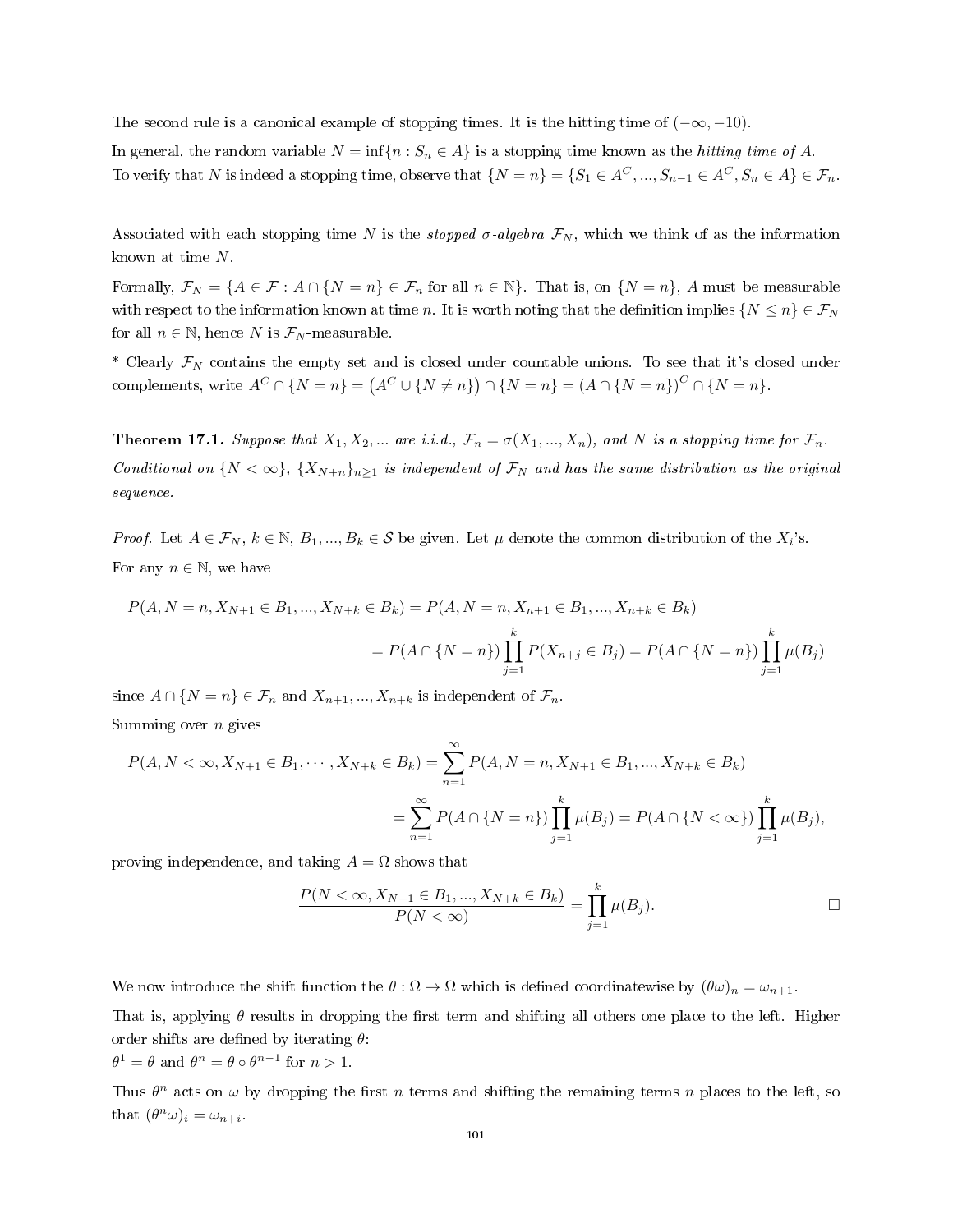The second rule is a canonical example of stopping times. It is the hitting time of $(-\infty, -10)$.

In general, the random variable $N = \inf\{n : S_n \in A\}$ is a stopping time known as the *hitting time of A*. To verify that $N$ is indeed a stopping time, observe that $\{N = n\} = \{S_1 \in A^C, ..., S_{n-1} \in A^C, S_n \in A\} \in \mathcal{F}_n$.

Associated with each stopping time $N$ is the *stopped σ-algebra* $\mathcal{F}_N$, which we think of as the information known at time $N$.

Formally, $\mathcal{F}_N = \{A \in \mathcal{F} : A \cap \{N = n\} \in \mathcal{F}_n \text{ for all } n \in \mathbb{N}\}$. That is, on $\{N = n\}$, $A$ must be measurable with respect to the information known at time $n$. It is worth noting that the definition implies $\{N \leq n\} \in \mathcal{F}_N$ for all $n \in \mathbb{N}$, hence $N$ is $\mathcal{F}_N$-measurable.

* Clearly $\mathcal{F}_N$ contains the empty set and is closed under countable unions. To see that it's closed under complements, write $A^C \cap \{N = n\} = \left(A^C \cup \{N \neq n\}\right) \cap \{N = n\} = (A \cap \{N = n\})^C \cap \{N = n\}$.

**Theorem 17.1.** *Suppose that $X_1, X_2, ...$ are i.i.d., $\mathcal{F}_n = \sigma(X_1, ..., X_n)$, and $N$ is a stopping time for $\mathcal{F}_n$. Conditional on $\{N < \infty\}$, $\{X_{N+n}\}_{n \geq 1}$ is independent of $\mathcal{F}_N$ and has the same distribution as the original sequence.*

*Proof.* Let $A \in \mathcal{F}_N$, $k \in \mathbb{N}$, $B_1, ..., B_k \in \mathcal{S}$ be given. Let $\mu$ denote the common distribution of the $X_i$'s.

For any $n \in \mathbb{N}$, we have

$$
\begin{aligned}
P(A, N = n, X_{N+1} \in B_1, ..., X_{N+k} \in B_k) &= P(A, N = n, X_{n+1} \in B_1, ..., X_{n+k} \in B_k) \\
&= P(A \cap \{N = n\}) \prod_{j=1}^{k} P(X_{n+j} \in B_j) = P(A \cap \{N = n\}) \prod_{j=1}^{k} \mu(B_j)
\end{aligned}
$$

since $A \cap \{N = n\} \in \mathcal{F}_n$ and $X_{n+1}, ..., X_{n+k}$ is independent of $\mathcal{F}_n$.

Summing over $n$ gives

$$
\begin{aligned}
P(A, N < \infty, X_{N+1} \in B_1, \cdots, X_{N+k} \in B_k) &= \sum_{n=1}^{\infty} P(A, N = n, X_{N+1} \in B_1, ..., X_{N+k} \in B_k) \\
&= \sum_{n=1}^{\infty} P(A \cap \{N = n\}) \prod_{j=1}^{k} \mu(B_j) = P(A \cap \{N < \infty\}) \prod_{j=1}^{k} \mu(B_j),
\end{aligned}
$$

proving independence, and taking $A = \Omega$ shows that

$$
\frac{P(N < \infty, X_{N+1} \in B_1, ..., X_{N+k} \in B_k)}{P(N < \infty)} = \prod_{j=1}^{k} \mu(B_j). \qquad \square
$$

We now introduce the shift function the $\theta : \Omega \to \Omega$ which is defined coordinatewise by $(\theta\omega)_n = \omega_{n+1}$.

That is, applying $\theta$ results in dropping the first term and shifting all others one place to the left. Higher order shifts are defined by iterating $\theta$:
$\theta^1 = \theta$ and $\theta^n = \theta \circ \theta^{n-1}$ for $n > 1$.

Thus $\theta^n$ acts on $\omega$ by dropping the first $n$ terms and shifting the remaining terms $n$ places to the left, so that $(\theta^n\omega)_i = \omega_{n+i}$.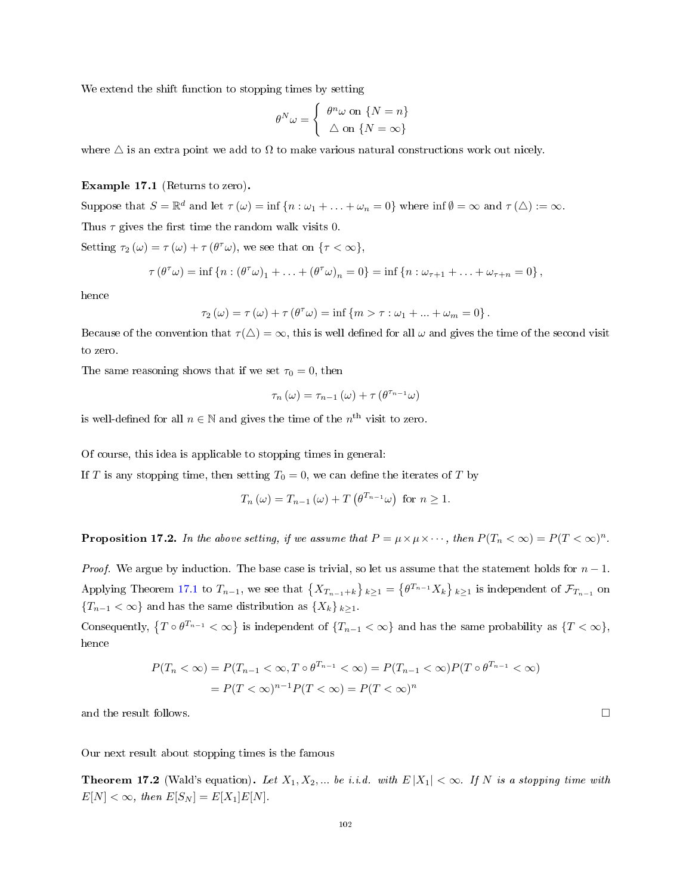We extend the shift function to stopping times by setting

$$\theta^N \omega = \begin{cases} \theta^n \omega \text{ on } \{N = n\} \\ \triangle \text{ on } \{N = \infty\} \end{cases}$$

where $\triangle$ is an extra point we add to $\Omega$ to make various natural constructions work out nicely.

**Example 17.1** (Returns to zero)**.**

Suppose that $S = \mathbb{R}^d$ and let $\tau(\omega) = \inf\{n : \omega_1 + \ldots + \omega_n = 0\}$ where $\inf \emptyset = \infty$ and $\tau(\triangle) := \infty$.

Thus $\tau$ gives the first time the random walk visits 0.

Setting $\tau_2(\omega) = \tau(\omega) + \tau(\theta^\tau \omega)$, we see that on $\{\tau < \infty\}$,

$$\tau(\theta^\tau \omega) = \inf\{n : (\theta^\tau \omega)_1 + \ldots + (\theta^\tau \omega)_n = 0\} = \inf\{n : \omega_{\tau+1} + \ldots + \omega_{\tau+n} = 0\},$$

hence

$$\tau_2(\omega) = \tau(\omega) + \tau(\theta^\tau \omega) = \inf\{m > \tau : \omega_1 + ... + \omega_m = 0\}.$$

Because of the convention that $\tau(\triangle) = \infty$, this is well defined for all $\omega$ and gives the time of the second visit to zero.

The same reasoning shows that if we set $\tau_0 = 0$, then

$$\tau_n(\omega) = \tau_{n-1}(\omega) + \tau(\theta^{\tau_{n-1}} \omega)$$

is well-defined for all $n \in \mathbb{N}$ and gives the time of the $n^{\text{th}}$ visit to zero.

Of course, this idea is applicable to stopping times in general:

If $T$ is any stopping time, then setting $T_0 = 0$, we can define the iterates of $T$ by

$$T_n(\omega) = T_{n-1}(\omega) + T\left(\theta^{T_{n-1}} \omega\right) \text{ for } n \geq 1.$$

**Proposition 17.2.** *In the above setting, if we assume that $P = \mu \times \mu \times \cdots$, then $P(T_n < \infty) = P(T < \infty)^n$.*

*Proof.* We argue by induction. The base case is trivial, so let us assume that the statement holds for $n-1$. Applying Theorem 17.1 to $T_{n-1}$, we see that $\{X_{T_{n-1}+k}\}_{k \geq 1} = \{\theta^{T_{n-1}} X_k\}_{k \geq 1}$ is independent of $\mathcal{F}_{T_{n-1}}$ on $\{T_{n-1} < \infty\}$ and has the same distribution as $\{X_k\}_{k \geq 1}$.

Consequently, $\{T \circ \theta^{T_{n-1}} < \infty\}$ is independent of $\{T_{n-1} < \infty\}$ and has the same probability as $\{T < \infty\}$, hence

$$\begin{aligned} P(T_n < \infty) &= P(T_{n-1} < \infty, T \circ \theta^{T_{n-1}} < \infty) = P(T_{n-1} < \infty) P(T \circ \theta^{T_{n-1}} < \infty) \\ &= P(T < \infty)^{n-1} P(T < \infty) = P(T < \infty)^n \end{aligned}$$

and the result follows. $\square$

Our next result about stopping times is the famous

**Theorem 17.2** (Wald's equation)**.** *Let $X_1, X_2, ...$ be i.i.d. with $E|X_1| < \infty$. If $N$ is a stopping time with $E[N] < \infty$, then $E[S_N] = E[X_1]E[N]$.*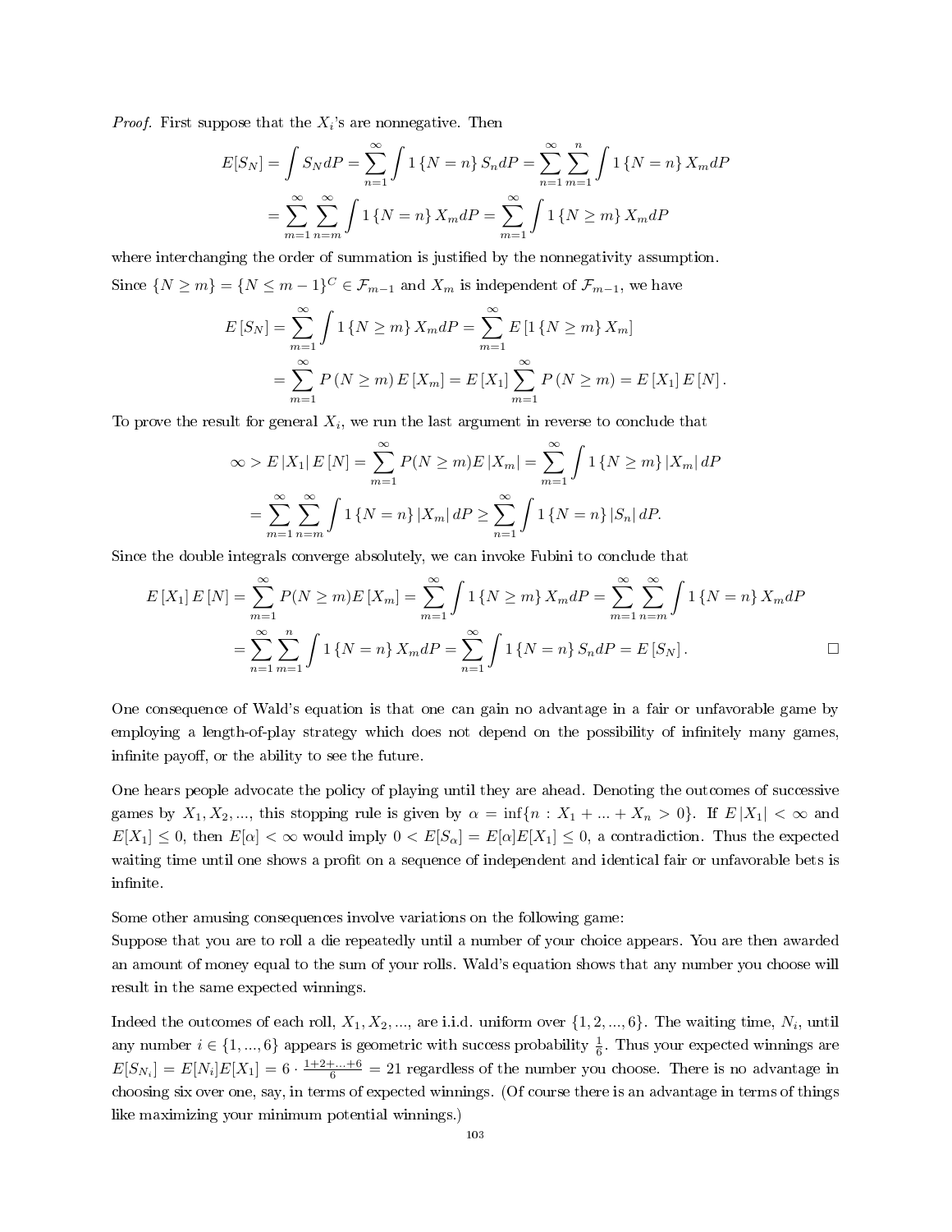*Proof.* First suppose that the $X_i$'s are nonnegative. Then

$$E[S_N] = \int S_N dP = \sum_{n=1}^{\infty} \int 1\{N = n\} S_n dP = \sum_{n=1}^{\infty} \sum_{m=1}^{n} \int 1\{N = n\} X_m dP$$
$$= \sum_{m=1}^{\infty} \sum_{n=m}^{\infty} \int 1\{N = n\} X_m dP = \sum_{m=1}^{\infty} \int 1\{N \geq m\} X_m dP$$

where interchanging the order of summation is justified by the nonnegativity assumption.

Since $\{N \geq m\} = \{N \leq m-1\}^C \in \mathcal{F}_{m-1}$ and $X_m$ is independent of $\mathcal{F}_{m-1}$, we have

$$E[S_N] = \sum_{m=1}^{\infty} \int 1\{N \geq m\} X_m dP = \sum_{m=1}^{\infty} E[1\{N \geq m\} X_m]$$
$$= \sum_{m=1}^{\infty} P(N \geq m) E[X_m] = E[X_1] \sum_{m=1}^{\infty} P(N \geq m) = E[X_1] E[N].$$

To prove the result for general $X_i$, we run the last argument in reverse to conclude that

$$\infty > E|X_1| E[N] = \sum_{m=1}^{\infty} P(N \geq m) E|X_m| = \sum_{m=1}^{\infty} \int 1\{N \geq m\} |X_m| dP$$
$$= \sum_{m=1}^{\infty} \sum_{n=m}^{\infty} \int 1\{N = n\} |X_m| dP \geq \sum_{n=1}^{\infty} \int 1\{N = n\} |S_n| dP.$$

Since the double integrals converge absolutely, we can invoke Fubini to conclude that

$$E[X_1] E[N] = \sum_{m=1}^{\infty} P(N \geq m) E[X_m] = \sum_{m=1}^{\infty} \int 1\{N \geq m\} X_m dP = \sum_{m=1}^{\infty} \sum_{n=m}^{\infty} \int 1\{N = n\} X_m dP$$
$$= \sum_{n=1}^{\infty} \sum_{m=1}^{n} \int 1\{N = n\} X_m dP = \sum_{n=1}^{\infty} \int 1\{N = n\} S_n dP = E[S_N].$$

□

One consequence of Wald's equation is that one can gain no advantage in a fair or unfavorable game by employing a length-of-play strategy which does not depend on the possibility of infinitely many games, infinite payoff, or the ability to see the future.

One hears people advocate the policy of playing until they are ahead. Denoting the outcomes of successive games by $X_1, X_2, ...,$ this stopping rule is given by $\alpha = \inf\{n : X_1 + ... + X_n > 0\}$. If $E|X_1| < \infty$ and $E[X_1] \leq 0$, then $E[\alpha] < \infty$ would imply $0 < E[S_\alpha] = E[\alpha]E[X_1] \leq 0$, a contradiction. Thus the expected waiting time until one shows a profit on a sequence of independent and identical fair or unfavorable bets is infinite.

Some other amusing consequences involve variations on the following game:
Suppose that you are to roll a die repeatedly until a number of your choice appears. You are then awarded an amount of money equal to the sum of your rolls. Wald's equation shows that any number you choose will result in the same expected winnings.

Indeed the outcomes of each roll, $X_1, X_2, ...,$ are i.i.d. uniform over $\{1, 2, ..., 6\}$. The waiting time, $N_i$, until any number $i \in \{1, ..., 6\}$ appears is geometric with success probability $\frac{1}{6}$. Thus your expected winnings are $E[S_{N_i}] = E[N_i]E[X_1] = 6 \cdot \frac{1+2+...+6}{6} = 21$ regardless of the number you choose. There is no advantage in choosing six over one, say, in terms of expected winnings. (Of course there is an advantage in terms of things like maximizing your minimum potential winnings.)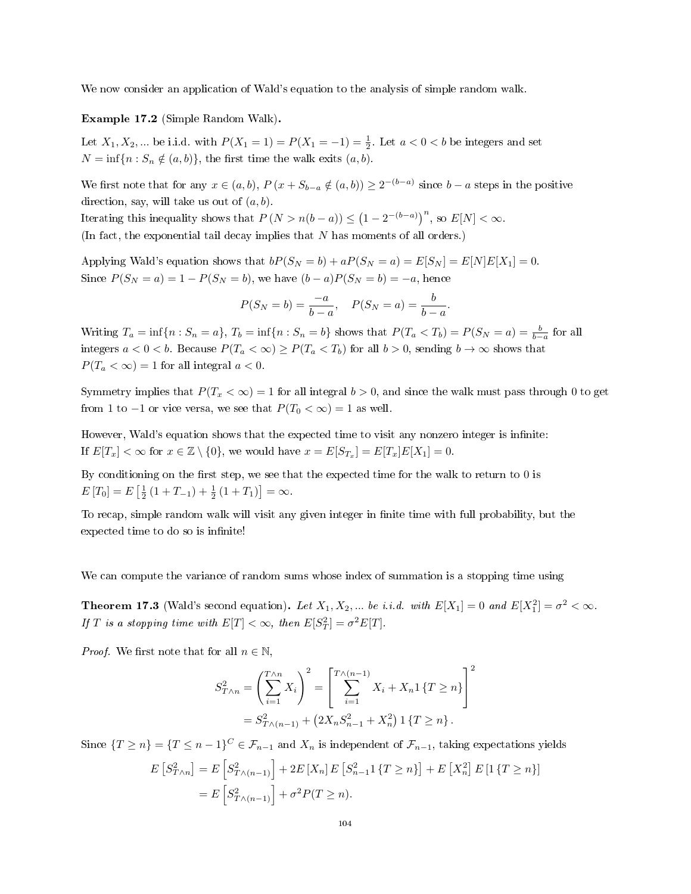We now consider an application of Wald's equation to the analysis of simple random walk.

**Example 17.2** (Simple Random Walk)**.**

Let $X_1, X_2, \ldots$ be i.i.d. with $P(X_1 = 1) = P(X_1 = -1) = \frac{1}{2}$. Let $a < 0 < b$ be integers and set $N = \inf\{n : S_n \notin (a,b)\}$, the first time the walk exits $(a,b)$.

We first note that for any $x \in (a,b)$, $P\left(x + S_{b-a} \notin (a,b)\right) \geq 2^{-(b-a)}$ since $b - a$ steps in the positive direction, say, will take us out of $(a,b)$.
Iterating this inequality shows that $P\left(N > n(b-a)\right) \leq \left(1 - 2^{-(b-a)}\right)^n$, so $E[N] < \infty$.
(In fact, the exponential tail decay implies that $N$ has moments of all orders.)

Applying Wald's equation shows that $bP(S_N = b) + aP(S_N = a) = E[S_N] = E[N]E[X_1] = 0$.
Since $P(S_N = a) = 1 - P(S_N = b)$, we have $(b-a)P(S_N = b) = -a$, hence

$$P(S_N = b) = \frac{-a}{b-a}, \quad P(S_N = a) = \frac{b}{b-a}.$$

Writing $T_a = \inf\{n : S_n = a\}$, $T_b = \inf\{n : S_n = b\}$ shows that $P(T_a < T_b) = P(S_N = a) = \frac{b}{b-a}$ for all integers $a < 0 < b$. Because $P(T_a < \infty) \geq P(T_a < T_b)$ for all $b > 0$, sending $b \to \infty$ shows that $P(T_a < \infty) = 1$ for all integral $a < 0$.

Symmetry implies that $P(T_x < \infty) = 1$ for all integral $b > 0$, and since the walk must pass through 0 to get from 1 to $-1$ or vice versa, we see that $P(T_0 < \infty) = 1$ as well.

However, Wald's equation shows that the expected time to visit any nonzero integer is infinite:
If $E[T_x] < \infty$ for $x \in \mathbb{Z} \setminus \{0\}$, we would have $x = E[S_{T_x}] = E[T_x]E[X_1] = 0$.

By conditioning on the first step, we see that the expected time for the walk to return to 0 is
$E\left[T_0\right] = E\left[\frac{1}{2}\left(1 + T_{-1}\right) + \frac{1}{2}\left(1 + T_1\right)\right] = \infty$.

To recap, simple random walk will visit any given integer in finite time with full probability, but the expected time to do so is infinite!

We can compute the variance of random sums whose index of summation is a stopping time using

**Theorem 17.3** (Wald's second equation)**.** *Let $X_1, X_2, \ldots$ be i.i.d. with $E[X_1] = 0$ and $E[X_1^2] = \sigma^2 < \infty$. If $T$ is a stopping time with $E[T] < \infty$, then $E[S_T^2] = \sigma^2 E[T]$.*

*Proof.* We first note that for all $n \in \mathbb{N}$,

$$\begin{aligned} S_{T\wedge n}^2 = \left(\sum_{i=1}^{T\wedge n} X_i\right)^2 &= \left[\sum_{i=1}^{T\wedge(n-1)} X_i + X_n 1\{T \geq n\}\right]^2 \\ &= S_{T\wedge(n-1)}^2 + \left(2X_n S_{n-1}^2 + X_n^2\right) 1\{T \geq n\}. \end{aligned}$$

Since $\{T \geq n\} = \{T \leq n-1\}^C \in \mathcal{F}_{n-1}$ and $X_n$ is independent of $\mathcal{F}_{n-1}$, taking expectations yields

$$\begin{aligned} E\left[S_{T\wedge n}^2\right] &= E\left[S_{T\wedge(n-1)}^2\right] + 2E\left[X_n\right]E\left[S_{n-1}^2 1\{T \geq n\}\right] + E\left[X_n^2\right]E\left[1\{T \geq n\}\right] \\ &= E\left[S_{T\wedge(n-1)}^2\right] + \sigma^2 P(T \geq n). \end{aligned}$$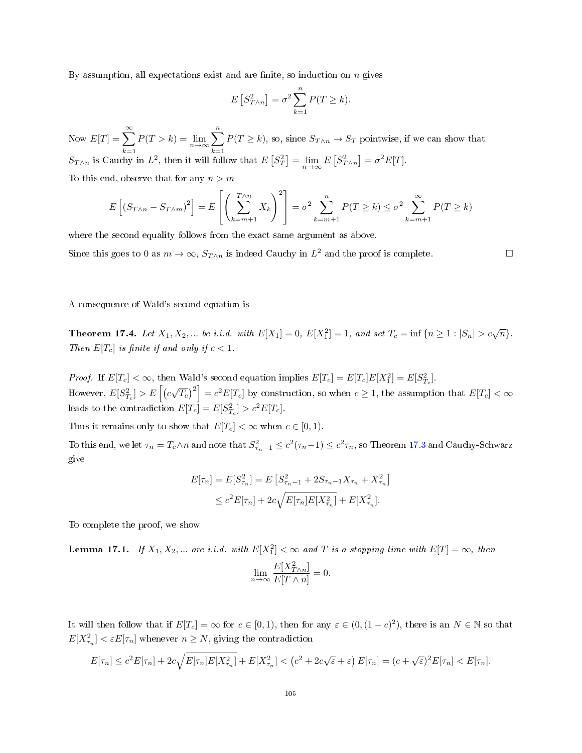By assumption, all expectations exist and are finite, so induction on $n$ gives

$$E\left[S_{T\wedge n}^2\right] = \sigma^2 \sum_{k=1}^{n} P(T \geq k).$$

Now $E[T] = \sum_{k=1}^{\infty} P(T > k) = \lim_{n\to\infty} \sum_{k=1}^{n} P(T \geq k)$, so, since $S_{T\wedge n} \to S_T$ pointwise, if we can show that $S_{T\wedge n}$ is Cauchy in $L^2$, then it will follow that $E\left[S_T^2\right] = \lim_{n\to\infty} E\left[S_{T\wedge n}^2\right] = \sigma^2 E[T]$.

To this end, observe that for any $n > m$

$$E\left[(S_{T\wedge n} - S_{T\wedge m})^2\right] = E\left[\left(\sum_{k=m+1}^{T\wedge n} X_k\right)^2\right] = \sigma^2 \sum_{k=m+1}^{n} P(T \geq k) \leq \sigma^2 \sum_{k=m+1}^{\infty} P(T \geq k)$$

where the second equality follows from the exact same argument as above.

Since this goes to 0 as $m \to \infty$, $S_{T\wedge n}$ is indeed Cauchy in $L^2$ and the proof is complete. □

A consequence of Wald's second equation is

**Theorem 17.4.** *Let $X_1, X_2, \ldots$ be i.i.d. with $E[X_1] = 0$, $E[X_1^2] = 1$, and set $T_c = \inf\{n \geq 1 : |S_n| > c\sqrt{n}\}$. Then $E[T_c]$ is finite if and only if $c < 1$.*

*Proof.* If $E[T_c] < \infty$, then Wald's second equation implies $E[T_c] = E[T_c]E[X_1^2] = E[S_{T_c}^2]$.

However, $E[S_{T_c}^2] > E\left[\left(c\sqrt{T_c}\right)^2\right] = c^2 E[T_c]$ by construction, so when $c \geq 1$, the assumption that $E[T_c] < \infty$ leads to the contradiction $E[T_c] = E[S_{T_c}^2] > c^2 E[T_c]$.

Thus it remains only to show that $E[T_c] < \infty$ when $c \in [0, 1)$.

To this end, we let $\tau_n = T_c \wedge n$ and note that $S_{\tau_n - 1}^2 \leq c^2(\tau_n - 1) \leq c^2 \tau_n$, so Theorem 17.3 and Cauchy-Schwarz give

$$\begin{aligned}
E[\tau_n] = E[S_{\tau_n}^2] &= E\left[S_{\tau_n-1}^2 + 2S_{\tau_n-1}X_{\tau_n} + X_{\tau_n}^2\right] \\
&\leq c^2 E[\tau_n] + 2c\sqrt{E[\tau_n]E[X_{\tau_n}^2]} + E[X_{\tau_n}^2].
\end{aligned}$$

To complete the proof, we show

**Lemma 17.1.** *If $X_1, X_2, \ldots$ are i.i.d. with $E[X_1^2] < \infty$ and $T$ is a stopping time with $E[T] = \infty$, then*

$$\lim_{n\to\infty} \frac{E[X_{T\wedge n}^2]}{E[T \wedge n]} = 0.$$

It will then follow that if $E[T_c] = \infty$ for $c \in [0, 1)$, then for any $\varepsilon \in (0, (1-c)^2)$, there is an $N \in \mathbb{N}$ so that $E[X_{\tau_n}^2] < \varepsilon E[\tau_n]$ whenever $n \geq N$, giving the contradiction

$$E[\tau_n] \leq c^2 E[\tau_n] + 2c\sqrt{E[\tau_n]E[X_{\tau_n}^2]} + E[X_{\tau_n}^2] < \left(c^2 + 2c\sqrt{\varepsilon} + \varepsilon\right) E[\tau_n] = (c + \sqrt{\varepsilon})^2 E[\tau_n] < E[\tau_n].$$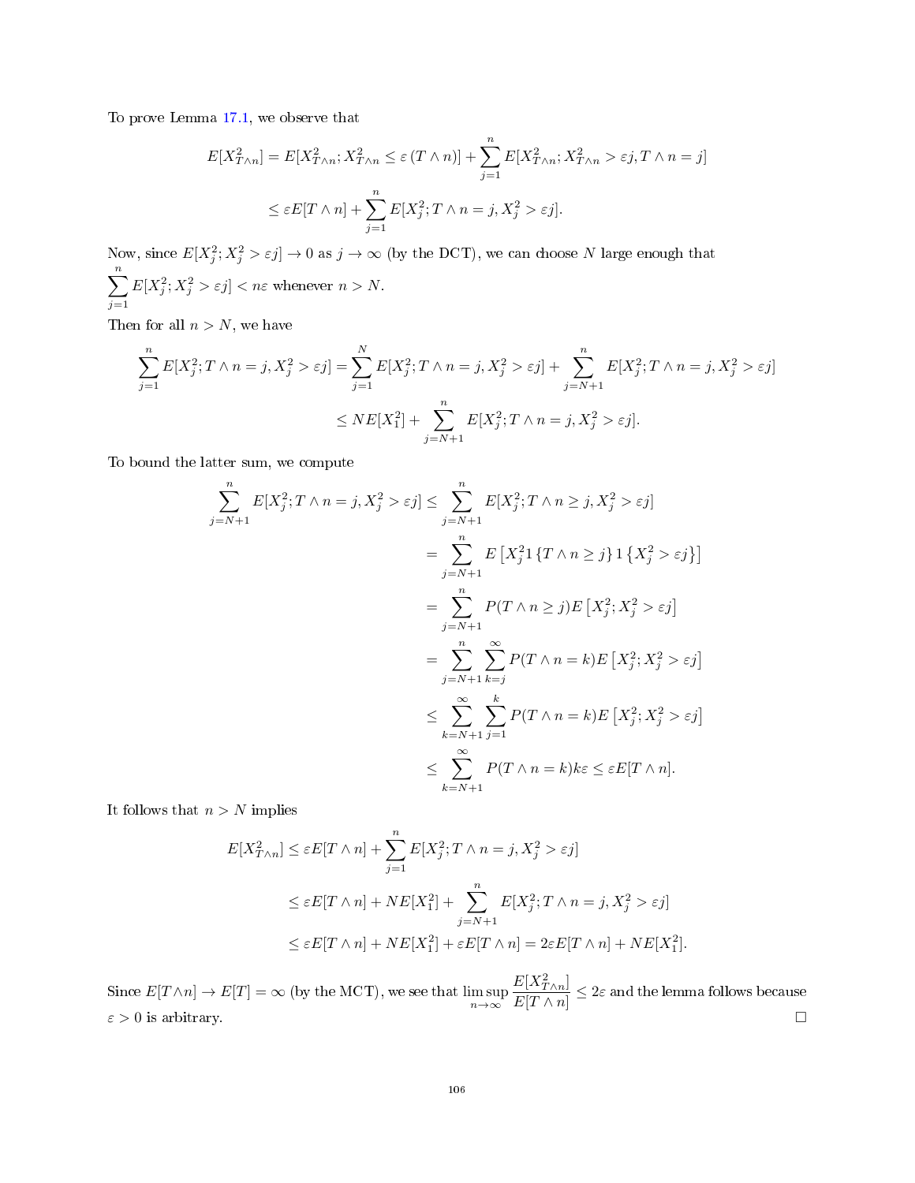To prove Lemma 17.1, we observe that

$$
\begin{aligned}
E[X_{T\wedge n}^2] &= E[X_{T\wedge n}^2; X_{T\wedge n}^2 \le \varepsilon\,(T\wedge n)] + \sum_{j=1}^{n} E[X_{T\wedge n}^2; X_{T\wedge n}^2 > \varepsilon j, T\wedge n = j] \\
&\le \varepsilon E[T\wedge n] + \sum_{j=1}^{n} E[X_j^2; T\wedge n = j, X_j^2 > \varepsilon j].
\end{aligned}
$$

Now, since $E[X_j^2; X_j^2 > \varepsilon j] \to 0$ as $j \to \infty$ (by the DCT), we can choose $N$ large enough that $\sum_{j=1}^{n} E[X_j^2; X_j^2 > \varepsilon j] < n\varepsilon$ whenever $n > N$.

Then for all $n > N$, we have

$$
\begin{aligned}
\sum_{j=1}^{n} E[X_j^2; T\wedge n = j, X_j^2 > \varepsilon j] &= \sum_{j=1}^{N} E[X_j^2; T\wedge n = j, X_j^2 > \varepsilon j] + \sum_{j=N+1}^{n} E[X_j^2; T\wedge n = j, X_j^2 > \varepsilon j] \\
&\le NE[X_1^2] + \sum_{j=N+1}^{n} E[X_j^2; T\wedge n = j, X_j^2 > \varepsilon j].
\end{aligned}
$$

To bound the latter sum, we compute

$$
\begin{aligned}
\sum_{j=N+1}^{n} E[X_j^2; T\wedge n = j, X_j^2 > \varepsilon j] &\le \sum_{j=N+1}^{n} E[X_j^2; T\wedge n \ge j, X_j^2 > \varepsilon j] \\
&= \sum_{j=N+1}^{n} E\left[X_j^2 1\{T\wedge n \ge j\} 1\{X_j^2 > \varepsilon j\}\right] \\
&= \sum_{j=N+1}^{n} P(T\wedge n \ge j) E\left[X_j^2; X_j^2 > \varepsilon j\right] \\
&= \sum_{j=N+1}^{n} \sum_{k=j}^{\infty} P(T\wedge n = k) E\left[X_j^2; X_j^2 > \varepsilon j\right] \\
&\le \sum_{k=N+1}^{\infty} \sum_{j=1}^{k} P(T\wedge n = k) E\left[X_j^2; X_j^2 > \varepsilon j\right] \\
&\le \sum_{k=N+1}^{\infty} P(T\wedge n = k) k\varepsilon \le \varepsilon E[T\wedge n].
\end{aligned}
$$

It follows that $n > N$ implies

$$
\begin{aligned}
E[X_{T\wedge n}^2] &\le \varepsilon E[T\wedge n] + \sum_{j=1}^{n} E[X_j^2; T\wedge n = j, X_j^2 > \varepsilon j] \\
&\le \varepsilon E[T\wedge n] + NE[X_1^2] + \sum_{j=N+1}^{n} E[X_j^2; T\wedge n = j, X_j^2 > \varepsilon j] \\
&\le \varepsilon E[T\wedge n] + NE[X_1^2] + \varepsilon E[T\wedge n] = 2\varepsilon E[T\wedge n] + NE[X_1^2].
\end{aligned}
$$

Since $E[T\wedge n] \to E[T] = \infty$ (by the MCT), we see that $\limsup_{n\to\infty} \dfrac{E[X_{T\wedge n}^2]}{E[T\wedge n]} \le 2\varepsilon$ and the lemma follows because $\varepsilon > 0$ is arbitrary. $\square$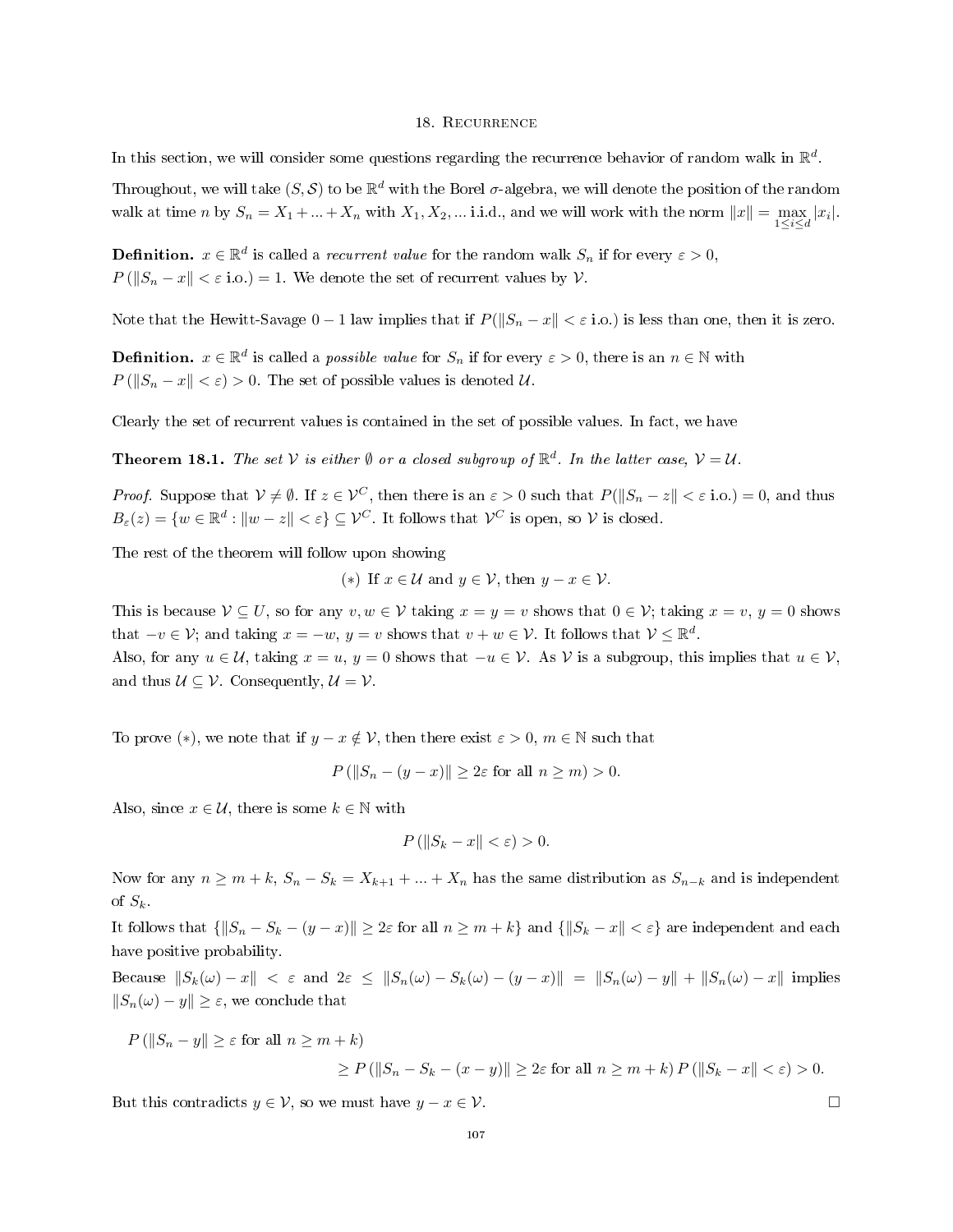## 18. Recurrence

In this section, we will consider some questions regarding the recurrence behavior of random walk in $\mathbb{R}^d$.

Throughout, we will take $(S, \mathcal{S})$ to be $\mathbb{R}^d$ with the Borel $\sigma$-algebra, we will denote the position of the random walk at time $n$ by $S_n = X_1 + ... + X_n$ with $X_1, X_2, ...$ i.i.d., and we will work with the norm $\|x\| = \max_{1 \leq i \leq d} |x_i|$.

**Definition.** $x \in \mathbb{R}^d$ is called a *recurrent value* for the random walk $S_n$ if for every $\varepsilon > 0$, $P(\|S_n - x\| < \varepsilon \text{ i.o.}) = 1$. We denote the set of recurrent values by $\mathcal{V}$.

Note that the Hewitt-Savage $0-1$ law implies that if $P(\|S_n - x\| < \varepsilon \text{ i.o.})$ is less than one, then it is zero.

**Definition.** $x \in \mathbb{R}^d$ is called a *possible value* for $S_n$ if for every $\varepsilon > 0$, there is an $n \in \mathbb{N}$ with $P(\|S_n - x\| < \varepsilon) > 0$. The set of possible values is denoted $\mathcal{U}$.

Clearly the set of recurrent values is contained in the set of possible values. In fact, we have

**Theorem 18.1.** *The set $\mathcal{V}$ is either $\emptyset$ or a closed subgroup of $\mathbb{R}^d$. In the latter case, $\mathcal{V} = \mathcal{U}$.*

*Proof.* Suppose that $\mathcal{V} \neq \emptyset$. If $z \in \mathcal{V}^C$, then there is an $\varepsilon > 0$ such that $P(\|S_n - z\| < \varepsilon \text{ i.o.}) = 0$, and thus $B_\varepsilon(z) = \{w \in \mathbb{R}^d : \|w - z\| < \varepsilon\} \subseteq \mathcal{V}^C$. It follows that $\mathcal{V}^C$ is open, so $\mathcal{V}$ is closed.

The rest of the theorem will follow upon showing

$$(*) \text{ If } x \in \mathcal{U} \text{ and } y \in \mathcal{V}, \text{ then } y - x \in \mathcal{V}.$$

This is because $\mathcal{V} \subseteq U$, so for any $v, w \in \mathcal{V}$ taking $x = y = v$ shows that $0 \in \mathcal{V}$; taking $x = v$, $y = 0$ shows that $-v \in \mathcal{V}$; and taking $x = -w$, $y = v$ shows that $v + w \in \mathcal{V}$. It follows that $\mathcal{V} \leq \mathbb{R}^d$.
Also, for any $u \in \mathcal{U}$, taking $x = u$, $y = 0$ shows that $-u \in \mathcal{V}$. As $\mathcal{V}$ is a subgroup, this implies that $u \in \mathcal{V}$, and thus $\mathcal{U} \subseteq \mathcal{V}$. Consequently, $\mathcal{U} = \mathcal{V}$.

To prove $(*)$, we note that if $y - x \notin \mathcal{V}$, then there exist $\varepsilon > 0$, $m \in \mathbb{N}$ such that

$$P(\|S_n - (y - x)\| \geq 2\varepsilon \text{ for all } n \geq m) > 0.$$

Also, since $x \in \mathcal{U}$, there is some $k \in \mathbb{N}$ with

$$P(\|S_k - x\| < \varepsilon) > 0.$$

Now for any $n \geq m + k$, $S_n - S_k = X_{k+1} + ... + X_n$ has the same distribution as $S_{n-k}$ and is independent of $S_k$.
It follows that $\{\|S_n - S_k - (y - x)\| \geq 2\varepsilon \text{ for all } n \geq m + k\}$ and $\{\|S_k - x\| < \varepsilon\}$ are independent and each have positive probability.
Because $\|S_k(\omega) - x\| < \varepsilon$ and $2\varepsilon \leq \|S_n(\omega) - S_k(\omega) - (y - x)\| = \|S_n(\omega) - y\| + \|S_n(\omega) - x\|$ implies $\|S_n(\omega) - y\| \geq \varepsilon$, we conclude that

$$\begin{aligned}
&P(\|S_n - y\| \geq \varepsilon \text{ for all } n \geq m + k) \\
&\qquad \geq P(\|S_n - S_k - (x - y)\| \geq 2\varepsilon \text{ for all } n \geq m + k) \, P(\|S_k - x\| < \varepsilon) > 0.
\end{aligned}$$

But this contradicts $y \in \mathcal{V}$, so we must have $y - x \in \mathcal{V}$. $\square$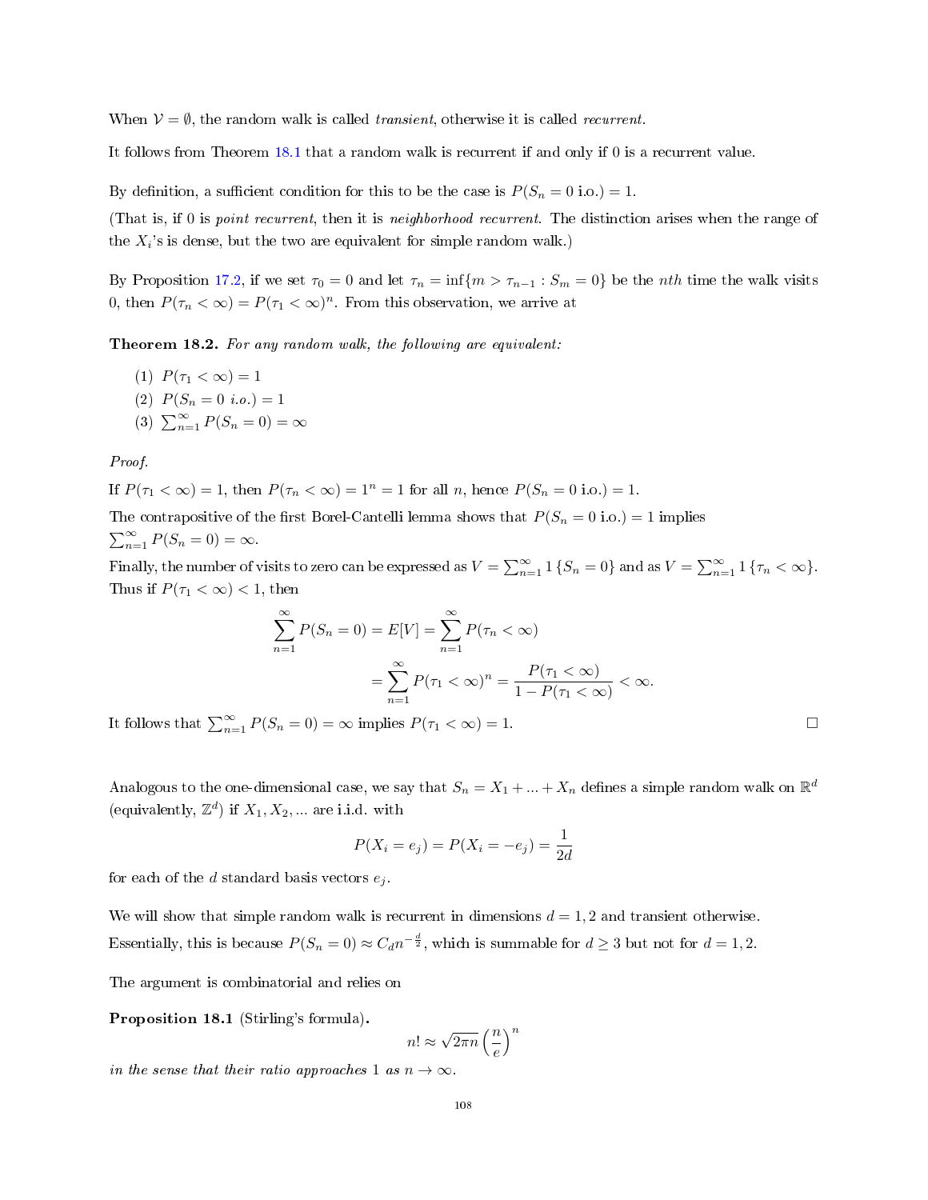When $\mathcal{V} = \emptyset$, the random walk is called *transient*, otherwise it is called *recurrent*.

It follows from Theorem 18.1 that a random walk is recurrent if and only if 0 is a recurrent value.

By definition, a sufficient condition for this to be the case is $P(S_n = 0 \text{ i.o.}) = 1$.

(That is, if 0 is *point recurrent*, then it is *neighborhood recurrent*. The distinction arises when the range of the $X_i$'s is dense, but the two are equivalent for simple random walk.)

By Proposition 17.2, if we set $\tau_0 = 0$ and let $\tau_n = \inf\{m > \tau_{n-1} : S_m = 0\}$ be the $nth$ time the walk visits 0, then $P(\tau_n < \infty) = P(\tau_1 < \infty)^n$. From this observation, we arrive at

**Theorem 18.2.** *For any random walk, the following are equivalent:*

(1) $P(\tau_1 < \infty) = 1$

(2) $P(S_n = 0 \text{ i.o.}) = 1$

(3) $\sum_{n=1}^{\infty} P(S_n = 0) = \infty$

*Proof.*

If $P(\tau_1 < \infty) = 1$, then $P(\tau_n < \infty) = 1^n = 1$ for all $n$, hence $P(S_n = 0 \text{ i.o.}) = 1$.

The contrapositive of the first Borel-Cantelli lemma shows that $P(S_n = 0 \text{ i.o.}) = 1$ implies $\sum_{n=1}^{\infty} P(S_n = 0) = \infty$.

Finally, the number of visits to zero can be expressed as $V = \sum_{n=1}^{\infty} 1\{S_n = 0\}$ and as $V = \sum_{n=1}^{\infty} 1\{\tau_n < \infty\}$. Thus if $P(\tau_1 < \infty) < 1$, then

$$\sum_{n=1}^{\infty} P(S_n = 0) = E[V] = \sum_{n=1}^{\infty} P(\tau_n < \infty)$$
$$= \sum_{n=1}^{\infty} P(\tau_1 < \infty)^n = \frac{P(\tau_1 < \infty)}{1 - P(\tau_1 < \infty)} < \infty.$$

It follows that $\sum_{n=1}^{\infty} P(S_n = 0) = \infty$ implies $P(\tau_1 < \infty) = 1$. $\square$

Analogous to the one-dimensional case, we say that $S_n = X_1 + ... + X_n$ defines a simple random walk on $\mathbb{R}^d$ (equivalently, $\mathbb{Z}^d$) if $X_1, X_2, ...$ are i.i.d. with

$$P(X_i = e_j) = P(X_i = -e_j) = \frac{1}{2d}$$

for each of the $d$ standard basis vectors $e_j$.

We will show that simple random walk is recurrent in dimensions $d = 1, 2$ and transient otherwise.

Essentially, this is because $P(S_n = 0) \approx C_d n^{-\frac{d}{2}}$, which is summable for $d \geq 3$ but not for $d = 1, 2$.

The argument is combinatorial and relies on

**Proposition 18.1** (Stirling's formula)**.**

$$n! \approx \sqrt{2\pi n}\left(\frac{n}{e}\right)^n$$

*in the sense that their ratio approaches 1 as $n \to \infty$.*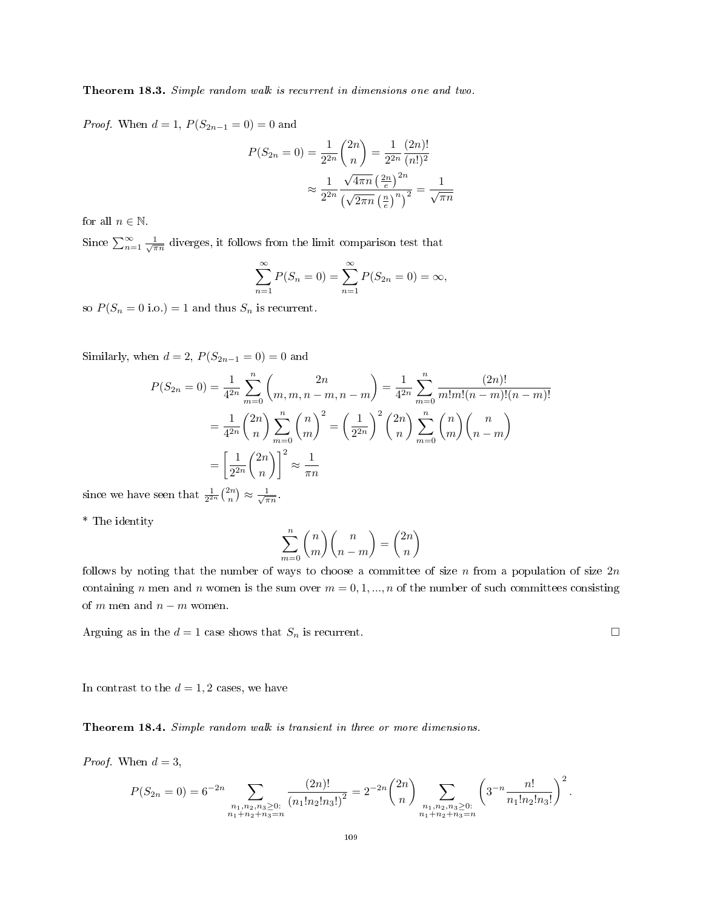**Theorem 18.3.** *Simple random walk is recurrent in dimensions one and two.*

*Proof.* When $d = 1$, $P(S_{2n-1} = 0) = 0$ and

$$
\begin{aligned}
P(S_{2n} = 0) &= \frac{1}{2^{2n}}\binom{2n}{n} = \frac{1}{2^{2n}}\frac{(2n)!}{(n!)^2} \\
&\approx \frac{1}{2^{2n}}\frac{\sqrt{4\pi n}\left(\frac{2n}{e}\right)^{2n}}{\left(\sqrt{2\pi n}\left(\frac{n}{e}\right)^n\right)^2} = \frac{1}{\sqrt{\pi n}}
\end{aligned}
$$

for all $n \in \mathbb{N}$.

Since $\sum_{n=1}^{\infty} \frac{1}{\sqrt{\pi n}}$ diverges, it follows from the limit comparison test that

$$
\sum_{n=1}^{\infty} P(S_n = 0) = \sum_{n=1}^{\infty} P(S_{2n} = 0) = \infty,
$$

so $P(S_n = 0 \text{ i.o.}) = 1$ and thus $S_n$ is recurrent.

Similarly, when $d = 2$, $P(S_{2n-1} = 0) = 0$ and

$$
\begin{aligned}
P(S_{2n} = 0) &= \frac{1}{4^{2n}}\sum_{m=0}^{n}\binom{2n}{m, m, n-m, n-m} = \frac{1}{4^{2n}}\sum_{m=0}^{n}\frac{(2n)!}{m!m!(n-m)!(n-m)!} \\
&= \frac{1}{4^{2n}}\binom{2n}{n}\sum_{m=0}^{n}\binom{n}{m}^2 = \left(\frac{1}{2^{2n}}\right)^2\binom{2n}{n}\sum_{m=0}^{n}\binom{n}{m}\binom{n}{n-m} \\
&= \left[\frac{1}{2^{2n}}\binom{2n}{n}\right]^2 \approx \frac{1}{\pi n}
\end{aligned}
$$

since we have seen that $\frac{1}{2^{2n}}\binom{2n}{n} \approx \frac{1}{\sqrt{\pi n}}$.

\* The identity

$$
\sum_{m=0}^{n}\binom{n}{m}\binom{n}{n-m} = \binom{2n}{n}
$$

follows by noting that the number of ways to choose a committee of size $n$ from a population of size $2n$ containing $n$ men and $n$ women is the sum over $m = 0, 1, ..., n$ of the number of such committees consisting of $m$ men and $n - m$ women.

Arguing as in the $d = 1$ case shows that $S_n$ is recurrent. ☐

In contrast to the $d = 1, 2$ cases, we have

**Theorem 18.4.** *Simple random walk is transient in three or more dimensions.*

*Proof.* When $d = 3$,

$$
P(S_{2n} = 0) = 6^{-2n}\sum_{\substack{n_1,n_2,n_3 \geq 0: \\ n_1+n_2+n_3=n}}\frac{(2n)!}{(n_1!n_2!n_3!)^2} = 2^{-2n}\binom{2n}{n}\sum_{\substack{n_1,n_2,n_3 \geq 0: \\ n_1+n_2+n_3=n}}\left(3^{-n}\frac{n!}{n_1!n_2!n_3!}\right)^2.
$$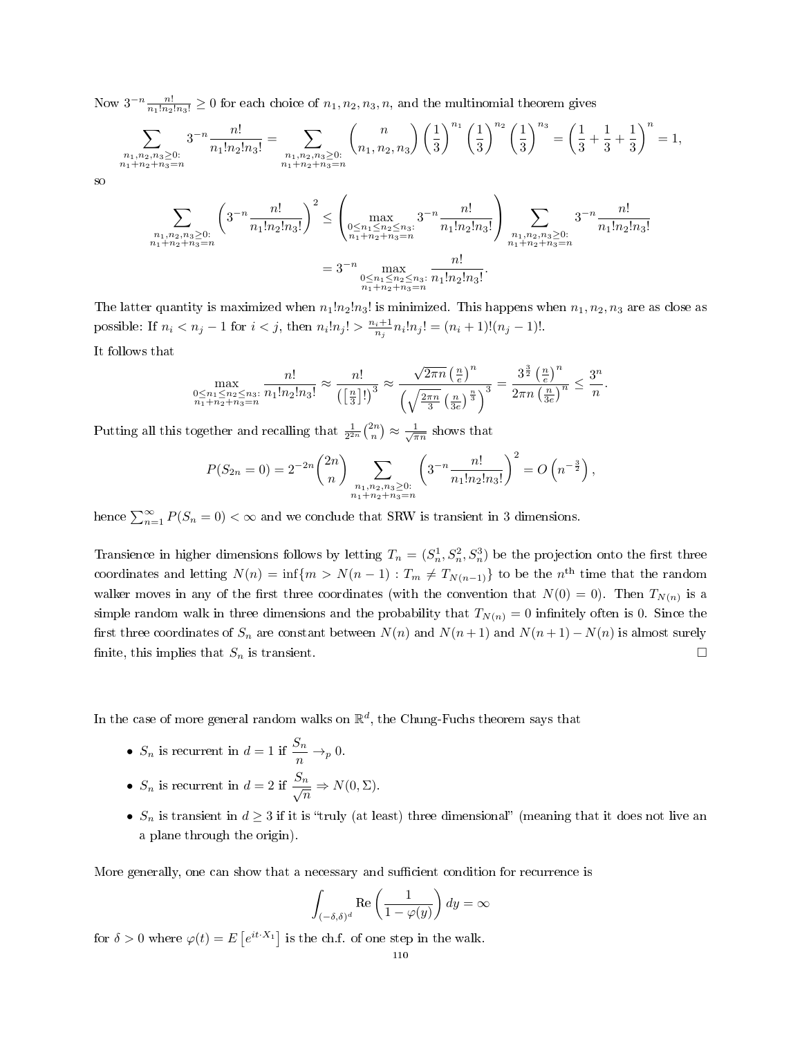Now $3^{-n}\frac{n!}{n_1!n_2!n_3!} \geq 0$ for each choice of $n_1, n_2, n_3, n$, and the multinomial theorem gives

$$\sum_{\substack{n_1,n_2,n_3 \geq 0: \\ n_1+n_2+n_3=n}} 3^{-n}\frac{n!}{n_1!n_2!n_3!} = \sum_{\substack{n_1,n_2,n_3 \geq 0: \\ n_1+n_2+n_3=n}} \binom{n}{n_1,n_2,n_3}\left(\frac{1}{3}\right)^{n_1}\left(\frac{1}{3}\right)^{n_2}\left(\frac{1}{3}\right)^{n_3} = \left(\frac{1}{3}+\frac{1}{3}+\frac{1}{3}\right)^n = 1,$$

so

$$\sum_{\substack{n_1,n_2,n_3 \geq 0: \\ n_1+n_2+n_3=n}} \left(3^{-n}\frac{n!}{n_1!n_2!n_3!}\right)^2 \leq \left(\max_{\substack{0 \leq n_1 \leq n_2 \leq n_3: \\ n_1+n_2+n_3=n}} 3^{-n}\frac{n!}{n_1!n_2!n_3!}\right) \sum_{\substack{n_1,n_2,n_3 \geq 0: \\ n_1+n_2+n_3=n}} 3^{-n}\frac{n!}{n_1!n_2!n_3!}$$

$$= 3^{-n} \max_{\substack{0 \leq n_1 \leq n_2 \leq n_3: \\ n_1+n_2+n_3=n}} \frac{n!}{n_1!n_2!n_3!}.$$

The latter quantity is maximized when $n_1!n_2!n_3!$ is minimized. This happens when $n_1, n_2, n_3$ are as close as possible: If $n_i < n_j - 1$ for $i < j$, then $n_i!n_j! > \frac{n_i+1}{n_j}n_i!n_j! = (n_i+1)!(n_j-1)!$.

It follows that

$$\max_{\substack{0 \leq n_1 \leq n_2 \leq n_3: \\ n_1+n_2+n_3=n}} \frac{n!}{n_1!n_2!n_3!} \approx \frac{n!}{\left(\left[\frac{n}{3}\right]!\right)^3} \approx \frac{\sqrt{2\pi n}\left(\frac{n}{e}\right)^n}{\left(\sqrt{\frac{2\pi n}{3}}\left(\frac{n}{3e}\right)^{\frac{n}{3}}\right)^3} = \frac{3^{\frac{3}{2}}\left(\frac{n}{e}\right)^n}{2\pi n\left(\frac{n}{3e}\right)^n} \leq \frac{3^n}{n}.$$

Putting all this together and recalling that $\frac{1}{2^{2n}}\binom{2n}{n} \approx \frac{1}{\sqrt{\pi n}}$ shows that

$$P(S_{2n}=0) = 2^{-2n}\binom{2n}{n}\sum_{\substack{n_1,n_2,n_3 \geq 0: \\ n_1+n_2+n_3=n}} \left(3^{-n}\frac{n!}{n_1!n_2!n_3!}\right)^2 = O\left(n^{-\frac{3}{2}}\right),$$

hence $\sum_{n=1}^{\infty} P(S_n = 0) < \infty$ and we conclude that SRW is transient in 3 dimensions.

Transience in higher dimensions follows by letting $T_n = (S_n^1, S_n^2, S_n^3)$ be the projection onto the first three coordinates and letting $N(n) = \inf\{m > N(n-1) : T_m \neq T_{N(n-1)}\}$ to be the $n^{\text{th}}$ time that the random walker moves in any of the first three coordinates (with the convention that $N(0) = 0$). Then $T_{N(n)}$ is a simple random walk in three dimensions and the probability that $T_{N(n)} = 0$ infinitely often is 0. Since the first three coordinates of $S_n$ are constant between $N(n)$ and $N(n+1)$ and $N(n+1) - N(n)$ is almost surely finite, this implies that $S_n$ is transient. □

In the case of more general random walks on $\mathbb{R}^d$, the Chung-Fuchs theorem says that

- $S_n$ is recurrent in $d = 1$ if $\frac{S_n}{n} \to_p 0$.
- $S_n$ is recurrent in $d = 2$ if $\frac{S_n}{\sqrt{n}} \Rightarrow N(0, \Sigma)$.
- $S_n$ is transient in $d \geq 3$ if it is "truly (at least) three dimensional" (meaning that it does not live an a plane through the origin).

More generally, one can show that a necessary and sufficient condition for recurrence is

$$\int_{(-\delta,\delta)^d} \text{Re}\left(\frac{1}{1-\varphi(y)}\right) dy = \infty$$

for $\delta > 0$ where $\varphi(t) = E\left[e^{it \cdot X_1}\right]$ is the ch.f. of one step in the walk.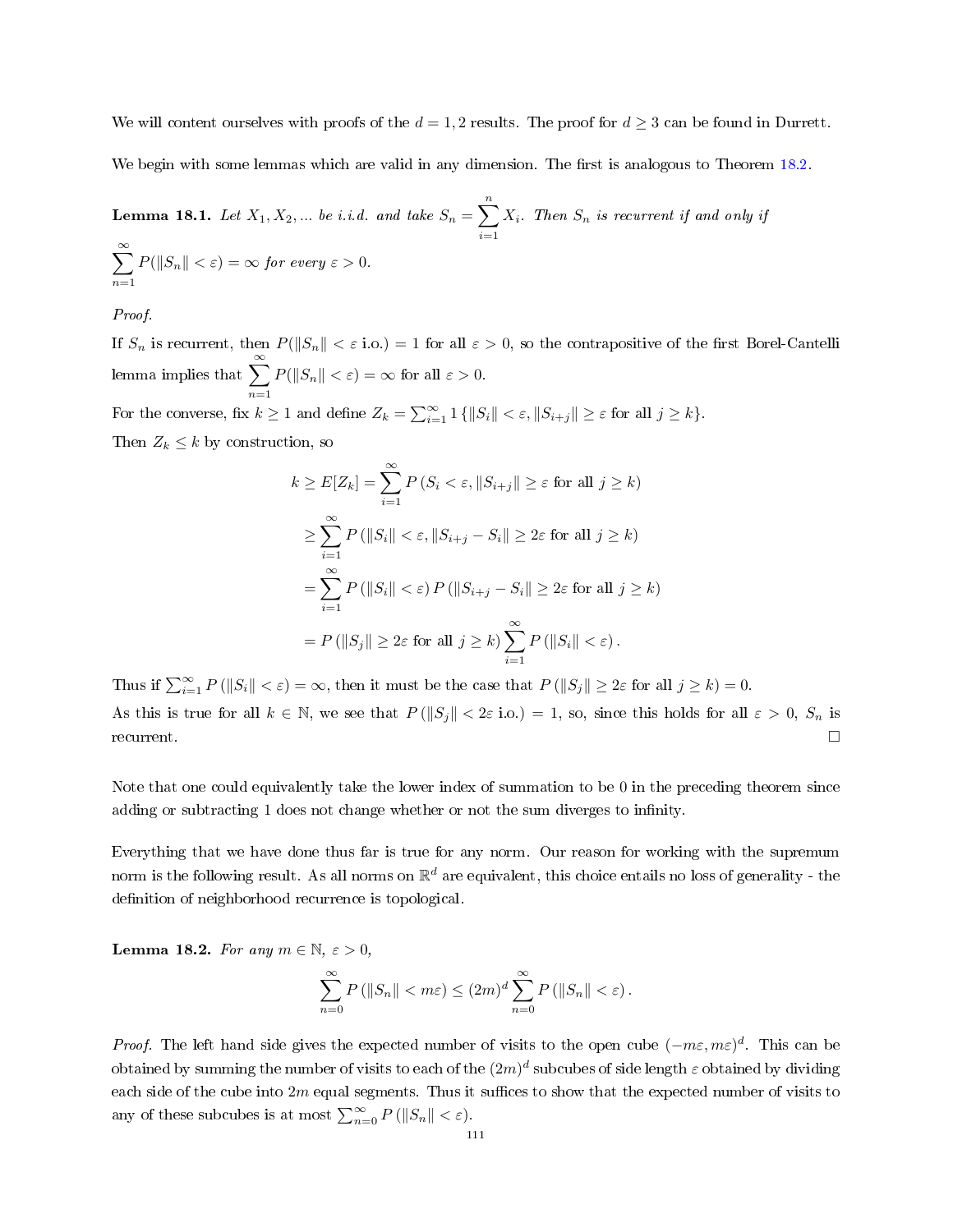We will content ourselves with proofs of the $d = 1, 2$ results. The proof for $d \geq 3$ can be found in Durrett.

We begin with some lemmas which are valid in any dimension. The first is analogous to Theorem 18.2.

**Lemma 18.1.** *Let $X_1, X_2, \ldots$ be i.i.d. and take $S_n = \sum_{i=1}^{n} X_i$. Then $S_n$ is recurrent if and only if $\sum_{n=1}^{\infty} P(\|S_n\| < \varepsilon) = \infty$ for every $\varepsilon > 0$.*

*Proof.*

If $S_n$ is recurrent, then $P(\|S_n\| < \varepsilon \text{ i.o.}) = 1$ for all $\varepsilon > 0$, so the contrapositive of the first Borel-Cantelli lemma implies that $\sum_{n=1}^{\infty} P(\|S_n\| < \varepsilon) = \infty$ for all $\varepsilon > 0$.

For the converse, fix $k \geq 1$ and define $Z_k = \sum_{i=1}^{\infty} 1\{\|S_i\| < \varepsilon, \|S_{i+j}\| \geq \varepsilon \text{ for all } j \geq k\}$.

Then $Z_k \leq k$ by construction, so

$$
\begin{aligned}
k \geq E[Z_k] &= \sum_{i=1}^{\infty} P\left(S_i < \varepsilon, \|S_{i+j}\| \geq \varepsilon \text{ for all } j \geq k\right) \\
&\geq \sum_{i=1}^{\infty} P\left(\|S_i\| < \varepsilon, \|S_{i+j} - S_i\| \geq 2\varepsilon \text{ for all } j \geq k\right) \\
&= \sum_{i=1}^{\infty} P\left(\|S_i\| < \varepsilon\right) P\left(\|S_{i+j} - S_i\| \geq 2\varepsilon \text{ for all } j \geq k\right) \\
&= P\left(\|S_j\| \geq 2\varepsilon \text{ for all } j \geq k\right) \sum_{i=1}^{\infty} P\left(\|S_i\| < \varepsilon\right).
\end{aligned}
$$

Thus if $\sum_{i=1}^{\infty} P\left(\|S_i\| < \varepsilon\right) = \infty$, then it must be the case that $P\left(\|S_j\| \geq 2\varepsilon \text{ for all } j \geq k\right) = 0$.

As this is true for all $k \in \mathbb{N}$, we see that $P\left(\|S_j\| < 2\varepsilon \text{ i.o.}\right) = 1$, so, since this holds for all $\varepsilon > 0$, $S_n$ is recurrent. □

Note that one could equivalently take the lower index of summation to be 0 in the preceding theorem since adding or subtracting 1 does not change whether or not the sum diverges to infinity.

Everything that we have done thus far is true for any norm. Our reason for working with the supremum norm is the following result. As all norms on $\mathbb{R}^d$ are equivalent, this choice entails no loss of generality - the definition of neighborhood recurrence is topological.

**Lemma 18.2.** *For any $m \in \mathbb{N}$, $\varepsilon > 0$,*

$$
\sum_{n=0}^{\infty} P\left(\|S_n\| < m\varepsilon\right) \leq (2m)^d \sum_{n=0}^{\infty} P\left(\|S_n\| < \varepsilon\right).
$$

*Proof.* The left hand side gives the expected number of visits to the open cube $(-m\varepsilon, m\varepsilon)^d$. This can be obtained by summing the number of visits to each of the $(2m)^d$ subcubes of side length $\varepsilon$ obtained by dividing each side of the cube into $2m$ equal segments. Thus it suffices to show that the expected number of visits to any of these subcubes is at most $\sum_{n=0}^{\infty} P\left(\|S_n\| < \varepsilon\right)$.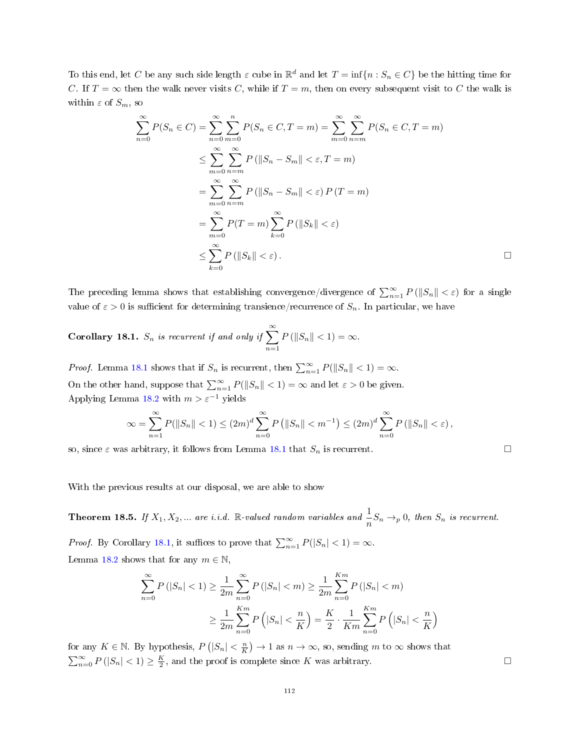To this end, let $C$ be any such side length $\varepsilon$ cube in $\mathbb{R}^d$ and let $T = \inf\{n : S_n \in C\}$ be the hitting time for $C$. If $T = \infty$ then the walk never visits $C$, while if $T = m$, then on every subsequent visit to $C$ the walk is within $\varepsilon$ of $S_m$, so

$$
\begin{aligned}
\sum_{n=0}^{\infty} P(S_n \in C) &= \sum_{n=0}^{\infty}\sum_{m=0}^{n} P(S_n \in C, T = m) = \sum_{m=0}^{\infty}\sum_{n=m}^{\infty} P(S_n \in C, T = m) \\
&\leq \sum_{m=0}^{\infty}\sum_{n=m}^{\infty} P\left(\|S_n - S_m\| < \varepsilon, T = m\right) \\
&= \sum_{m=0}^{\infty}\sum_{n=m}^{\infty} P\left(\|S_n - S_m\| < \varepsilon\right) P\left(T = m\right) \\
&= \sum_{m=0}^{\infty} P(T = m) \sum_{k=0}^{\infty} P\left(\|S_k\| < \varepsilon\right) \\
&\leq \sum_{k=0}^{\infty} P\left(\|S_k\| < \varepsilon\right).
\end{aligned}
$$

□

The preceding lemma shows that establishing convergence/divergence of $\sum_{n=1}^{\infty} P\left(\|S_n\| < \varepsilon\right)$ for a single value of $\varepsilon > 0$ is sufficient for determining transience/recurrence of $S_n$. In particular, we have

**Corollary 18.1.** *$S_n$ is recurrent if and only if $\sum_{n=1}^{\infty} P\left(\|S_n\| < 1\right) = \infty$.*

*Proof.* Lemma 18.1 shows that if $S_n$ is recurrent, then $\sum_{n=1}^{\infty} P(\|S_n\| < 1) = \infty$.
On the other hand, suppose that $\sum_{n=1}^{\infty} P(\|S_n\| < 1) = \infty$ and let $\varepsilon > 0$ be given.
Applying Lemma 18.2 with $m > \varepsilon^{-1}$ yields

$$
\infty = \sum_{n=1}^{\infty} P(\|S_n\| < 1) \leq (2m)^d \sum_{n=0}^{\infty} P\left(\|S_n\| < m^{-1}\right) \leq (2m)^d \sum_{n=0}^{\infty} P\left(\|S_n\| < \varepsilon\right),
$$

so, since $\varepsilon$ was arbitrary, it follows from Lemma 18.1 that $S_n$ is recurrent. □

With the previous results at our disposal, we are able to show

**Theorem 18.5.** *If $X_1, X_2, \ldots$ are i.i.d. $\mathbb{R}$-valued random variables and $\frac{1}{n}S_n \to_p 0$, then $S_n$ is recurrent.*

*Proof.* By Corollary 18.1, it suffices to prove that $\sum_{n=1}^{\infty} P(|S_n| < 1) = \infty$.
Lemma 18.2 shows that for any $m \in \mathbb{N}$,

$$
\begin{aligned}
\sum_{n=0}^{\infty} P\left(|S_n| < 1\right) &\geq \frac{1}{2m}\sum_{n=0}^{\infty} P\left(|S_n| < m\right) \geq \frac{1}{2m}\sum_{n=0}^{Km} P\left(|S_n| < m\right) \\
&\geq \frac{1}{2m}\sum_{n=0}^{Km} P\left(|S_n| < \frac{n}{K}\right) = \frac{K}{2}\cdot\frac{1}{Km}\sum_{n=0}^{Km} P\left(|S_n| < \frac{n}{K}\right)
\end{aligned}
$$

for any $K \in \mathbb{N}$. By hypothesis, $P\left(|S_n| < \frac{n}{K}\right) \to 1$ as $n \to \infty$, so, sending $m$ to $\infty$ shows that $\sum_{n=0}^{\infty} P\left(|S_n| < 1\right) \geq \frac{K}{2}$, and the proof is complete since $K$ was arbitrary. □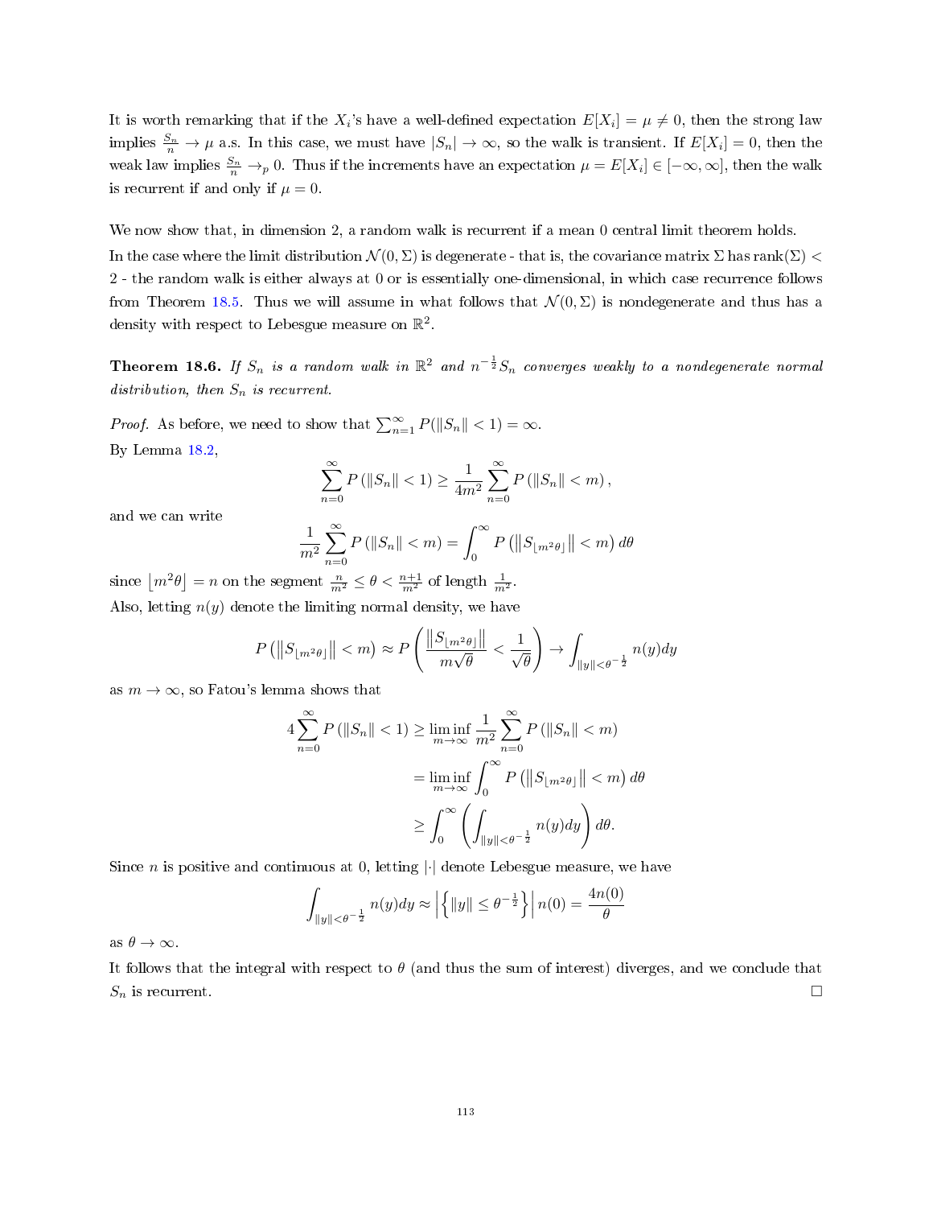It is worth remarking that if the $X_i$'s have a well-defined expectation $E[X_i] = \mu \neq 0$, then the strong law implies $\frac{S_n}{n} \to \mu$ a.s. In this case, we must have $|S_n| \to \infty$, so the walk is transient. If $E[X_i] = 0$, then the weak law implies $\frac{S_n}{n} \to_p 0$. Thus if the increments have an expectation $\mu = E[X_i] \in [-\infty, \infty]$, then the walk is recurrent if and only if $\mu = 0$.

We now show that, in dimension 2, a random walk is recurrent if a mean 0 central limit theorem holds.

In the case where the limit distribution $\mathcal{N}(0, \Sigma)$ is degenerate - that is, the covariance matrix $\Sigma$ has $\text{rank}(\Sigma) < 2$ - the random walk is either always at 0 or is essentially one-dimensional, in which case recurrence follows from Theorem 18.5. Thus we will assume in what follows that $\mathcal{N}(0, \Sigma)$ is nondegenerate and thus has a density with respect to Lebesgue measure on $\mathbb{R}^2$.

**Theorem 18.6.** *If $S_n$ is a random walk in $\mathbb{R}^2$ and $n^{-\frac{1}{2}} S_n$ converges weakly to a nondegenerate normal distribution, then $S_n$ is recurrent.*

*Proof.* As before, we need to show that $\sum_{n=1}^{\infty} P(\|S_n\| < 1) = \infty$.

By Lemma 18.2,

$$\sum_{n=0}^{\infty} P\left(\|S_n\| < 1\right) \geq \frac{1}{4m^2} \sum_{n=0}^{\infty} P\left(\|S_n\| < m\right),$$

and we can write

$$\frac{1}{m^2} \sum_{n=0}^{\infty} P\left(\|S_n\| < m\right) = \int_0^{\infty} P\left(\left\|S_{\lfloor m^2\theta \rfloor}\right\| < m\right) d\theta$$

since $\lfloor m^2\theta \rfloor = n$ on the segment $\frac{n}{m^2} \leq \theta < \frac{n+1}{m^2}$ of length $\frac{1}{m^2}$.

Also, letting $n(y)$ denote the limiting normal density, we have

$$P\left(\left\|S_{\lfloor m^2\theta \rfloor}\right\| < m\right) \approx P\left(\frac{\left\|S_{\lfloor m^2\theta \rfloor}\right\|}{m\sqrt{\theta}} < \frac{1}{\sqrt{\theta}}\right) \to \int_{\|y\| < \theta^{-\frac{1}{2}}} n(y)dy$$

as $m \to \infty$, so Fatou's lemma shows that

$$\begin{aligned}
4\sum_{n=0}^{\infty} P\left(\|S_n\| < 1\right) &\geq \liminf_{m \to \infty} \frac{1}{m^2} \sum_{n=0}^{\infty} P\left(\|S_n\| < m\right) \\
&= \liminf_{m \to \infty} \int_0^{\infty} P\left(\left\|S_{\lfloor m^2\theta \rfloor}\right\| < m\right) d\theta \\
&\geq \int_0^{\infty} \left(\int_{\|y\| < \theta^{-\frac{1}{2}}} n(y)dy\right) d\theta.
\end{aligned}$$

Since $n$ is positive and continuous at 0, letting $|\cdot|$ denote Lebesgue measure, we have

$$\int_{\|y\| < \theta^{-\frac{1}{2}}} n(y)dy \approx \left|\left\{\|y\| \leq \theta^{-\frac{1}{2}}\right\}\right| n(0) = \frac{4n(0)}{\theta}$$

as $\theta \to \infty$.

It follows that the integral with respect to $\theta$ (and thus the sum of interest) diverges, and we conclude that $S_n$ is recurrent. ∎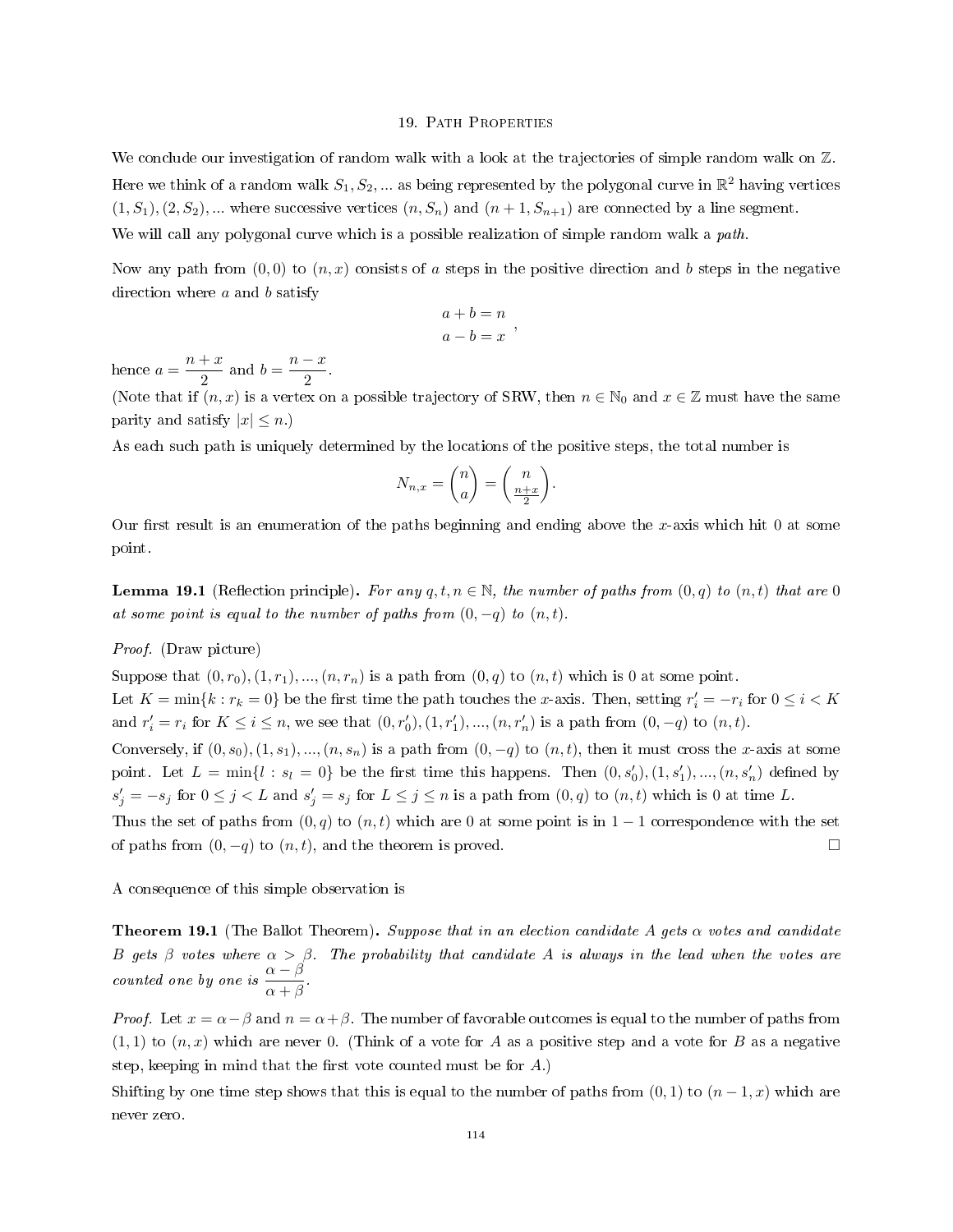# 19. Path Properties

We conclude our investigation of random walk with a look at the trajectories of simple random walk on $\mathbb{Z}$.

Here we think of a random walk $S_1, S_2, \ldots$ as being represented by the polygonal curve in $\mathbb{R}^2$ having vertices $(1, S_1), (2, S_2), \ldots$ where successive vertices $(n, S_n)$ and $(n+1, S_{n+1})$ are connected by a line segment.

We will call any polygonal curve which is a possible realization of simple random walk a *path*.

Now any path from $(0,0)$ to $(n,x)$ consists of $a$ steps in the positive direction and $b$ steps in the negative direction where $a$ and $b$ satisfy

$$\begin{aligned} a + b &= n \\ a - b &= x \end{aligned},$$

hence $a = \frac{n+x}{2}$ and $b = \frac{n-x}{2}$.

(Note that if $(n,x)$ is a vertex on a possible trajectory of SRW, then $n \in \mathbb{N}_0$ and $x \in \mathbb{Z}$ must have the same parity and satisfy $|x| \leq n$.)

As each such path is uniquely determined by the locations of the positive steps, the total number is

$$N_{n,x} = \binom{n}{a} = \binom{n}{\frac{n+x}{2}}.$$

Our first result is an enumeration of the paths beginning and ending above the $x$-axis which hit 0 at some point.

**Lemma 19.1** (Reflection principle)**.** *For any $q, t, n \in \mathbb{N}$, the number of paths from $(0,q)$ to $(n,t)$ that are 0 at some point is equal to the number of paths from $(0,-q)$ to $(n,t)$.*

*Proof.* (Draw picture)

Suppose that $(0, r_0), (1, r_1), \ldots, (n, r_n)$ is a path from $(0,q)$ to $(n,t)$ which is 0 at some point.

Let $K = \min\{k : r_k = 0\}$ be the first time the path touches the $x$-axis. Then, setting $r_i' = -r_i$ for $0 \leq i < K$ and $r_i' = r_i$ for $K \leq i \leq n$, we see that $(0, r_0'), (1, r_1'), \ldots, (n, r_n')$ is a path from $(0,-q)$ to $(n,t)$.

Conversely, if $(0, s_0), (1, s_1), \ldots, (n, s_n)$ is a path from $(0,-q)$ to $(n,t)$, then it must cross the $x$-axis at some point. Let $L = \min\{l : s_l = 0\}$ be the first time this happens. Then $(0, s_0'), (1, s_1'), \ldots, (n, s_n')$ defined by $s_j' = -s_j$ for $0 \leq j < L$ and $s_j' = s_j$ for $L \leq j \leq n$ is a path from $(0,q)$ to $(n,t)$ which is 0 at time $L$.

Thus the set of paths from $(0,q)$ to $(n,t)$ which are 0 at some point is in $1-1$ correspondence with the set of paths from $(0,-q)$ to $(n,t)$, and the theorem is proved. $\square$

A consequence of this simple observation is

**Theorem 19.1** (The Ballot Theorem)**.** *Suppose that in an election candidate A gets $\alpha$ votes and candidate B gets $\beta$ votes where $\alpha > \beta$. The probability that candidate A is always in the lead when the votes are counted one by one is $\frac{\alpha - \beta}{\alpha + \beta}$.*

*Proof.* Let $x = \alpha - \beta$ and $n = \alpha + \beta$. The number of favorable outcomes is equal to the number of paths from $(1,1)$ to $(n,x)$ which are never 0. (Think of a vote for A as a positive step and a vote for B as a negative step, keeping in mind that the first vote counted must be for A.)

Shifting by one time step shows that this is equal to the number of paths from $(0,1)$ to $(n-1,x)$ which are never zero.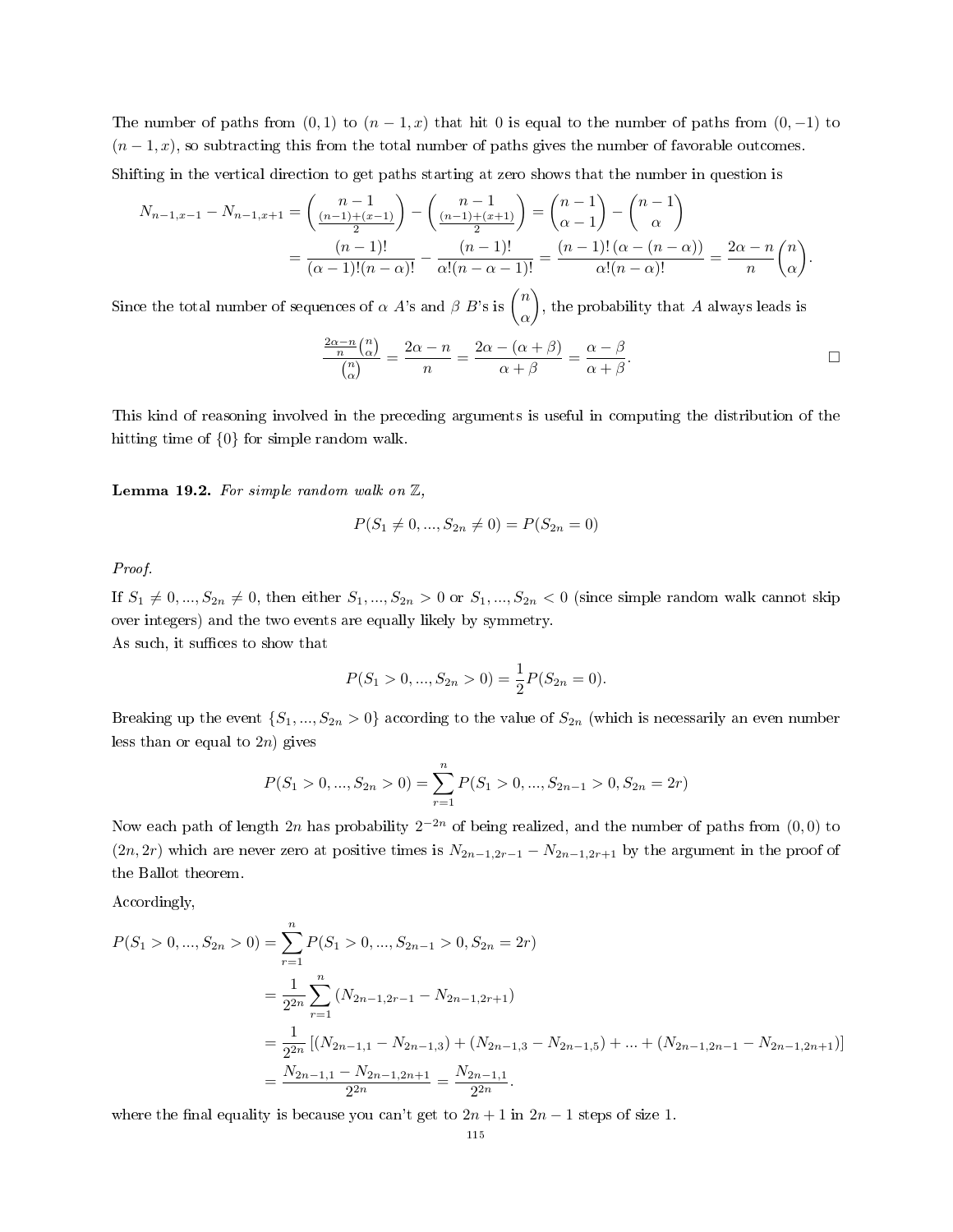The number of paths from $(0, 1)$ to $(n-1, x)$ that hit 0 is equal to the number of paths from $(0, -1)$ to $(n-1, x)$, so subtracting this from the total number of paths gives the number of favorable outcomes.

Shifting in the vertical direction to get paths starting at zero shows that the number in question is

$$
\begin{aligned}
N_{n-1,x-1} - N_{n-1,x+1} &= \binom{n-1}{\frac{(n-1)+(x-1)}{2}} - \binom{n-1}{\frac{(n-1)+(x+1)}{2}} = \binom{n-1}{\alpha-1} - \binom{n-1}{\alpha} \\
&= \frac{(n-1)!}{(\alpha-1)!(n-\alpha)!} - \frac{(n-1)!}{\alpha!(n-\alpha-1)!} = \frac{(n-1)!\,(\alpha-(n-\alpha))}{\alpha!(n-\alpha)!} = \frac{2\alpha-n}{n}\binom{n}{\alpha}.
\end{aligned}
$$

Since the total number of sequences of $\alpha$ $A$'s and $\beta$ $B$'s is $\binom{n}{\alpha}$, the probability that $A$ always leads is

$$
\frac{\frac{2\alpha-n}{n}\binom{n}{\alpha}}{\binom{n}{\alpha}} = \frac{2\alpha-n}{n} = \frac{2\alpha-(\alpha+\beta)}{\alpha+\beta} = \frac{\alpha-\beta}{\alpha+\beta}.
$$

□

This kind of reasoning involved in the preceding arguments is useful in computing the distribution of the hitting time of $\{0\}$ for simple random walk.

**Lemma 19.2.** *For simple random walk on* $\mathbb{Z}$,

$$
P(S_1 \neq 0, ..., S_{2n} \neq 0) = P(S_{2n} = 0)
$$

*Proof.*

If $S_1 \neq 0, ..., S_{2n} \neq 0$, then either $S_1, ..., S_{2n} > 0$ or $S_1, ..., S_{2n} < 0$ (since simple random walk cannot skip over integers) and the two events are equally likely by symmetry.

As such, it suffices to show that

$$
P(S_1 > 0, ..., S_{2n} > 0) = \frac{1}{2}P(S_{2n} = 0).
$$

Breaking up the event $\{S_1, ..., S_{2n} > 0\}$ according to the value of $S_{2n}$ (which is necessarily an even number less than or equal to $2n$) gives

$$
P(S_1 > 0, ..., S_{2n} > 0) = \sum_{r=1}^{n} P(S_1 > 0, ..., S_{2n-1} > 0, S_{2n} = 2r)
$$

Now each path of length $2n$ has probability $2^{-2n}$ of being realized, and the number of paths from $(0, 0)$ to $(2n, 2r)$ which are never zero at positive times is $N_{2n-1,2r-1} - N_{2n-1,2r+1}$ by the argument in the proof of the Ballot theorem.

Accordingly,

$$
\begin{aligned}
P(S_1 > 0, ..., S_{2n} > 0) &= \sum_{r=1}^{n} P(S_1 > 0, ..., S_{2n-1} > 0, S_{2n} = 2r) \\
&= \frac{1}{2^{2n}} \sum_{r=1}^{n} (N_{2n-1,2r-1} - N_{2n-1,2r+1}) \\
&= \frac{1}{2^{2n}} \left[(N_{2n-1,1} - N_{2n-1,3}) + (N_{2n-1,3} - N_{2n-1,5}) + ... + (N_{2n-1,2n-1} - N_{2n-1,2n+1})\right] \\
&= \frac{N_{2n-1,1} - N_{2n-1,2n+1}}{2^{2n}} = \frac{N_{2n-1,1}}{2^{2n}}.
\end{aligned}
$$

where the final equality is because you can't get to $2n+1$ in $2n-1$ steps of size 1.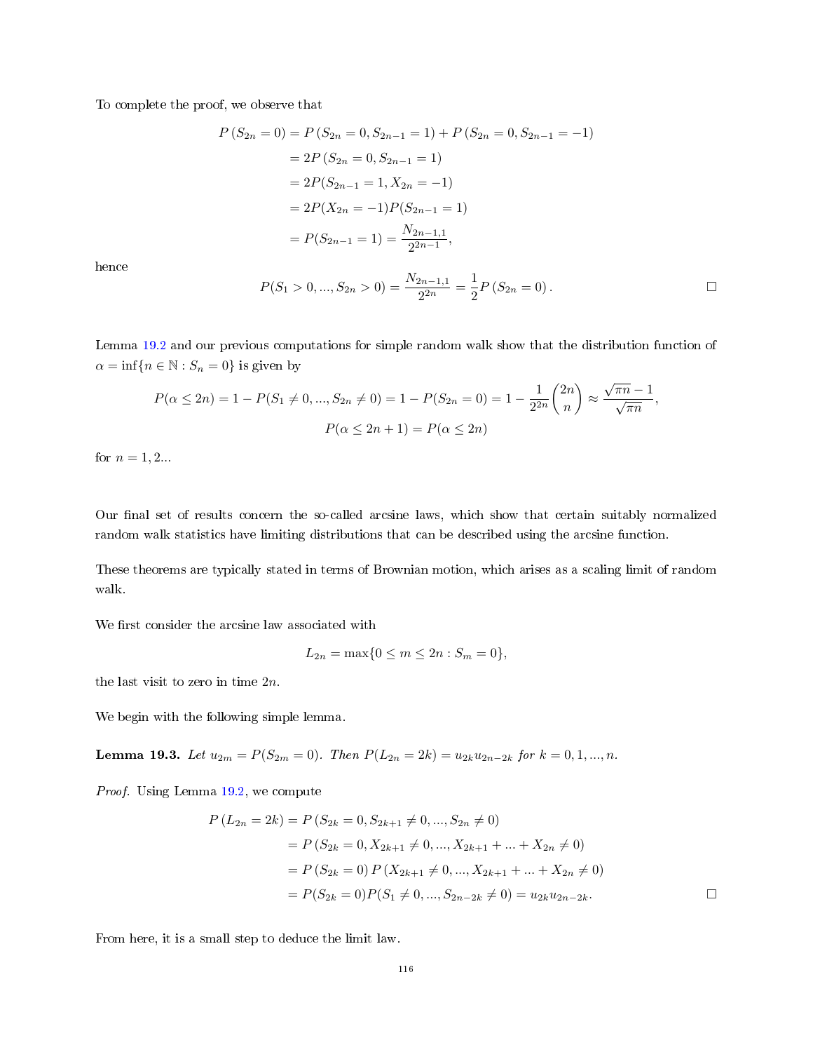To complete the proof, we observe that

$$\begin{aligned}
P\left(S_{2n}=0\right) &= P\left(S_{2n}=0, S_{2n-1}=1\right)+P\left(S_{2n}=0, S_{2n-1}=-1\right) \\
&= 2P\left(S_{2n}=0, S_{2n-1}=1\right) \\
&= 2P(S_{2n-1}=1, X_{2n}=-1) \\
&= 2P(X_{2n}=-1)P(S_{2n-1}=1) \\
&= P(S_{2n-1}=1)=\frac{N_{2n-1,1}}{2^{2n-1}},
\end{aligned}$$

hence

$$P(S_1>0,...,S_{2n}>0)=\frac{N_{2n-1,1}}{2^{2n}}=\frac{1}{2}P\left(S_{2n}=0\right). \qquad \square$$

Lemma 19.2 and our previous computations for simple random walk show that the distribution function of $\alpha=\inf\{n\in\mathbb{N}:S_n=0\}$ is given by

$$P(\alpha\leq 2n)=1-P(S_1\neq 0,...,S_{2n}\neq 0)=1-P(S_{2n}=0)=1-\frac{1}{2^{2n}}\binom{2n}{n}\approx\frac{\sqrt{\pi n}-1}{\sqrt{\pi n}},$$

$$P(\alpha\leq 2n+1)=P(\alpha\leq 2n)$$

for $n=1,2...$

Our final set of results concern the so-called arcsine laws, which show that certain suitably normalized random walk statistics have limiting distributions that can be described using the arcsine function.

These theorems are typically stated in terms of Brownian motion, which arises as a scaling limit of random walk.

We first consider the arcsine law associated with

$$L_{2n}=\max\{0\leq m\leq 2n:S_m=0\},$$

the last visit to zero in time $2n$.

We begin with the following simple lemma.

**Lemma 19.3.** *Let $u_{2m}=P(S_{2m}=0)$. Then $P(L_{2n}=2k)=u_{2k}u_{2n-2k}$ for $k=0,1,...,n$.*

*Proof.* Using Lemma 19.2, we compute

$$\begin{aligned}
P\left(L_{2n}=2k\right) &= P\left(S_{2k}=0, S_{2k+1}\neq 0,...,S_{2n}\neq 0\right) \\
&= P\left(S_{2k}=0, X_{2k+1}\neq 0,...,X_{2k+1}+...+X_{2n}\neq 0\right) \\
&= P\left(S_{2k}=0\right)P\left(X_{2k+1}\neq 0,...,X_{2k+1}+...+X_{2n}\neq 0\right) \\
&= P(S_{2k}=0)P(S_1\neq 0,...,S_{2n-2k}\neq 0)=u_{2k}u_{2n-2k}.
\end{aligned} \qquad \square$$

From here, it is a small step to deduce the limit law.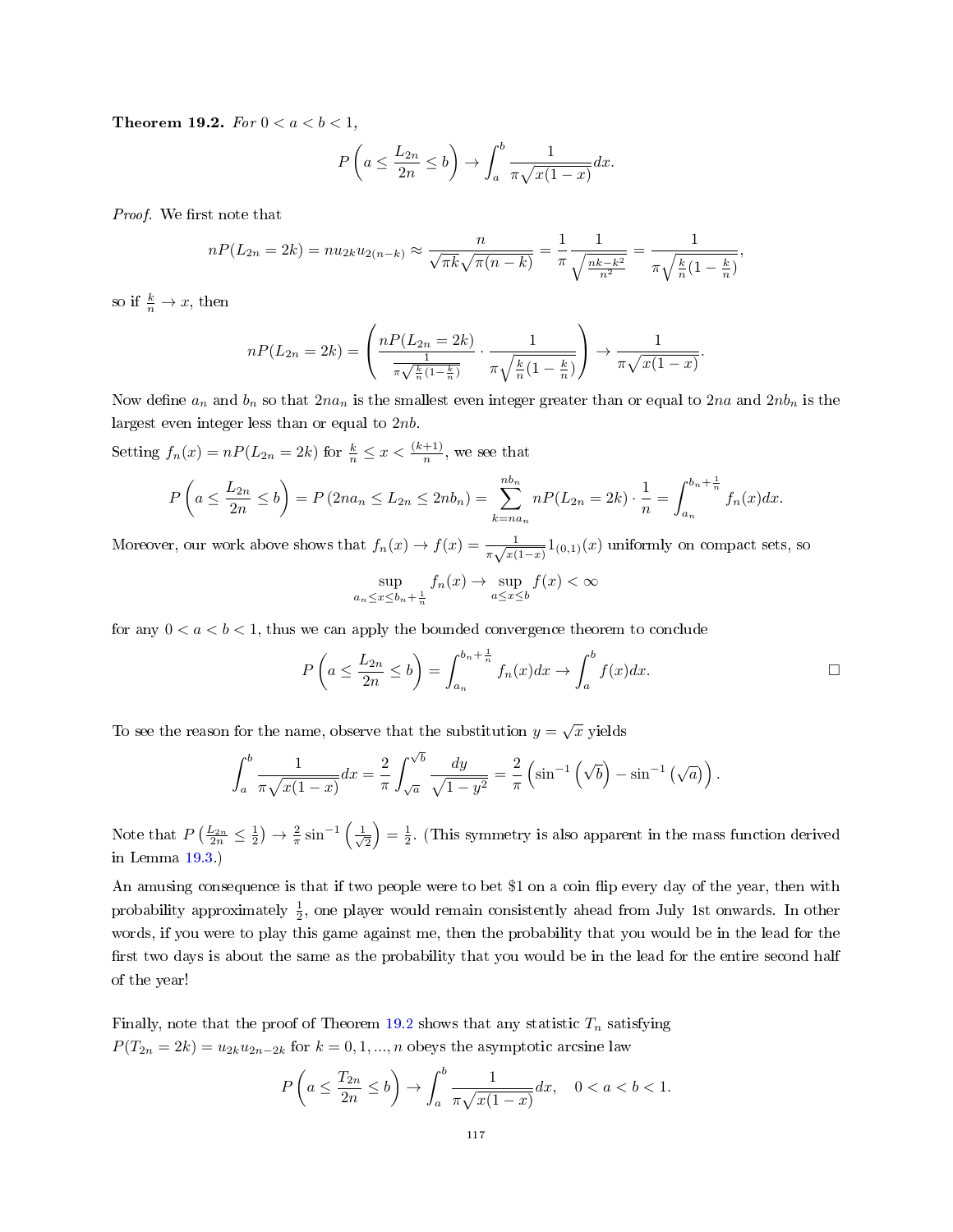**Theorem 19.2.** *For $0 < a < b < 1$,*

$$P\left(a \leq \frac{L_{2n}}{2n} \leq b\right) \to \int_a^b \frac{1}{\pi\sqrt{x(1-x)}}dx.$$

*Proof.* We first note that

$$nP(L_{2n} = 2k) = nu_{2k}u_{2(n-k)} \approx \frac{n}{\sqrt{\pi k}\sqrt{\pi(n-k)}} = \frac{1}{\pi}\frac{1}{\sqrt{\frac{nk-k^2}{n^2}}} = \frac{1}{\pi\sqrt{\frac{k}{n}(1-\frac{k}{n})}},$$

so if $\frac{k}{n} \to x$, then

$$nP(L_{2n} = 2k) = \left(\frac{nP(L_{2n} = 2k)}{\frac{1}{\pi\sqrt{\frac{k}{n}(1-\frac{k}{n})}}} \cdot \frac{1}{\pi\sqrt{\frac{k}{n}(1-\frac{k}{n})}}\right) \to \frac{1}{\pi\sqrt{x(1-x)}}.$$

Now define $a_n$ and $b_n$ so that $2na_n$ is the smallest even integer greater than or equal to $2na$ and $2nb_n$ is the largest even integer less than or equal to $2nb$.

Setting $f_n(x) = nP(L_{2n} = 2k)$ for $\frac{k}{n} \leq x < \frac{(k+1)}{n}$, we see that

$$P\left(a \leq \frac{L_{2n}}{2n} \leq b\right) = P\left(2na_n \leq L_{2n} \leq 2nb_n\right) = \sum_{k=na_n}^{nb_n} nP(L_{2n} = 2k) \cdot \frac{1}{n} = \int_{a_n}^{b_n+\frac{1}{n}} f_n(x)dx.$$

Moreover, our work above shows that $f_n(x) \to f(x) = \frac{1}{\pi\sqrt{x(1-x)}}1_{(0,1)}(x)$ uniformly on compact sets, so

$$\sup_{a_n \leq x \leq b_n + \frac{1}{n}} f_n(x) \to \sup_{a \leq x \leq b} f(x) < \infty$$

for any $0 < a < b < 1$, thus we can apply the bounded convergence theorem to conclude

$$P\left(a \leq \frac{L_{2n}}{2n} \leq b\right) = \int_{a_n}^{b_n+\frac{1}{n}} f_n(x)dx \to \int_a^b f(x)dx.$$

□

To see the reason for the name, observe that the substitution $y = \sqrt{x}$ yields

$$\int_a^b \frac{1}{\pi\sqrt{x(1-x)}}dx = \frac{2}{\pi}\int_{\sqrt{a}}^{\sqrt{b}} \frac{dy}{\sqrt{1-y^2}} = \frac{2}{\pi}\left(\sin^{-1}\left(\sqrt{b}\right) - \sin^{-1}\left(\sqrt{a}\right)\right).$$

Note that $P\left(\frac{L_{2n}}{2n} \leq \frac{1}{2}\right) \to \frac{2}{\pi}\sin^{-1}\left(\frac{1}{\sqrt{2}}\right) = \frac{1}{2}$. (This symmetry is also apparent in the mass function derived in Lemma 19.3.)

An amusing consequence is that if two people were to bet \$1 on a coin flip every day of the year, then with probability approximately $\frac{1}{2}$, one player would remain consistently ahead from July 1st onwards. In other words, if you were to play this game against me, then the probability that you would be in the lead for the first two days is about the same as the probability that you would be in the lead for the entire second half of the year!

Finally, note that the proof of Theorem 19.2 shows that any statistic $T_n$ satisfying $P(T_{2n} = 2k) = u_{2k}u_{2n-2k}$ for $k = 0, 1, ..., n$ obeys the asymptotic arcsine law

$$P\left(a \leq \frac{T_{2n}}{2n} \leq b\right) \to \int_a^b \frac{1}{\pi\sqrt{x(1-x)}}dx, \quad 0 < a < b < 1.$$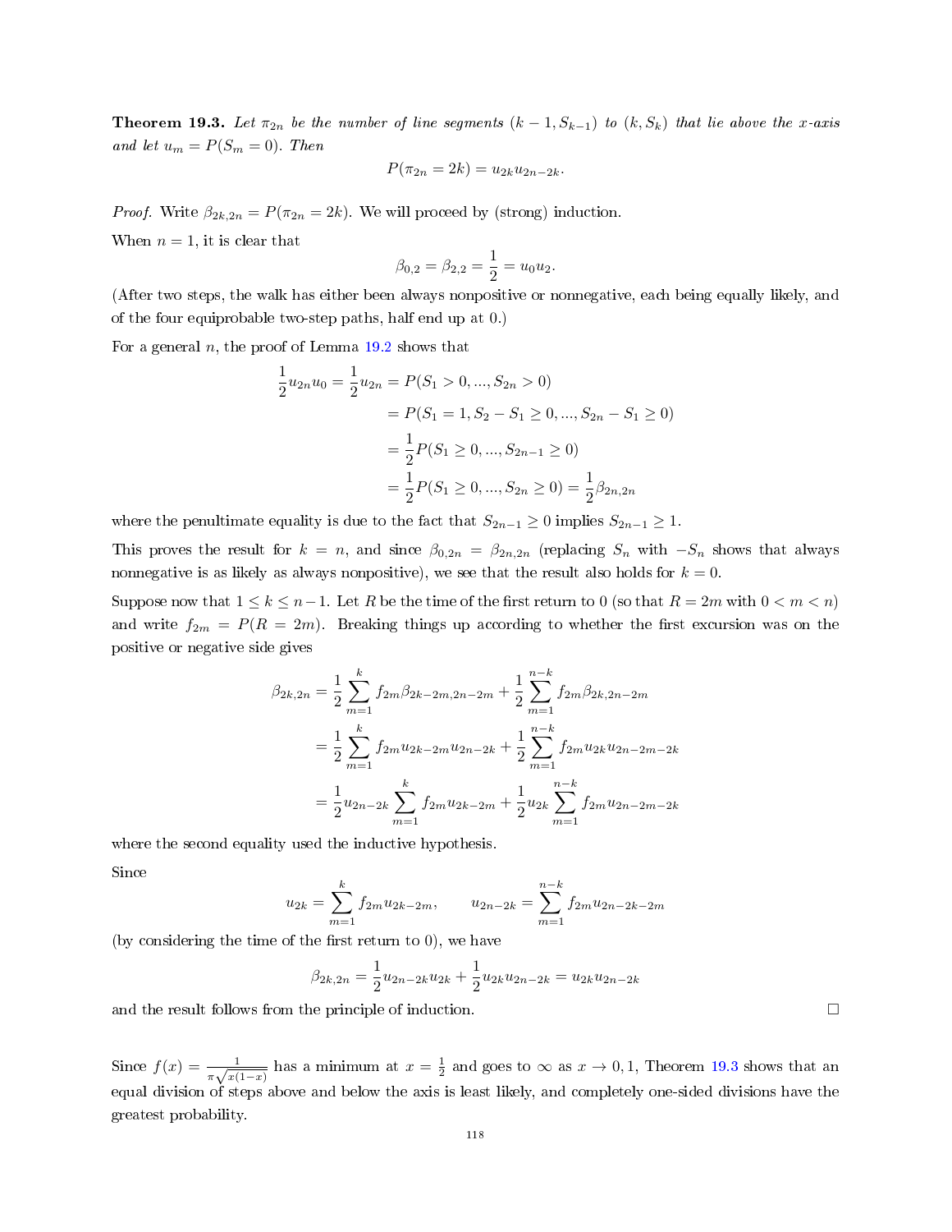**Theorem 19.3.** *Let $\pi_{2n}$ be the number of line segments $(k-1, S_{k-1})$ to $(k, S_k)$ that lie above the x-axis and let $u_m = P(S_m = 0)$. Then*

$$P(\pi_{2n} = 2k) = u_{2k}u_{2n-2k}.$$

*Proof.* Write $\beta_{2k,2n} = P(\pi_{2n} = 2k)$. We will proceed by (strong) induction.

When $n = 1$, it is clear that

$$\beta_{0,2} = \beta_{2,2} = \frac{1}{2} = u_0 u_2.$$

(After two steps, the walk has either been always nonpositive or nonnegative, each being equally likely, and of the four equiprobable two-step paths, half end up at 0.)

For a general $n$, the proof of Lemma 19.2 shows that

$$\begin{aligned}
\frac{1}{2}u_{2n}u_0 = \frac{1}{2}u_{2n} &= P(S_1 > 0, ..., S_{2n} > 0) \\
&= P(S_1 = 1, S_2 - S_1 \geq 0, ..., S_{2n} - S_1 \geq 0) \\
&= \frac{1}{2}P(S_1 \geq 0, ..., S_{2n-1} \geq 0) \\
&= \frac{1}{2}P(S_1 \geq 0, ..., S_{2n} \geq 0) = \frac{1}{2}\beta_{2n,2n}
\end{aligned}$$

where the penultimate equality is due to the fact that $S_{2n-1} \geq 0$ implies $S_{2n-1} \geq 1$.

This proves the result for $k = n$, and since $\beta_{0,2n} = \beta_{2n,2n}$ (replacing $S_n$ with $-S_n$ shows that always nonnegative is as likely as always nonpositive), we see that the result also holds for $k = 0$.

Suppose now that $1 \leq k \leq n-1$. Let $R$ be the time of the first return to 0 (so that $R = 2m$ with $0 < m < n$) and write $f_{2m} = P(R = 2m)$. Breaking things up according to whether the first excursion was on the positive or negative side gives

$$\begin{aligned}
\beta_{2k,2n} &= \frac{1}{2}\sum_{m=1}^{k} f_{2m}\beta_{2k-2m,2n-2m} + \frac{1}{2}\sum_{m=1}^{n-k} f_{2m}\beta_{2k,2n-2m} \\
&= \frac{1}{2}\sum_{m=1}^{k} f_{2m}u_{2k-2m}u_{2n-2k} + \frac{1}{2}\sum_{m=1}^{n-k} f_{2m}u_{2k}u_{2n-2m-2k} \\
&= \frac{1}{2}u_{2n-2k}\sum_{m=1}^{k} f_{2m}u_{2k-2m} + \frac{1}{2}u_{2k}\sum_{m=1}^{n-k} f_{2m}u_{2n-2m-2k}
\end{aligned}$$

where the second equality used the inductive hypothesis.

Since

$$u_{2k} = \sum_{m=1}^{k} f_{2m}u_{2k-2m}, \qquad u_{2n-2k} = \sum_{m=1}^{n-k} f_{2m}u_{2n-2k-2m}$$

(by considering the time of the first return to 0), we have

$$\beta_{2k,2n} = \frac{1}{2}u_{2n-2k}u_{2k} + \frac{1}{2}u_{2k}u_{2n-2k} = u_{2k}u_{2n-2k}$$

and the result follows from the principle of induction. □

Since $f(x) = \frac{1}{\pi\sqrt{x(1-x)}}$ has a minimum at $x = \frac{1}{2}$ and goes to $\infty$ as $x \to 0, 1$, Theorem 19.3 shows that an equal division of steps above and below the axis is least likely, and completely one-sided divisions have the greatest probability.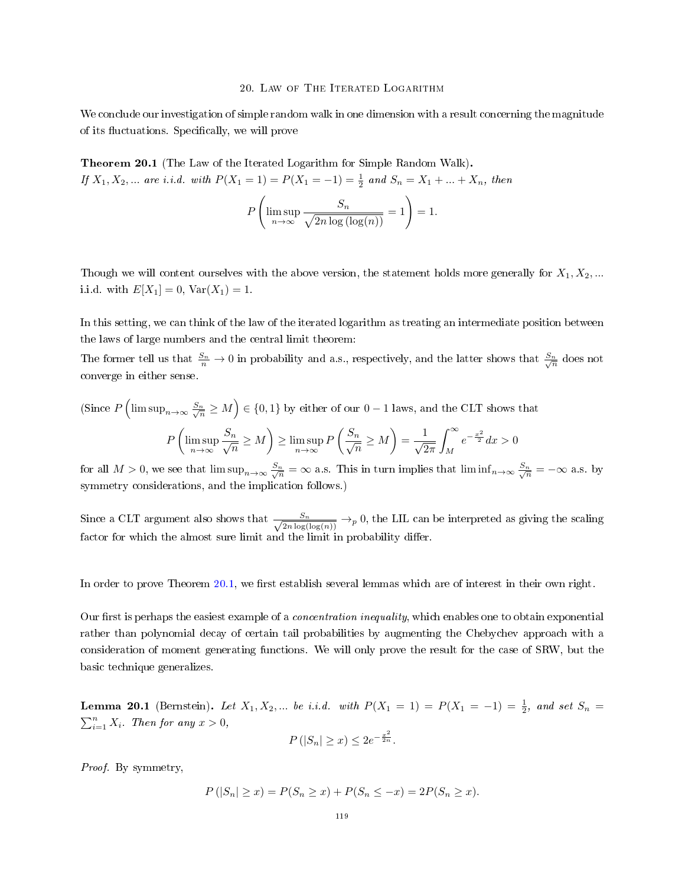## 20. Law of The Iterated Logarithm

We conclude our investigation of simple random walk in one dimension with a result concerning the magnitude of its fluctuations. Specifically, we will prove

**Theorem 20.1** (The Law of the Iterated Logarithm for Simple Random Walk)**.**
*If $X_1, X_2, \ldots$ are i.i.d. with $P(X_1 = 1) = P(X_1 = -1) = \frac{1}{2}$ and $S_n = X_1 + \ldots + X_n$, then*

$$P\left(\limsup_{n\to\infty} \frac{S_n}{\sqrt{2n\log(\log(n))}} = 1\right) = 1.$$

Though we will content ourselves with the above version, the statement holds more generally for $X_1, X_2, \ldots$ i.i.d. with $E[X_1] = 0$, $\mathrm{Var}(X_1) = 1$.

In this setting, we can think of the law of the iterated logarithm as treating an intermediate position between the laws of large numbers and the central limit theorem:
The former tell us that $\frac{S_n}{n} \to 0$ in probability and a.s., respectively, and the latter shows that $\frac{S_n}{\sqrt{n}}$ does not converge in either sense.

(Since $P\left(\limsup_{n\to\infty} \frac{S_n}{\sqrt{n}} \geq M\right) \in \{0, 1\}$ by either of our $0-1$ laws, and the CLT shows that

$$P\left(\limsup_{n\to\infty} \frac{S_n}{\sqrt{n}} \geq M\right) \geq \limsup_{n\to\infty} P\left(\frac{S_n}{\sqrt{n}} \geq M\right) = \frac{1}{\sqrt{2\pi}}\int_M^\infty e^{-\frac{x^2}{2}}dx > 0$$

for all $M > 0$, we see that $\limsup_{n\to\infty} \frac{S_n}{\sqrt{n}} = \infty$ a.s. This in turn implies that $\liminf_{n\to\infty} \frac{S_n}{\sqrt{n}} = -\infty$ a.s. by symmetry considerations, and the implication follows.)

Since a CLT argument also shows that $\frac{S_n}{\sqrt{2n\log(\log(n))}} \to_p 0$, the LIL can be interpreted as giving the scaling factor for which the almost sure limit and the limit in probability differ.

In order to prove Theorem 20.1, we first establish several lemmas which are of interest in their own right.

Our first is perhaps the easiest example of a *concentration inequality*, which enables one to obtain exponential rather than polynomial decay of certain tail probabilities by augmenting the Chebychev approach with a consideration of moment generating functions. We will only prove the result for the case of SRW, but the basic technique generalizes.

**Lemma 20.1** (Bernstein)**.** *Let $X_1, X_2, \ldots$ be i.i.d. with $P(X_1 = 1) = P(X_1 = -1) = \frac{1}{2}$, and set $S_n = \sum_{i=1}^n X_i$. Then for any $x > 0$,*

$$P(|S_n| \geq x) \leq 2e^{-\frac{x^2}{2n}}.$$

*Proof.* By symmetry,

$$P(|S_n| \geq x) = P(S_n \geq x) + P(S_n \leq -x) = 2P(S_n \geq x).$$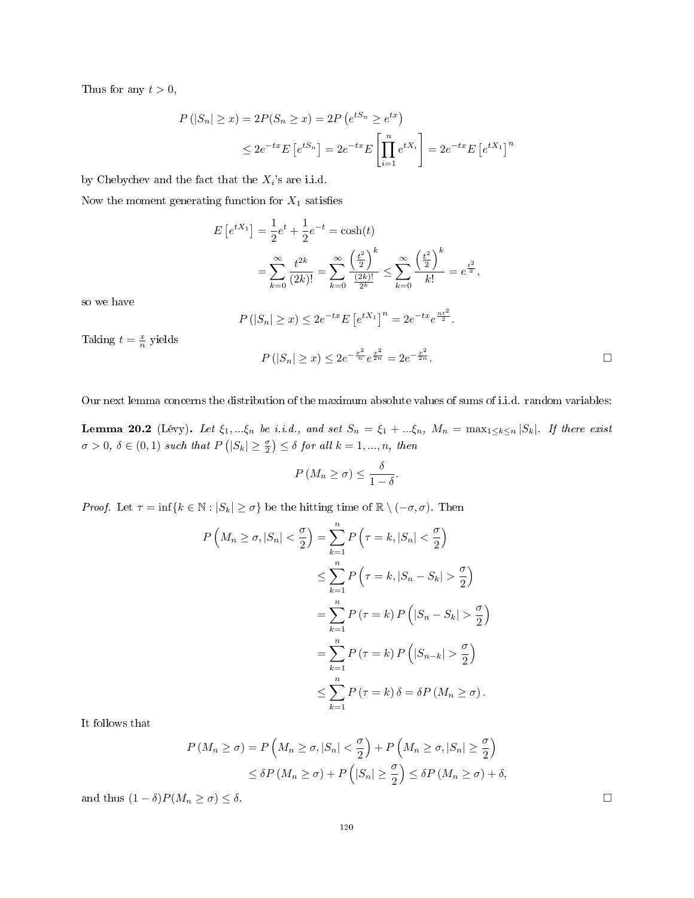Thus for any $t > 0$,

$$
\begin{aligned}
P(|S_n| \geq x) = 2P(S_n \geq x) &= 2P\left(e^{tS_n} \geq e^{tx}\right) \\
&\leq 2e^{-tx}E\left[e^{tS_n}\right] = 2e^{-tx}E\left[\prod_{i=1}^{n} e^{tX_i}\right] = 2e^{-tx}E\left[e^{tX_1}\right]^n
\end{aligned}
$$

by Chebychev and the fact that the $X_i$'s are i.i.d.

Now the moment generating function for $X_1$ satisfies

$$
\begin{aligned}
E\left[e^{tX_1}\right] &= \frac{1}{2}e^{t} + \frac{1}{2}e^{-t} = \cosh(t) \\
&= \sum_{k=0}^{\infty} \frac{t^{2k}}{(2k)!} = \sum_{k=0}^{\infty} \frac{\left(\frac{t^2}{2}\right)^k}{\frac{(2k)!}{2^k}} \leq \sum_{k=0}^{\infty} \frac{\left(\frac{t^2}{2}\right)^k}{k!} = e^{\frac{t^2}{2}},
\end{aligned}
$$

so we have

$$
P(|S_n| \geq x) \leq 2e^{-tx}E\left[e^{tX_1}\right]^n = 2e^{-tx}e^{\frac{nt^2}{2}}.
$$

Taking $t = \frac{x}{n}$ yields

$$
P(|S_n| \geq x) \leq 2e^{-\frac{x^2}{n}}e^{\frac{x^2}{2n}} = 2e^{-\frac{x^2}{2n}}.
$$

$\square$

Our next lemma concerns the distribution of the maximum absolute values of sums of i.i.d. random variables:

**Lemma 20.2** (Lévy)**.** *Let $\xi_1, ...\xi_n$ be i.i.d., and set $S_n = \xi_1 + ...\xi_n$, $M_n = \max_{1\leq k\leq n} |S_k|$. If there exist $\sigma > 0$, $\delta \in (0,1)$ such that $P\left(|S_k| \geq \frac{\sigma}{2}\right) \leq \delta$ for all $k = 1, ..., n$, then*

$$
P(M_n \geq \sigma) \leq \frac{\delta}{1-\delta}.
$$

*Proof.* Let $\tau = \inf\{k \in \mathbb{N} : |S_k| \geq \sigma\}$ be the hitting time of $\mathbb{R} \setminus (-\sigma, \sigma)$. Then

$$
\begin{aligned}
P\left(M_n \geq \sigma, |S_n| < \frac{\sigma}{2}\right) &= \sum_{k=1}^{n} P\left(\tau = k, |S_n| < \frac{\sigma}{2}\right) \\
&\leq \sum_{k=1}^{n} P\left(\tau = k, |S_n - S_k| > \frac{\sigma}{2}\right) \\
&= \sum_{k=1}^{n} P(\tau = k)\, P\left(|S_n - S_k| > \frac{\sigma}{2}\right) \\
&= \sum_{k=1}^{n} P(\tau = k)\, P\left(|S_{n-k}| > \frac{\sigma}{2}\right) \\
&\leq \sum_{k=1}^{n} P(\tau = k)\, \delta = \delta P(M_n \geq \sigma).
\end{aligned}
$$

It follows that

$$
\begin{aligned}
P(M_n \geq \sigma) &= P\left(M_n \geq \sigma, |S_n| < \frac{\sigma}{2}\right) + P\left(M_n \geq \sigma, |S_n| \geq \frac{\sigma}{2}\right) \\
&\leq \delta P(M_n \geq \sigma) + P\left(|S_n| \geq \frac{\sigma}{2}\right) \leq \delta P(M_n \geq \sigma) + \delta,
\end{aligned}
$$

and thus $(1-\delta)P(M_n \geq \sigma) \leq \delta$.

$\square$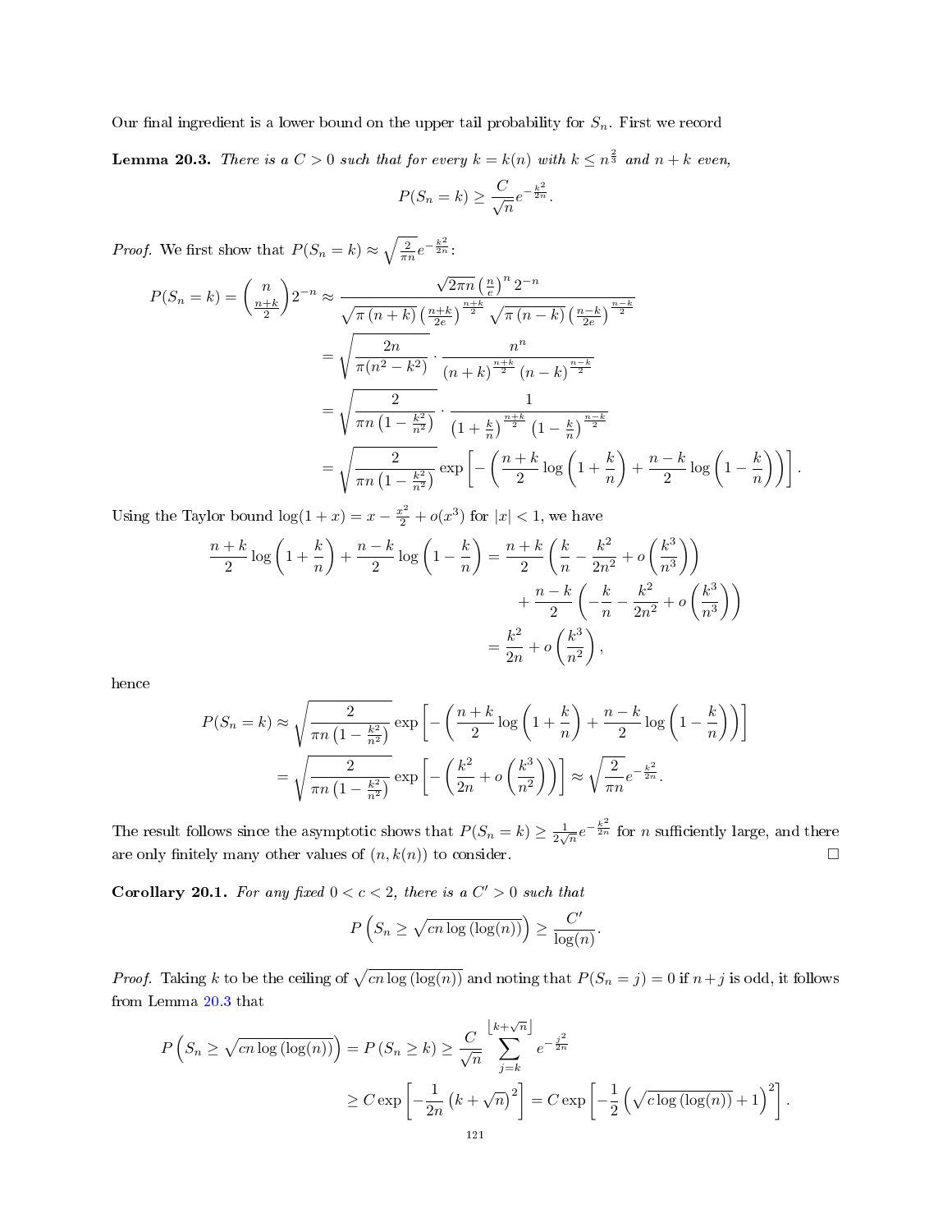Our final ingredient is a lower bound on the upper tail probability for $S_n$. First we record

**Lemma 20.3.** *There is a $C > 0$ such that for every $k = k(n)$ with $k \leq n^{\frac{2}{3}}$ and $n + k$ even,*

$$P(S_n = k) \geq \frac{C}{\sqrt{n}} e^{-\frac{k^2}{2n}}.$$

*Proof.* We first show that $P(S_n = k) \approx \sqrt{\frac{2}{\pi n}} e^{-\frac{k^2}{2n}}$:

$$\begin{aligned}
P(S_n = k) = \binom{n}{\frac{n+k}{2}} 2^{-n} &\approx \frac{\sqrt{2\pi n}\left(\frac{n}{e}\right)^n 2^{-n}}{\sqrt{\pi(n+k)}\left(\frac{n+k}{2e}\right)^{\frac{n+k}{2}} \sqrt{\pi(n-k)}\left(\frac{n-k}{2e}\right)^{\frac{n-k}{2}}} \\
&= \sqrt{\frac{2n}{\pi(n^2 - k^2)}} \cdot \frac{n^n}{(n+k)^{\frac{n+k}{2}}(n-k)^{\frac{n-k}{2}}} \\
&= \sqrt{\frac{2}{\pi n\left(1 - \frac{k^2}{n^2}\right)}} \cdot \frac{1}{\left(1 + \frac{k}{n}\right)^{\frac{n+k}{2}}\left(1 - \frac{k}{n}\right)^{\frac{n-k}{2}}} \\
&= \sqrt{\frac{2}{\pi n\left(1 - \frac{k^2}{n^2}\right)}} \exp\left[-\left(\frac{n+k}{2}\log\left(1 + \frac{k}{n}\right) + \frac{n-k}{2}\log\left(1 - \frac{k}{n}\right)\right)\right].
\end{aligned}$$

Using the Taylor bound $\log(1+x) = x - \frac{x^2}{2} + o(x^3)$ for $|x| < 1$, we have

$$\begin{aligned}
\frac{n+k}{2}\log\left(1 + \frac{k}{n}\right) + \frac{n-k}{2}\log\left(1 - \frac{k}{n}\right) &= \frac{n+k}{2}\left(\frac{k}{n} - \frac{k^2}{2n^2} + o\left(\frac{k^3}{n^3}\right)\right) \\
&\quad + \frac{n-k}{2}\left(-\frac{k}{n} - \frac{k^2}{2n^2} + o\left(\frac{k^3}{n^3}\right)\right) \\
&= \frac{k^2}{2n} + o\left(\frac{k^3}{n^2}\right),
\end{aligned}$$

hence

$$\begin{aligned}
P(S_n = k) &\approx \sqrt{\frac{2}{\pi n\left(1 - \frac{k^2}{n^2}\right)}} \exp\left[-\left(\frac{n+k}{2}\log\left(1 + \frac{k}{n}\right) + \frac{n-k}{2}\log\left(1 - \frac{k}{n}\right)\right)\right] \\
&= \sqrt{\frac{2}{\pi n\left(1 - \frac{k^2}{n^2}\right)}} \exp\left[-\left(\frac{k^2}{2n} + o\left(\frac{k^3}{n^2}\right)\right)\right] \approx \sqrt{\frac{2}{\pi n}} e^{-\frac{k^2}{2n}}.
\end{aligned}$$

The result follows since the asymptotic shows that $P(S_n = k) \geq \frac{1}{2\sqrt{n}} e^{-\frac{k^2}{2n}}$ for $n$ sufficiently large, and there are only finitely many other values of $(n, k(n))$ to consider. $\square$

**Corollary 20.1.** *For any fixed $0 < c < 2$, there is a $C' > 0$ such that*

$$P\left(S_n \geq \sqrt{cn\log(\log(n))}\right) \geq \frac{C'}{\log(n)}.$$

*Proof.* Taking $k$ to be the ceiling of $\sqrt{cn\log(\log(n))}$ and noting that $P(S_n = j) = 0$ if $n + j$ is odd, it follows from Lemma 20.3 that

$$\begin{aligned}
P\left(S_n \geq \sqrt{cn\log(\log(n))}\right) = P(S_n \geq k) &\geq \frac{C}{\sqrt{n}} \sum_{j=k}^{\lfloor k+\sqrt{n}\rfloor} e^{-\frac{j^2}{2n}} \\
&\geq C\exp\left[-\frac{1}{2n}\left(k + \sqrt{n}\right)^2\right] = C\exp\left[-\frac{1}{2}\left(\sqrt{c\log(\log(n))} + 1\right)^2\right].
\end{aligned}$$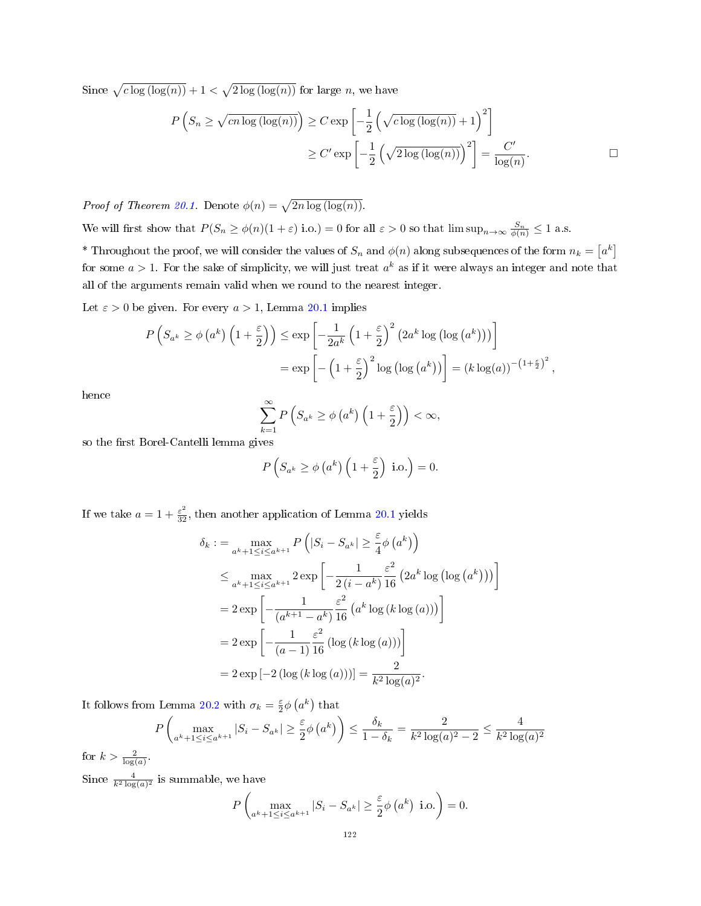Since $\sqrt{c\log(\log(n))}+1 < \sqrt{2\log(\log(n))}$ for large $n$, we have

$$P\left(S_n \geq \sqrt{cn\log(\log(n))}\right) \geq C\exp\left[-\frac{1}{2}\left(\sqrt{c\log(\log(n))}+1\right)^2\right]$$
$$\geq C'\exp\left[-\frac{1}{2}\left(\sqrt{2\log(\log(n))}\right)^2\right] = \frac{C'}{\log(n)}. \qquad \square$$

*Proof of Theorem 20.1.* Denote $\phi(n) = \sqrt{2n\log(\log(n))}$.

We will first show that $P(S_n \geq \phi(n)(1+\varepsilon) \text{ i.o.}) = 0$ for all $\varepsilon > 0$ so that $\limsup_{n\to\infty} \frac{S_n}{\phi(n)} \leq 1$ a.s.

* Throughout the proof, we will consider the values of $S_n$ and $\phi(n)$ along subsequences of the form $n_k = [a^k]$ for some $a > 1$. For the sake of simplicity, we will just treat $a^k$ as if it were always an integer and note that all of the arguments remain valid when we round to the nearest integer.

Let $\varepsilon > 0$ be given. For every $a > 1$, Lemma 20.1 implies

$$P\left(S_{a^k} \geq \phi\left(a^k\right)\left(1+\frac{\varepsilon}{2}\right)\right) \leq \exp\left[-\frac{1}{2a^k}\left(1+\frac{\varepsilon}{2}\right)^2\left(2a^k\log\left(\log\left(a^k\right)\right)\right)\right]$$
$$= \exp\left[-\left(1+\frac{\varepsilon}{2}\right)^2\log\left(\log\left(a^k\right)\right)\right] = (k\log(a))^{-\left(1+\frac{\varepsilon}{2}\right)^2},$$

hence

$$\sum_{k=1}^{\infty} P\left(S_{a^k} \geq \phi\left(a^k\right)\left(1+\frac{\varepsilon}{2}\right)\right) < \infty,$$

so the first Borel-Cantelli lemma gives

$$P\left(S_{a^k} \geq \phi\left(a^k\right)\left(1+\frac{\varepsilon}{2}\right) \text{ i.o.}\right) = 0.$$

If we take $a = 1+\frac{\varepsilon^2}{32}$, then another application of Lemma 20.1 yields

$$\delta_k := \max_{a^k+1\leq i\leq a^{k+1}} P\left(|S_i - S_{a^k}| \geq \frac{\varepsilon}{4}\phi\left(a^k\right)\right)$$
$$\leq \max_{a^k+1\leq i\leq a^{k+1}} 2\exp\left[-\frac{1}{2\left(i-a^k\right)}\frac{\varepsilon^2}{16}\left(2a^k\log\left(\log\left(a^k\right)\right)\right)\right]$$
$$= 2\exp\left[-\frac{1}{\left(a^{k+1}-a^k\right)}\frac{\varepsilon^2}{16}\left(a^k\log\left(k\log\left(a\right)\right)\right)\right]$$
$$= 2\exp\left[-\frac{1}{(a-1)}\frac{\varepsilon^2}{16}\left(\log\left(k\log\left(a\right)\right)\right)\right]$$
$$= 2\exp\left[-2\left(\log\left(k\log\left(a\right)\right)\right)\right] = \frac{2}{k^2\log(a)^2}.$$

It follows from Lemma 20.2 with $\sigma_k = \frac{\varepsilon}{2}\phi\left(a^k\right)$ that

$$P\left(\max_{a^k+1\leq i\leq a^{k+1}} |S_i - S_{a^k}| \geq \frac{\varepsilon}{2}\phi\left(a^k\right)\right) \leq \frac{\delta_k}{1-\delta_k} = \frac{2}{k^2\log(a)^2-2} \leq \frac{4}{k^2\log(a)^2}$$

for $k > \frac{2}{\log(a)}$.

Since $\frac{4}{k^2\log(a)^2}$ is summable, we have

$$P\left(\max_{a^k+1\leq i\leq a^{k+1}} |S_i - S_{a^k}| \geq \frac{\varepsilon}{2}\phi\left(a^k\right) \text{ i.o.}\right) = 0.$$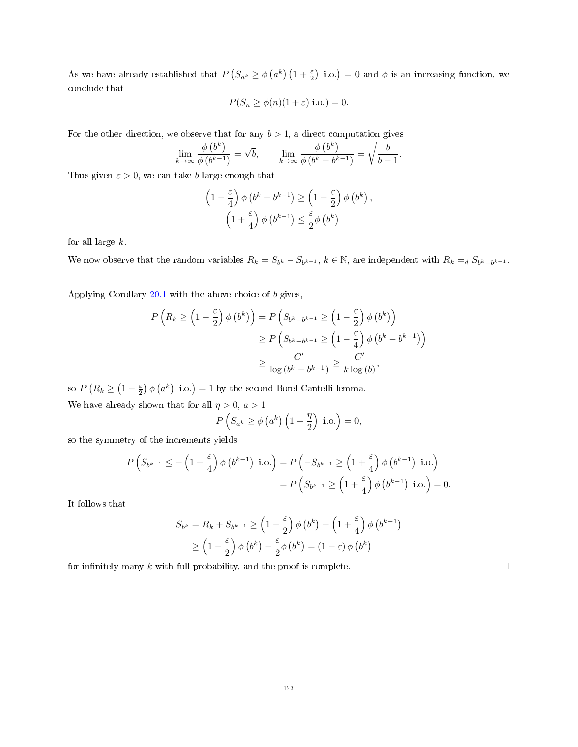As we have already established that $P\left(S_{a^k} \geq \phi\left(a^k\right)\left(1+\frac{\varepsilon}{2}\right) \text{ i.o.}\right) = 0$ and $\phi$ is an increasing function, we conclude that

$$P(S_n \geq \phi(n)(1+\varepsilon) \text{ i.o.}) = 0.$$

For the other direction, we observe that for any $b > 1$, a direct computation gives

$$\lim_{k\to\infty} \frac{\phi\left(b^k\right)}{\phi\left(b^{k-1}\right)} = \sqrt{b}, \qquad \lim_{k\to\infty} \frac{\phi\left(b^k\right)}{\phi\left(b^k - b^{k-1}\right)} = \sqrt{\frac{b}{b-1}}.$$

Thus given $\varepsilon > 0$, we can take $b$ large enough that

$$\left(1-\frac{\varepsilon}{4}\right)\phi\left(b^k - b^{k-1}\right) \geq \left(1-\frac{\varepsilon}{2}\right)\phi\left(b^k\right),$$
$$\left(1+\frac{\varepsilon}{4}\right)\phi\left(b^{k-1}\right) \leq \frac{\varepsilon}{2}\phi\left(b^k\right)$$

for all large $k$.

We now observe that the random variables $R_k = S_{b^k} - S_{b^{k-1}}$, $k \in \mathbb{N}$, are independent with $R_k =_d S_{b^k - b^{k-1}}$.

Applying Corollary 20.1 with the above choice of $b$ gives,

$$\begin{aligned}
P\left(R_k \geq \left(1-\frac{\varepsilon}{2}\right)\phi\left(b^k\right)\right) &= P\left(S_{b^k - b^{k-1}} \geq \left(1-\frac{\varepsilon}{2}\right)\phi\left(b^k\right)\right) \\
&\geq P\left(S_{b^k - b^{k-1}} \geq \left(1-\frac{\varepsilon}{4}\right)\phi\left(b^k - b^{k-1}\right)\right) \\
&\geq \frac{C'}{\log\left(b^k - b^{k-1}\right)} \geq \frac{C'}{k\log(b)},
\end{aligned}$$

so $P\left(R_k \geq \left(1-\frac{\varepsilon}{2}\right)\phi\left(a^k\right) \text{ i.o.}\right) = 1$ by the second Borel-Cantelli lemma.

We have already shown that for all $\eta > 0$, $a > 1$

$$P\left(S_{a^k} \geq \phi\left(a^k\right)\left(1+\frac{\eta}{2}\right) \text{ i.o.}\right) = 0,$$

so the symmetry of the increments yields

$$\begin{aligned}
P\left(S_{b^{k-1}} \leq -\left(1+\frac{\varepsilon}{4}\right)\phi\left(b^{k-1}\right) \text{ i.o.}\right) &= P\left(-S_{b^{k-1}} \geq \left(1+\frac{\varepsilon}{4}\right)\phi\left(b^{k-1}\right) \text{ i.o.}\right) \\
&= P\left(S_{b^{k-1}} \geq \left(1+\frac{\varepsilon}{4}\right)\phi\left(b^{k-1}\right) \text{ i.o.}\right) = 0.
\end{aligned}$$

It follows that

$$\begin{aligned}
S_{b^k} = R_k + S_{b^{k-1}} &\geq \left(1-\frac{\varepsilon}{2}\right)\phi\left(b^k\right) - \left(1+\frac{\varepsilon}{4}\right)\phi\left(b^{k-1}\right) \\
&\geq \left(1-\frac{\varepsilon}{2}\right)\phi\left(b^k\right) - \frac{\varepsilon}{2}\phi\left(b^k\right) = (1-\varepsilon)\phi\left(b^k\right)
\end{aligned}$$

for infinitely many $k$ with full probability, and the proof is complete. □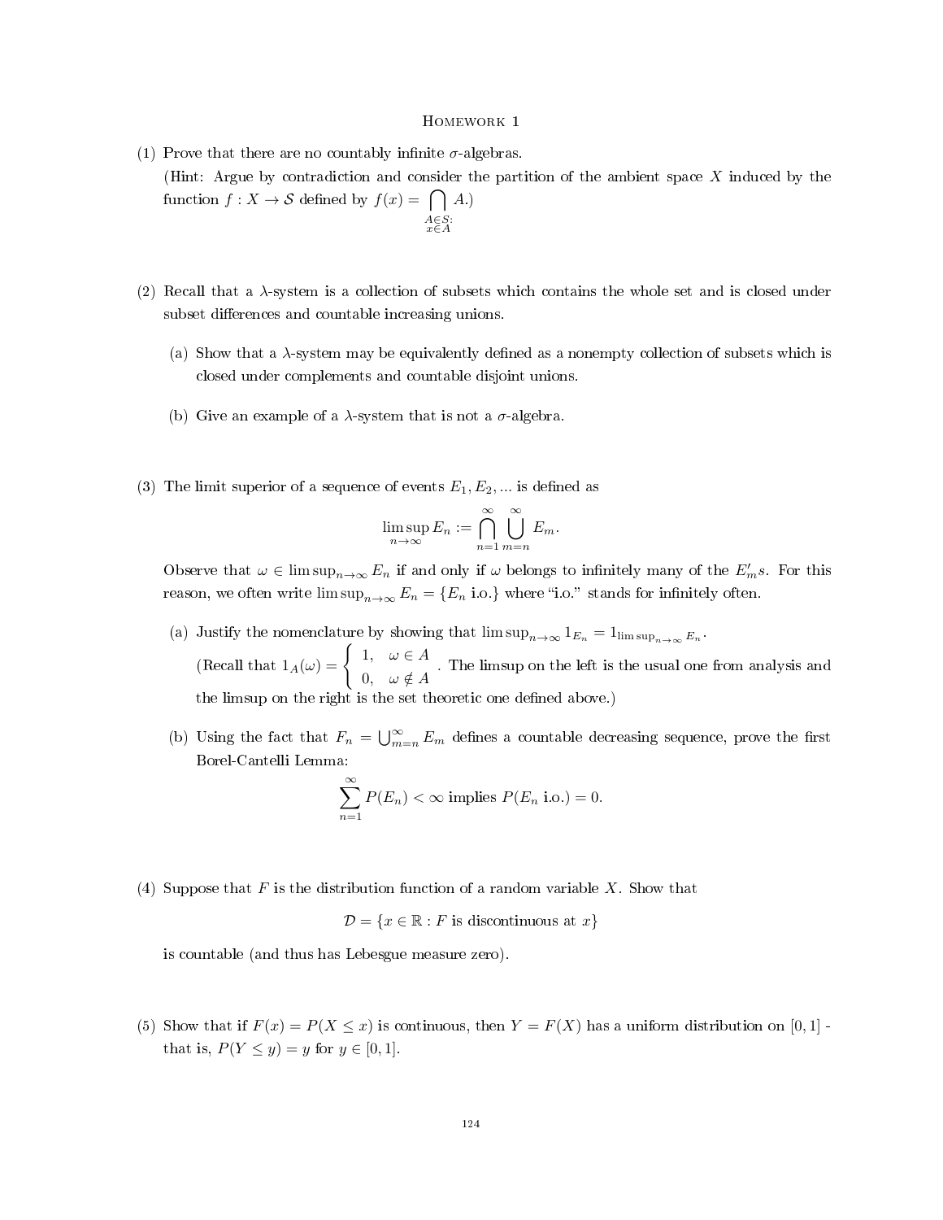# Homework 1

(1) Prove that there are no countably infinite $\sigma$-algebras.

(Hint: Argue by contradiction and consider the partition of the ambient space $X$ induced by the function $f : X \to \mathcal{S}$ defined by $f(x) = \bigcap_{\substack{A \in \mathcal{S}: \\ x \in A}} A$.)

(2) Recall that a $\lambda$-system is a collection of subsets which contains the whole set and is closed under subset differences and countable increasing unions.

(a) Show that a $\lambda$-system may be equivalently defined as a nonempty collection of subsets which is closed under complements and countable disjoint unions.

(b) Give an example of a $\lambda$-system that is not a $\sigma$-algebra.

(3) The limit superior of a sequence of events $E_1, E_2, \ldots$ is defined as

$$\limsup_{n \to \infty} E_n := \bigcap_{n=1}^{\infty} \bigcup_{m=n}^{\infty} E_m.$$

Observe that $\omega \in \limsup_{n \to \infty} E_n$ if and only if $\omega$ belongs to infinitely many of the $E_m'$s. For this reason, we often write $\limsup_{n \to \infty} E_n = \{E_n \text{ i.o.}\}$ where "i.o." stands for infinitely often.

(a) Justify the nomenclature by showing that $\limsup_{n \to \infty} 1_{E_n} = 1_{\limsup_{n \to \infty} E_n}$.

(Recall that $1_A(\omega) = \begin{cases} 1, & \omega \in A \\ 0, & \omega \notin A \end{cases}$. The limsup on the left is the usual one from analysis and the limsup on the right is the set theoretic one defined above.)

(b) Using the fact that $F_n = \bigcup_{m=n}^{\infty} E_m$ defines a countable decreasing sequence, prove the first Borel-Cantelli Lemma:

$$\sum_{n=1}^{\infty} P(E_n) < \infty \text{ implies } P(E_n \text{ i.o.}) = 0.$$

(4) Suppose that $F$ is the distribution function of a random variable $X$. Show that

$$\mathcal{D} = \{x \in \mathbb{R} : F \text{ is discontinuous at } x\}$$

is countable (and thus has Lebesgue measure zero).

(5) Show that if $F(x) = P(X \leq x)$ is continuous, then $Y = F(X)$ has a uniform distribution on $[0, 1]$ - that is, $P(Y \leq y) = y$ for $y \in [0, 1]$.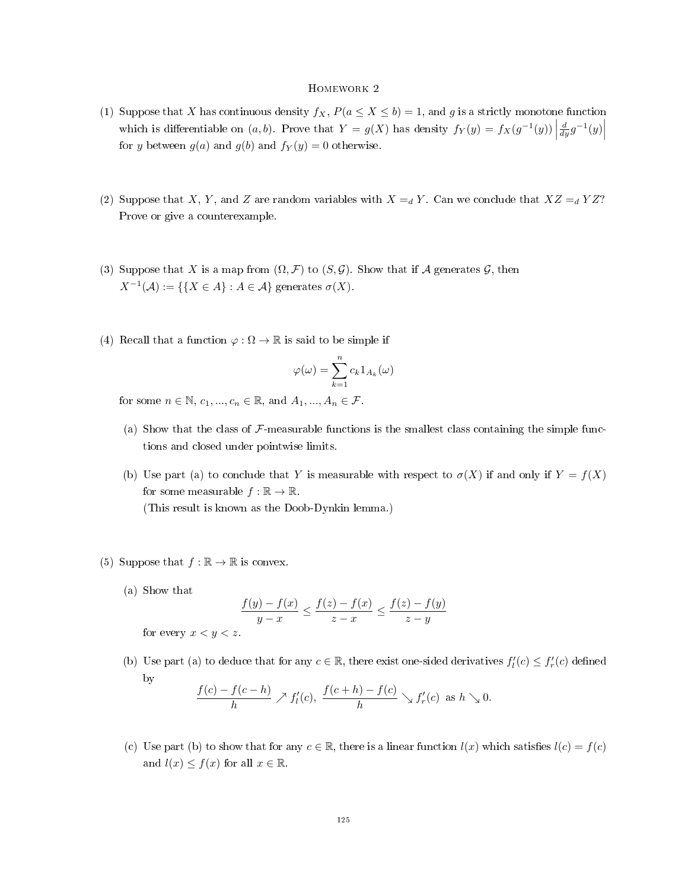# Homework 2

(1) Suppose that $X$ has continuous density $f_X$, $P(a \leq X \leq b) = 1$, and $g$ is a strictly monotone function which is differentiable on $(a, b)$. Prove that $Y = g(X)$ has density $f_Y(y) = f_X(g^{-1}(y)) \left| \frac{d}{dy} g^{-1}(y) \right|$ for $y$ between $g(a)$ and $g(b)$ and $f_Y(y) = 0$ otherwise.

(2) Suppose that $X$, $Y$, and $Z$ are random variables with $X =_d Y$. Can we conclude that $XZ =_d YZ$? Prove or give a counterexample.

(3) Suppose that $X$ is a map from $(\Omega, \mathcal{F})$ to $(S, \mathcal{G})$. Show that if $\mathcal{A}$ generates $\mathcal{G}$, then $X^{-1}(\mathcal{A}) := \{\{X \in A\} : A \in \mathcal{A}\}$ generates $\sigma(X)$.

(4) Recall that a function $\varphi : \Omega \to \mathbb{R}$ is said to be simple if

$$\varphi(\omega) = \sum_{k=1}^{n} c_k 1_{A_k}(\omega)$$

for some $n \in \mathbb{N}$, $c_1, ..., c_n \in \mathbb{R}$, and $A_1, ..., A_n \in \mathcal{F}$.

(a) Show that the class of $\mathcal{F}$-measurable functions is the smallest class containing the simple functions and closed under pointwise limits.

(b) Use part (a) to conclude that $Y$ is measurable with respect to $\sigma(X)$ if and only if $Y = f(X)$ for some measurable $f : \mathbb{R} \to \mathbb{R}$.
(This result is known as the Doob-Dynkin lemma.)

(5) Suppose that $f : \mathbb{R} \to \mathbb{R}$ is convex.

(a) Show that

$$\frac{f(y) - f(x)}{y - x} \leq \frac{f(z) - f(x)}{z - x} \leq \frac{f(z) - f(y)}{z - y}$$

for every $x < y < z$.

(b) Use part (a) to deduce that for any $c \in \mathbb{R}$, there exist one-sided derivatives $f_l'(c) \leq f_r'(c)$ defined by

$$\frac{f(c) - f(c - h)}{h} \nearrow f_l'(c), \; \frac{f(c + h) - f(c)}{h} \searrow f_r'(c) \text{ as } h \searrow 0.$$

(c) Use part (b) to show that for any $c \in \mathbb{R}$, there is a linear function $l(x)$ which satisfies $l(c) = f(c)$ and $l(x) \leq f(x)$ for all $x \in \mathbb{R}$.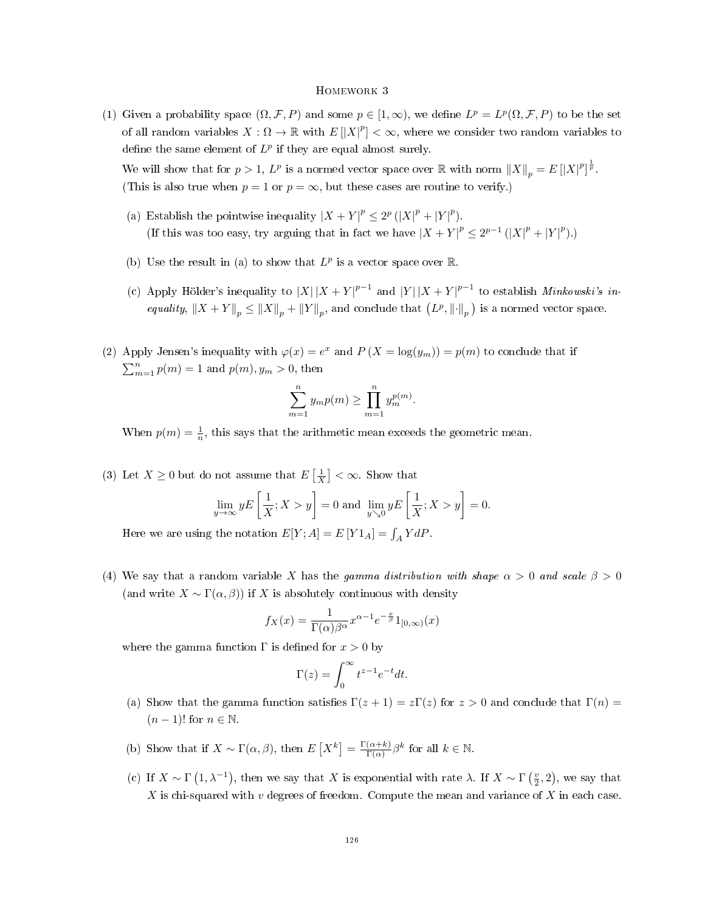# Homework 3

(1) Given a probability space $(\Omega, \mathcal{F}, P)$ and some $p \in [1, \infty)$, we define $L^p = L^p(\Omega, \mathcal{F}, P)$ to be the set of all random variables $X : \Omega \to \mathbb{R}$ with $E[|X|^p] < \infty$, where we consider two random variables to define the same element of $L^p$ if they are equal almost surely.

We will show that for $p > 1$, $L^p$ is a normed vector space over $\mathbb{R}$ with norm $\|X\|_p = E[|X|^p]^{\frac{1}{p}}$. (This is also true when $p = 1$ or $p = \infty$, but these cases are routine to verify.)

(a) Establish the pointwise inequality $|X + Y|^p \leq 2^p (|X|^p + |Y|^p)$.
(If this was too easy, try arguing that in fact we have $|X + Y|^p \leq 2^{p-1} (|X|^p + |Y|^p)$.)

(b) Use the result in (a) to show that $L^p$ is a vector space over $\mathbb{R}$.

(c) Apply Hölder's inequality to $|X| |X + Y|^{p-1}$ and $|Y| |X + Y|^{p-1}$ to establish *Minkowski's inequality*, $\|X + Y\|_p \leq \|X\|_p + \|Y\|_p$, and conclude that $(L^p, \|\cdot\|_p)$ is a normed vector space.

(2) Apply Jensen's inequality with $\varphi(x) = e^x$ and $P(X = \log(y_m)) = p(m)$ to conclude that if $\sum_{m=1}^{n} p(m) = 1$ and $p(m), y_m > 0$, then

$$\sum_{m=1}^{n} y_m p(m) \geq \prod_{m=1}^{n} y_m^{p(m)}.$$

When $p(m) = \frac{1}{n}$, this says that the arithmetic mean exceeds the geometric mean.

(3) Let $X \geq 0$ but do not assume that $E\left[\frac{1}{X}\right] < \infty$. Show that

$$\lim_{y \to \infty} yE\left[\frac{1}{X}; X > y\right] = 0 \text{ and } \lim_{y \searrow 0} yE\left[\frac{1}{X}; X > y\right] = 0.$$

Here we are using the notation $E[Y; A] = E[Y 1_A] = \int_A Y dP$.

(4) We say that a random variable $X$ has the *gamma distribution with shape* $\alpha > 0$ *and scale* $\beta > 0$ (and write $X \sim \Gamma(\alpha, \beta)$) if $X$ is absolutely continuous with density

$$f_X(x) = \frac{1}{\Gamma(\alpha)\beta^\alpha} x^{\alpha-1} e^{-\frac{x}{\beta}} 1_{[0,\infty)}(x)$$

where the gamma function $\Gamma$ is defined for $x > 0$ by

$$\Gamma(z) = \int_0^\infty t^{z-1} e^{-t} dt.$$

(a) Show that the gamma function satisfies $\Gamma(z + 1) = z\Gamma(z)$ for $z > 0$ and conclude that $\Gamma(n) = (n - 1)!$ for $n \in \mathbb{N}$.

(b) Show that if $X \sim \Gamma(\alpha, \beta)$, then $E\left[X^k\right] = \frac{\Gamma(\alpha+k)}{\Gamma(\alpha)} \beta^k$ for all $k \in \mathbb{N}$.

(c) If $X \sim \Gamma(1, \lambda^{-1})$, then we say that $X$ is exponential with rate $\lambda$. If $X \sim \Gamma\left(\frac{v}{2}, 2\right)$, we say that $X$ is chi-squared with $v$ degrees of freedom. Compute the mean and variance of $X$ in each case.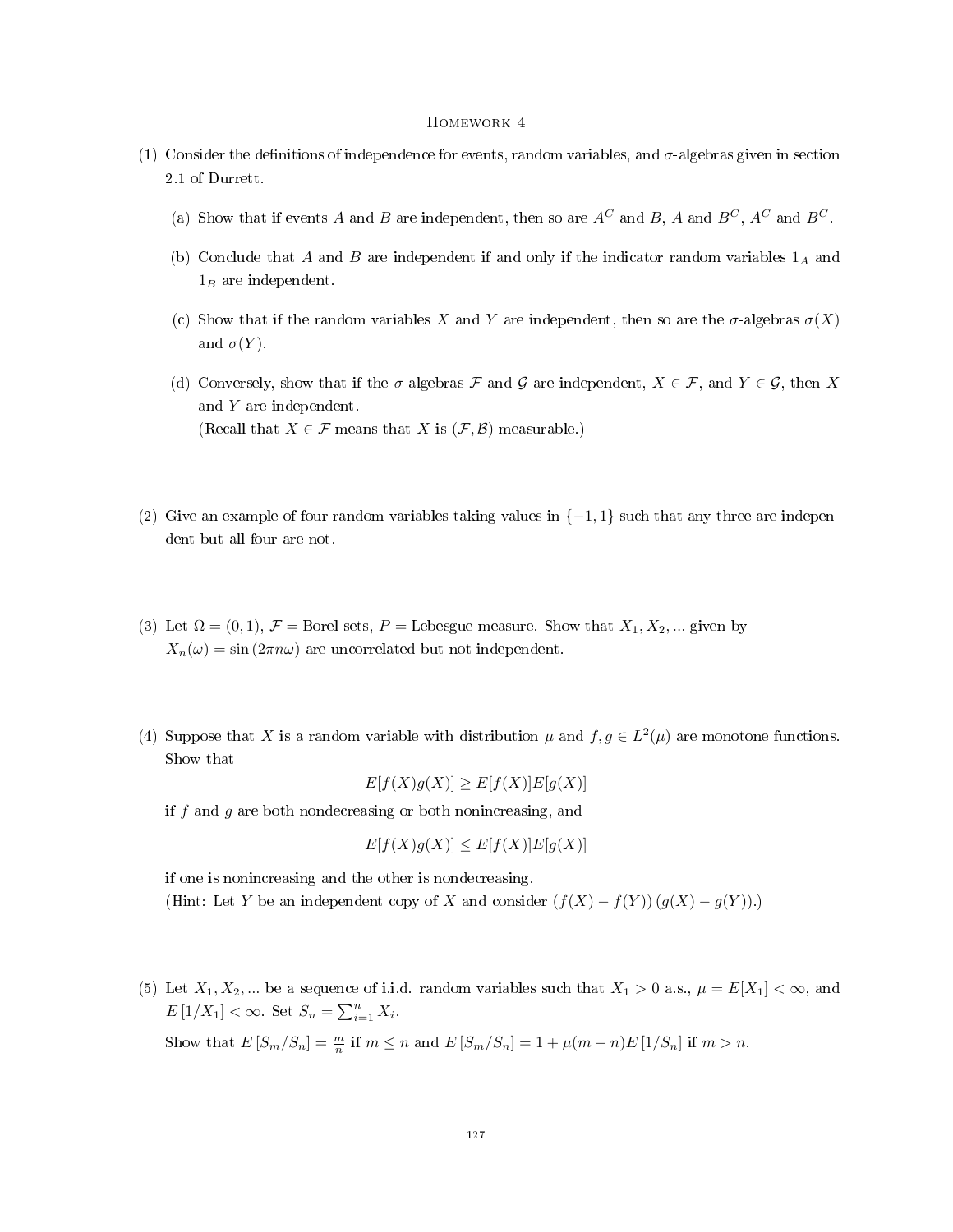# Homework 4

(1) Consider the definitions of independence for events, random variables, and $\sigma$-algebras given in section 2.1 of Durrett.

  (a) Show that if events $A$ and $B$ are independent, then so are $A^C$ and $B$, $A$ and $B^C$, $A^C$ and $B^C$.

  (b) Conclude that $A$ and $B$ are independent if and only if the indicator random variables $1_A$ and $1_B$ are independent.

  (c) Show that if the random variables $X$ and $Y$ are independent, then so are the $\sigma$-algebras $\sigma(X)$ and $\sigma(Y)$.

  (d) Conversely, show that if the $\sigma$-algebras $\mathcal{F}$ and $\mathcal{G}$ are independent, $X \in \mathcal{F}$, and $Y \in \mathcal{G}$, then $X$ and $Y$ are independent.
  (Recall that $X \in \mathcal{F}$ means that $X$ is $(\mathcal{F}, \mathcal{B})$-measurable.)

(2) Give an example of four random variables taking values in $\{-1, 1\}$ such that any three are independent but all four are not.

(3) Let $\Omega = (0, 1)$, $\mathcal{F}$ = Borel sets, $P$ = Lebesgue measure. Show that $X_1, X_2, \ldots$ given by $X_n(\omega) = \sin(2\pi n\omega)$ are uncorrelated but not independent.

(4) Suppose that $X$ is a random variable with distribution $\mu$ and $f, g \in L^2(\mu)$ are monotone functions. Show that

$$E[f(X)g(X)] \geq E[f(X)]E[g(X)]$$

if $f$ and $g$ are both nondecreasing or both nonincreasing, and

$$E[f(X)g(X)] \leq E[f(X)]E[g(X)]$$

if one is nonincreasing and the other is nondecreasing.
(Hint: Let $Y$ be an independent copy of $X$ and consider $(f(X) - f(Y))(g(X) - g(Y))$.)

(5) Let $X_1, X_2, \ldots$ be a sequence of i.i.d. random variables such that $X_1 > 0$ a.s., $\mu = E[X_1] < \infty$, and $E[1/X_1] < \infty$. Set $S_n = \sum_{i=1}^n X_i$.

Show that $E[S_m/S_n] = \frac{m}{n}$ if $m \leq n$ and $E[S_m/S_n] = 1 + \mu(m-n)E[1/S_n]$ if $m > n$.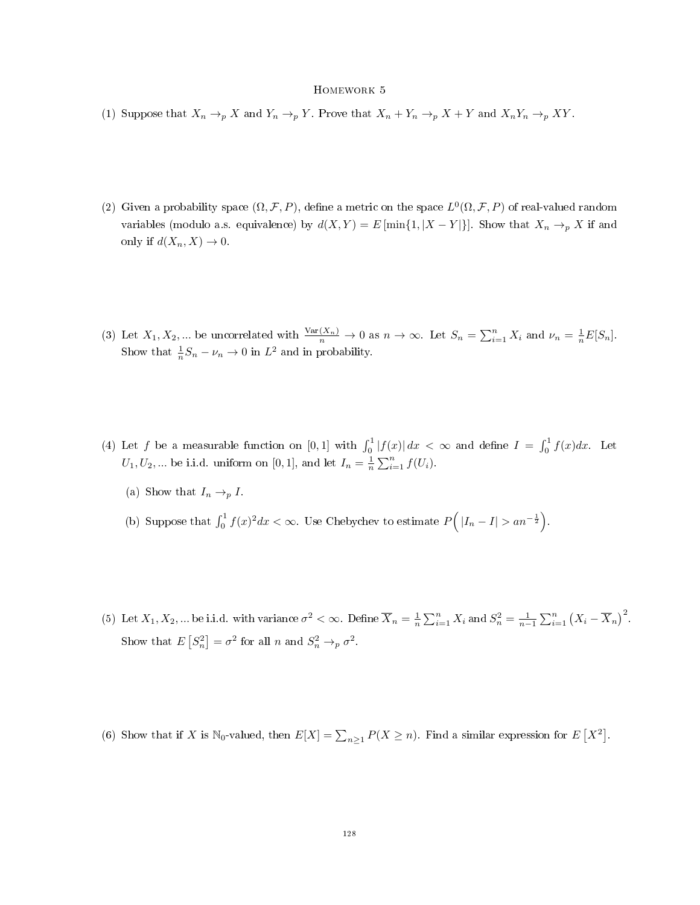# Homework 5

(1) Suppose that $X_n \to_p X$ and $Y_n \to_p Y$. Prove that $X_n + Y_n \to_p X + Y$ and $X_n Y_n \to_p XY$.

(2) Given a probability space $(\Omega, \mathcal{F}, P)$, define a metric on the space $L^0(\Omega, \mathcal{F}, P)$ of real-valued random variables (modulo a.s. equivalence) by $d(X, Y) = E[\min\{1, |X - Y|\}]$. Show that $X_n \to_p X$ if and only if $d(X_n, X) \to 0$.

(3) Let $X_1, X_2, \ldots$ be uncorrelated with $\frac{\mathrm{Var}(X_n)}{n} \to 0$ as $n \to \infty$. Let $S_n = \sum_{i=1}^n X_i$ and $\nu_n = \frac{1}{n} E[S_n]$. Show that $\frac{1}{n} S_n - \nu_n \to 0$ in $L^2$ and in probability.

(4) Let $f$ be a measurable function on $[0, 1]$ with $\int_0^1 |f(x)|\, dx < \infty$ and define $I = \int_0^1 f(x) dx$. Let $U_1, U_2, \ldots$ be i.i.d. uniform on $[0, 1]$, and let $I_n = \frac{1}{n} \sum_{i=1}^n f(U_i)$.

   (a) Show that $I_n \to_p I$.

   (b) Suppose that $\int_0^1 f(x)^2 dx < \infty$. Use Chebychev to estimate $P\Big( |I_n - I| > a n^{-\frac{1}{2}} \Big)$.

(5) Let $X_1, X_2, \ldots$ be i.i.d. with variance $\sigma^2 < \infty$. Define $\overline{X}_n = \frac{1}{n} \sum_{i=1}^n X_i$ and $S_n^2 = \frac{1}{n-1} \sum_{i=1}^n \left( X_i - \overline{X}_n \right)^2$. Show that $E\left[ S_n^2 \right] = \sigma^2$ for all $n$ and $S_n^2 \to_p \sigma^2$.

(6) Show that if $X$ is $\mathbb{N}_0$-valued, then $E[X] = \sum_{n \geq 1} P(X \geq n)$. Find a similar expression for $E\left[ X^2 \right]$.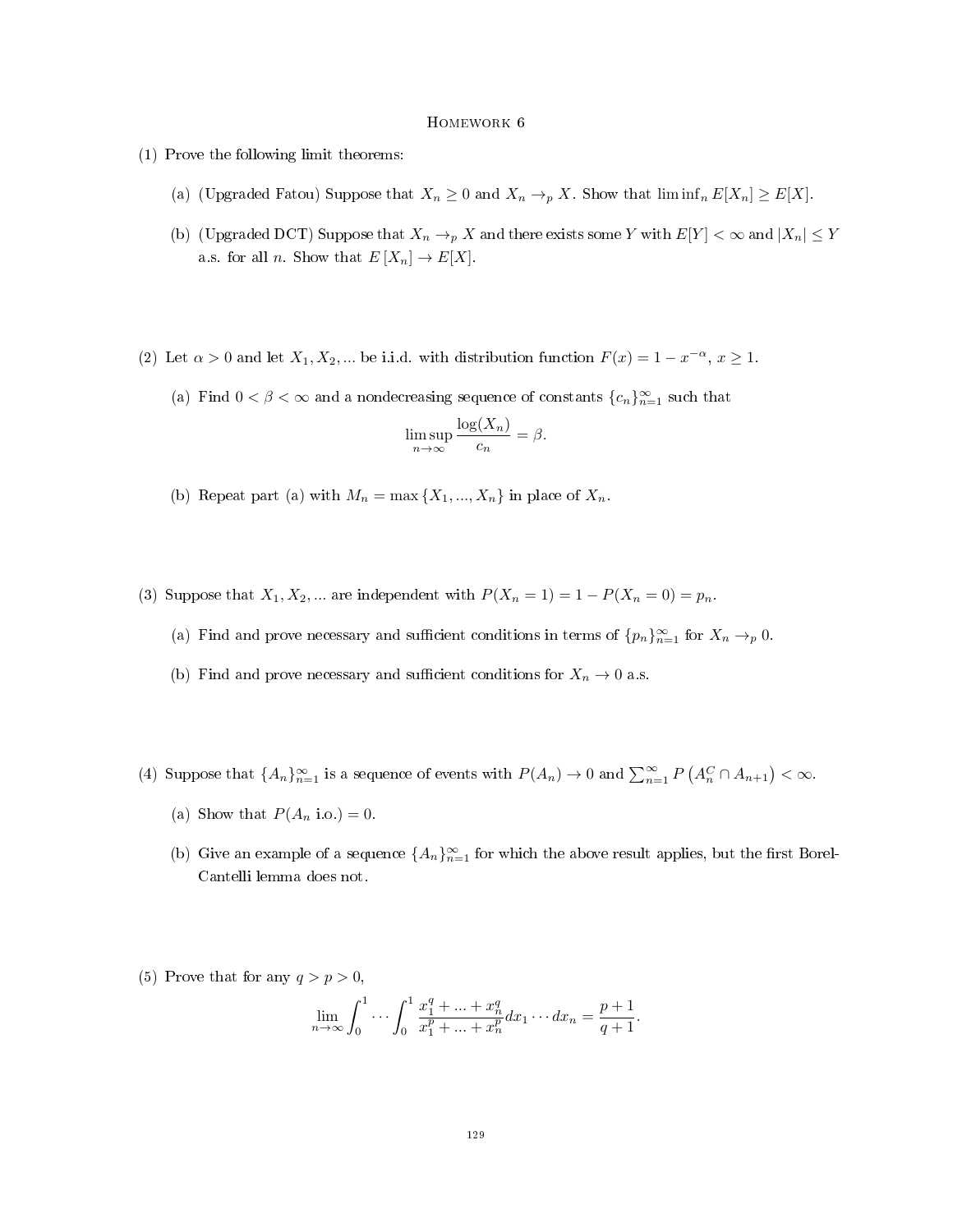# Homework 6

(1) Prove the following limit theorems:

  (a) (Upgraded Fatou) Suppose that $X_n \geq 0$ and $X_n \to_p X$. Show that $\liminf_n E[X_n] \geq E[X]$.

  (b) (Upgraded DCT) Suppose that $X_n \to_p X$ and there exists some $Y$ with $E[Y] < \infty$ and $|X_n| \leq Y$ a.s. for all $n$. Show that $E[X_n] \to E[X]$.

(2) Let $\alpha > 0$ and let $X_1, X_2, \ldots$ be i.i.d. with distribution function $F(x) = 1 - x^{-\alpha}$, $x \geq 1$.

  (a) Find $0 < \beta < \infty$ and a nondecreasing sequence of constants $\{c_n\}_{n=1}^{\infty}$ such that

$$\limsup_{n \to \infty} \frac{\log(X_n)}{c_n} = \beta.$$

  (b) Repeat part (a) with $M_n = \max\{X_1, \ldots, X_n\}$ in place of $X_n$.

(3) Suppose that $X_1, X_2, \ldots$ are independent with $P(X_n = 1) = 1 - P(X_n = 0) = p_n$.

  (a) Find and prove necessary and sufficient conditions in terms of $\{p_n\}_{n=1}^{\infty}$ for $X_n \to_p 0$.

  (b) Find and prove necessary and sufficient conditions for $X_n \to 0$ a.s.

(4) Suppose that $\{A_n\}_{n=1}^{\infty}$ is a sequence of events with $P(A_n) \to 0$ and $\sum_{n=1}^{\infty} P\left(A_n^C \cap A_{n+1}\right) < \infty$.

  (a) Show that $P(A_n \text{ i.o.}) = 0$.

  (b) Give an example of a sequence $\{A_n\}_{n=1}^{\infty}$ for which the above result applies, but the first Borel-Cantelli lemma does not.

(5) Prove that for any $q > p > 0$,

$$\lim_{n \to \infty} \int_0^1 \cdots \int_0^1 \frac{x_1^q + \ldots + x_n^q}{x_1^p + \ldots + x_n^p} dx_1 \cdots dx_n = \frac{p+1}{q+1}.$$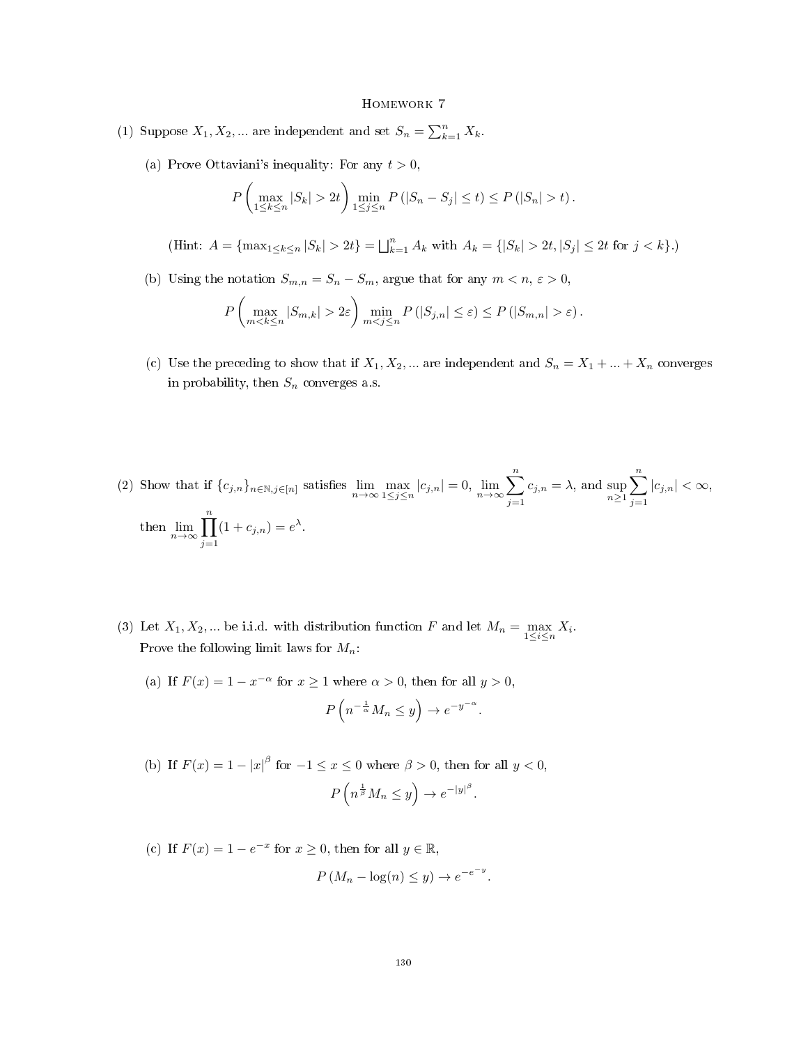# Homework 7

(1) Suppose $X_1, X_2, \ldots$ are independent and set $S_n = \sum_{k=1}^n X_k$.

(a) Prove Ottaviani's inequality: For any $t > 0$,

$$P\left(\max_{1\le k\le n}|S_k| > 2t\right)\min_{1\le j\le n}P\left(|S_n - S_j| \le t\right) \le P\left(|S_n| > t\right).$$

(Hint: $A = \{\max_{1\le k\le n}|S_k| > 2t\} = \bigsqcup_{k=1}^n A_k$ with $A_k = \{|S_k| > 2t, |S_j| \le 2t \text{ for } j < k\}$.)

(b) Using the notation $S_{m,n} = S_n - S_m$, argue that for any $m < n$, $\varepsilon > 0$,

$$P\left(\max_{m<k\le n}|S_{m,k}| > 2\varepsilon\right)\min_{m<j\le n}P\left(|S_{j,n}| \le \varepsilon\right) \le P\left(|S_{m,n}| > \varepsilon\right).$$

(c) Use the preceding to show that if $X_1, X_2, \ldots$ are independent and $S_n = X_1 + \ldots + X_n$ converges in probability, then $S_n$ converges a.s.

(2) Show that if $\{c_{j,n}\}_{n\in\mathbb{N}, j\in[n]}$ satisfies $\lim_{n\to\infty}\max_{1\le j\le n}|c_{j,n}| = 0$, $\lim_{n\to\infty}\sum_{j=1}^n c_{j,n} = \lambda$, and $\sup_{n\ge 1}\sum_{j=1}^n |c_{j,n}| < \infty$, then $\lim_{n\to\infty}\prod_{j=1}^n (1 + c_{j,n}) = e^\lambda$.

(3) Let $X_1, X_2, \ldots$ be i.i.d. with distribution function $F$ and let $M_n = \max_{1\le i\le n} X_i$. Prove the following limit laws for $M_n$:

(a) If $F(x) = 1 - x^{-\alpha}$ for $x \ge 1$ where $\alpha > 0$, then for all $y > 0$,

$$P\left(n^{-\frac{1}{\alpha}}M_n \le y\right) \to e^{-y^{-\alpha}}.$$

(b) If $F(x) = 1 - |x|^\beta$ for $-1 \le x \le 0$ where $\beta > 0$, then for all $y < 0$,

$$P\left(n^{\frac{1}{\beta}}M_n \le y\right) \to e^{-|y|^\beta}.$$

(c) If $F(x) = 1 - e^{-x}$ for $x \ge 0$, then for all $y \in \mathbb{R}$,

$$P\left(M_n - \log(n) \le y\right) \to e^{-e^{-y}}.$$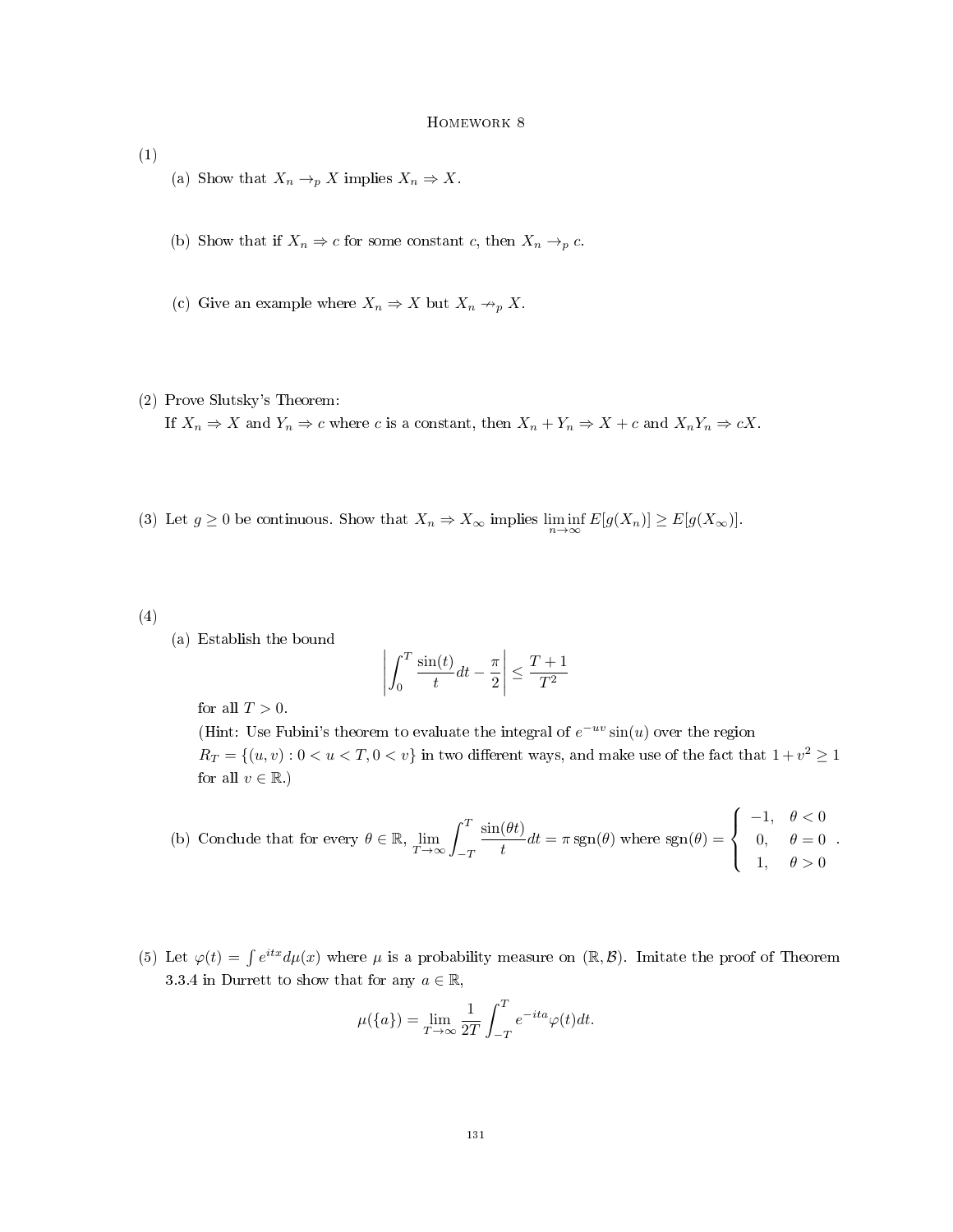# Homework 8

(1)

(a) Show that $X_n \to_p X$ implies $X_n \Rightarrow X$.

(b) Show that if $X_n \Rightarrow c$ for some constant $c$, then $X_n \to_p c$.

(c) Give an example where $X_n \Rightarrow X$ but $X_n \nrightarrow_p X$.

(2) Prove Slutsky's Theorem:
If $X_n \Rightarrow X$ and $Y_n \Rightarrow c$ where $c$ is a constant, then $X_n + Y_n \Rightarrow X + c$ and $X_n Y_n \Rightarrow cX$.

(3) Let $g \geq 0$ be continuous. Show that $X_n \Rightarrow X_\infty$ implies $\liminf_{n\to\infty} E[g(X_n)] \geq E[g(X_\infty)]$.

(4)

(a) Establish the bound

$$\left| \int_0^T \frac{\sin(t)}{t} dt - \frac{\pi}{2} \right| \leq \frac{T+1}{T^2}$$

for all $T > 0$.
(Hint: Use Fubini's theorem to evaluate the integral of $e^{-uv}\sin(u)$ over the region $R_T = \{(u, v) : 0 < u < T, 0 < v\}$ in two different ways, and make use of the fact that $1 + v^2 \geq 1$ for all $v \in \mathbb{R}$.)

(b) Conclude that for every $\theta \in \mathbb{R}$, $\lim_{T\to\infty} \int_{-T}^{T} \frac{\sin(\theta t)}{t} dt = \pi \operatorname{sgn}(\theta)$ where $\operatorname{sgn}(\theta) = \begin{cases} -1, & \theta < 0 \\ 0, & \theta = 0 \\ 1, & \theta > 0 \end{cases}$.

(5) Let $\varphi(t) = \int e^{itx} d\mu(x)$ where $\mu$ is a probability measure on $(\mathbb{R}, \mathcal{B})$. Imitate the proof of Theorem 3.3.4 in Durrett to show that for any $a \in \mathbb{R}$,

$$\mu(\{a\}) = \lim_{T\to\infty} \frac{1}{2T} \int_{-T}^{T} e^{-ita} \varphi(t) dt.$$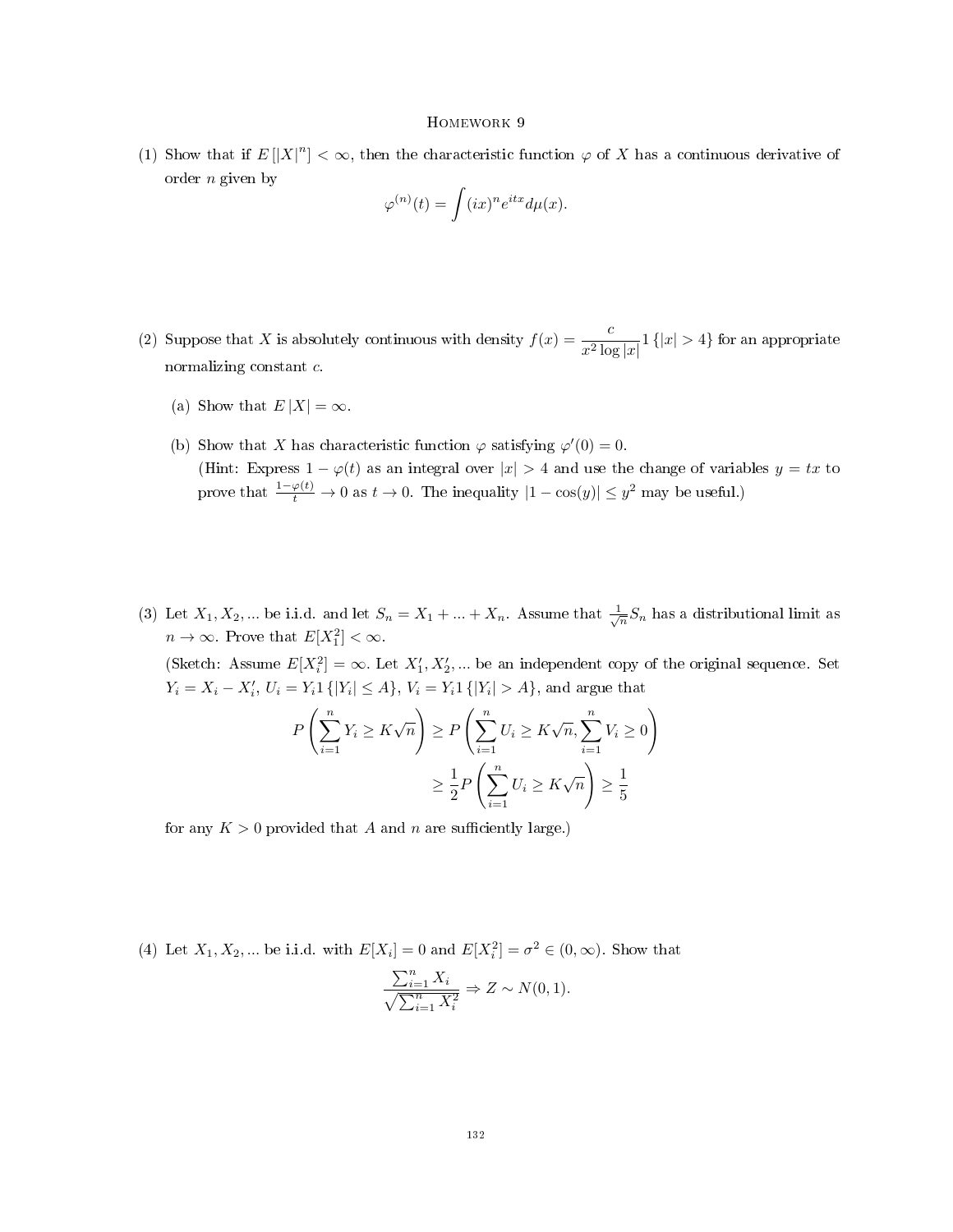# Homework 9

(1) Show that if $E[|X|^n] < \infty$, then the characteristic function $\varphi$ of $X$ has a continuous derivative of order $n$ given by

$$\varphi^{(n)}(t) = \int (ix)^n e^{itx} d\mu(x).$$

(2) Suppose that $X$ is absolutely continuous with density $f(x) = \dfrac{c}{x^2 \log |x|} 1\{|x| > 4\}$ for an appropriate normalizing constant $c$.

(a) Show that $E|X| = \infty$.

(b) Show that $X$ has characteristic function $\varphi$ satisfying $\varphi'(0) = 0$.
(Hint: Express $1 - \varphi(t)$ as an integral over $|x| > 4$ and use the change of variables $y = tx$ to prove that $\frac{1-\varphi(t)}{t} \to 0$ as $t \to 0$. The inequality $|1 - \cos(y)| \leq y^2$ may be useful.)

(3) Let $X_1, X_2, \ldots$ be i.i.d. and let $S_n = X_1 + \ldots + X_n$. Assume that $\frac{1}{\sqrt{n}} S_n$ has a distributional limit as $n \to \infty$. Prove that $E[X_1^2] < \infty$.
(Sketch: Assume $E[X_i^2] = \infty$. Let $X_1', X_2', \ldots$ be an independent copy of the original sequence. Set $Y_i = X_i - X_i'$, $U_i = Y_i 1\{|Y_i| \leq A\}$, $V_i = Y_i 1\{|Y_i| > A\}$, and argue that

$$\begin{aligned} P\left(\sum_{i=1}^n Y_i \geq K\sqrt{n}\right) &\geq P\left(\sum_{i=1}^n U_i \geq K\sqrt{n}, \sum_{i=1}^n V_i \geq 0\right) \\ &\geq \frac{1}{2} P\left(\sum_{i=1}^n U_i \geq K\sqrt{n}\right) \geq \frac{1}{5} \end{aligned}$$

for any $K > 0$ provided that $A$ and $n$ are sufficiently large.)

(4) Let $X_1, X_2, \ldots$ be i.i.d. with $E[X_i] = 0$ and $E[X_i^2] = \sigma^2 \in (0, \infty)$. Show that

$$\frac{\sum_{i=1}^n X_i}{\sqrt{\sum_{i=1}^n X_i^2}} \Rightarrow Z \sim N(0, 1).$$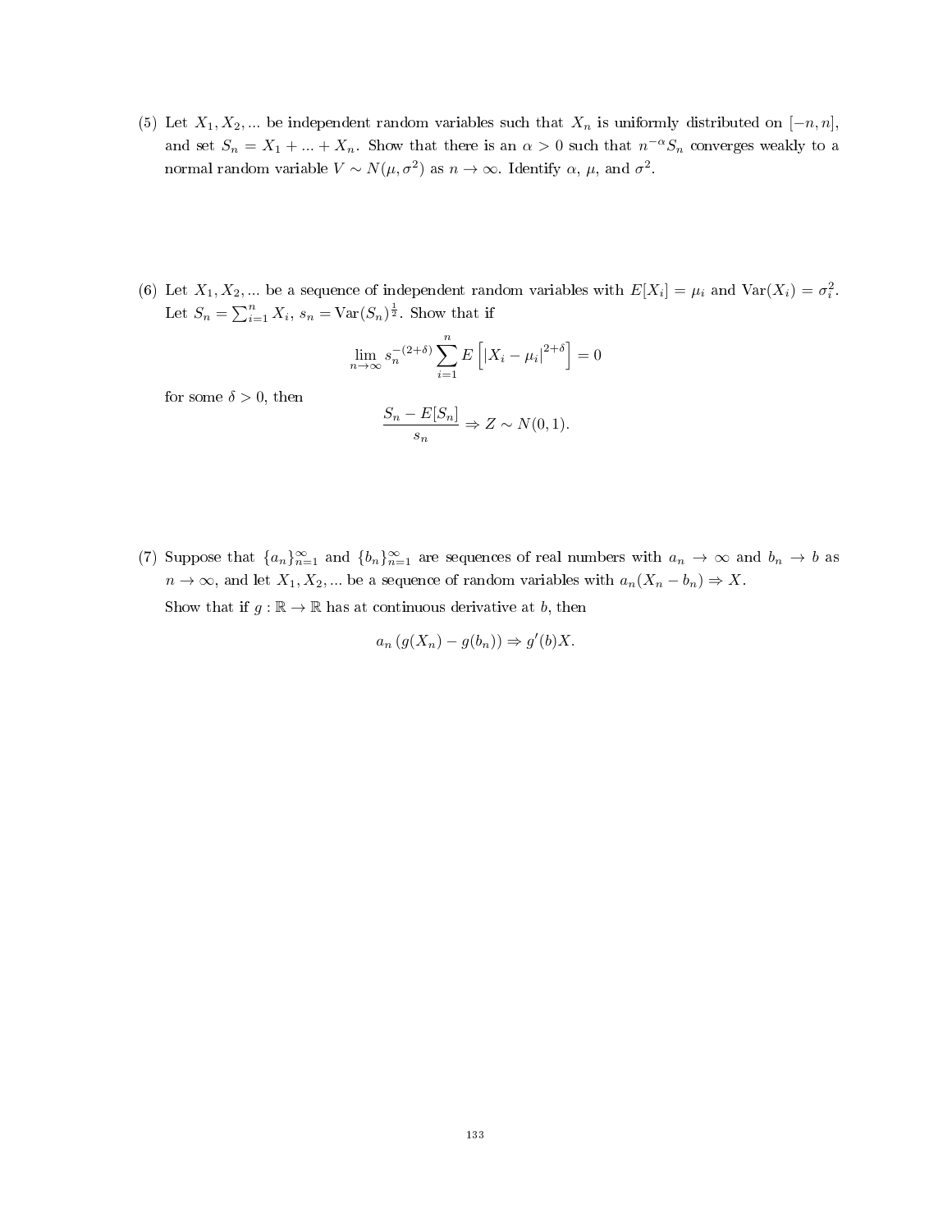(5) Let $X_1, X_2, \ldots$ be independent random variables such that $X_n$ is uniformly distributed on $[-n, n]$, and set $S_n = X_1 + \ldots + X_n$. Show that there is an $\alpha > 0$ such that $n^{-\alpha} S_n$ converges weakly to a normal random variable $V \sim N(\mu, \sigma^2)$ as $n \to \infty$. Identify $\alpha$, $\mu$, and $\sigma^2$.

(6) Let $X_1, X_2, \ldots$ be a sequence of independent random variables with $E[X_i] = \mu_i$ and $\text{Var}(X_i) = \sigma_i^2$. Let $S_n = \sum_{i=1}^{n} X_i$, $s_n = \text{Var}(S_n)^{\frac{1}{2}}$. Show that if

$$\lim_{n \to \infty} s_n^{-(2+\delta)} \sum_{i=1}^{n} E\left[|X_i - \mu_i|^{2+\delta}\right] = 0$$

for some $\delta > 0$, then

$$\frac{S_n - E[S_n]}{s_n} \Rightarrow Z \sim N(0, 1).$$

(7) Suppose that $\{a_n\}_{n=1}^{\infty}$ and $\{b_n\}_{n=1}^{\infty}$ are sequences of real numbers with $a_n \to \infty$ and $b_n \to b$ as $n \to \infty$, and let $X_1, X_2, \ldots$ be a sequence of random variables with $a_n(X_n - b_n) \Rightarrow X$.

Show that if $g : \mathbb{R} \to \mathbb{R}$ has at continuous derivative at $b$, then

$$a_n\left(g(X_n) - g(b_n)\right) \Rightarrow g'(b)X.$$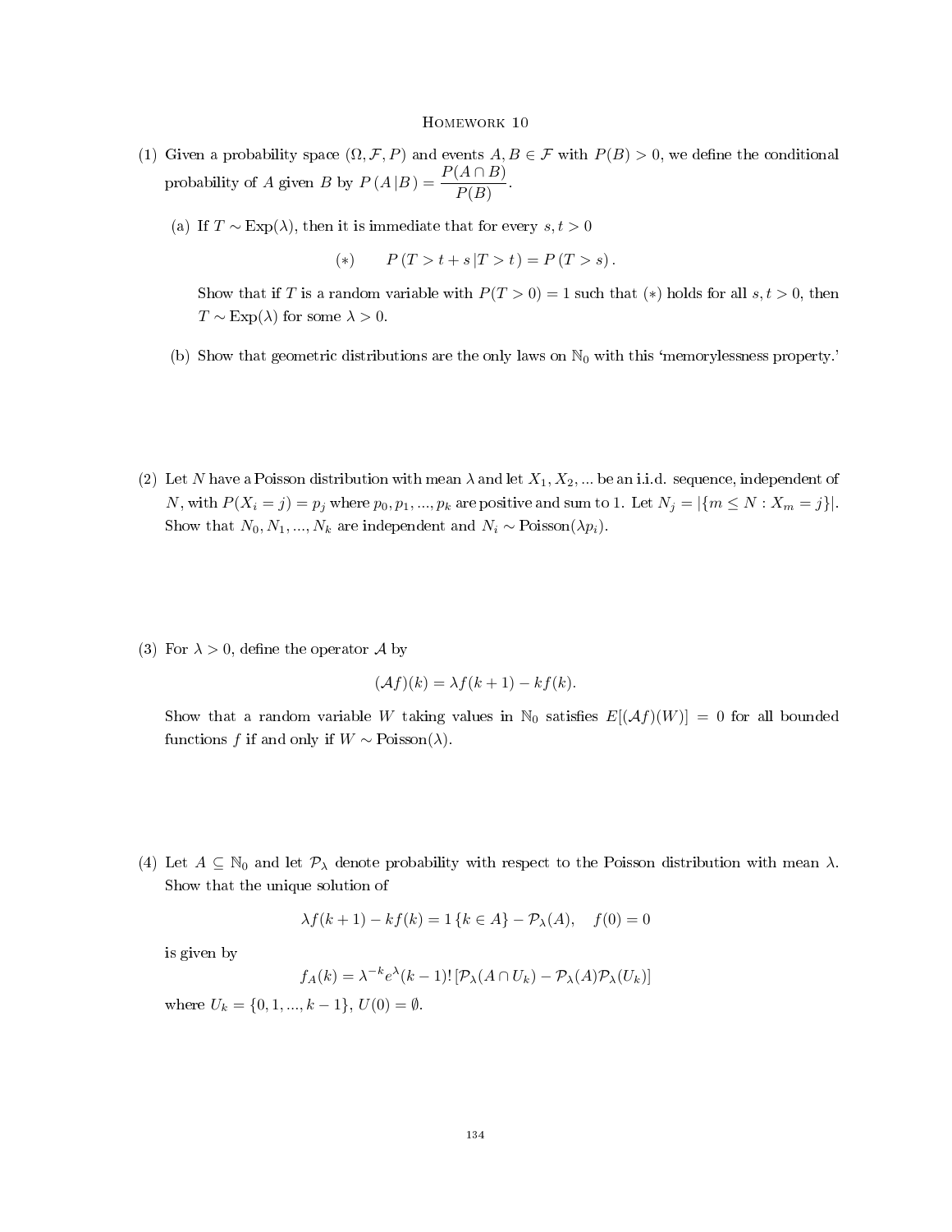# Homework 10

(1) Given a probability space $(\Omega, \mathcal{F}, P)$ and events $A, B \in \mathcal{F}$ with $P(B) > 0$, we define the conditional probability of $A$ given $B$ by $P(A|B) = \dfrac{P(A \cap B)}{P(B)}$.

  (a) If $T \sim \text{Exp}(\lambda)$, then it is immediate that for every $s, t > 0$

$$(*) \qquad P(T > t + s \,|\, T > t) = P(T > s).$$

  Show that if $T$ is a random variable with $P(T > 0) = 1$ such that $(*)$ holds for all $s, t > 0$, then $T \sim \text{Exp}(\lambda)$ for some $\lambda > 0$.

  (b) Show that geometric distributions are the only laws on $\mathbb{N}_0$ with this 'memorylessness property.'

(2) Let $N$ have a Poisson distribution with mean $\lambda$ and let $X_1, X_2, \ldots$ be an i.i.d. sequence, independent of $N$, with $P(X_i = j) = p_j$ where $p_0, p_1, \ldots, p_k$ are positive and sum to 1. Let $N_j = |\{m \leq N : X_m = j\}|$. Show that $N_0, N_1, \ldots, N_k$ are independent and $N_i \sim \text{Poisson}(\lambda p_i)$.

(3) For $\lambda > 0$, define the operator $\mathcal{A}$ by

$$(\mathcal{A}f)(k) = \lambda f(k+1) - kf(k).$$

Show that a random variable $W$ taking values in $\mathbb{N}_0$ satisfies $E[(\mathcal{A}f)(W)] = 0$ for all bounded functions $f$ if and only if $W \sim \text{Poisson}(\lambda)$.

(4) Let $A \subseteq \mathbb{N}_0$ and let $\mathcal{P}_\lambda$ denote probability with respect to the Poisson distribution with mean $\lambda$. Show that the unique solution of

$$\lambda f(k+1) - kf(k) = 1\{k \in A\} - \mathcal{P}_\lambda(A), \quad f(0) = 0$$

is given by

$$f_A(k) = \lambda^{-k} e^{\lambda} (k-1)! \left[\mathcal{P}_\lambda(A \cap U_k) - \mathcal{P}_\lambda(A)\mathcal{P}_\lambda(U_k)\right]$$

where $U_k = \{0, 1, \ldots, k-1\}$, $U(0) = \emptyset$.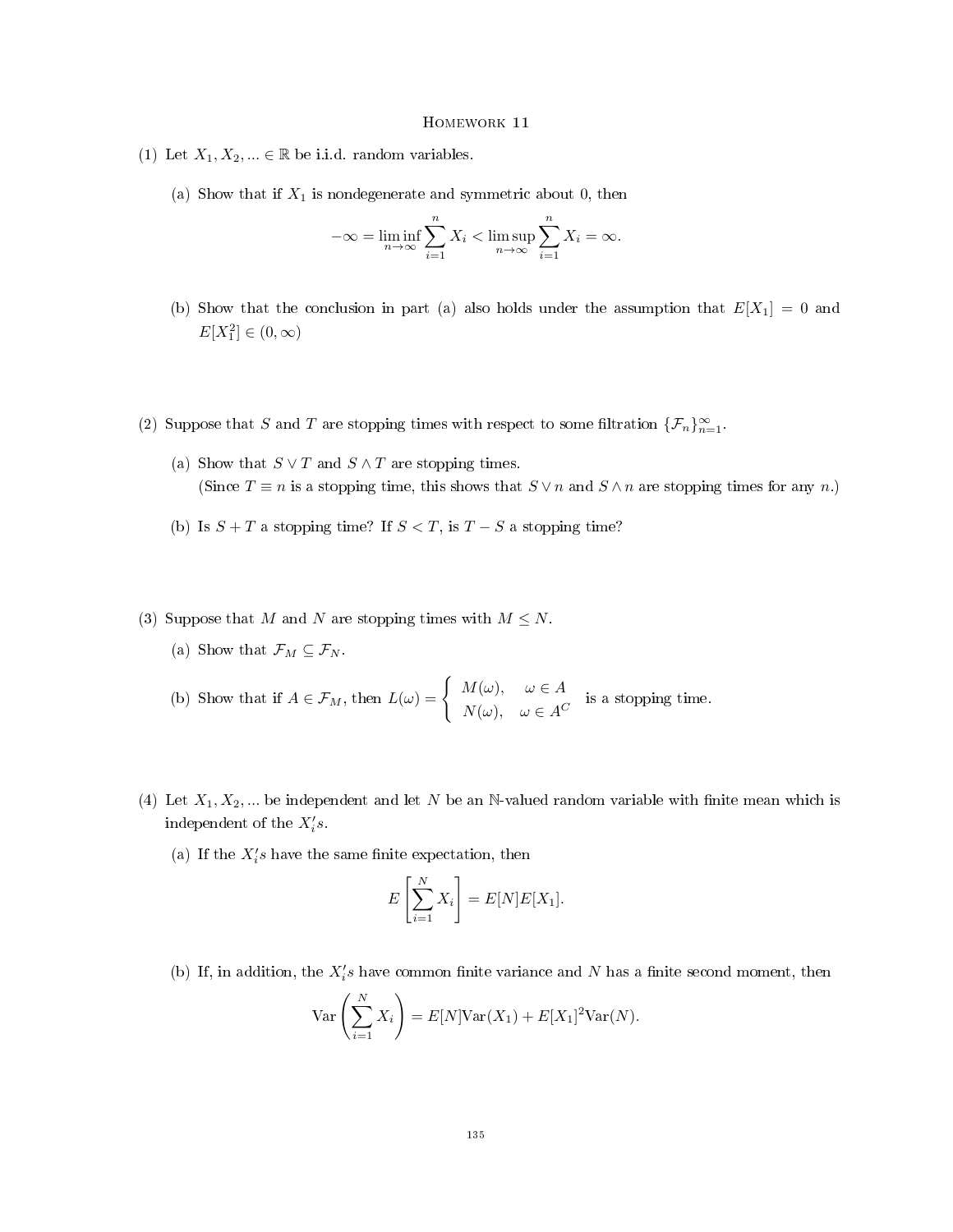# Homework 11

(1) Let $X_1, X_2, ... \in \mathbb{R}$ be i.i.d. random variables.

(a) Show that if $X_1$ is nondegenerate and symmetric about 0, then

$$-\infty = \liminf_{n\to\infty} \sum_{i=1}^{n} X_i < \limsup_{n\to\infty} \sum_{i=1}^{n} X_i = \infty.$$

(b) Show that the conclusion in part (a) also holds under the assumption that $E[X_1] = 0$ and $E[X_1^2] \in (0, \infty)$

(2) Suppose that $S$ and $T$ are stopping times with respect to some filtration $\{\mathcal{F}_n\}_{n=1}^{\infty}$.

(a) Show that $S \vee T$ and $S \wedge T$ are stopping times.
(Since $T \equiv n$ is a stopping time, this shows that $S \vee n$ and $S \wedge n$ are stopping times for any $n$.)

(b) Is $S + T$ a stopping time? If $S < T$, is $T - S$ a stopping time?

(3) Suppose that $M$ and $N$ are stopping times with $M \leq N$.

(a) Show that $\mathcal{F}_M \subseteq \mathcal{F}_N$.

(b) Show that if $A \in \mathcal{F}_M$, then $L(\omega) = \begin{cases} M(\omega), & \omega \in A \\ N(\omega), & \omega \in A^C \end{cases}$ is a stopping time.

(4) Let $X_1, X_2, ...$ be independent and let $N$ be an $\mathbb{N}$-valued random variable with finite mean which is independent of the $X_i'$s.

(a) If the $X_i'$s have the same finite expectation, then

$$E\left[\sum_{i=1}^{N} X_i\right] = E[N]E[X_1].$$

(b) If, in addition, the $X_i'$s have common finite variance and $N$ has a finite second moment, then

$$\mathrm{Var}\left(\sum_{i=1}^{N} X_i\right) = E[N]\mathrm{Var}(X_1) + E[X_1]^2\mathrm{Var}(N).$$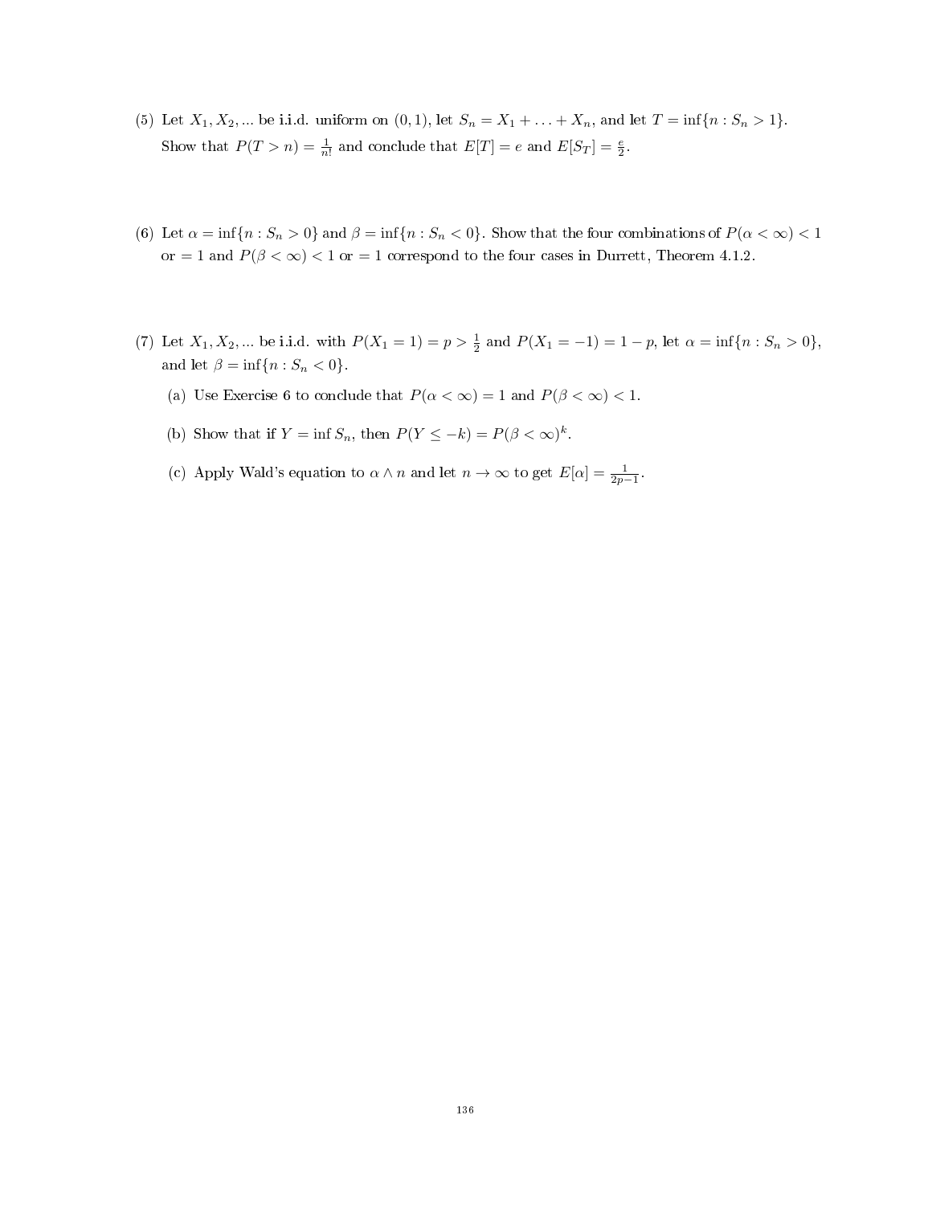(5) Let $X_1, X_2, \ldots$ be i.i.d. uniform on $(0, 1)$, let $S_n = X_1 + \ldots + X_n$, and let $T = \inf\{n : S_n > 1\}$. Show that $P(T > n) = \frac{1}{n!}$ and conclude that $E[T] = e$ and $E[S_T] = \frac{e}{2}$.

(6) Let $\alpha = \inf\{n : S_n > 0\}$ and $\beta = \inf\{n : S_n < 0\}$. Show that the four combinations of $P(\alpha < \infty) < 1$ or $= 1$ and $P(\beta < \infty) < 1$ or $= 1$ correspond to the four cases in Durrett, Theorem 4.1.2.

(7) Let $X_1, X_2, \ldots$ be i.i.d. with $P(X_1 = 1) = p > \frac{1}{2}$ and $P(X_1 = -1) = 1 - p$, let $\alpha = \inf\{n : S_n > 0\}$, and let $\beta = \inf\{n : S_n < 0\}$.

   (a) Use Exercise 6 to conclude that $P(\alpha < \infty) = 1$ and $P(\beta < \infty) < 1$.

   (b) Show that if $Y = \inf S_n$, then $P(Y \leq -k) = P(\beta < \infty)^k$.

   (c) Apply Wald's equation to $\alpha \wedge n$ and let $n \to \infty$ to get $E[\alpha] = \frac{1}{2p-1}$.